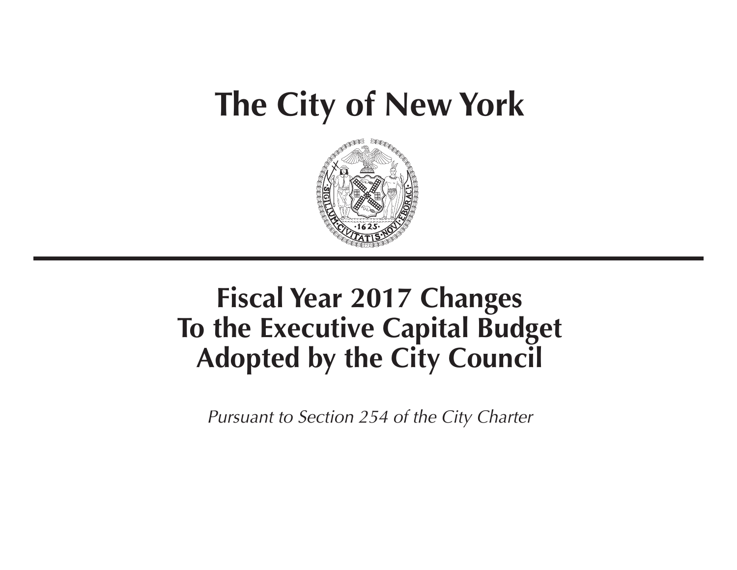# The City of New York

## Fiscal Year 2017 Changes To the Executive Capital Budget Adopted by the City Council

*Pursuant to Section 254 of the City Charter*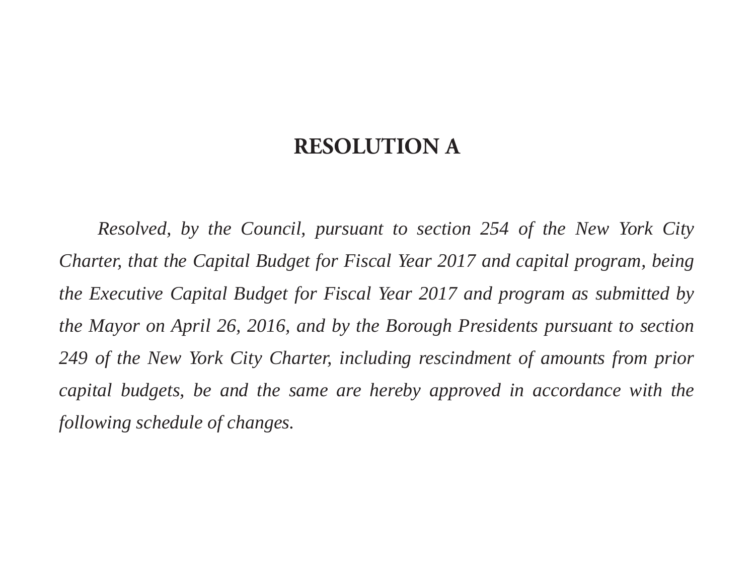# RESOLUTION A

*Resolved, by the Council, pursuant to section 254 of the New York City Charter, that the Capital Budget for Fiscal Year 2017 and capital program, being the Executive Capital Budget for Fiscal Year 2017 and program as submitted by the Mayor on April 26, 2016, and by the Borough Presidents pursuant to section 249 of the New York City Charter, including rescindment of amounts from prior capital budgets, be and the same are hereby approved in accordance with the following schedule of changes.*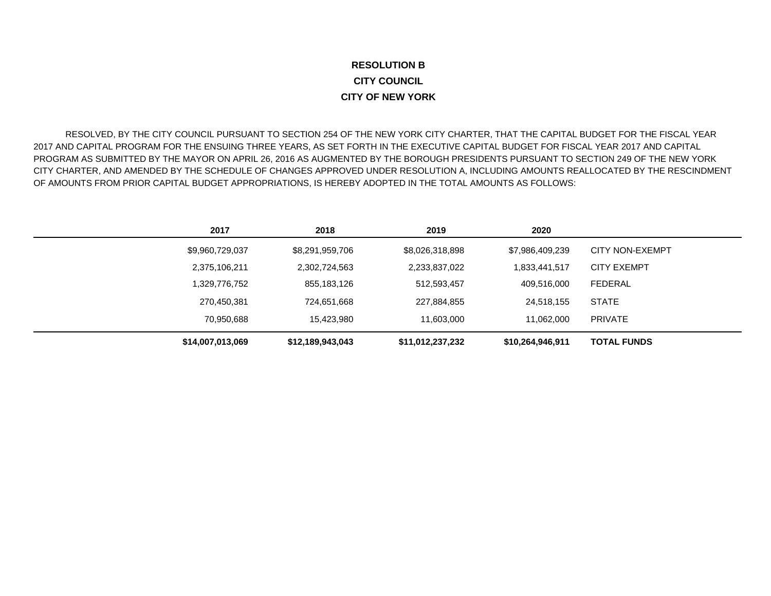**RESOLUTION B**

**CITY COUNCIL**

**CITY OF NEW YORK**

RESOLVED, BY THE CITY COUNCIL PURSUANT TO SECTION 254 OF THE NEW YORK CITY CHARTER, THAT THE CAPITAL BUDGET FOR THE FISCAL YEAR 2017 AND CAPITAL PROGRAM FOR THE ENSUING THREE YEARS, AS SET FORTH IN THE EXECUTIVE CAPITAL BUDGET FOR FISCAL YEAR 2017 AND CAPITAL PROGRAM AS SUBMITTED BY THE MAYOR ON APRIL 26, 2016 AS AUGMENTED BY THE BOROUGH PRESIDENTS PURSUANT TO SECTION 249 OF THE NEW YORK CITY CHARTER, AND AMENDED BY THE SCHEDULE OF CHANGES APPROVED UNDER RESOLUTION A, INCLUDING AMOUNTS REALLOCATED BY THE RESCINDMENT OF AMOUNTS FROM PRIOR CAPITAL BUDGET APPROPRIATIONS, IS HEREBY ADOPTED IN THE TOTAL AMOUNTS AS FOLLOWS:

| 2017 | 2018 | 2019 | 2020 | |
|---|---|---|---|---|
| $9,960,729,037 | $8,291,959,706 | $8,026,318,898 | $7,986,409,239 | CITY NON-EXEMPT |
| 2,375,106,211 | 2,302,724,563 | 2,233,837,022 | 1,833,441,517 | CITY EXEMPT |
| 1,329,776,752 | 855,183,126 | 512,593,457 | 409,516,000 | FEDERAL |
| 270,450,381 | 724,651,668 | 227,884,855 | 24,518,155 | STATE |
| 70,950,688 | 15,423,980 | 11,603,000 | 11,062,000 | PRIVATE |
| **$14,007,013,069** | **$12,189,943,043** | **$11,012,237,232** | **$10,264,946,911** | **TOTAL FUNDS** |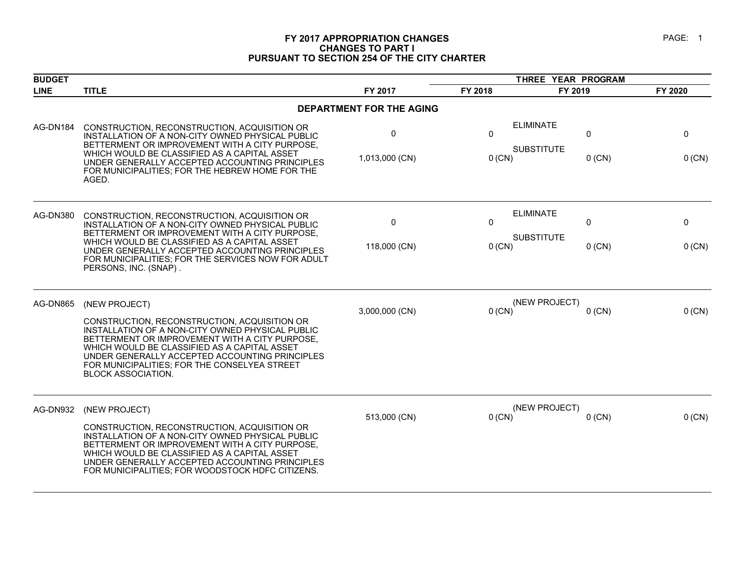# FY 2017 APPROPRIATION CHANGES
## CHANGES TO PART I
## PURSUANT TO SECTION 254 OF THE CITY CHARTER

| BUDGET LINE | TITLE | FY 2017 | THREE YEAR PROGRAM FY 2018 | FY 2019 | FY 2020 |
|---|---|---|---|---|---|
| | **DEPARTMENT FOR THE AGING** | | | | |
| AG-DN184 | CONSTRUCTION, RECONSTRUCTION, ACQUISITION OR INSTALLATION OF A NON-CITY OWNED PHYSICAL PUBLIC BETTERMENT OR IMPROVEMENT WITH A CITY PURPOSE, WHICH WOULD BE CLASSIFIED AS A CAPITAL ASSET UNDER GENERALLY ACCEPTED ACCOUNTING PRINCIPLES FOR MUNICIPALITIES; FOR THE HEBREW HOME FOR THE AGED. | ELIMINATE<br>0<br>SUBSTITUTE<br>1,013,000 (CN) | 0<br><br>0 (CN) | 0<br><br>0 (CN) | 0<br><br>0 (CN) |
| AG-DN380 | CONSTRUCTION, RECONSTRUCTION, ACQUISITION OR INSTALLATION OF A NON-CITY OWNED PHYSICAL PUBLIC BETTERMENT OR IMPROVEMENT WITH A CITY PURPOSE, WHICH WOULD BE CLASSIFIED AS A CAPITAL ASSET UNDER GENERALLY ACCEPTED ACCOUNTING PRINCIPLES FOR MUNICIPALITIES; FOR THE SERVICES NOW FOR ADULT PERSONS, INC. (SNAP) . | ELIMINATE<br>0<br>SUBSTITUTE<br>118,000 (CN) | 0<br><br>0 (CN) | 0<br><br>0 (CN) | 0<br><br>0 (CN) |
| AG-DN865 | (NEW PROJECT)<br>CONSTRUCTION, RECONSTRUCTION, ACQUISITION OR INSTALLATION OF A NON-CITY OWNED PHYSICAL PUBLIC BETTERMENT OR IMPROVEMENT WITH A CITY PURPOSE, WHICH WOULD BE CLASSIFIED AS A CAPITAL ASSET UNDER GENERALLY ACCEPTED ACCOUNTING PRINCIPLES FOR MUNICIPALITIES; FOR THE CONSELYEA STREET BLOCK ASSOCIATION. | (NEW PROJECT)<br>3,000,000 (CN) | 0 (CN) | 0 (CN) | 0 (CN) |
| AG-DN932 | (NEW PROJECT)<br>CONSTRUCTION, RECONSTRUCTION, ACQUISITION OR INSTALLATION OF A NON-CITY OWNED PHYSICAL PUBLIC BETTERMENT OR IMPROVEMENT WITH A CITY PURPOSE, WHICH WOULD BE CLASSIFIED AS A CAPITAL ASSET UNDER GENERALLY ACCEPTED ACCOUNTING PRINCIPLES FOR MUNICIPALITIES; FOR WOODSTOCK HDFC CITIZENS. | (NEW PROJECT)<br>513,000 (CN) | 0 (CN) | 0 (CN) | 0 (CN) |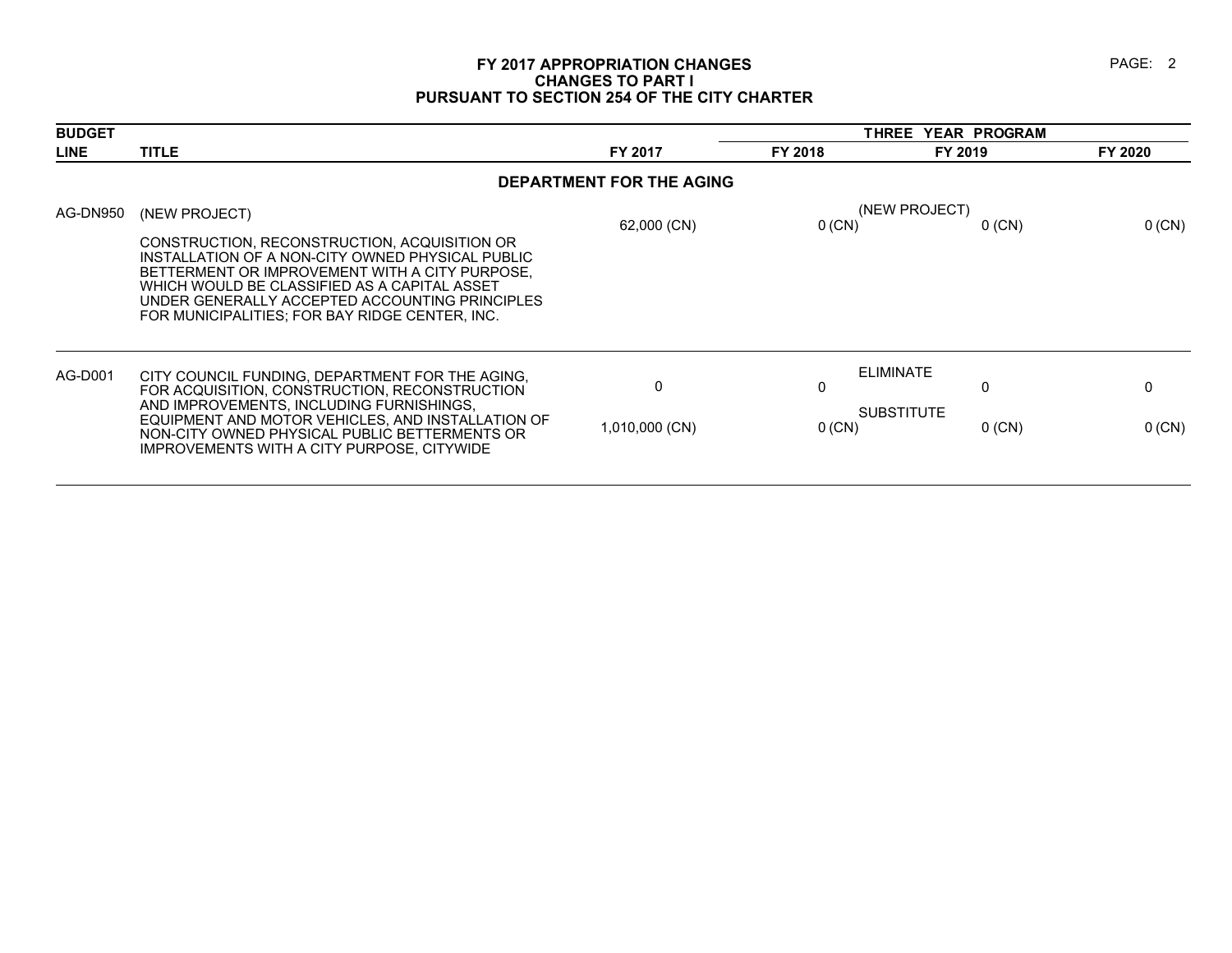# FY 2017 APPROPRIATION CHANGES
## CHANGES TO PART I
## PURSUANT TO SECTION 254 OF THE CITY CHARTER

| BUDGET LINE | TITLE | FY 2017 | THREE YEAR PROGRAM FY 2018 | FY 2019 | FY 2020 |
|---|---|---|---|---|---|
| | **DEPARTMENT FOR THE AGING** | | | | |
| AG-DN950 | (NEW PROJECT) CONSTRUCTION, RECONSTRUCTION, ACQUISITION OR INSTALLATION OF A NON-CITY OWNED PHYSICAL PUBLIC BETTERMENT OR IMPROVEMENT WITH A CITY PURPOSE, WHICH WOULD BE CLASSIFIED AS A CAPITAL ASSET UNDER GENERALLY ACCEPTED ACCOUNTING PRINCIPLES FOR MUNICIPALITIES; FOR BAY RIDGE CENTER, INC. | (NEW PROJECT) 62,000 (CN) | 0 (CN) | 0 (CN) | 0 (CN) |
| AG-D001 | CITY COUNCIL FUNDING, DEPARTMENT FOR THE AGING, FOR ACQUISITION, CONSTRUCTION, RECONSTRUCTION AND IMPROVEMENTS, INCLUDING FURNISHINGS, EQUIPMENT AND MOTOR VEHICLES, AND INSTALLATION OF NON-CITY OWNED PHYSICAL PUBLIC BETTERMENTS OR IMPROVEMENTS WITH A CITY PURPOSE, CITYWIDE | ELIMINATE 0 | 0 | 0 | 0 |
| | | SUBSTITUTE 1,010,000 (CN) | 0 (CN) | 0 (CN) | 0 (CN) |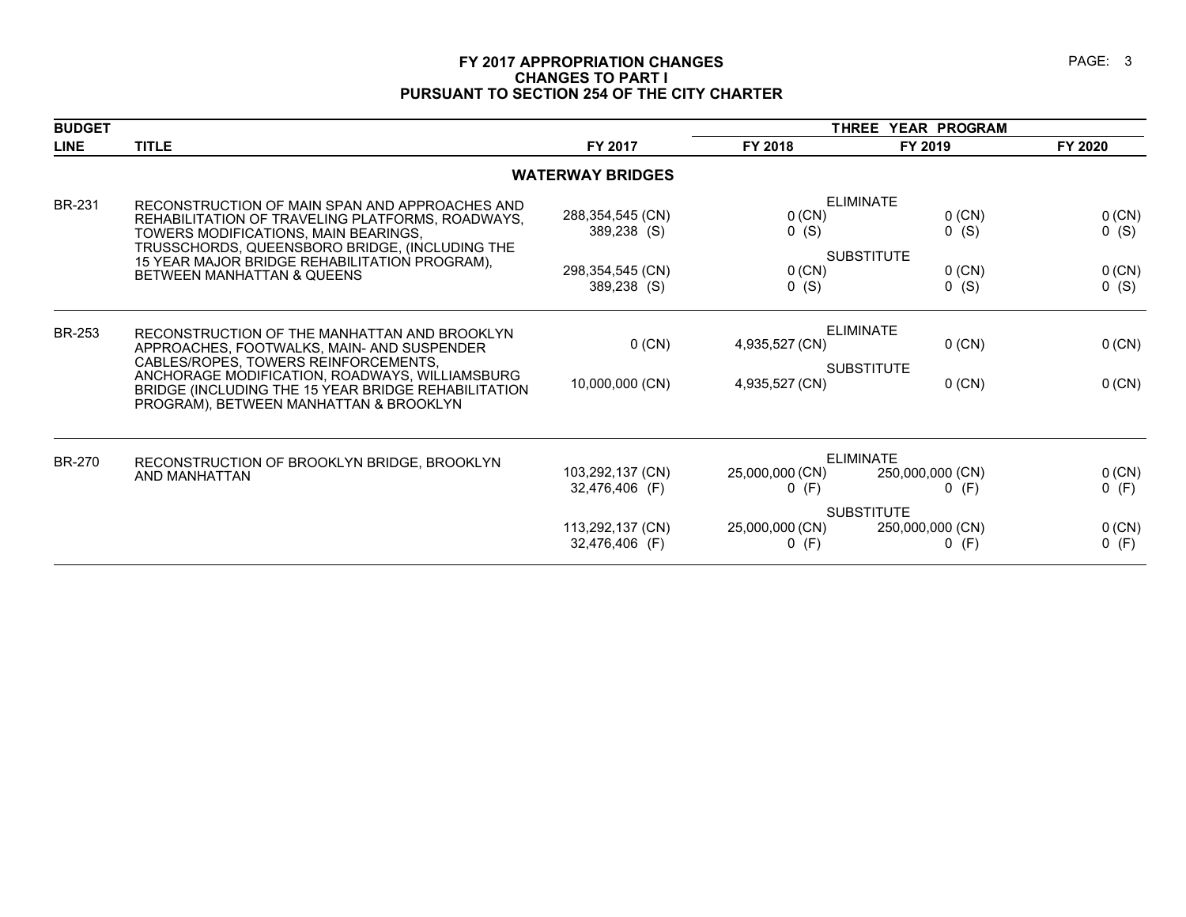# FY 2017 APPROPRIATION CHANGES
## CHANGES TO PART I
## PURSUANT TO SECTION 254 OF THE CITY CHARTER

| BUDGET LINE | TITLE | | FY 2017 | THREE YEAR PROGRAM FY 2018 | FY 2019 | FY 2020 |
|---|---|---|---|---|---|---|
| | **WATERWAY BRIDGES** | | | | | |
| BR-231 | RECONSTRUCTION OF MAIN SPAN AND APPROACHES AND REHABILITATION OF TRAVELING PLATFORMS, ROADWAYS, TOWERS MODIFICATIONS, MAIN BEARINGS, TRUSSCHORDS, QUEENSBORO BRIDGE, (INCLUDING THE 15 YEAR MAJOR BRIDGE REHABILITATION PROGRAM), BETWEEN MANHATTAN & QUEENS | ELIMINATE | 288,354,545 (CN)<br>389,238 (S) | 0 (CN)<br>0 (S) | 0 (CN)<br>0 (S) | 0 (CN)<br>0 (S) |
| | | SUBSTITUTE | 298,354,545 (CN)<br>389,238 (S) | 0 (CN)<br>0 (S) | 0 (CN)<br>0 (S) | 0 (CN)<br>0 (S) |
| BR-253 | RECONSTRUCTION OF THE MANHATTAN AND BROOKLYN APPROACHES, FOOTWALKS, MAIN- AND SUSPENDER CABLES/ROPES, TOWERS REINFORCEMENTS, ANCHORAGE MODIFICATION, ROADWAYS, WILLIAMSBURG BRIDGE (INCLUDING THE 15 YEAR BRIDGE REHABILITATION PROGRAM), BETWEEN MANHATTAN & BROOKLYN | ELIMINATE | 0 (CN) | 4,935,527 (CN) | 0 (CN) | 0 (CN) |
| | | SUBSTITUTE | 10,000,000 (CN) | 4,935,527 (CN) | 0 (CN) | 0 (CN) |
| BR-270 | RECONSTRUCTION OF BROOKLYN BRIDGE, BROOKLYN AND MANHATTAN | ELIMINATE | 103,292,137 (CN)<br>32,476,406 (F) | 25,000,000 (CN)<br>0 (F) | 250,000,000 (CN)<br>0 (F) | 0 (CN)<br>0 (F) |
| | | SUBSTITUTE | 113,292,137 (CN)<br>32,476,406 (F) | 25,000,000 (CN)<br>0 (F) | 250,000,000 (CN)<br>0 (F) | 0 (CN)<br>0 (F) |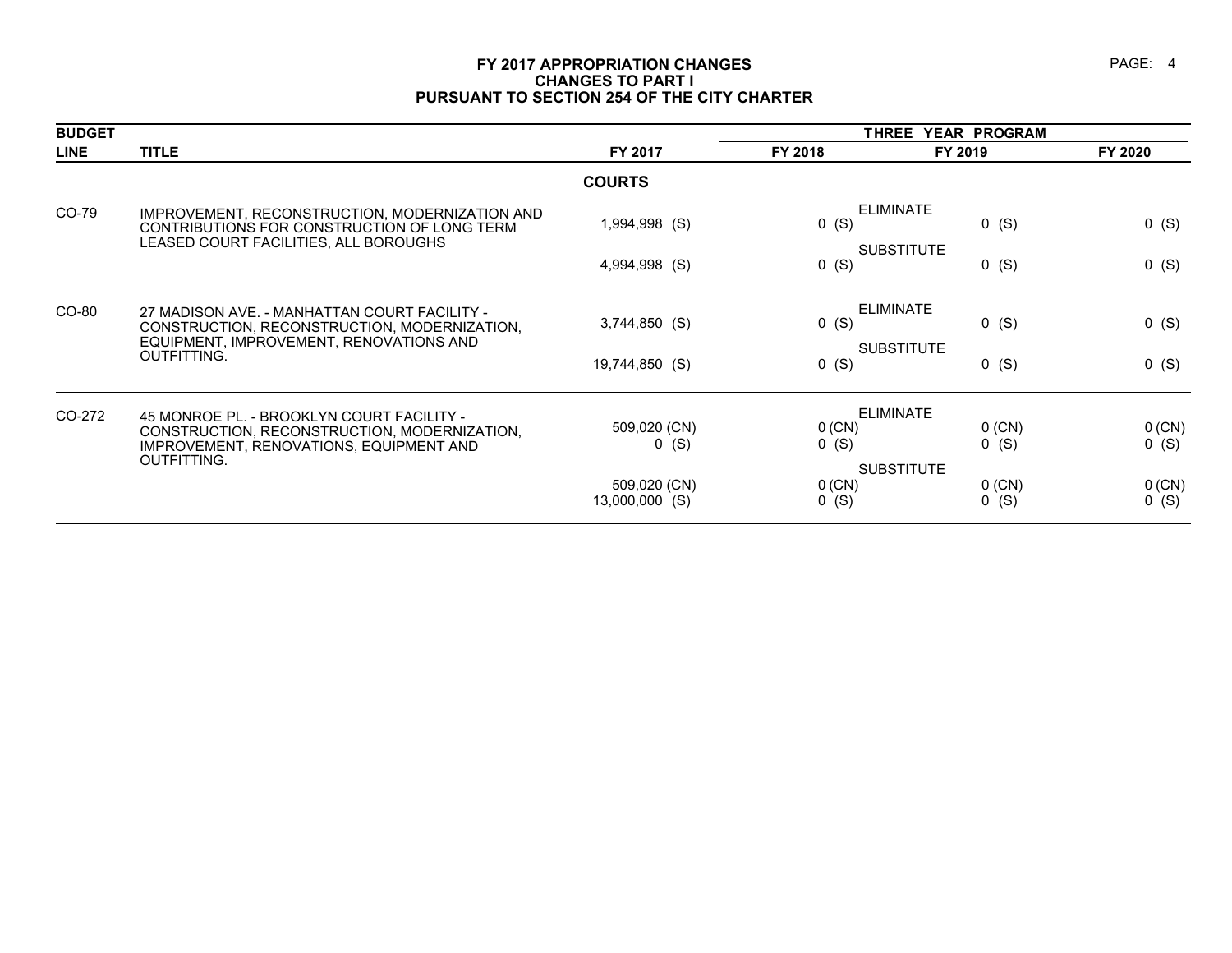# FY 2017 APPROPRIATION CHANGES
## CHANGES TO PART I
## PURSUANT TO SECTION 254 OF THE CITY CHARTER

| BUDGET LINE | TITLE | | FY 2017 | FY 2018 | FY 2019 | FY 2020 |
|---|---|---|---|---|---|---|
| | | | | THREE YEAR PROGRAM | | |
| | | | **COURTS** | | | |
| CO-79 | IMPROVEMENT, RECONSTRUCTION, MODERNIZATION AND CONTRIBUTIONS FOR CONSTRUCTION OF LONG TERM LEASED COURT FACILITIES, ALL BOROUGHS | ELIMINATE | 1,994,998 (S) | 0 (S) | 0 (S) | 0 (S) |
| | | SUBSTITUTE | 4,994,998 (S) | 0 (S) | 0 (S) | 0 (S) |
| CO-80 | 27 MADISON AVE. - MANHATTAN COURT FACILITY - CONSTRUCTION, RECONSTRUCTION, MODERNIZATION, EQUIPMENT, IMPROVEMENT, RENOVATIONS AND OUTFITTING. | ELIMINATE | 3,744,850 (S) | 0 (S) | 0 (S) | 0 (S) |
| | | SUBSTITUTE | 19,744,850 (S) | 0 (S) | 0 (S) | 0 (S) |
| CO-272 | 45 MONROE PL. - BROOKLYN COURT FACILITY - CONSTRUCTION, RECONSTRUCTION, MODERNIZATION, IMPROVEMENT, RENOVATIONS, EQUIPMENT AND OUTFITTING. | ELIMINATE | 509,020 (CN)<br>0 (S) | 0 (CN)<br>0 (S) | 0 (CN)<br>0 (S) | 0 (CN)<br>0 (S) |
| | | SUBSTITUTE | 509,020 (CN)<br>13,000,000 (S) | 0 (CN)<br>0 (S) | 0 (CN)<br>0 (S) | 0 (CN)<br>0 (S) |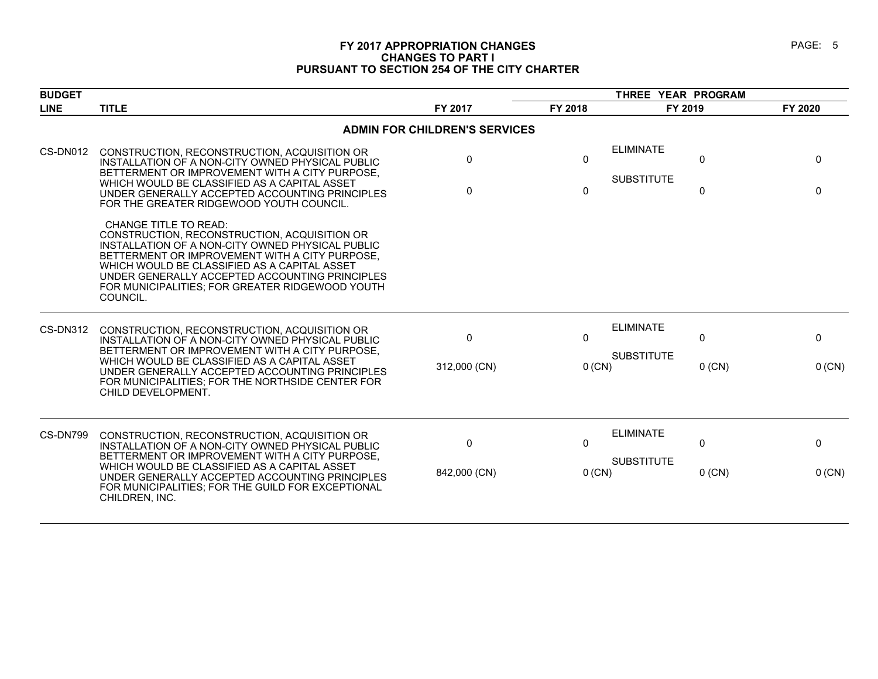# FY 2017 APPROPRIATION CHANGES
## CHANGES TO PART I
## PURSUANT TO SECTION 254 OF THE CITY CHARTER

| BUDGET LINE | TITLE | FY 2017 | FY 2018 | | FY 2019 | FY 2020 |
|---|---|---|---|---|---|---|
| | | | THREE YEAR PROGRAM | | | |

### ADMIN FOR CHILDREN'S SERVICES

| BUDGET LINE | TITLE | | FY 2017 | FY 2018 | FY 2019 | FY 2020 |
|---|---|---|---|---|---|---|
| CS-DN012 | CONSTRUCTION, RECONSTRUCTION, ACQUISITION OR INSTALLATION OF A NON-CITY OWNED PHYSICAL PUBLIC BETTERMENT OR IMPROVEMENT WITH A CITY PURPOSE, WHICH WOULD BE CLASSIFIED AS A CAPITAL ASSET UNDER GENERALLY ACCEPTED ACCOUNTING PRINCIPLES FOR THE GREATER RIDGEWOOD YOUTH COUNCIL. | ELIMINATE | 0 | 0 | 0 | 0 |
| | | SUBSTITUTE | 0 | 0 | 0 | 0 |
| | CHANGE TITLE TO READ: CONSTRUCTION, RECONSTRUCTION, ACQUISITION OR INSTALLATION OF A NON-CITY OWNED PHYSICAL PUBLIC BETTERMENT OR IMPROVEMENT WITH A CITY PURPOSE, WHICH WOULD BE CLASSIFIED AS A CAPITAL ASSET UNDER GENERALLY ACCEPTED ACCOUNTING PRINCIPLES FOR MUNICIPALITIES; FOR GREATER RIDGEWOOD YOUTH COUNCIL. | | | | | |
| CS-DN312 | CONSTRUCTION, RECONSTRUCTION, ACQUISITION OR INSTALLATION OF A NON-CITY OWNED PHYSICAL PUBLIC BETTERMENT OR IMPROVEMENT WITH A CITY PURPOSE, WHICH WOULD BE CLASSIFIED AS A CAPITAL ASSET UNDER GENERALLY ACCEPTED ACCOUNTING PRINCIPLES FOR MUNICIPALITIES; FOR THE NORTHSIDE CENTER FOR CHILD DEVELOPMENT. | ELIMINATE | 0 | 0 | 0 | 0 |
| | | SUBSTITUTE | 312,000 (CN) | 0 (CN) | 0 (CN) | 0 (CN) |
| CS-DN799 | CONSTRUCTION, RECONSTRUCTION, ACQUISITION OR INSTALLATION OF A NON-CITY OWNED PHYSICAL PUBLIC BETTERMENT OR IMPROVEMENT WITH A CITY PURPOSE, WHICH WOULD BE CLASSIFIED AS A CAPITAL ASSET UNDER GENERALLY ACCEPTED ACCOUNTING PRINCIPLES FOR MUNICIPALITIES; FOR THE GUILD FOR EXCEPTIONAL CHILDREN, INC. | ELIMINATE | 0 | 0 | 0 | 0 |
| | | SUBSTITUTE | 842,000 (CN) | 0 (CN) | 0 (CN) | 0 (CN) |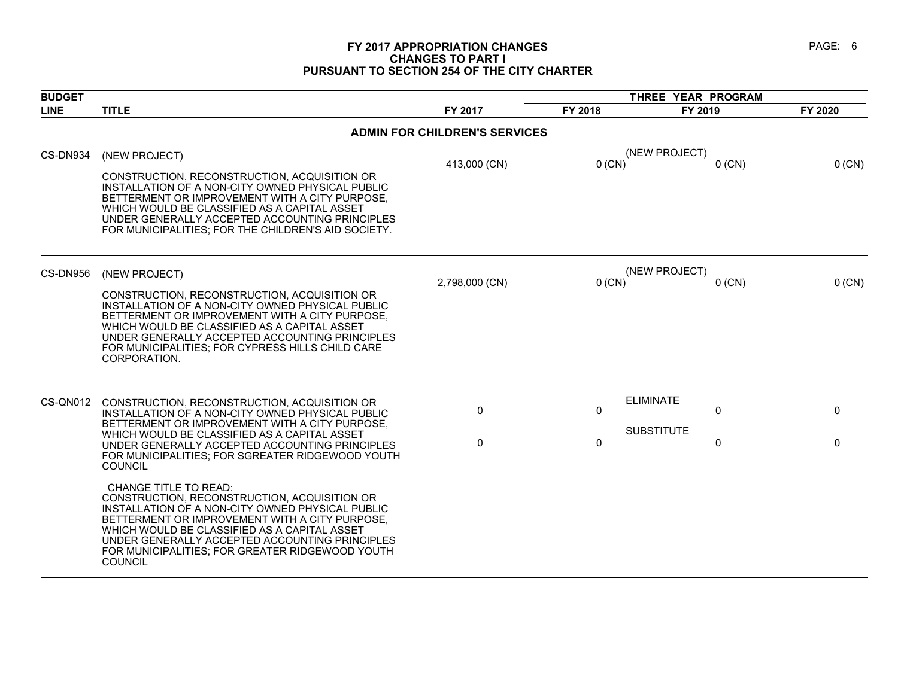# FY 2017 APPROPRIATION CHANGES
## CHANGES TO PART I
## PURSUANT TO SECTION 254 OF THE CITY CHARTER

| BUDGET LINE | TITLE | FY 2017 | THREE YEAR PROGRAM FY 2018 | | FY 2019 | FY 2020 |
|---|---|---|---|---|---|---|
| | **ADMIN FOR CHILDREN'S SERVICES** | | | | | |
| CS-DN934 | (NEW PROJECT)<br><br>CONSTRUCTION, RECONSTRUCTION, ACQUISITION OR INSTALLATION OF A NON-CITY OWNED PHYSICAL PUBLIC BETTERMENT OR IMPROVEMENT WITH A CITY PURPOSE, WHICH WOULD BE CLASSIFIED AS A CAPITAL ASSET UNDER GENERALLY ACCEPTED ACCOUNTING PRINCIPLES FOR MUNICIPALITIES; FOR THE CHILDREN'S AID SOCIETY. | 413,000 (CN) | 0 (CN) | (NEW PROJECT) | 0 (CN) | 0 (CN) |
| CS-DN956 | (NEW PROJECT)<br><br>CONSTRUCTION, RECONSTRUCTION, ACQUISITION OR INSTALLATION OF A NON-CITY OWNED PHYSICAL PUBLIC BETTERMENT OR IMPROVEMENT WITH A CITY PURPOSE, WHICH WOULD BE CLASSIFIED AS A CAPITAL ASSET UNDER GENERALLY ACCEPTED ACCOUNTING PRINCIPLES FOR MUNICIPALITIES; FOR CYPRESS HILLS CHILD CARE CORPORATION. | 2,798,000 (CN) | 0 (CN) | (NEW PROJECT) | 0 (CN) | 0 (CN) |
| CS-QN012 | CONSTRUCTION, RECONSTRUCTION, ACQUISITION OR INSTALLATION OF A NON-CITY OWNED PHYSICAL PUBLIC BETTERMENT OR IMPROVEMENT WITH A CITY PURPOSE, WHICH WOULD BE CLASSIFIED AS A CAPITAL ASSET UNDER GENERALLY ACCEPTED ACCOUNTING PRINCIPLES FOR MUNICIPALITIES; FOR SGREATER RIDGEWOOD YOUTH COUNCIL<br><br>CHANGE TITLE TO READ:<br>CONSTRUCTION, RECONSTRUCTION, ACQUISITION OR INSTALLATION OF A NON-CITY OWNED PHYSICAL PUBLIC BETTERMENT OR IMPROVEMENT WITH A CITY PURPOSE, WHICH WOULD BE CLASSIFIED AS A CAPITAL ASSET UNDER GENERALLY ACCEPTED ACCOUNTING PRINCIPLES FOR MUNICIPALITIES; FOR GREATER RIDGEWOOD YOUTH COUNCIL | 0<br><br>0 | 0<br><br>0 | ELIMINATE<br><br>SUBSTITUTE | 0<br><br>0 | 0<br><br>0 |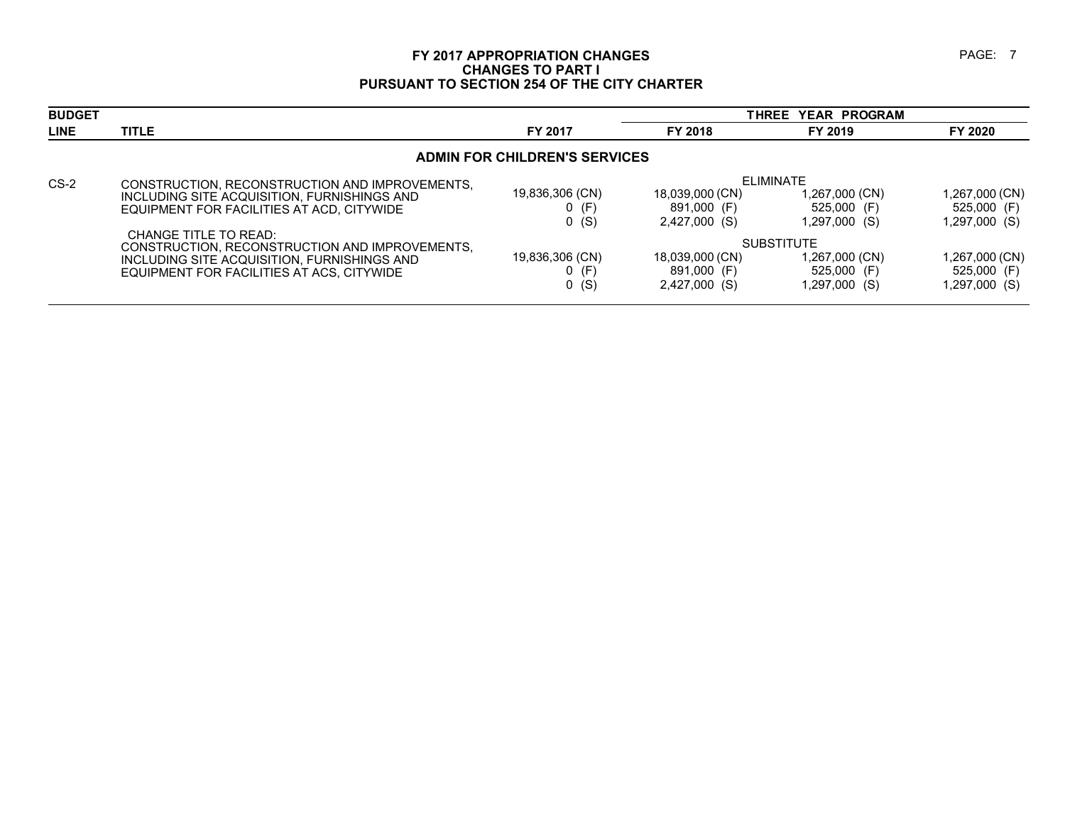# FY 2017 APPROPRIATION CHANGES
## CHANGES TO PART I
## PURSUANT TO SECTION 254 OF THE CITY CHARTER

| BUDGET LINE | TITLE | FY 2017 | THREE YEAR PROGRAM FY 2018 | FY 2019 | FY 2020 |
|---|---|---|---|---|---|
| | **ADMIN FOR CHILDREN'S SERVICES** | | | | |
| | | | ELIMINATE | | |
| CS-2 | CONSTRUCTION, RECONSTRUCTION AND IMPROVEMENTS, INCLUDING SITE ACQUISITION, FURNISHINGS AND EQUIPMENT FOR FACILITIES AT ACD, CITYWIDE | 19,836,306 (CN)<br>0 (F)<br>0 (S) | 18,039,000 (CN)<br>891,000 (F)<br>2,427,000 (S) | 1,267,000 (CN)<br>525,000 (F)<br>1,297,000 (S) | 1,267,000 (CN)<br>525,000 (F)<br>1,297,000 (S) |
| | | | SUBSTITUTE | | |
| | CHANGE TITLE TO READ:<br>CONSTRUCTION, RECONSTRUCTION AND IMPROVEMENTS, INCLUDING SITE ACQUISITION, FURNISHINGS AND EQUIPMENT FOR FACILITIES AT ACS, CITYWIDE | 19,836,306 (CN)<br>0 (F)<br>0 (S) | 18,039,000 (CN)<br>891,000 (F)<br>2,427,000 (S) | 1,267,000 (CN)<br>525,000 (F)<br>1,297,000 (S) | 1,267,000 (CN)<br>525,000 (F)<br>1,297,000 (S) |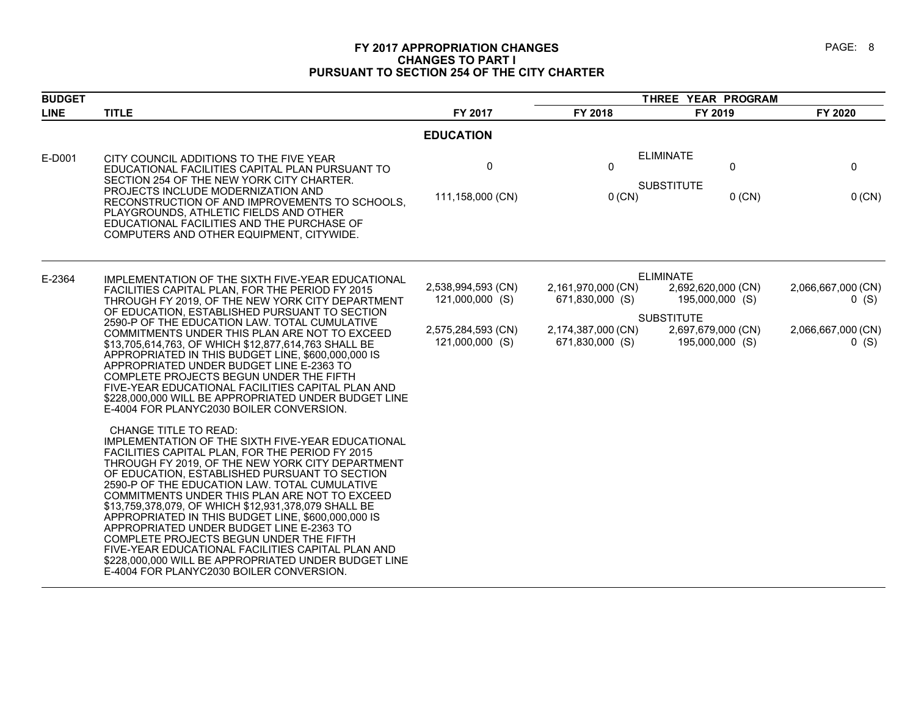# FY 2017 APPROPRIATION CHANGES
## CHANGES TO PART I
## PURSUANT TO SECTION 254 OF THE CITY CHARTER

| BUDGET LINE | TITLE | | FY 2017 | FY 2018 | FY 2019 | FY 2020 |
|---|---|---|---|---|---|---|
| | | | | THREE YEAR PROGRAM | | |
| | **EDUCATION** | | | | | |
| E-D001 | CITY COUNCIL ADDITIONS TO THE FIVE YEAR EDUCATIONAL FACILITIES CAPITAL PLAN PURSUANT TO SECTION 254 OF THE NEW YORK CITY CHARTER. PROJECTS INCLUDE MODERNIZATION AND RECONSTRUCTION OF AND IMPROVEMENTS TO SCHOOLS, PLAYGROUNDS, ATHLETIC FIELDS AND OTHER EDUCATIONAL FACILITIES AND THE PURCHASE OF COMPUTERS AND OTHER EQUIPMENT, CITYWIDE. | ELIMINATE | 0 | 0 | 0 | 0 |
| | | SUBSTITUTE | 111,158,000 (CN) | 0 (CN) | 0 (CN) | 0 (CN) |
| E-2364 | IMPLEMENTATION OF THE SIXTH FIVE-YEAR EDUCATIONAL FACILITIES CAPITAL PLAN, FOR THE PERIOD FY 2015 THROUGH FY 2019, OF THE NEW YORK CITY DEPARTMENT OF EDUCATION, ESTABLISHED PURSUANT TO SECTION 2590-P OF THE EDUCATION LAW. TOTAL CUMULATIVE COMMITMENTS UNDER THIS PLAN ARE NOT TO EXCEED $13,705,614,763, OF WHICH $12,877,614,763 SHALL BE APPROPRIATED IN THIS BUDGET LINE, $600,000,000 IS APPROPRIATED UNDER BUDGET LINE E-2363 TO COMPLETE PROJECTS BEGUN UNDER THE FIFTH FIVE-YEAR EDUCATIONAL FACILITIES CAPITAL PLAN AND $228,000,000 WILL BE APPROPRIATED UNDER BUDGET LINE E-4004 FOR PLANYC2030 BOILER CONVERSION. | ELIMINATE | 2,538,994,593 (CN)<br>121,000,000 (S) | 2,161,970,000 (CN)<br>671,830,000 (S) | 2,692,620,000 (CN)<br>195,000,000 (S) | 2,066,667,000 (CN)<br>0 (S) |
| | | SUBSTITUTE | 2,575,284,593 (CN)<br>121,000,000 (S) | 2,174,387,000 (CN)<br>671,830,000 (S) | 2,697,679,000 (CN)<br>195,000,000 (S) | 2,066,667,000 (CN)<br>0 (S) |
| | CHANGE TITLE TO READ:<br>IMPLEMENTATION OF THE SIXTH FIVE-YEAR EDUCATIONAL FACILITIES CAPITAL PLAN, FOR THE PERIOD FY 2015 THROUGH FY 2019, OF THE NEW YORK CITY DEPARTMENT OF EDUCATION, ESTABLISHED PURSUANT TO SECTION 2590-P OF THE EDUCATION LAW. TOTAL CUMULATIVE COMMITMENTS UNDER THIS PLAN ARE NOT TO EXCEED $13,759,378,079, OF WHICH $12,931,378,079 SHALL BE APPROPRIATED IN THIS BUDGET LINE, $600,000,000 IS APPROPRIATED UNDER BUDGET LINE E-2363 TO COMPLETE PROJECTS BEGUN UNDER THE FIFTH FIVE-YEAR EDUCATIONAL FACILITIES CAPITAL PLAN AND $228,000,000 WILL BE APPROPRIATED UNDER BUDGET LINE E-4004 FOR PLANYC2030 BOILER CONVERSION. | | | | | |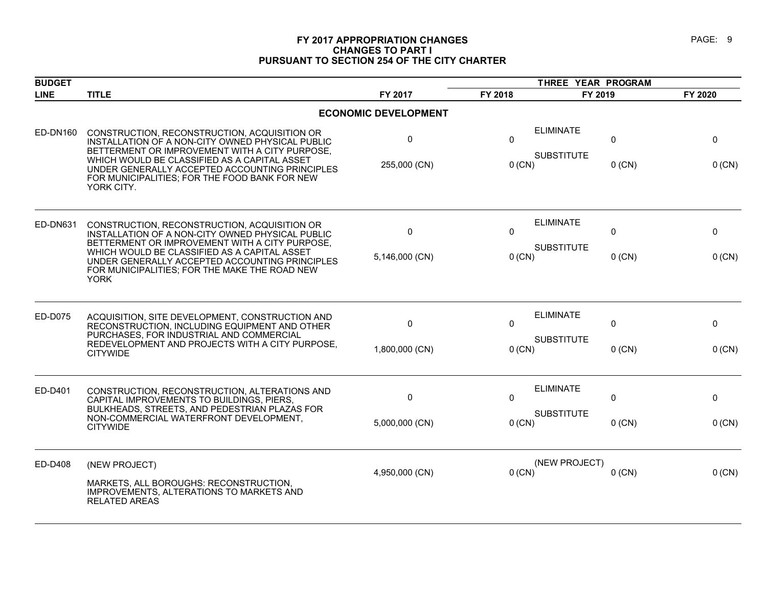# FY 2017 APPROPRIATION CHANGES
## CHANGES TO PART I
## PURSUANT TO SECTION 254 OF THE CITY CHARTER

| BUDGET LINE | TITLE | FY 2017 | THREE YEAR PROGRAM FY 2018 | FY 2019 | FY 2020 |
|---|---|---|---|---|---|
| | **ECONOMIC DEVELOPMENT** | | | | |
| ED-DN160 | CONSTRUCTION, RECONSTRUCTION, ACQUISITION OR INSTALLATION OF A NON-CITY OWNED PHYSICAL PUBLIC BETTERMENT OR IMPROVEMENT WITH A CITY PURPOSE, WHICH WOULD BE CLASSIFIED AS A CAPITAL ASSET UNDER GENERALLY ACCEPTED ACCOUNTING PRINCIPLES FOR MUNICIPALITIES; FOR THE FOOD BANK FOR NEW YORK CITY. | ELIMINATE<br>0<br>SUBSTITUTE<br>255,000 (CN) | 0<br><br>0 (CN) | 0<br><br>0 (CN) | 0<br><br>0 (CN) |
| ED-DN631 | CONSTRUCTION, RECONSTRUCTION, ACQUISITION OR INSTALLATION OF A NON-CITY OWNED PHYSICAL PUBLIC BETTERMENT OR IMPROVEMENT WITH A CITY PURPOSE, WHICH WOULD BE CLASSIFIED AS A CAPITAL ASSET UNDER GENERALLY ACCEPTED ACCOUNTING PRINCIPLES FOR MUNICIPALITIES; FOR THE MAKE THE ROAD NEW YORK | ELIMINATE<br>0<br>SUBSTITUTE<br>5,146,000 (CN) | 0<br><br>0 (CN) | 0<br><br>0 (CN) | 0<br><br>0 (CN) |
| ED-D075 | ACQUISITION, SITE DEVELOPMENT, CONSTRUCTION AND RECONSTRUCTION, INCLUDING EQUIPMENT AND OTHER PURCHASES, FOR INDUSTRIAL AND COMMERCIAL REDEVELOPMENT AND PROJECTS WITH A CITY PURPOSE, CITYWIDE | ELIMINATE<br>0<br>SUBSTITUTE<br>1,800,000 (CN) | 0<br><br>0 (CN) | 0<br><br>0 (CN) | 0<br><br>0 (CN) |
| ED-D401 | CONSTRUCTION, RECONSTRUCTION, ALTERATIONS AND CAPITAL IMPROVEMENTS TO BUILDINGS, PIERS, BULKHEADS, STREETS, AND PEDESTRIAN PLAZAS FOR NON-COMMERCIAL WATERFRONT DEVELOPMENT, CITYWIDE | ELIMINATE<br>0<br>SUBSTITUTE<br>5,000,000 (CN) | 0<br><br>0 (CN) | 0<br><br>0 (CN) | 0<br><br>0 (CN) |
| ED-D408 | (NEW PROJECT)<br>MARKETS, ALL BOROUGHS: RECONSTRUCTION, IMPROVEMENTS, ALTERATIONS TO MARKETS AND RELATED AREAS | (NEW PROJECT)<br>4,950,000 (CN) | 0 (CN) | 0 (CN) | 0 (CN) |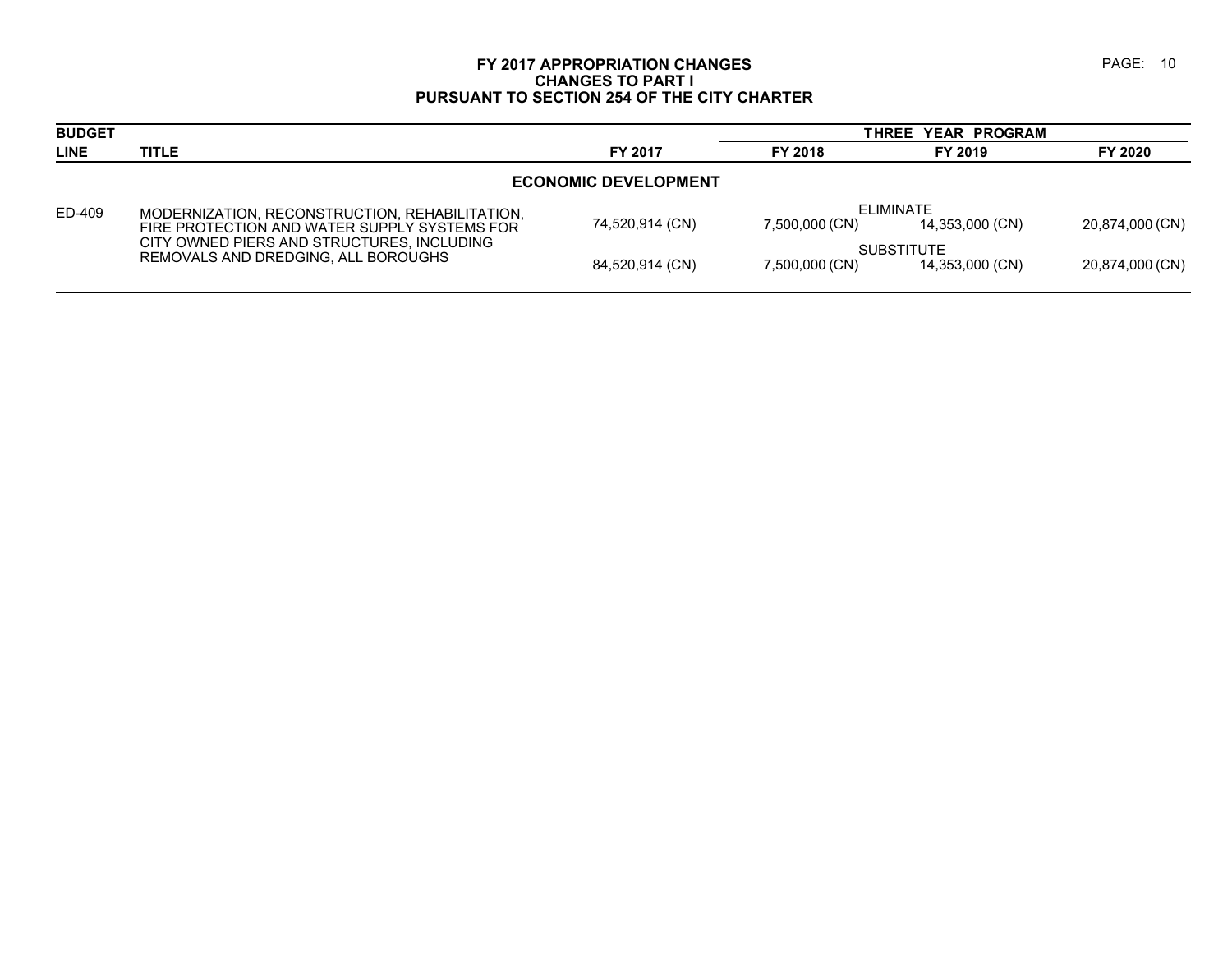# FY 2017 APPROPRIATION CHANGES
## CHANGES TO PART I
## PURSUANT TO SECTION 254 OF THE CITY CHARTER

| BUDGET LINE | TITLE | FY 2017 | THREE YEAR PROGRAM FY 2018 | FY 2019 | FY 2020 |
|---|---|---|---|---|---|
| | **ECONOMIC DEVELOPMENT** | | | | |
| ED-409 | MODERNIZATION, RECONSTRUCTION, REHABILITATION, FIRE PROTECTION AND WATER SUPPLY SYSTEMS FOR CITY OWNED PIERS AND STRUCTURES, INCLUDING REMOVALS AND DREDGING, ALL BOROUGHS | | ELIMINATE | | |
| | | 74,520,914 (CN) | 7,500,000 (CN) | 14,353,000 (CN) | 20,874,000 (CN) |
| | | | SUBSTITUTE | | |
| | | 84,520,914 (CN) | 7,500,000 (CN) | 14,353,000 (CN) | 20,874,000 (CN) |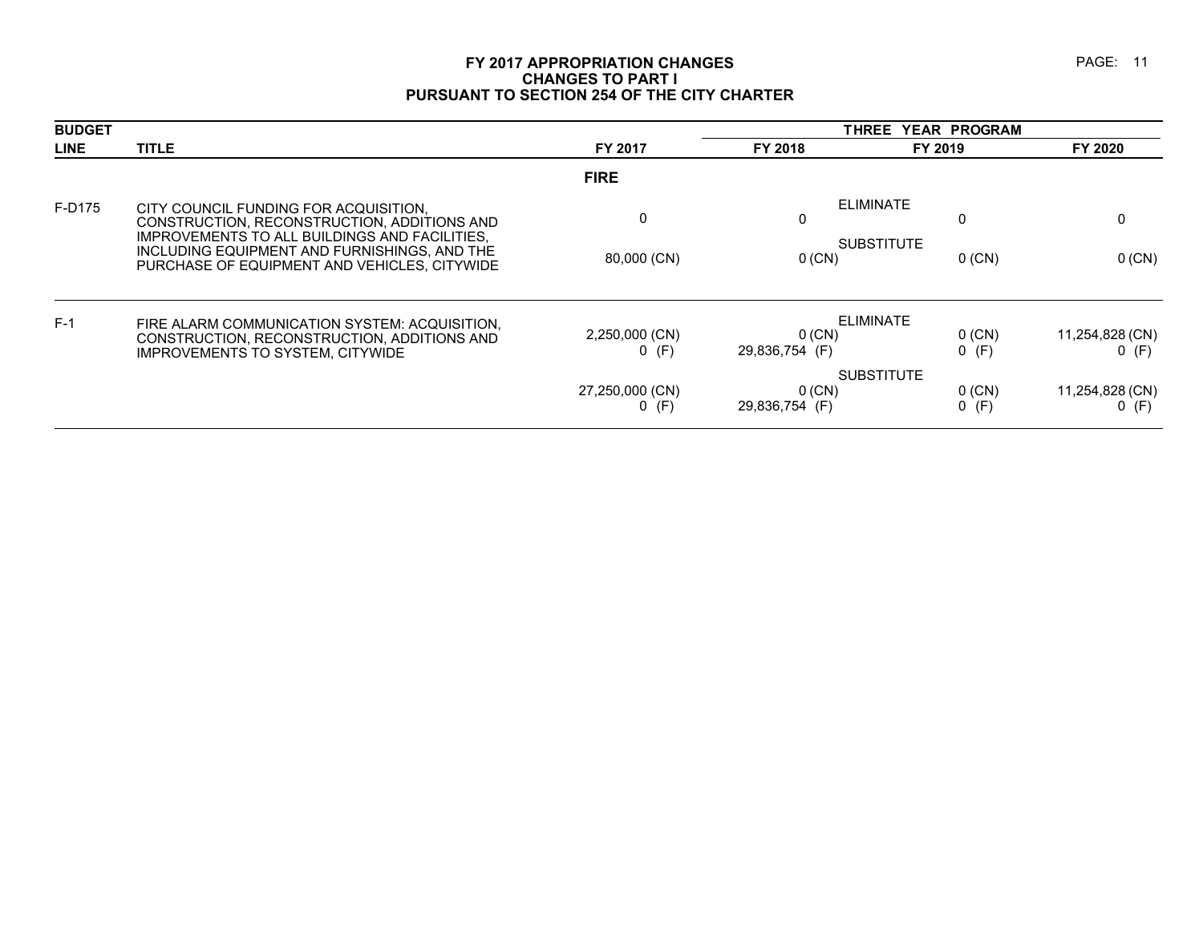# FY 2017 APPROPRIATION CHANGES
## CHANGES TO PART I
## PURSUANT TO SECTION 254 OF THE CITY CHARTER

| BUDGET LINE | TITLE | | FY 2017 | THREE YEAR PROGRAM FY 2018 | FY 2019 | FY 2020 |
|---|---|---|---|---|---|---|
| | | **FIRE** | | | | |
| F-D175 | CITY COUNCIL FUNDING FOR ACQUISITION, CONSTRUCTION, RECONSTRUCTION, ADDITIONS AND IMPROVEMENTS TO ALL BUILDINGS AND FACILITIES, INCLUDING EQUIPMENT AND FURNISHINGS, AND THE PURCHASE OF EQUIPMENT AND VEHICLES, CITYWIDE | ELIMINATE | 0 | 0 | 0 | 0 |
| | | SUBSTITUTE | 80,000 (CN) | 0 (CN) | 0 (CN) | 0 (CN) |
| F-1 | FIRE ALARM COMMUNICATION SYSTEM: ACQUISITION, CONSTRUCTION, RECONSTRUCTION, ADDITIONS AND IMPROVEMENTS TO SYSTEM, CITYWIDE | ELIMINATE | 2,250,000 (CN)<br>0 (F) | 0 (CN)<br>29,836,754 (F) | 0 (CN)<br>0 (F) | 11,254,828 (CN)<br>0 (F) |
| | | SUBSTITUTE | 27,250,000 (CN)<br>0 (F) | 0 (CN)<br>29,836,754 (F) | 0 (CN)<br>0 (F) | 11,254,828 (CN)<br>0 (F) |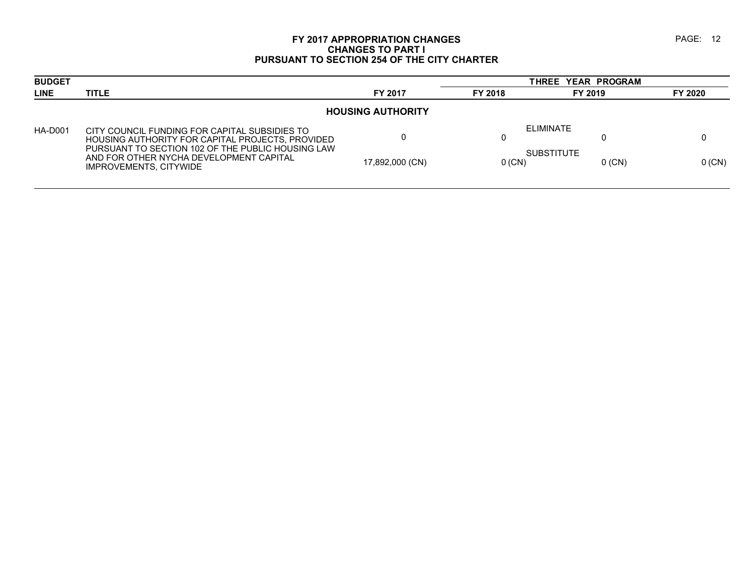# FY 2017 APPROPRIATION CHANGES
## CHANGES TO PART I
## PURSUANT TO SECTION 254 OF THE CITY CHARTER

| BUDGET LINE | TITLE | | FY 2017 | THREE YEAR PROGRAM FY 2018 | FY 2019 | FY 2020 |
|---|---|---|---|---|---|---|
| | | | **HOUSING AUTHORITY** | | | |
| HA-D001 | CITY COUNCIL FUNDING FOR CAPITAL SUBSIDIES TO HOUSING AUTHORITY FOR CAPITAL PROJECTS, PROVIDED PURSUANT TO SECTION 102 OF THE PUBLIC HOUSING LAW AND FOR OTHER NYCHA DEVELOPMENT CAPITAL IMPROVEMENTS, CITYWIDE | ELIMINATE | 0 | 0 | 0 | 0 |
| | | SUBSTITUTE | 17,892,000 (CN) | 0 (CN) | 0 (CN) | 0 (CN) |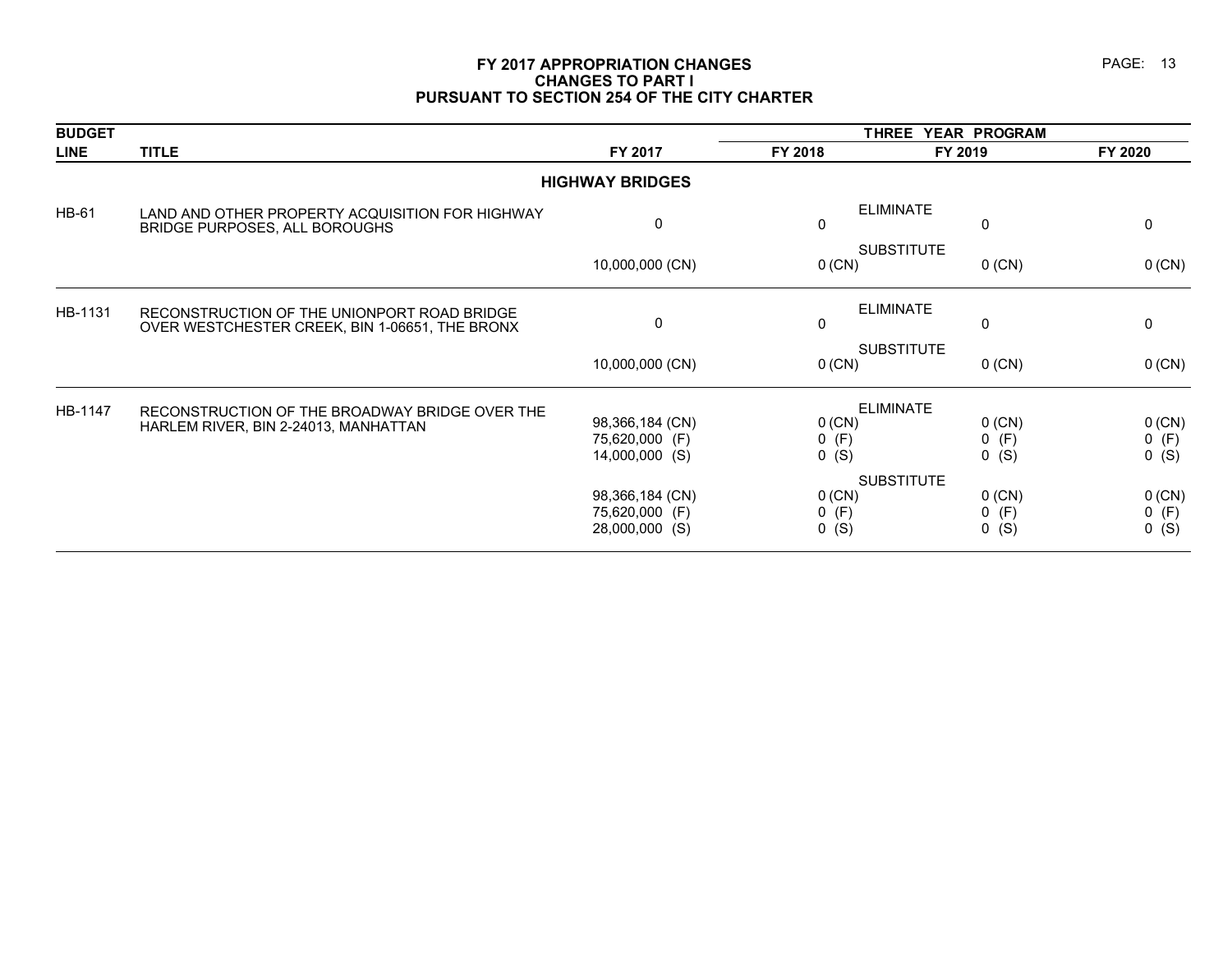# FY 2017 APPROPRIATION CHANGES
## CHANGES TO PART I
## PURSUANT TO SECTION 254 OF THE CITY CHARTER

| BUDGET LINE | TITLE | | FY 2017 | THREE YEAR PROGRAM FY 2018 | FY 2019 | FY 2020 |
|---|---|---|---|---|---|---|
| | **HIGHWAY BRIDGES** | | | | | |
| HB-61 | LAND AND OTHER PROPERTY ACQUISITION FOR HIGHWAY BRIDGE PURPOSES, ALL BOROUGHS | ELIMINATE | 0 | 0 | 0 | 0 |
| | | SUBSTITUTE | 10,000,000 (CN) | 0 (CN) | 0 (CN) | 0 (CN) |
| HB-1131 | RECONSTRUCTION OF THE UNIONPORT ROAD BRIDGE OVER WESTCHESTER CREEK, BIN 1-06651, THE BRONX | ELIMINATE | 0 | 0 | 0 | 0 |
| | | SUBSTITUTE | 10,000,000 (CN) | 0 (CN) | 0 (CN) | 0 (CN) |
| HB-1147 | RECONSTRUCTION OF THE BROADWAY BRIDGE OVER THE HARLEM RIVER, BIN 2-24013, MANHATTAN | ELIMINATE | 98,366,184 (CN)<br>75,620,000 (F)<br>14,000,000 (S) | 0 (CN)<br>0 (F)<br>0 (S) | 0 (CN)<br>0 (F)<br>0 (S) | 0 (CN)<br>0 (F)<br>0 (S) |
| | | SUBSTITUTE | 98,366,184 (CN)<br>75,620,000 (F)<br>28,000,000 (S) | 0 (CN)<br>0 (F)<br>0 (S) | 0 (CN)<br>0 (F)<br>0 (S) | 0 (CN)<br>0 (F)<br>0 (S) |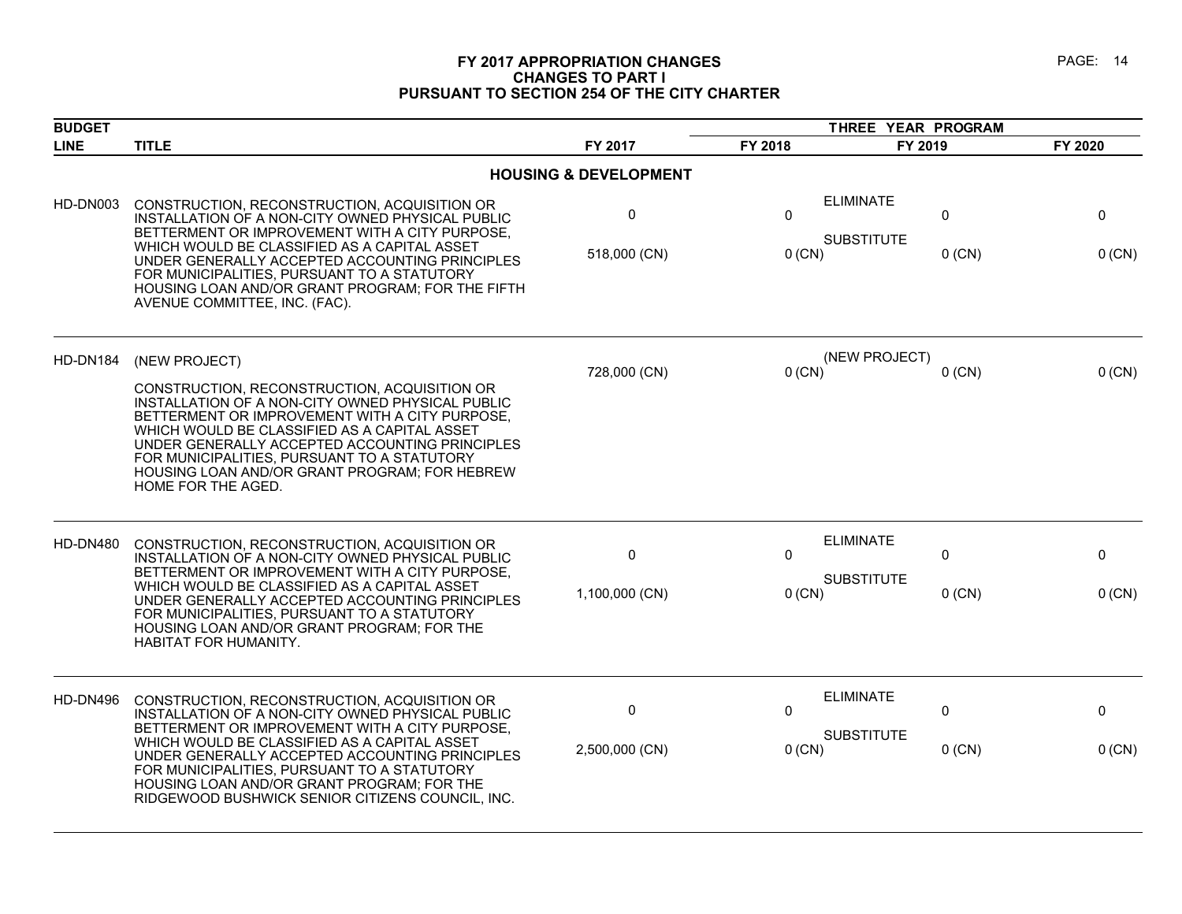# FY 2017 APPROPRIATION CHANGES
## CHANGES TO PART I
## PURSUANT TO SECTION 254 OF THE CITY CHARTER

| BUDGET LINE | TITLE | FY 2017 | THREE YEAR PROGRAM FY 2018 | FY 2019 | FY 2020 |
|---|---|---|---|---|---|
| | **HOUSING & DEVELOPMENT** | | | | |
| HD-DN003 | CONSTRUCTION, RECONSTRUCTION, ACQUISITION OR INSTALLATION OF A NON-CITY OWNED PHYSICAL PUBLIC BETTERMENT OR IMPROVEMENT WITH A CITY PURPOSE, WHICH WOULD BE CLASSIFIED AS A CAPITAL ASSET UNDER GENERALLY ACCEPTED ACCOUNTING PRINCIPLES FOR MUNICIPALITIES, PURSUANT TO A STATUTORY HOUSING LOAN AND/OR GRANT PROGRAM; FOR THE FIFTH AVENUE COMMITTEE, INC. (FAC). | ELIMINATE<br>0<br>SUBSTITUTE<br>518,000 (CN) | 0<br><br>0 (CN) | 0<br><br>0 (CN) | 0<br><br>0 (CN) |
| HD-DN184 | (NEW PROJECT)<br>CONSTRUCTION, RECONSTRUCTION, ACQUISITION OR INSTALLATION OF A NON-CITY OWNED PHYSICAL PUBLIC BETTERMENT OR IMPROVEMENT WITH A CITY PURPOSE, WHICH WOULD BE CLASSIFIED AS A CAPITAL ASSET UNDER GENERALLY ACCEPTED ACCOUNTING PRINCIPLES FOR MUNICIPALITIES, PURSUANT TO A STATUTORY HOUSING LOAN AND/OR GRANT PROGRAM; FOR HEBREW HOME FOR THE AGED. | (NEW PROJECT)<br>728,000 (CN) | 0 (CN) | 0 (CN) | 0 (CN) |
| HD-DN480 | CONSTRUCTION, RECONSTRUCTION, ACQUISITION OR INSTALLATION OF A NON-CITY OWNED PHYSICAL PUBLIC BETTERMENT OR IMPROVEMENT WITH A CITY PURPOSE, WHICH WOULD BE CLASSIFIED AS A CAPITAL ASSET UNDER GENERALLY ACCEPTED ACCOUNTING PRINCIPLES FOR MUNICIPALITIES, PURSUANT TO A STATUTORY HOUSING LOAN AND/OR GRANT PROGRAM; FOR THE HABITAT FOR HUMANITY. | ELIMINATE<br>0<br>SUBSTITUTE<br>1,100,000 (CN) | 0<br><br>0 (CN) | 0<br><br>0 (CN) | 0<br><br>0 (CN) |
| HD-DN496 | CONSTRUCTION, RECONSTRUCTION, ACQUISITION OR INSTALLATION OF A NON-CITY OWNED PHYSICAL PUBLIC BETTERMENT OR IMPROVEMENT WITH A CITY PURPOSE, WHICH WOULD BE CLASSIFIED AS A CAPITAL ASSET UNDER GENERALLY ACCEPTED ACCOUNTING PRINCIPLES FOR MUNICIPALITIES, PURSUANT TO A STATUTORY HOUSING LOAN AND/OR GRANT PROGRAM; FOR THE RIDGEWOOD BUSHWICK SENIOR CITIZENS COUNCIL, INC. | ELIMINATE<br>0<br>SUBSTITUTE<br>2,500,000 (CN) | 0<br><br>0 (CN) | 0<br><br>0 (CN) | 0<br><br>0 (CN) |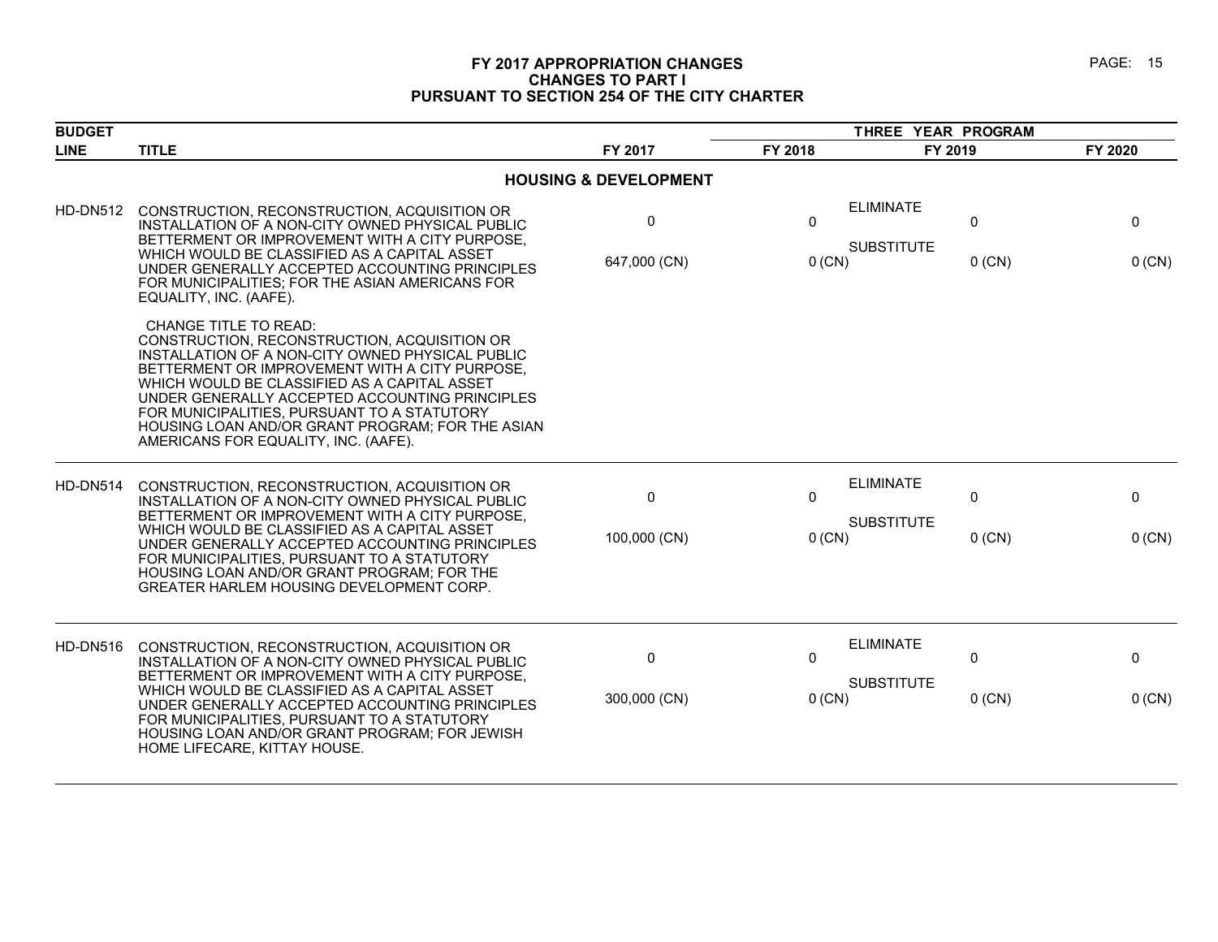# FY 2017 APPROPRIATION CHANGES
## CHANGES TO PART I
## PURSUANT TO SECTION 254 OF THE CITY CHARTER

| BUDGET LINE | TITLE | FY 2017 | FY 2018 | FY 2019 | FY 2020 |
|---|---|---|---|---|---|
| | **HOUSING & DEVELOPMENT** | | | | |
| HD-DN512 | CONSTRUCTION, RECONSTRUCTION, ACQUISITION OR INSTALLATION OF A NON-CITY OWNED PHYSICAL PUBLIC BETTERMENT OR IMPROVEMENT WITH A CITY PURPOSE, WHICH WOULD BE CLASSIFIED AS A CAPITAL ASSET UNDER GENERALLY ACCEPTED ACCOUNTING PRINCIPLES FOR MUNICIPALITIES; FOR THE ASIAN AMERICANS FOR EQUALITY, INC. (AAFE). | ELIMINATE 0 | 0 | 0 | 0 |
| | | SUBSTITUTE 647,000 (CN) | 0 (CN) | 0 (CN) | 0 (CN) |
| | CHANGE TITLE TO READ: CONSTRUCTION, RECONSTRUCTION, ACQUISITION OR INSTALLATION OF A NON-CITY OWNED PHYSICAL PUBLIC BETTERMENT OR IMPROVEMENT WITH A CITY PURPOSE, WHICH WOULD BE CLASSIFIED AS A CAPITAL ASSET UNDER GENERALLY ACCEPTED ACCOUNTING PRINCIPLES FOR MUNICIPALITIES, PURSUANT TO A STATUTORY HOUSING LOAN AND/OR GRANT PROGRAM; FOR THE ASIAN AMERICANS FOR EQUALITY, INC. (AAFE). | | | | |
| HD-DN514 | CONSTRUCTION, RECONSTRUCTION, ACQUISITION OR INSTALLATION OF A NON-CITY OWNED PHYSICAL PUBLIC BETTERMENT OR IMPROVEMENT WITH A CITY PURPOSE, WHICH WOULD BE CLASSIFIED AS A CAPITAL ASSET UNDER GENERALLY ACCEPTED ACCOUNTING PRINCIPLES FOR MUNICIPALITIES, PURSUANT TO A STATUTORY HOUSING LOAN AND/OR GRANT PROGRAM; FOR THE GREATER HARLEM HOUSING DEVELOPMENT CORP. | ELIMINATE 0 | 0 | 0 | 0 |
| | | SUBSTITUTE 100,000 (CN) | 0 (CN) | 0 (CN) | 0 (CN) |
| HD-DN516 | CONSTRUCTION, RECONSTRUCTION, ACQUISITION OR INSTALLATION OF A NON-CITY OWNED PHYSICAL PUBLIC BETTERMENT OR IMPROVEMENT WITH A CITY PURPOSE, WHICH WOULD BE CLASSIFIED AS A CAPITAL ASSET UNDER GENERALLY ACCEPTED ACCOUNTING PRINCIPLES FOR MUNICIPALITIES, PURSUANT TO A STATUTORY HOUSING LOAN AND/OR GRANT PROGRAM; FOR JEWISH HOME LIFECARE, KITTAY HOUSE. | ELIMINATE 0 | 0 | 0 | 0 |
| | | SUBSTITUTE 300,000 (CN) | 0 (CN) | 0 (CN) | 0 (CN) |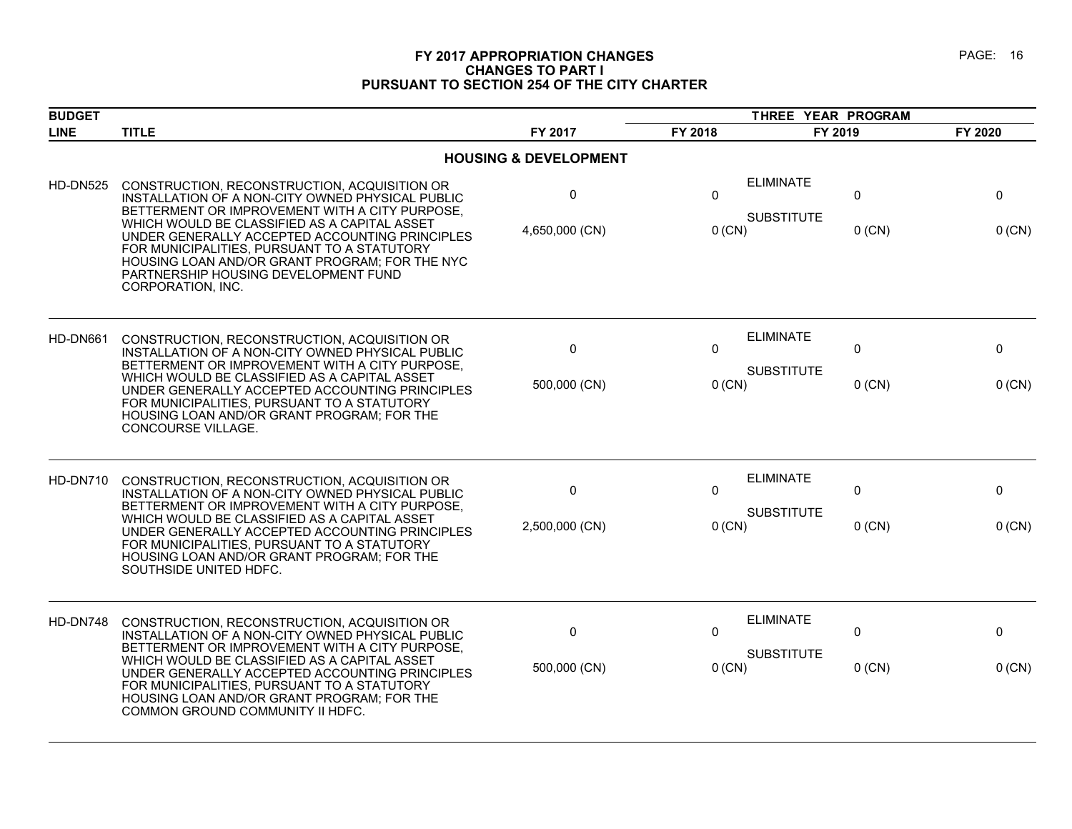# FY 2017 APPROPRIATION CHANGES
## CHANGES TO PART I
## PURSUANT TO SECTION 254 OF THE CITY CHARTER

| BUDGET LINE | TITLE | FY 2017 | THREE YEAR PROGRAM FY 2018 | | FY 2019 | FY 2020 |
|---|---|---|---|---|---|---|
| | **HOUSING & DEVELOPMENT** | | | | | |
| HD-DN525 | CONSTRUCTION, RECONSTRUCTION, ACQUISITION OR INSTALLATION OF A NON-CITY OWNED PHYSICAL PUBLIC BETTERMENT OR IMPROVEMENT WITH A CITY PURPOSE, WHICH WOULD BE CLASSIFIED AS A CAPITAL ASSET UNDER GENERALLY ACCEPTED ACCOUNTING PRINCIPLES FOR MUNICIPALITIES, PURSUANT TO A STATUTORY HOUSING LOAN AND/OR GRANT PROGRAM; FOR THE NYC PARTNERSHIP HOUSING DEVELOPMENT FUND CORPORATION, INC. | 0 | 0 | ELIMINATE | 0 | 0 |
| | | 4,650,000 (CN) | 0 (CN) | SUBSTITUTE | 0 (CN) | 0 (CN) |
| HD-DN661 | CONSTRUCTION, RECONSTRUCTION, ACQUISITION OR INSTALLATION OF A NON-CITY OWNED PHYSICAL PUBLIC BETTERMENT OR IMPROVEMENT WITH A CITY PURPOSE, WHICH WOULD BE CLASSIFIED AS A CAPITAL ASSET UNDER GENERALLY ACCEPTED ACCOUNTING PRINCIPLES FOR MUNICIPALITIES, PURSUANT TO A STATUTORY HOUSING LOAN AND/OR GRANT PROGRAM; FOR THE CONCOURSE VILLAGE. | 0 | 0 | ELIMINATE | 0 | 0 |
| | | 500,000 (CN) | 0 (CN) | SUBSTITUTE | 0 (CN) | 0 (CN) |
| HD-DN710 | CONSTRUCTION, RECONSTRUCTION, ACQUISITION OR INSTALLATION OF A NON-CITY OWNED PHYSICAL PUBLIC BETTERMENT OR IMPROVEMENT WITH A CITY PURPOSE, WHICH WOULD BE CLASSIFIED AS A CAPITAL ASSET UNDER GENERALLY ACCEPTED ACCOUNTING PRINCIPLES FOR MUNICIPALITIES, PURSUANT TO A STATUTORY HOUSING LOAN AND/OR GRANT PROGRAM; FOR THE SOUTHSIDE UNITED HDFC. | 0 | 0 | ELIMINATE | 0 | 0 |
| | | 2,500,000 (CN) | 0 (CN) | SUBSTITUTE | 0 (CN) | 0 (CN) |
| HD-DN748 | CONSTRUCTION, RECONSTRUCTION, ACQUISITION OR INSTALLATION OF A NON-CITY OWNED PHYSICAL PUBLIC BETTERMENT OR IMPROVEMENT WITH A CITY PURPOSE, WHICH WOULD BE CLASSIFIED AS A CAPITAL ASSET UNDER GENERALLY ACCEPTED ACCOUNTING PRINCIPLES FOR MUNICIPALITIES, PURSUANT TO A STATUTORY HOUSING LOAN AND/OR GRANT PROGRAM; FOR THE COMMON GROUND COMMUNITY II HDFC. | 0 | 0 | ELIMINATE | 0 | 0 |
| | | 500,000 (CN) | 0 (CN) | SUBSTITUTE | 0 (CN) | 0 (CN) |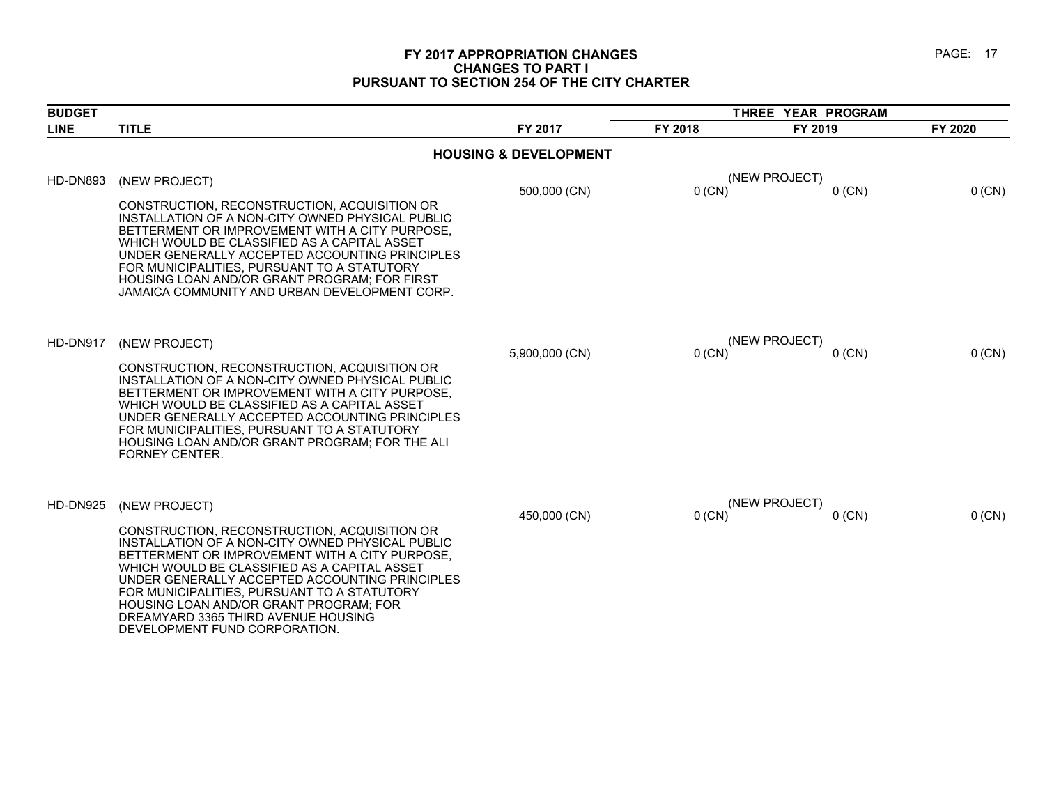# FY 2017 APPROPRIATION CHANGES
## CHANGES TO PART I
## PURSUANT TO SECTION 254 OF THE CITY CHARTER

| BUDGET LINE | TITLE | FY 2017 | THREE YEAR PROGRAM FY 2018 | FY 2019 | FY 2020 |
|---|---|---|---|---|---|
| | **HOUSING & DEVELOPMENT** | | | | |
| HD-DN893 | (NEW PROJECT) CONSTRUCTION, RECONSTRUCTION, ACQUISITION OR INSTALLATION OF A NON-CITY OWNED PHYSICAL PUBLIC BETTERMENT OR IMPROVEMENT WITH A CITY PURPOSE, WHICH WOULD BE CLASSIFIED AS A CAPITAL ASSET UNDER GENERALLY ACCEPTED ACCOUNTING PRINCIPLES FOR MUNICIPALITIES, PURSUANT TO A STATUTORY HOUSING LOAN AND/OR GRANT PROGRAM; FOR FIRST JAMAICA COMMUNITY AND URBAN DEVELOPMENT CORP. | 500,000 (CN) | (NEW PROJECT) 0 (CN) | 0 (CN) | 0 (CN) |
| HD-DN917 | (NEW PROJECT) CONSTRUCTION, RECONSTRUCTION, ACQUISITION OR INSTALLATION OF A NON-CITY OWNED PHYSICAL PUBLIC BETTERMENT OR IMPROVEMENT WITH A CITY PURPOSE, WHICH WOULD BE CLASSIFIED AS A CAPITAL ASSET UNDER GENERALLY ACCEPTED ACCOUNTING PRINCIPLES FOR MUNICIPALITIES, PURSUANT TO A STATUTORY HOUSING LOAN AND/OR GRANT PROGRAM; FOR THE ALI FORNEY CENTER. | 5,900,000 (CN) | (NEW PROJECT) 0 (CN) | 0 (CN) | 0 (CN) |
| HD-DN925 | (NEW PROJECT) CONSTRUCTION, RECONSTRUCTION, ACQUISITION OR INSTALLATION OF A NON-CITY OWNED PHYSICAL PUBLIC BETTERMENT OR IMPROVEMENT WITH A CITY PURPOSE, WHICH WOULD BE CLASSIFIED AS A CAPITAL ASSET UNDER GENERALLY ACCEPTED ACCOUNTING PRINCIPLES FOR MUNICIPALITIES, PURSUANT TO A STATUTORY HOUSING LOAN AND/OR GRANT PROGRAM; FOR DREAMYARD 3365 THIRD AVENUE HOUSING DEVELOPMENT FUND CORPORATION. | 450,000 (CN) | (NEW PROJECT) 0 (CN) | 0 (CN) | 0 (CN) |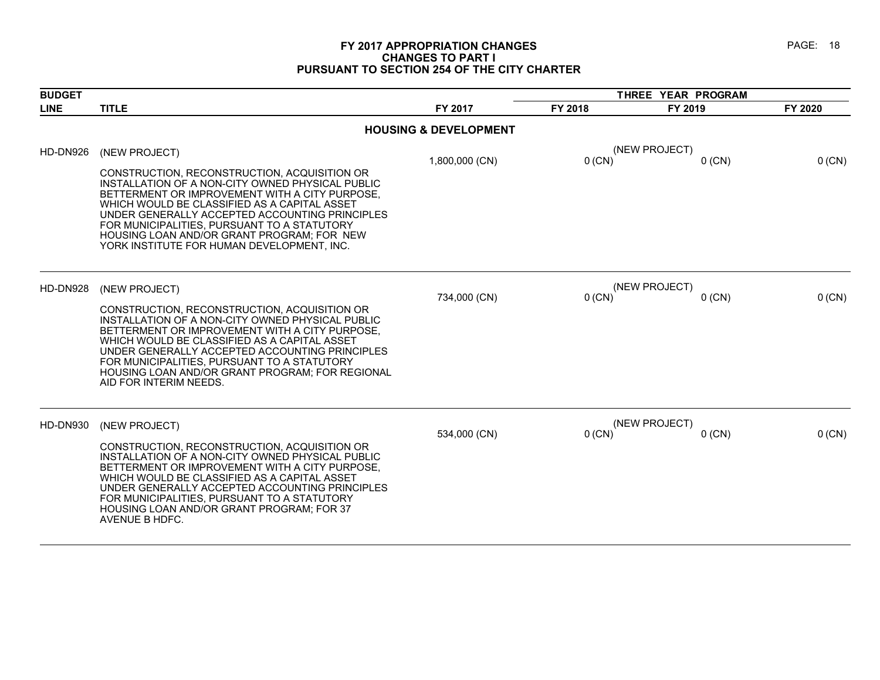# FY 2017 APPROPRIATION CHANGES
## CHANGES TO PART I
## PURSUANT TO SECTION 254 OF THE CITY CHARTER

| BUDGET LINE | TITLE | FY 2017 | THREE YEAR PROGRAM FY 2018 | FY 2019 | FY 2020 |
|---|---|---|---|---|---|
| | **HOUSING & DEVELOPMENT** | | | | |
| HD-DN926 | (NEW PROJECT)<br><br>CONSTRUCTION, RECONSTRUCTION, ACQUISITION OR INSTALLATION OF A NON-CITY OWNED PHYSICAL PUBLIC BETTERMENT OR IMPROVEMENT WITH A CITY PURPOSE, WHICH WOULD BE CLASSIFIED AS A CAPITAL ASSET UNDER GENERALLY ACCEPTED ACCOUNTING PRINCIPLES FOR MUNICIPALITIES, PURSUANT TO A STATUTORY HOUSING LOAN AND/OR GRANT PROGRAM; FOR NEW YORK INSTITUTE FOR HUMAN DEVELOPMENT, INC. | 1,800,000 (CN) | (NEW PROJECT)<br>0 (CN) | 0 (CN) | 0 (CN) |
| HD-DN928 | (NEW PROJECT)<br><br>CONSTRUCTION, RECONSTRUCTION, ACQUISITION OR INSTALLATION OF A NON-CITY OWNED PHYSICAL PUBLIC BETTERMENT OR IMPROVEMENT WITH A CITY PURPOSE, WHICH WOULD BE CLASSIFIED AS A CAPITAL ASSET UNDER GENERALLY ACCEPTED ACCOUNTING PRINCIPLES FOR MUNICIPALITIES, PURSUANT TO A STATUTORY HOUSING LOAN AND/OR GRANT PROGRAM; FOR REGIONAL AID FOR INTERIM NEEDS. | 734,000 (CN) | (NEW PROJECT)<br>0 (CN) | 0 (CN) | 0 (CN) |
| HD-DN930 | (NEW PROJECT)<br><br>CONSTRUCTION, RECONSTRUCTION, ACQUISITION OR INSTALLATION OF A NON-CITY OWNED PHYSICAL PUBLIC BETTERMENT OR IMPROVEMENT WITH A CITY PURPOSE, WHICH WOULD BE CLASSIFIED AS A CAPITAL ASSET UNDER GENERALLY ACCEPTED ACCOUNTING PRINCIPLES FOR MUNICIPALITIES, PURSUANT TO A STATUTORY HOUSING LOAN AND/OR GRANT PROGRAM; FOR 37 AVENUE B HDFC. | 534,000 (CN) | (NEW PROJECT)<br>0 (CN) | 0 (CN) | 0 (CN) |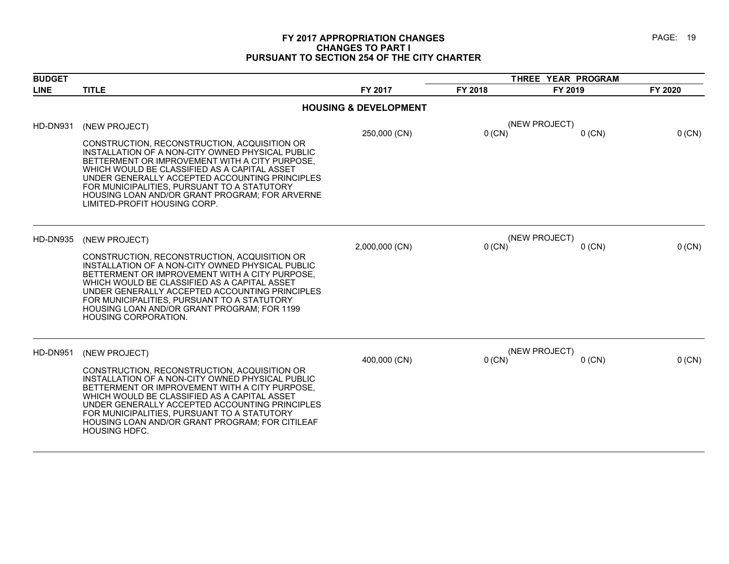# FY 2017 APPROPRIATION CHANGES
## CHANGES TO PART I
## PURSUANT TO SECTION 254 OF THE CITY CHARTER

| BUDGET LINE | TITLE | FY 2017 | THREE YEAR PROGRAM FY 2018 | FY 2019 | FY 2020 |
|---|---|---|---|---|---|
| | **HOUSING & DEVELOPMENT** | | | | |
| HD-DN931 | (NEW PROJECT)<br>CONSTRUCTION, RECONSTRUCTION, ACQUISITION OR INSTALLATION OF A NON-CITY OWNED PHYSICAL PUBLIC BETTERMENT OR IMPROVEMENT WITH A CITY PURPOSE, WHICH WOULD BE CLASSIFIED AS A CAPITAL ASSET UNDER GENERALLY ACCEPTED ACCOUNTING PRINCIPLES FOR MUNICIPALITIES, PURSUANT TO A STATUTORY HOUSING LOAN AND/OR GRANT PROGRAM; FOR ARVERNE LIMITED-PROFIT HOUSING CORP. | 250,000 (CN) | (NEW PROJECT)<br>0 (CN) | 0 (CN) | 0 (CN) |
| HD-DN935 | (NEW PROJECT)<br>CONSTRUCTION, RECONSTRUCTION, ACQUISITION OR INSTALLATION OF A NON-CITY OWNED PHYSICAL PUBLIC BETTERMENT OR IMPROVEMENT WITH A CITY PURPOSE, WHICH WOULD BE CLASSIFIED AS A CAPITAL ASSET UNDER GENERALLY ACCEPTED ACCOUNTING PRINCIPLES FOR MUNICIPALITIES, PURSUANT TO A STATUTORY HOUSING LOAN AND/OR GRANT PROGRAM; FOR 1199 HOUSING CORPORATION. | 2,000,000 (CN) | (NEW PROJECT)<br>0 (CN) | 0 (CN) | 0 (CN) |
| HD-DN951 | (NEW PROJECT)<br>CONSTRUCTION, RECONSTRUCTION, ACQUISITION OR INSTALLATION OF A NON-CITY OWNED PHYSICAL PUBLIC BETTERMENT OR IMPROVEMENT WITH A CITY PURPOSE, WHICH WOULD BE CLASSIFIED AS A CAPITAL ASSET UNDER GENERALLY ACCEPTED ACCOUNTING PRINCIPLES FOR MUNICIPALITIES, PURSUANT TO A STATUTORY HOUSING LOAN AND/OR GRANT PROGRAM; FOR CITILEAF HOUSING HDFC. | 400,000 (CN) | (NEW PROJECT)<br>0 (CN) | 0 (CN) | 0 (CN) |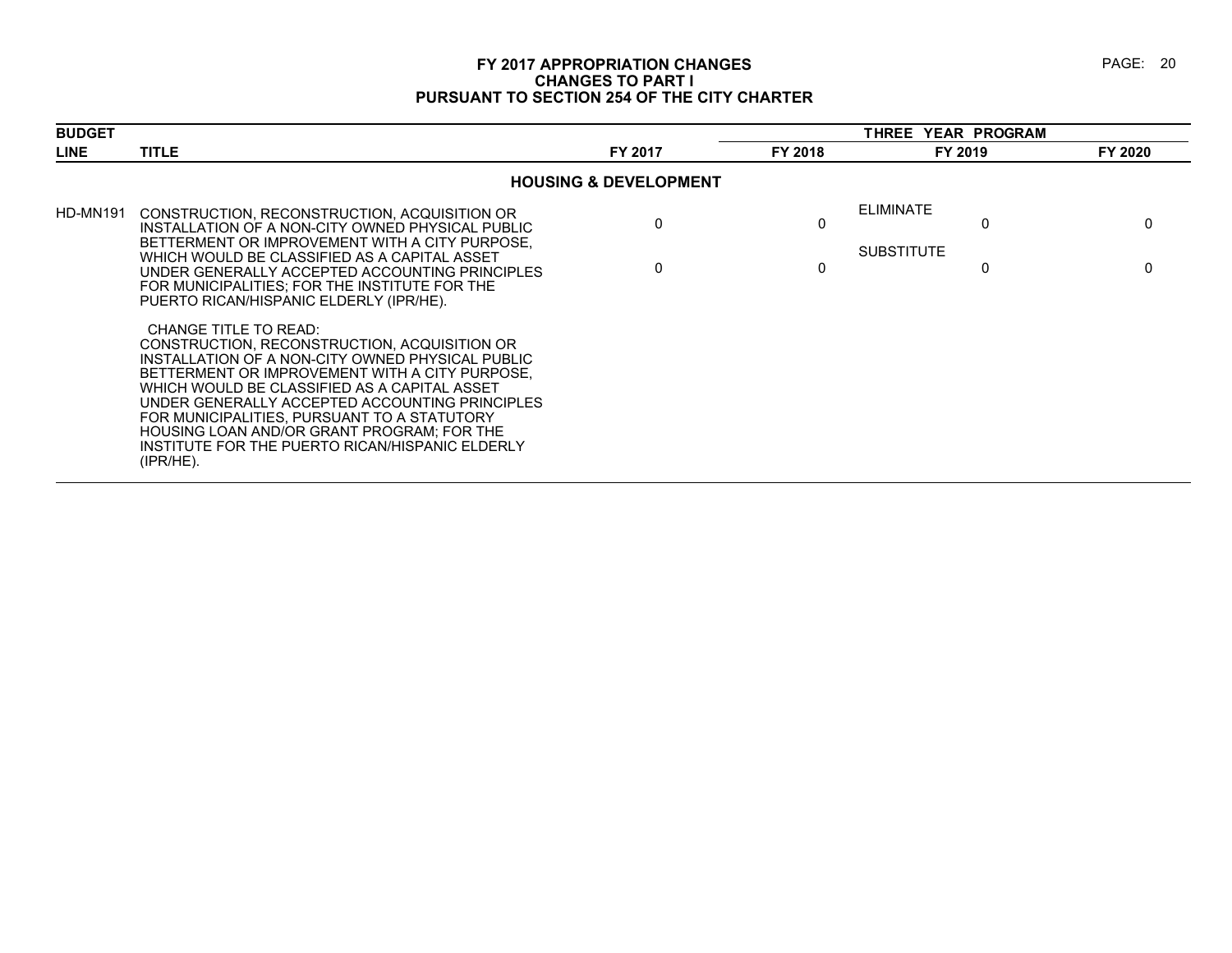# FY 2017 APPROPRIATION CHANGES
## CHANGES TO PART I
## PURSUANT TO SECTION 254 OF THE CITY CHARTER

| BUDGET LINE | TITLE | FY 2017 | FY 2018 | THREE YEAR PROGRAM FY 2019 | FY 2020 |
|---|---|---|---|---|---|
| | **HOUSING & DEVELOPMENT** | | | | |
| HD-MN191 | CONSTRUCTION, RECONSTRUCTION, ACQUISITION OR INSTALLATION OF A NON-CITY OWNED PHYSICAL PUBLIC BETTERMENT OR IMPROVEMENT WITH A CITY PURPOSE, WHICH WOULD BE CLASSIFIED AS A CAPITAL ASSET UNDER GENERALLY ACCEPTED ACCOUNTING PRINCIPLES FOR MUNICIPALITIES; FOR THE INSTITUTE FOR THE PUERTO RICAN/HISPANIC ELDERLY (IPR/HE). | ELIMINATE 0 | 0 | 0 | 0 |
| | | SUBSTITUTE 0 | 0 | 0 | 0 |
| | CHANGE TITLE TO READ: CONSTRUCTION, RECONSTRUCTION, ACQUISITION OR INSTALLATION OF A NON-CITY OWNED PHYSICAL PUBLIC BETTERMENT OR IMPROVEMENT WITH A CITY PURPOSE, WHICH WOULD BE CLASSIFIED AS A CAPITAL ASSET UNDER GENERALLY ACCEPTED ACCOUNTING PRINCIPLES FOR MUNICIPALITIES, PURSUANT TO A STATUTORY HOUSING LOAN AND/OR GRANT PROGRAM; FOR THE INSTITUTE FOR THE PUERTO RICAN/HISPANIC ELDERLY (IPR/HE). | | | | |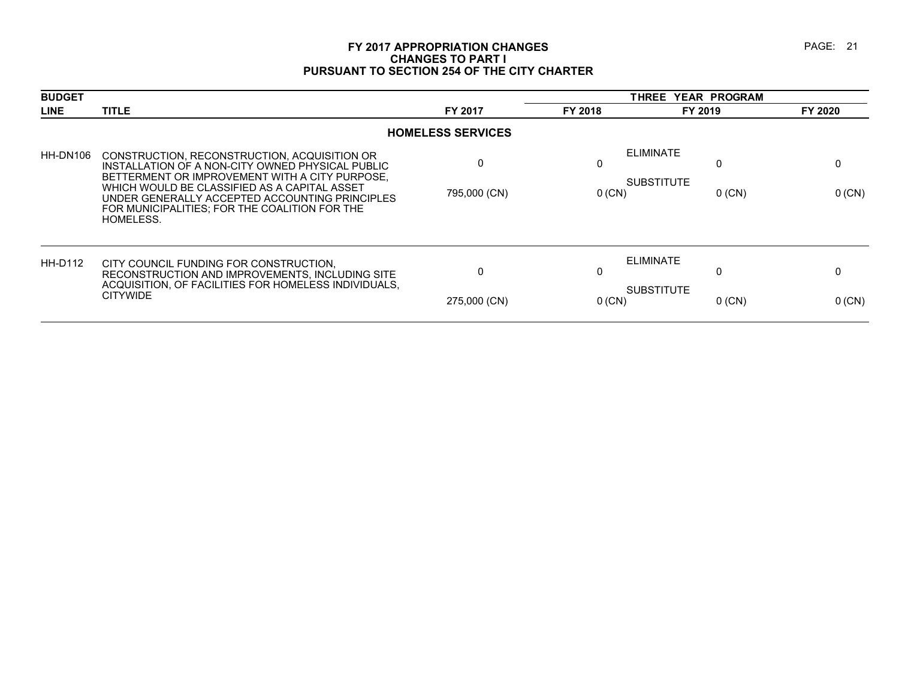# FY 2017 APPROPRIATION CHANGES
## CHANGES TO PART I
## PURSUANT TO SECTION 254 OF THE CITY CHARTER

| BUDGET LINE | TITLE | | FY 2017 | FY 2018 | FY 2019 | FY 2020 |
|---|---|---|---|---|---|---|
| | | | | THREE YEAR PROGRAM | | |
| | **HOMELESS SERVICES** | | | | | |
| HH-DN106 | CONSTRUCTION, RECONSTRUCTION, ACQUISITION OR INSTALLATION OF A NON-CITY OWNED PHYSICAL PUBLIC BETTERMENT OR IMPROVEMENT WITH A CITY PURPOSE, WHICH WOULD BE CLASSIFIED AS A CAPITAL ASSET UNDER GENERALLY ACCEPTED ACCOUNTING PRINCIPLES FOR MUNICIPALITIES; FOR THE COALITION FOR THE HOMELESS. | ELIMINATE | 0 | 0 | 0 | 0 |
| | | SUBSTITUTE | 795,000 (CN) | 0 (CN) | 0 (CN) | 0 (CN) |
| HH-D112 | CITY COUNCIL FUNDING FOR CONSTRUCTION, RECONSTRUCTION AND IMPROVEMENTS, INCLUDING SITE ACQUISITION, OF FACILITIES FOR HOMELESS INDIVIDUALS, CITYWIDE | ELIMINATE | 0 | 0 | 0 | 0 |
| | | SUBSTITUTE | 275,000 (CN) | 0 (CN) | 0 (CN) | 0 (CN) |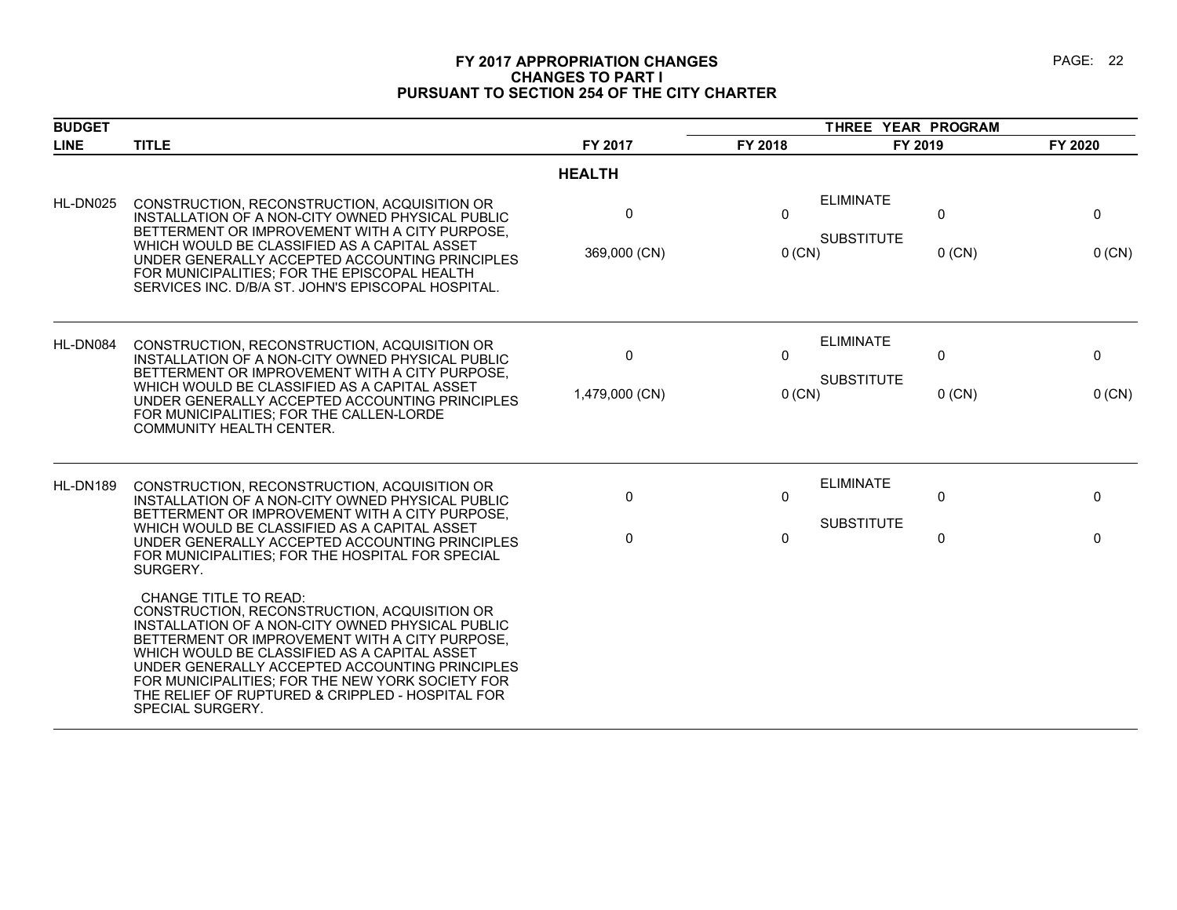# FY 2017 APPROPRIATION CHANGES
## CHANGES TO PART I
## PURSUANT TO SECTION 254 OF THE CITY CHARTER

| BUDGET LINE | TITLE | FY 2017 | THREE YEAR PROGRAM FY 2018 | FY 2019 | FY 2020 |
|---|---|---|---|---|---|
| | | **HEALTH** | | | |
| HL-DN025 | CONSTRUCTION, RECONSTRUCTION, ACQUISITION OR INSTALLATION OF A NON-CITY OWNED PHYSICAL PUBLIC BETTERMENT OR IMPROVEMENT WITH A CITY PURPOSE, WHICH WOULD BE CLASSIFIED AS A CAPITAL ASSET UNDER GENERALLY ACCEPTED ACCOUNTING PRINCIPLES FOR MUNICIPALITIES; FOR THE EPISCOPAL HEALTH SERVICES INC. D/B/A ST. JOHN'S EPISCOPAL HOSPITAL. | ELIMINATE<br>0<br>SUBSTITUTE<br>369,000 (CN) | 0<br><br>0 (CN) | 0<br><br>0 (CN) | 0<br><br>0 (CN) |
| HL-DN084 | CONSTRUCTION, RECONSTRUCTION, ACQUISITION OR INSTALLATION OF A NON-CITY OWNED PHYSICAL PUBLIC BETTERMENT OR IMPROVEMENT WITH A CITY PURPOSE, WHICH WOULD BE CLASSIFIED AS A CAPITAL ASSET UNDER GENERALLY ACCEPTED ACCOUNTING PRINCIPLES FOR MUNICIPALITIES; FOR THE CALLEN-LORDE COMMUNITY HEALTH CENTER. | ELIMINATE<br>0<br>SUBSTITUTE<br>1,479,000 (CN) | 0<br><br>0 (CN) | 0<br><br>0 (CN) | 0<br><br>0 (CN) |
| HL-DN189 | CONSTRUCTION, RECONSTRUCTION, ACQUISITION OR INSTALLATION OF A NON-CITY OWNED PHYSICAL PUBLIC BETTERMENT OR IMPROVEMENT WITH A CITY PURPOSE, WHICH WOULD BE CLASSIFIED AS A CAPITAL ASSET UNDER GENERALLY ACCEPTED ACCOUNTING PRINCIPLES FOR MUNICIPALITIES; FOR THE HOSPITAL FOR SPECIAL SURGERY.<br><br>CHANGE TITLE TO READ:<br>CONSTRUCTION, RECONSTRUCTION, ACQUISITION OR INSTALLATION OF A NON-CITY OWNED PHYSICAL PUBLIC BETTERMENT OR IMPROVEMENT WITH A CITY PURPOSE, WHICH WOULD BE CLASSIFIED AS A CAPITAL ASSET UNDER GENERALLY ACCEPTED ACCOUNTING PRINCIPLES FOR MUNICIPALITIES; FOR THE NEW YORK SOCIETY FOR THE RELIEF OF RUPTURED & CRIPPLED - HOSPITAL FOR SPECIAL SURGERY. | ELIMINATE<br>0<br>SUBSTITUTE<br>0 | 0<br><br>0 | 0<br><br>0 | 0<br><br>0 |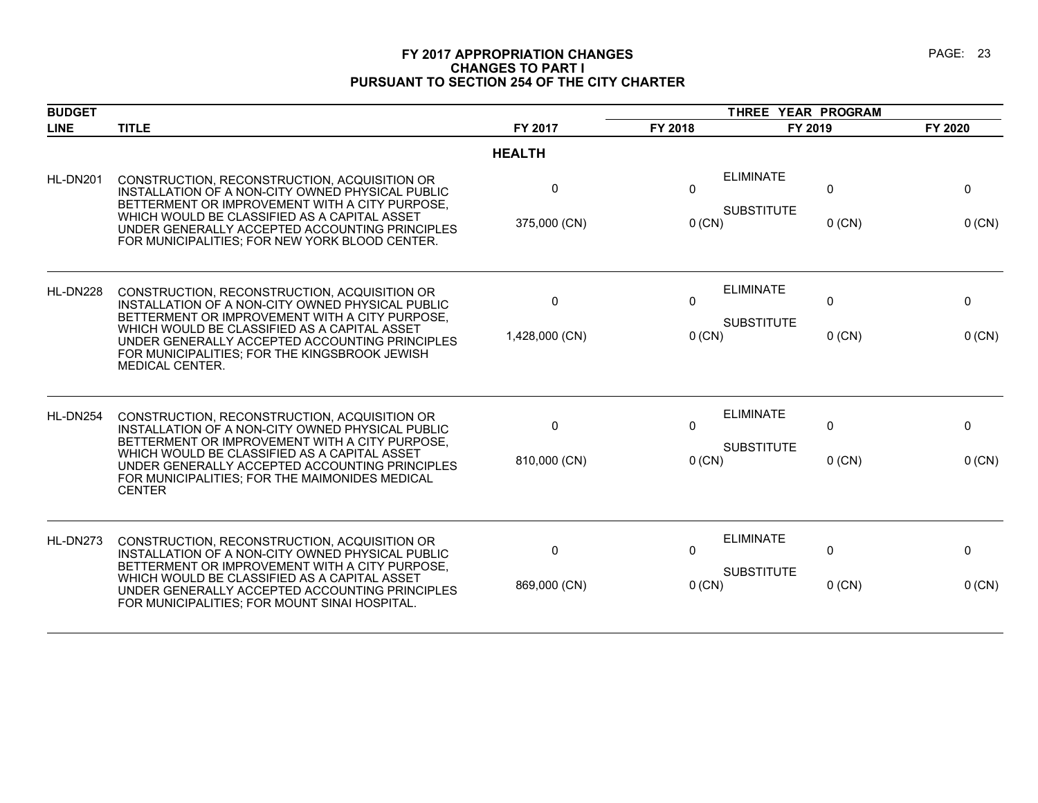# FY 2017 APPROPRIATION CHANGES
## CHANGES TO PART I
## PURSUANT TO SECTION 254 OF THE CITY CHARTER

| BUDGET LINE | TITLE | FY 2017 | THREE YEAR PROGRAM FY 2018 | FY 2019 | FY 2020 |
|---|---|---|---|---|---|
| | **HEALTH** | | | | |
| HL-DN201 | CONSTRUCTION, RECONSTRUCTION, ACQUISITION OR INSTALLATION OF A NON-CITY OWNED PHYSICAL PUBLIC BETTERMENT OR IMPROVEMENT WITH A CITY PURPOSE, WHICH WOULD BE CLASSIFIED AS A CAPITAL ASSET UNDER GENERALLY ACCEPTED ACCOUNTING PRINCIPLES FOR MUNICIPALITIES; FOR NEW YORK BLOOD CENTER. | ELIMINATE<br>0<br>SUBSTITUTE<br>375,000 (CN) | 0<br><br>0 (CN) | 0<br><br>0 (CN) | 0<br><br>0 (CN) |
| HL-DN228 | CONSTRUCTION, RECONSTRUCTION, ACQUISITION OR INSTALLATION OF A NON-CITY OWNED PHYSICAL PUBLIC BETTERMENT OR IMPROVEMENT WITH A CITY PURPOSE, WHICH WOULD BE CLASSIFIED AS A CAPITAL ASSET UNDER GENERALLY ACCEPTED ACCOUNTING PRINCIPLES FOR MUNICIPALITIES; FOR THE KINGSBROOK JEWISH MEDICAL CENTER. | ELIMINATE<br>0<br>SUBSTITUTE<br>1,428,000 (CN) | 0<br><br>0 (CN) | 0<br><br>0 (CN) | 0<br><br>0 (CN) |
| HL-DN254 | CONSTRUCTION, RECONSTRUCTION, ACQUISITION OR INSTALLATION OF A NON-CITY OWNED PHYSICAL PUBLIC BETTERMENT OR IMPROVEMENT WITH A CITY PURPOSE, WHICH WOULD BE CLASSIFIED AS A CAPITAL ASSET UNDER GENERALLY ACCEPTED ACCOUNTING PRINCIPLES FOR MUNICIPALITIES; FOR THE MAIMONIDES MEDICAL CENTER | ELIMINATE<br>0<br>SUBSTITUTE<br>810,000 (CN) | 0<br><br>0 (CN) | 0<br><br>0 (CN) | 0<br><br>0 (CN) |
| HL-DN273 | CONSTRUCTION, RECONSTRUCTION, ACQUISITION OR INSTALLATION OF A NON-CITY OWNED PHYSICAL PUBLIC BETTERMENT OR IMPROVEMENT WITH A CITY PURPOSE, WHICH WOULD BE CLASSIFIED AS A CAPITAL ASSET UNDER GENERALLY ACCEPTED ACCOUNTING PRINCIPLES FOR MUNICIPALITIES; FOR MOUNT SINAI HOSPITAL. | ELIMINATE<br>0<br>SUBSTITUTE<br>869,000 (CN) | 0<br><br>0 (CN) | 0<br><br>0 (CN) | 0<br><br>0 (CN) |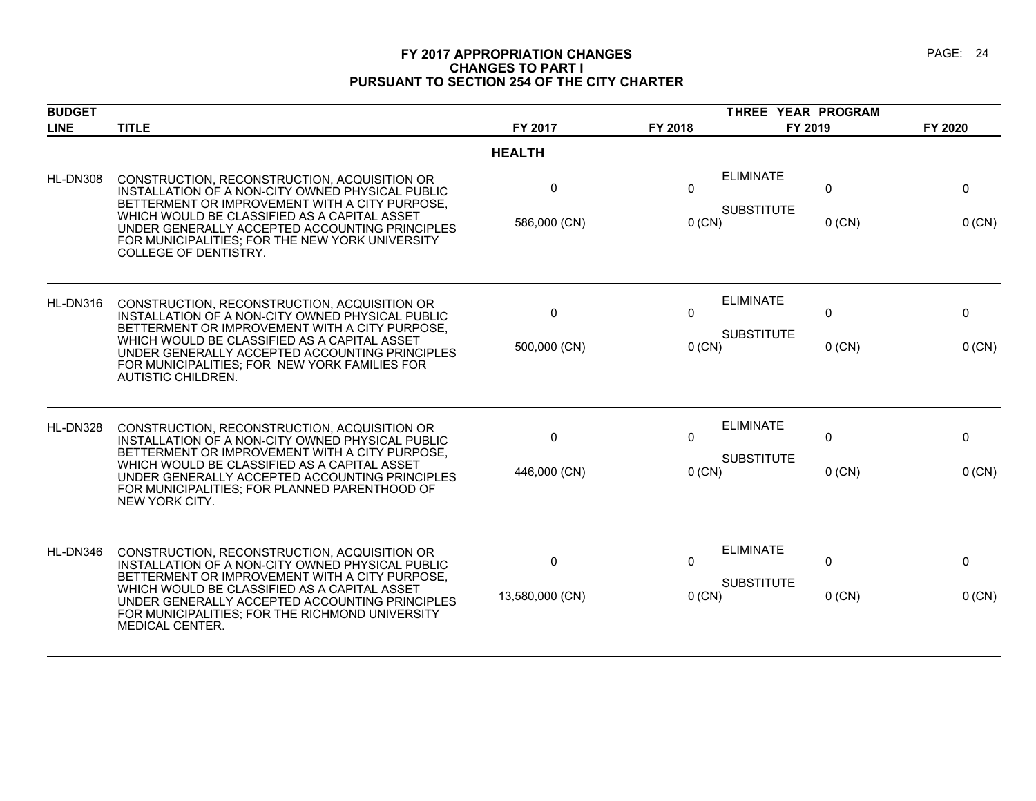# FY 2017 APPROPRIATION CHANGES
## CHANGES TO PART I
## PURSUANT TO SECTION 254 OF THE CITY CHARTER

| BUDGET LINE | TITLE | FY 2017 | THREE YEAR PROGRAM FY 2018 | | FY 2019 | FY 2020 |
|---|---|---|---|---|---|---|
| | | **HEALTH** | | | | |
| HL-DN308 | CONSTRUCTION, RECONSTRUCTION, ACQUISITION OR INSTALLATION OF A NON-CITY OWNED PHYSICAL PUBLIC BETTERMENT OR IMPROVEMENT WITH A CITY PURPOSE, WHICH WOULD BE CLASSIFIED AS A CAPITAL ASSET UNDER GENERALLY ACCEPTED ACCOUNTING PRINCIPLES FOR MUNICIPALITIES; FOR THE NEW YORK UNIVERSITY COLLEGE OF DENTISTRY. | 0 | 0 | ELIMINATE | 0 | 0 |
| | | 586,000 (CN) | 0 (CN) | SUBSTITUTE | 0 (CN) | 0 (CN) |
| HL-DN316 | CONSTRUCTION, RECONSTRUCTION, ACQUISITION OR INSTALLATION OF A NON-CITY OWNED PHYSICAL PUBLIC BETTERMENT OR IMPROVEMENT WITH A CITY PURPOSE, WHICH WOULD BE CLASSIFIED AS A CAPITAL ASSET UNDER GENERALLY ACCEPTED ACCOUNTING PRINCIPLES FOR MUNICIPALITIES; FOR NEW YORK FAMILIES FOR AUTISTIC CHILDREN. | 0 | 0 | ELIMINATE | 0 | 0 |
| | | 500,000 (CN) | 0 (CN) | SUBSTITUTE | 0 (CN) | 0 (CN) |
| HL-DN328 | CONSTRUCTION, RECONSTRUCTION, ACQUISITION OR INSTALLATION OF A NON-CITY OWNED PHYSICAL PUBLIC BETTERMENT OR IMPROVEMENT WITH A CITY PURPOSE, WHICH WOULD BE CLASSIFIED AS A CAPITAL ASSET UNDER GENERALLY ACCEPTED ACCOUNTING PRINCIPLES FOR MUNICIPALITIES; FOR PLANNED PARENTHOOD OF NEW YORK CITY. | 0 | 0 | ELIMINATE | 0 | 0 |
| | | 446,000 (CN) | 0 (CN) | SUBSTITUTE | 0 (CN) | 0 (CN) |
| HL-DN346 | CONSTRUCTION, RECONSTRUCTION, ACQUISITION OR INSTALLATION OF A NON-CITY OWNED PHYSICAL PUBLIC BETTERMENT OR IMPROVEMENT WITH A CITY PURPOSE, WHICH WOULD BE CLASSIFIED AS A CAPITAL ASSET UNDER GENERALLY ACCEPTED ACCOUNTING PRINCIPLES FOR MUNICIPALITIES; FOR THE RICHMOND UNIVERSITY MEDICAL CENTER. | 0 | 0 | ELIMINATE | 0 | 0 |
| | | 13,580,000 (CN) | 0 (CN) | SUBSTITUTE | 0 (CN) | 0 (CN) |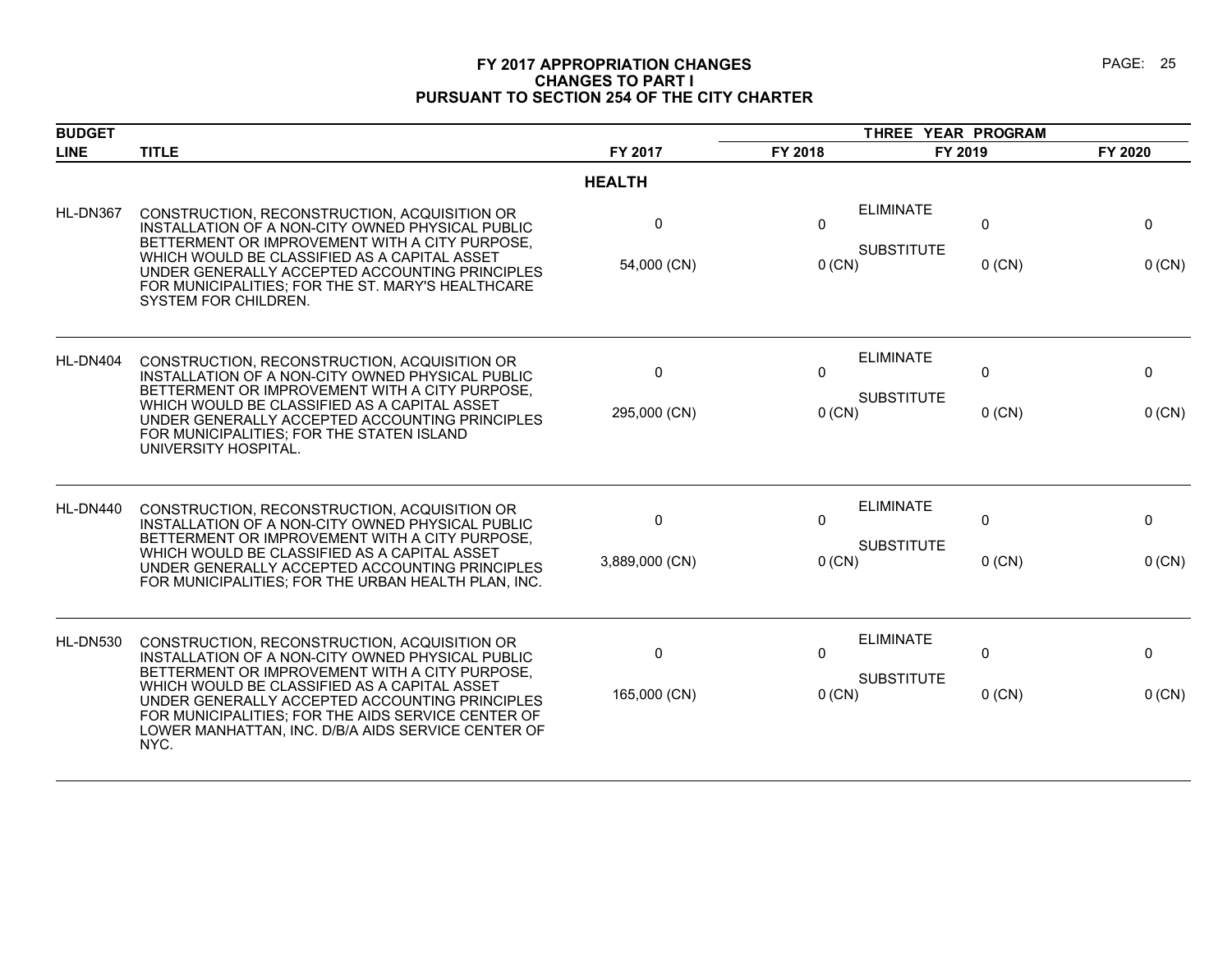# FY 2017 APPROPRIATION CHANGES
## CHANGES TO PART I
## PURSUANT TO SECTION 254 OF THE CITY CHARTER

| BUDGET LINE | TITLE | FY 2017 | FY 2018 | FY 2019 | FY 2020 |
|---|---|---|---|---|---|
| | | | THREE YEAR PROGRAM | | |
| | **HEALTH** | | | | |
| HL-DN367 | CONSTRUCTION, RECONSTRUCTION, ACQUISITION OR INSTALLATION OF A NON-CITY OWNED PHYSICAL PUBLIC BETTERMENT OR IMPROVEMENT WITH A CITY PURPOSE, WHICH WOULD BE CLASSIFIED AS A CAPITAL ASSET UNDER GENERALLY ACCEPTED ACCOUNTING PRINCIPLES FOR MUNICIPALITIES; FOR THE ST. MARY'S HEALTHCARE SYSTEM FOR CHILDREN. | ELIMINATE 0 | 0 | 0 | 0 |
| | | SUBSTITUTE 54,000 (CN) | 0 (CN) | 0 (CN) | 0 (CN) |
| HL-DN404 | CONSTRUCTION, RECONSTRUCTION, ACQUISITION OR INSTALLATION OF A NON-CITY OWNED PHYSICAL PUBLIC BETTERMENT OR IMPROVEMENT WITH A CITY PURPOSE, WHICH WOULD BE CLASSIFIED AS A CAPITAL ASSET UNDER GENERALLY ACCEPTED ACCOUNTING PRINCIPLES FOR MUNICIPALITIES; FOR THE STATEN ISLAND UNIVERSITY HOSPITAL. | ELIMINATE 0 | 0 | 0 | 0 |
| | | SUBSTITUTE 295,000 (CN) | 0 (CN) | 0 (CN) | 0 (CN) |
| HL-DN440 | CONSTRUCTION, RECONSTRUCTION, ACQUISITION OR INSTALLATION OF A NON-CITY OWNED PHYSICAL PUBLIC BETTERMENT OR IMPROVEMENT WITH A CITY PURPOSE, WHICH WOULD BE CLASSIFIED AS A CAPITAL ASSET UNDER GENERALLY ACCEPTED ACCOUNTING PRINCIPLES FOR MUNICIPALITIES; FOR THE URBAN HEALTH PLAN, INC. | ELIMINATE 0 | 0 | 0 | 0 |
| | | SUBSTITUTE 3,889,000 (CN) | 0 (CN) | 0 (CN) | 0 (CN) |
| HL-DN530 | CONSTRUCTION, RECONSTRUCTION, ACQUISITION OR INSTALLATION OF A NON-CITY OWNED PHYSICAL PUBLIC BETTERMENT OR IMPROVEMENT WITH A CITY PURPOSE, WHICH WOULD BE CLASSIFIED AS A CAPITAL ASSET UNDER GENERALLY ACCEPTED ACCOUNTING PRINCIPLES FOR MUNICIPALITIES; FOR THE AIDS SERVICE CENTER OF LOWER MANHATTAN, INC. D/B/A AIDS SERVICE CENTER OF NYC. | ELIMINATE 0 | 0 | 0 | 0 |
| | | SUBSTITUTE 165,000 (CN) | 0 (CN) | 0 (CN) | 0 (CN) |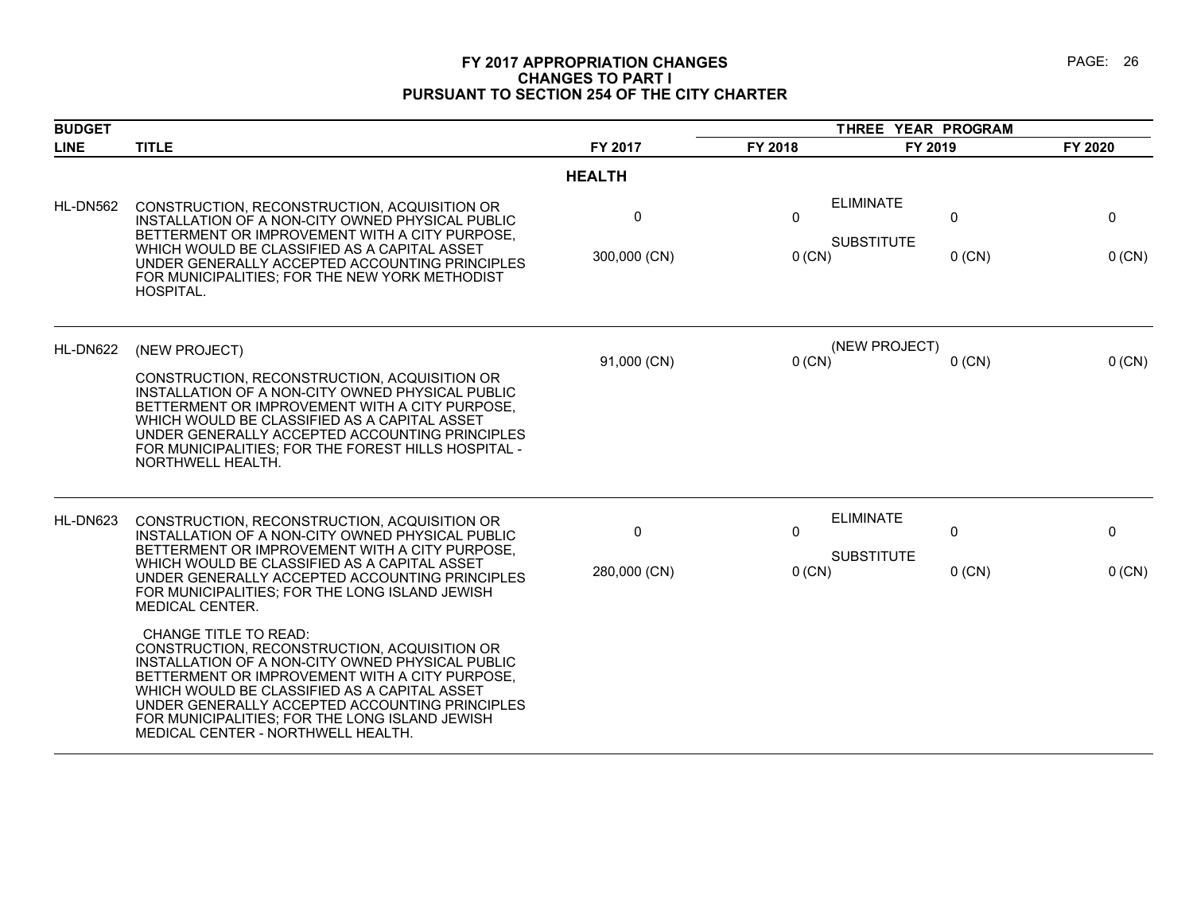# FY 2017 APPROPRIATION CHANGES
## CHANGES TO PART I
## PURSUANT TO SECTION 254 OF THE CITY CHARTER

| BUDGET LINE | TITLE | FY 2017 | THREE YEAR PROGRAM FY 2018 | | FY 2019 | FY 2020 |
|---|---|---|---|---|---|---|
| | | **HEALTH** | | | | |
| HL-DN562 | CONSTRUCTION, RECONSTRUCTION, ACQUISITION OR INSTALLATION OF A NON-CITY OWNED PHYSICAL PUBLIC BETTERMENT OR IMPROVEMENT WITH A CITY PURPOSE, WHICH WOULD BE CLASSIFIED AS A CAPITAL ASSET UNDER GENERALLY ACCEPTED ACCOUNTING PRINCIPLES FOR MUNICIPALITIES; FOR THE NEW YORK METHODIST HOSPITAL. | 0 | 0 | ELIMINATE | 0 | 0 |
| | | 300,000 (CN) | 0 (CN) | SUBSTITUTE | 0 (CN) | 0 (CN) |
| HL-DN622 | (NEW PROJECT) CONSTRUCTION, RECONSTRUCTION, ACQUISITION OR INSTALLATION OF A NON-CITY OWNED PHYSICAL PUBLIC BETTERMENT OR IMPROVEMENT WITH A CITY PURPOSE, WHICH WOULD BE CLASSIFIED AS A CAPITAL ASSET UNDER GENERALLY ACCEPTED ACCOUNTING PRINCIPLES FOR MUNICIPALITIES; FOR THE FOREST HILLS HOSPITAL - NORTHWELL HEALTH. | 91,000 (CN) | 0 (CN) | (NEW PROJECT) | 0 (CN) | 0 (CN) |
| HL-DN623 | CONSTRUCTION, RECONSTRUCTION, ACQUISITION OR INSTALLATION OF A NON-CITY OWNED PHYSICAL PUBLIC BETTERMENT OR IMPROVEMENT WITH A CITY PURPOSE, WHICH WOULD BE CLASSIFIED AS A CAPITAL ASSET UNDER GENERALLY ACCEPTED ACCOUNTING PRINCIPLES FOR MUNICIPALITIES; FOR THE LONG ISLAND JEWISH MEDICAL CENTER. | 0 | 0 | ELIMINATE | 0 | 0 |
| | | 280,000 (CN) | 0 (CN) | SUBSTITUTE | 0 (CN) | 0 (CN) |
| | CHANGE TITLE TO READ: CONSTRUCTION, RECONSTRUCTION, ACQUISITION OR INSTALLATION OF A NON-CITY OWNED PHYSICAL PUBLIC BETTERMENT OR IMPROVEMENT WITH A CITY PURPOSE, WHICH WOULD BE CLASSIFIED AS A CAPITAL ASSET UNDER GENERALLY ACCEPTED ACCOUNTING PRINCIPLES FOR MUNICIPALITIES; FOR THE LONG ISLAND JEWISH MEDICAL CENTER - NORTHWELL HEALTH. | | | | | |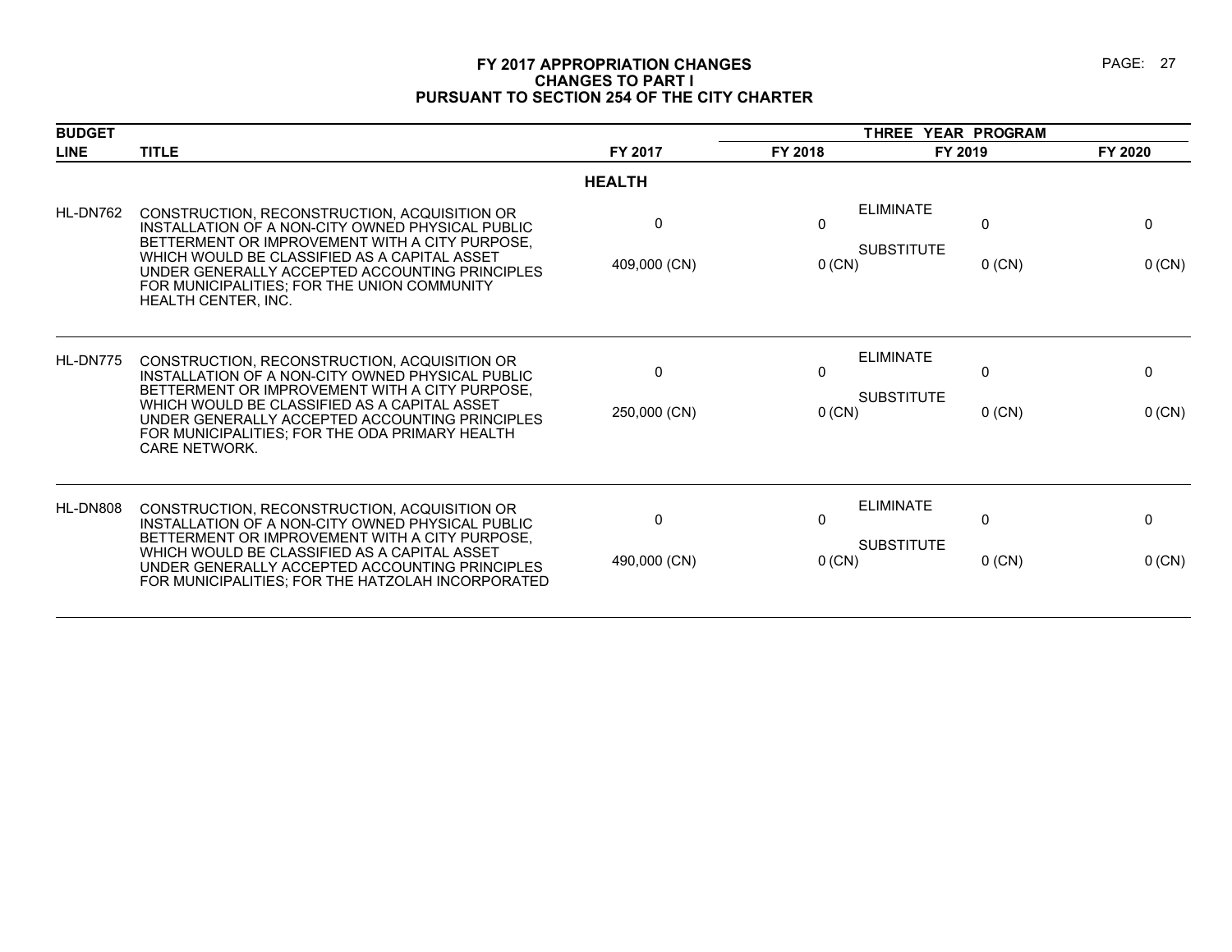# FY 2017 APPROPRIATION CHANGES
## CHANGES TO PART I
## PURSUANT TO SECTION 254 OF THE CITY CHARTER

| BUDGET LINE | TITLE | FY 2017 | THREE YEAR PROGRAM FY 2018 | FY 2019 | FY 2020 |
|---|---|---|---|---|---|
| | | **HEALTH** | | | |
| HL-DN762 | CONSTRUCTION, RECONSTRUCTION, ACQUISITION OR INSTALLATION OF A NON-CITY OWNED PHYSICAL PUBLIC BETTERMENT OR IMPROVEMENT WITH A CITY PURPOSE, WHICH WOULD BE CLASSIFIED AS A CAPITAL ASSET UNDER GENERALLY ACCEPTED ACCOUNTING PRINCIPLES FOR MUNICIPALITIES; FOR THE UNION COMMUNITY HEALTH CENTER, INC. | ELIMINATE<br>0<br>SUBSTITUTE<br>409,000 (CN) | 0<br><br>0 (CN) | 0<br><br>0 (CN) | 0<br><br>0 (CN) |
| HL-DN775 | CONSTRUCTION, RECONSTRUCTION, ACQUISITION OR INSTALLATION OF A NON-CITY OWNED PHYSICAL PUBLIC BETTERMENT OR IMPROVEMENT WITH A CITY PURPOSE, WHICH WOULD BE CLASSIFIED AS A CAPITAL ASSET UNDER GENERALLY ACCEPTED ACCOUNTING PRINCIPLES FOR MUNICIPALITIES; FOR THE ODA PRIMARY HEALTH CARE NETWORK. | ELIMINATE<br>0<br>SUBSTITUTE<br>250,000 (CN) | 0<br><br>0 (CN) | 0<br><br>0 (CN) | 0<br><br>0 (CN) |
| HL-DN808 | CONSTRUCTION, RECONSTRUCTION, ACQUISITION OR INSTALLATION OF A NON-CITY OWNED PHYSICAL PUBLIC BETTERMENT OR IMPROVEMENT WITH A CITY PURPOSE, WHICH WOULD BE CLASSIFIED AS A CAPITAL ASSET UNDER GENERALLY ACCEPTED ACCOUNTING PRINCIPLES FOR MUNICIPALITIES; FOR THE HATZOLAH INCORPORATED | ELIMINATE<br>0<br>SUBSTITUTE<br>490,000 (CN) | 0<br><br>0 (CN) | 0<br><br>0 (CN) | 0<br><br>0 (CN) |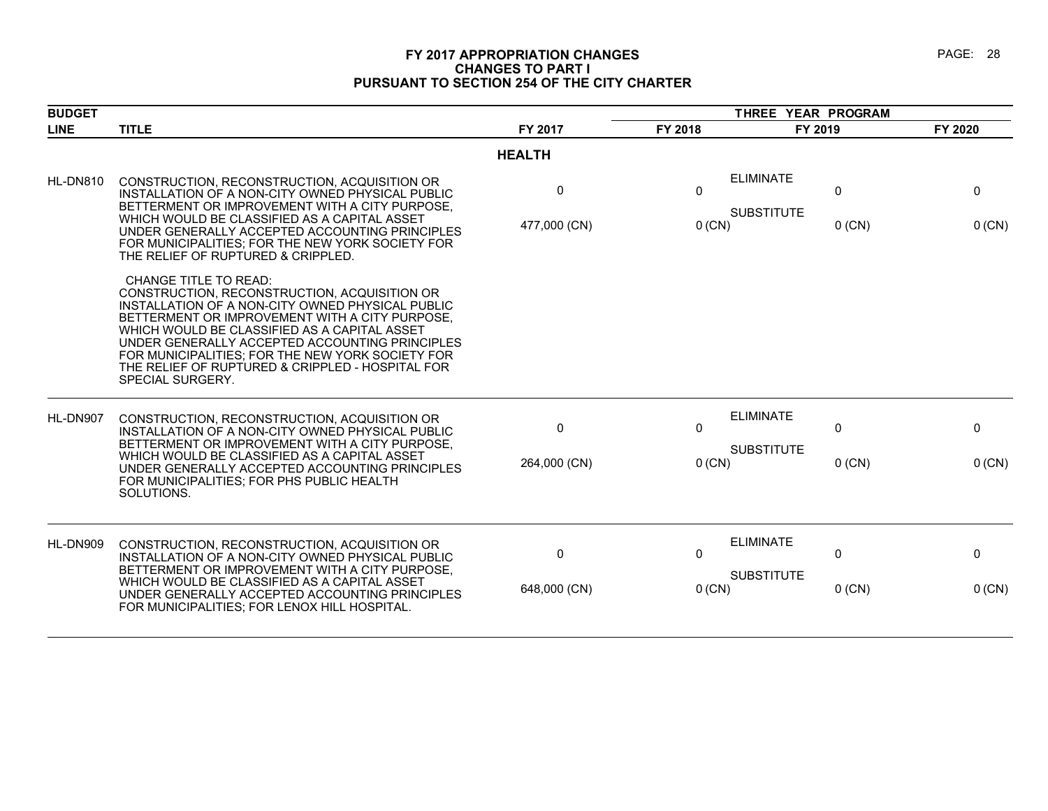# FY 2017 APPROPRIATION CHANGES
## CHANGES TO PART I
## PURSUANT TO SECTION 254 OF THE CITY CHARTER

| BUDGET LINE | TITLE | FY 2017 | THREE YEAR PROGRAM FY 2018 | FY 2019 | FY 2020 |
|---|---|---|---|---|---|
| | | **HEALTH** | | | |
| HL-DN810 | CONSTRUCTION, RECONSTRUCTION, ACQUISITION OR INSTALLATION OF A NON-CITY OWNED PHYSICAL PUBLIC BETTERMENT OR IMPROVEMENT WITH A CITY PURPOSE, WHICH WOULD BE CLASSIFIED AS A CAPITAL ASSET UNDER GENERALLY ACCEPTED ACCOUNTING PRINCIPLES FOR MUNICIPALITIES; FOR THE NEW YORK SOCIETY FOR THE RELIEF OF RUPTURED & CRIPPLED. | ELIMINATE<br>0 | 0 | 0 | 0 |
| | | SUBSTITUTE<br>477,000 (CN) | 0 (CN) | 0 (CN) | 0 (CN) |
| | CHANGE TITLE TO READ:<br>CONSTRUCTION, RECONSTRUCTION, ACQUISITION OR INSTALLATION OF A NON-CITY OWNED PHYSICAL PUBLIC BETTERMENT OR IMPROVEMENT WITH A CITY PURPOSE, WHICH WOULD BE CLASSIFIED AS A CAPITAL ASSET UNDER GENERALLY ACCEPTED ACCOUNTING PRINCIPLES FOR MUNICIPALITIES; FOR THE NEW YORK SOCIETY FOR THE RELIEF OF RUPTURED & CRIPPLED - HOSPITAL FOR SPECIAL SURGERY. | | | | |
| HL-DN907 | CONSTRUCTION, RECONSTRUCTION, ACQUISITION OR INSTALLATION OF A NON-CITY OWNED PHYSICAL PUBLIC BETTERMENT OR IMPROVEMENT WITH A CITY PURPOSE, WHICH WOULD BE CLASSIFIED AS A CAPITAL ASSET UNDER GENERALLY ACCEPTED ACCOUNTING PRINCIPLES FOR MUNICIPALITIES; FOR PHS PUBLIC HEALTH SOLUTIONS. | ELIMINATE<br>0 | 0 | 0 | 0 |
| | | SUBSTITUTE<br>264,000 (CN) | 0 (CN) | 0 (CN) | 0 (CN) |
| HL-DN909 | CONSTRUCTION, RECONSTRUCTION, ACQUISITION OR INSTALLATION OF A NON-CITY OWNED PHYSICAL PUBLIC BETTERMENT OR IMPROVEMENT WITH A CITY PURPOSE, WHICH WOULD BE CLASSIFIED AS A CAPITAL ASSET UNDER GENERALLY ACCEPTED ACCOUNTING PRINCIPLES FOR MUNICIPALITIES; FOR LENOX HILL HOSPITAL. | ELIMINATE<br>0 | 0 | 0 | 0 |
| | | SUBSTITUTE<br>648,000 (CN) | 0 (CN) | 0 (CN) | 0 (CN) |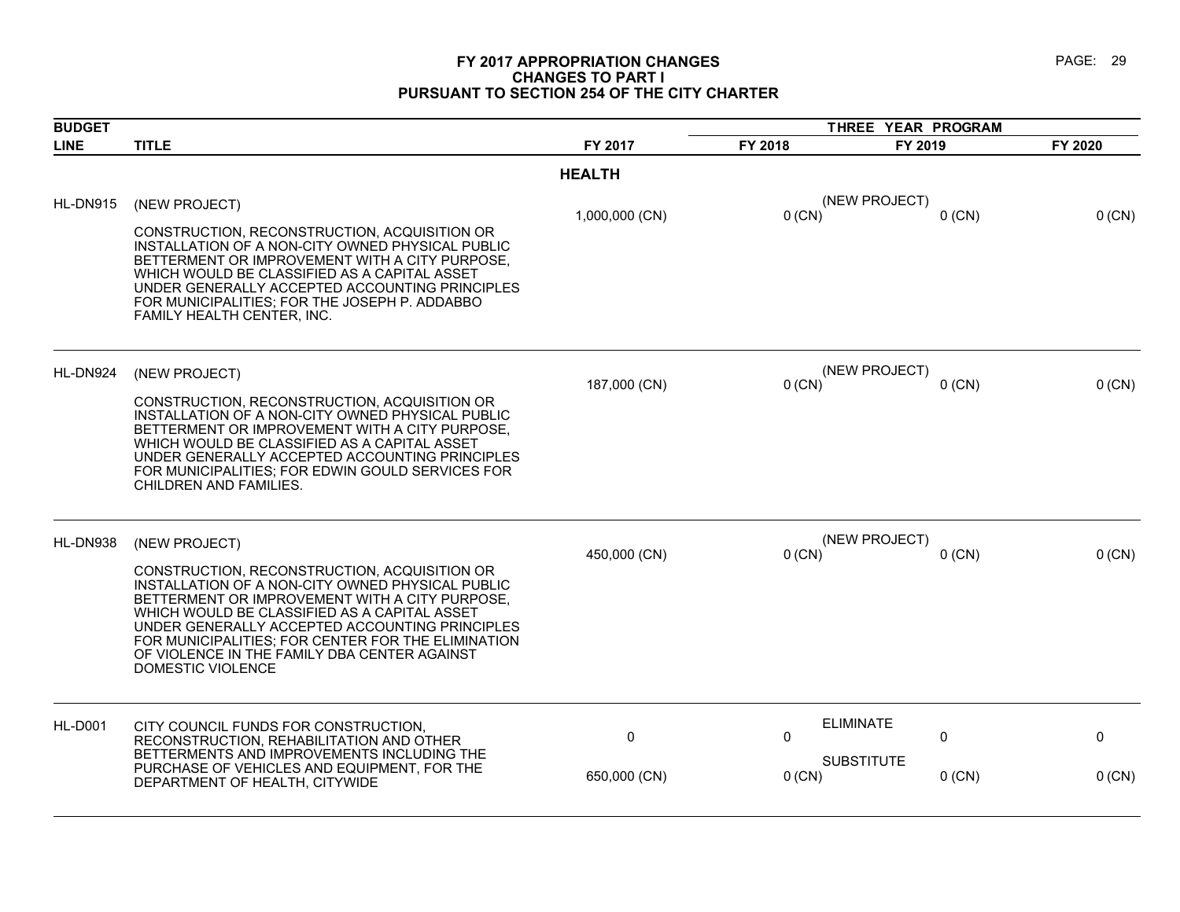# FY 2017 APPROPRIATION CHANGES
## CHANGES TO PART I
## PURSUANT TO SECTION 254 OF THE CITY CHARTER

| BUDGET LINE | TITLE | FY 2017 | THREE YEAR PROGRAM FY 2018 | FY 2019 | FY 2020 |
|---|---|---|---|---|---|
| | | **HEALTH** | | | |
| HL-DN915 | (NEW PROJECT) CONSTRUCTION, RECONSTRUCTION, ACQUISITION OR INSTALLATION OF A NON-CITY OWNED PHYSICAL PUBLIC BETTERMENT OR IMPROVEMENT WITH A CITY PURPOSE, WHICH WOULD BE CLASSIFIED AS A CAPITAL ASSET UNDER GENERALLY ACCEPTED ACCOUNTING PRINCIPLES FOR MUNICIPALITIES; FOR THE JOSEPH P. ADDABBO FAMILY HEALTH CENTER, INC. | 1,000,000 (CN) | (NEW PROJECT) 0 (CN) | 0 (CN) | 0 (CN) |
| HL-DN924 | (NEW PROJECT) CONSTRUCTION, RECONSTRUCTION, ACQUISITION OR INSTALLATION OF A NON-CITY OWNED PHYSICAL PUBLIC BETTERMENT OR IMPROVEMENT WITH A CITY PURPOSE, WHICH WOULD BE CLASSIFIED AS A CAPITAL ASSET UNDER GENERALLY ACCEPTED ACCOUNTING PRINCIPLES FOR MUNICIPALITIES; FOR EDWIN GOULD SERVICES FOR CHILDREN AND FAMILIES. | 187,000 (CN) | (NEW PROJECT) 0 (CN) | 0 (CN) | 0 (CN) |
| HL-DN938 | (NEW PROJECT) CONSTRUCTION, RECONSTRUCTION, ACQUISITION OR INSTALLATION OF A NON-CITY OWNED PHYSICAL PUBLIC BETTERMENT OR IMPROVEMENT WITH A CITY PURPOSE, WHICH WOULD BE CLASSIFIED AS A CAPITAL ASSET UNDER GENERALLY ACCEPTED ACCOUNTING PRINCIPLES FOR MUNICIPALITIES; FOR CENTER FOR THE ELIMINATION OF VIOLENCE IN THE FAMILY DBA CENTER AGAINST DOMESTIC VIOLENCE | 450,000 (CN) | (NEW PROJECT) 0 (CN) | 0 (CN) | 0 (CN) |
| HL-D001 | CITY COUNCIL FUNDS FOR CONSTRUCTION, RECONSTRUCTION, REHABILITATION AND OTHER BETTERMENTS AND IMPROVEMENTS INCLUDING THE PURCHASE OF VEHICLES AND EQUIPMENT, FOR THE DEPARTMENT OF HEALTH, CITYWIDE | ELIMINATE 0 | 0 | 0 | 0 |
| | | SUBSTITUTE 650,000 (CN) | 0 (CN) | 0 (CN) | 0 (CN) |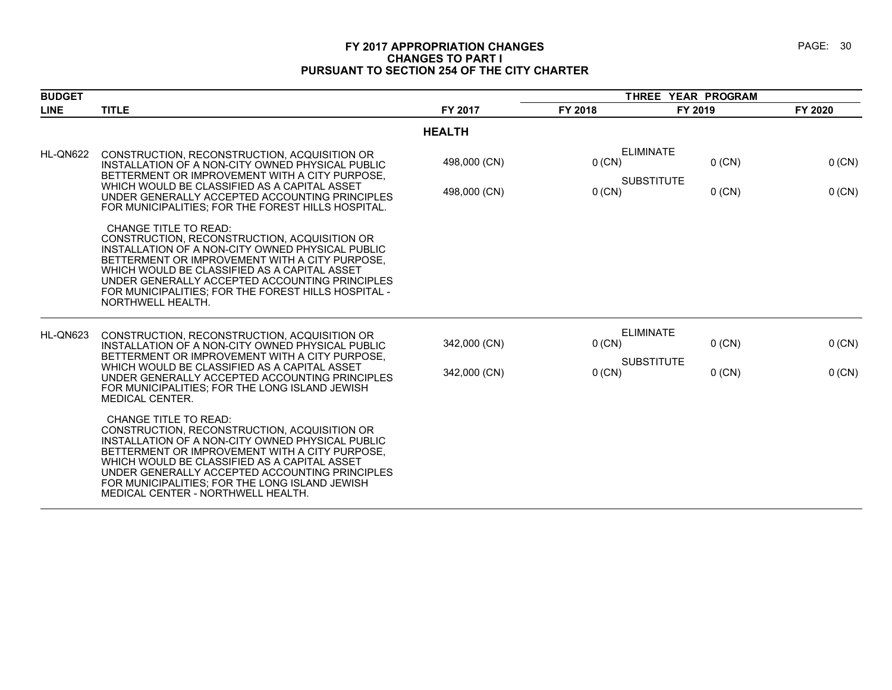# FY 2017 APPROPRIATION CHANGES
## CHANGES TO PART I
## PURSUANT TO SECTION 254 OF THE CITY CHARTER

| BUDGET LINE | TITLE | FY 2017 | THREE YEAR PROGRAM FY 2018 | FY 2019 | FY 2020 |
|---|---|---|---|---|---|
| | **HEALTH** | | | | |
| HL-QN622 | CONSTRUCTION, RECONSTRUCTION, ACQUISITION OR INSTALLATION OF A NON-CITY OWNED PHYSICAL PUBLIC BETTERMENT OR IMPROVEMENT WITH A CITY PURPOSE, WHICH WOULD BE CLASSIFIED AS A CAPITAL ASSET UNDER GENERALLY ACCEPTED ACCOUNTING PRINCIPLES FOR MUNICIPALITIES; FOR THE FOREST HILLS HOSPITAL. | ELIMINATE 498,000 (CN) | 0 (CN) | 0 (CN) | 0 (CN) |
| | | SUBSTITUTE 498,000 (CN) | 0 (CN) | 0 (CN) | 0 (CN) |
| | CHANGE TITLE TO READ: CONSTRUCTION, RECONSTRUCTION, ACQUISITION OR INSTALLATION OF A NON-CITY OWNED PHYSICAL PUBLIC BETTERMENT OR IMPROVEMENT WITH A CITY PURPOSE, WHICH WOULD BE CLASSIFIED AS A CAPITAL ASSET UNDER GENERALLY ACCEPTED ACCOUNTING PRINCIPLES FOR MUNICIPALITIES; FOR THE FOREST HILLS HOSPITAL - NORTHWELL HEALTH. | | | | |
| HL-QN623 | CONSTRUCTION, RECONSTRUCTION, ACQUISITION OR INSTALLATION OF A NON-CITY OWNED PHYSICAL PUBLIC BETTERMENT OR IMPROVEMENT WITH A CITY PURPOSE, WHICH WOULD BE CLASSIFIED AS A CAPITAL ASSET UNDER GENERALLY ACCEPTED ACCOUNTING PRINCIPLES FOR MUNICIPALITIES; FOR THE LONG ISLAND JEWISH MEDICAL CENTER. | ELIMINATE 342,000 (CN) | 0 (CN) | 0 (CN) | 0 (CN) |
| | | SUBSTITUTE 342,000 (CN) | 0 (CN) | 0 (CN) | 0 (CN) |
| | CHANGE TITLE TO READ: CONSTRUCTION, RECONSTRUCTION, ACQUISITION OR INSTALLATION OF A NON-CITY OWNED PHYSICAL PUBLIC BETTERMENT OR IMPROVEMENT WITH A CITY PURPOSE, WHICH WOULD BE CLASSIFIED AS A CAPITAL ASSET UNDER GENERALLY ACCEPTED ACCOUNTING PRINCIPLES FOR MUNICIPALITIES; FOR THE LONG ISLAND JEWISH MEDICAL CENTER - NORTHWELL HEALTH. | | | | |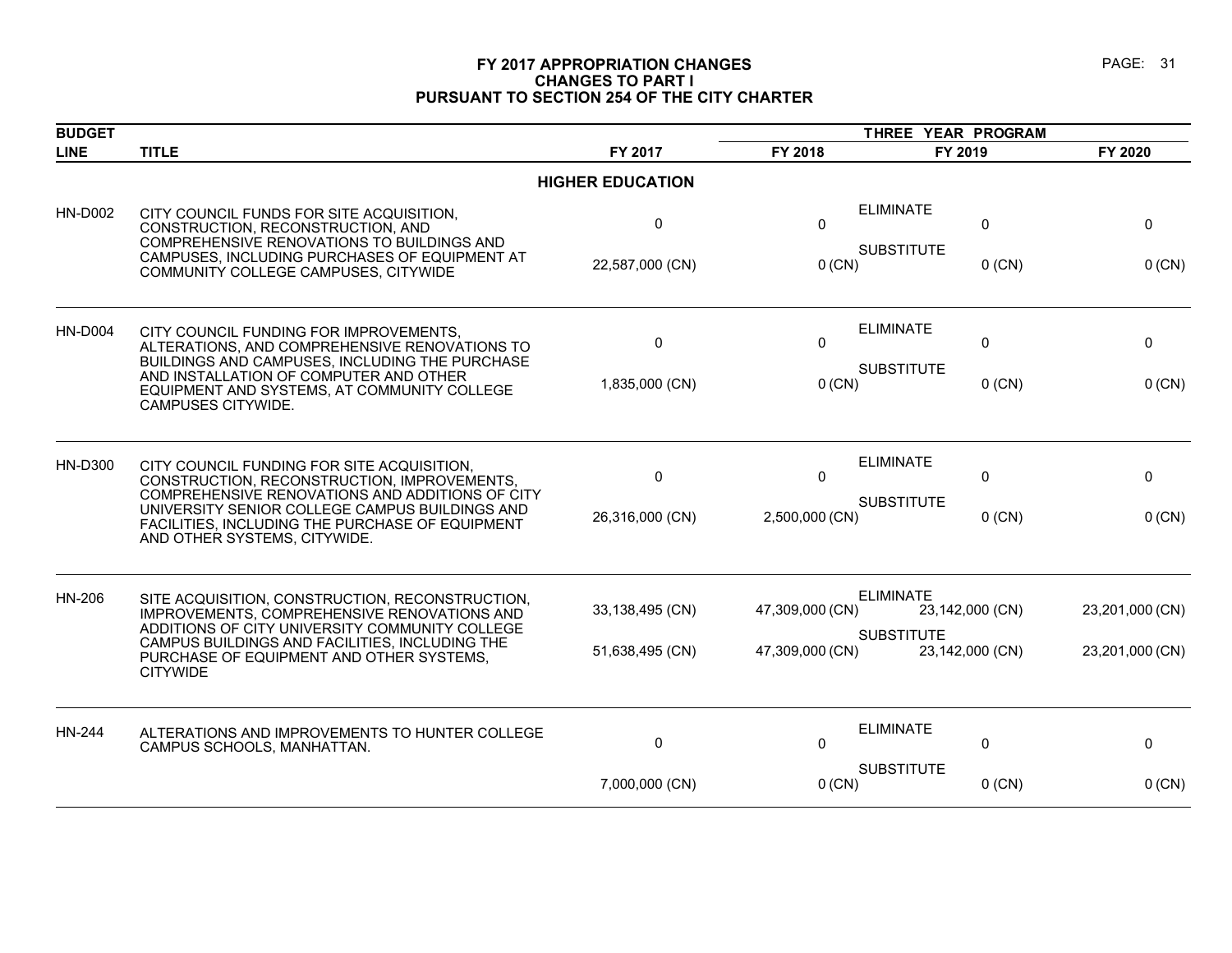# FY 2017 APPROPRIATION CHANGES
## CHANGES TO PART I
## PURSUANT TO SECTION 254 OF THE CITY CHARTER

| BUDGET LINE | TITLE | | FY 2017 | FY 2018 | FY 2019 | FY 2020 |
|---|---|---|---|---|---|---|
| | | | | THREE YEAR PROGRAM | | |
| | | | **HIGHER EDUCATION** | | | |
| HN-D002 | CITY COUNCIL FUNDS FOR SITE ACQUISITION, CONSTRUCTION, RECONSTRUCTION, AND COMPREHENSIVE RENOVATIONS TO BUILDINGS AND CAMPUSES, INCLUDING PURCHASES OF EQUIPMENT AT COMMUNITY COLLEGE CAMPUSES, CITYWIDE | ELIMINATE | 0 | 0 | 0 | 0 |
| | | SUBSTITUTE | 22,587,000 (CN) | 0 (CN) | 0 (CN) | 0 (CN) |
| HN-D004 | CITY COUNCIL FUNDING FOR IMPROVEMENTS, ALTERATIONS, AND COMPREHENSIVE RENOVATIONS TO BUILDINGS AND CAMPUSES, INCLUDING THE PURCHASE AND INSTALLATION OF COMPUTER AND OTHER EQUIPMENT AND SYSTEMS, AT COMMUNITY COLLEGE CAMPUSES CITYWIDE. | ELIMINATE | 0 | 0 | 0 | 0 |
| | | SUBSTITUTE | 1,835,000 (CN) | 0 (CN) | 0 (CN) | 0 (CN) |
| HN-D300 | CITY COUNCIL FUNDING FOR SITE ACQUISITION, CONSTRUCTION, RECONSTRUCTION, IMPROVEMENTS, COMPREHENSIVE RENOVATIONS AND ADDITIONS OF CITY UNIVERSITY SENIOR COLLEGE CAMPUS BUILDINGS AND FACILITIES, INCLUDING THE PURCHASE OF EQUIPMENT AND OTHER SYSTEMS, CITYWIDE. | ELIMINATE | 0 | 0 | 0 | 0 |
| | | SUBSTITUTE | 26,316,000 (CN) | 2,500,000 (CN) | 0 (CN) | 0 (CN) |
| HN-206 | SITE ACQUISITION, CONSTRUCTION, RECONSTRUCTION, IMPROVEMENTS, COMPREHENSIVE RENOVATIONS AND ADDITIONS OF CITY UNIVERSITY COMMUNITY COLLEGE CAMPUS BUILDINGS AND FACILITIES, INCLUDING THE PURCHASE OF EQUIPMENT AND OTHER SYSTEMS, CITYWIDE | ELIMINATE | 33,138,495 (CN) | 47,309,000 (CN) | 23,142,000 (CN) | 23,201,000 (CN) |
| | | SUBSTITUTE | 51,638,495 (CN) | 47,309,000 (CN) | 23,142,000 (CN) | 23,201,000 (CN) |
| HN-244 | ALTERATIONS AND IMPROVEMENTS TO HUNTER COLLEGE CAMPUS SCHOOLS, MANHATTAN. | ELIMINATE | 0 | 0 | 0 | 0 |
| | | SUBSTITUTE | 7,000,000 (CN) | 0 (CN) | 0 (CN) | 0 (CN) |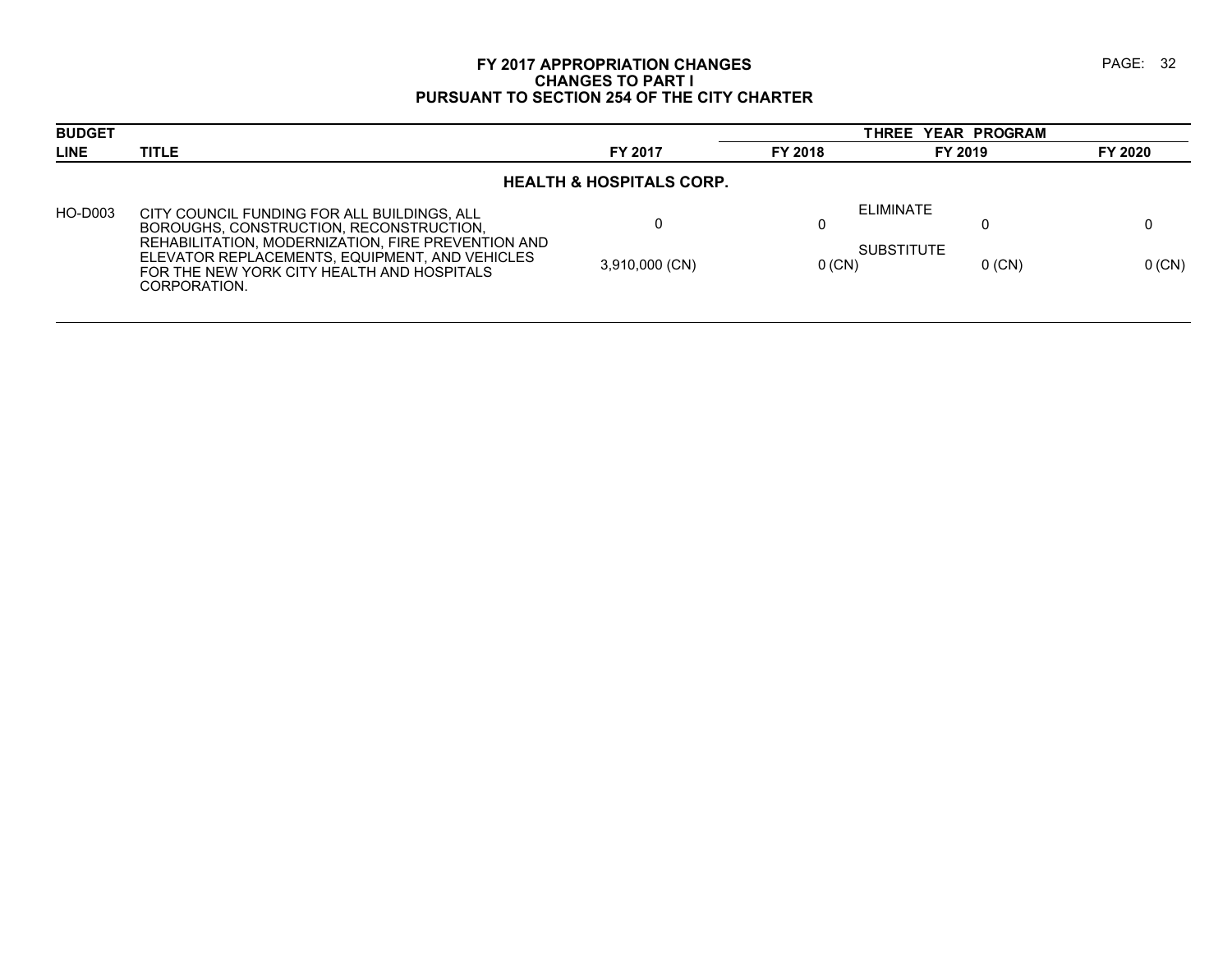# FY 2017 APPROPRIATION CHANGES
## CHANGES TO PART I
## PURSUANT TO SECTION 254 OF THE CITY CHARTER

| BUDGET LINE | TITLE | FY 2017 | THREE YEAR PROGRAM FY 2018 | FY 2019 | FY 2020 |
|---|---|---|---|---|---|
| | **HEALTH & HOSPITALS CORP.** | | | | |
| HO-D003 | CITY COUNCIL FUNDING FOR ALL BUILDINGS, ALL BOROUGHS, CONSTRUCTION, RECONSTRUCTION, REHABILITATION, MODERNIZATION, FIRE PREVENTION AND ELEVATOR REPLACEMENTS, EQUIPMENT, AND VEHICLES FOR THE NEW YORK CITY HEALTH AND HOSPITALS CORPORATION. | | | | |
| | ELIMINATE | 0 | 0 | 0 | 0 |
| | SUBSTITUTE | 3,910,000 (CN) | 0 (CN) | 0 (CN) | 0 (CN) |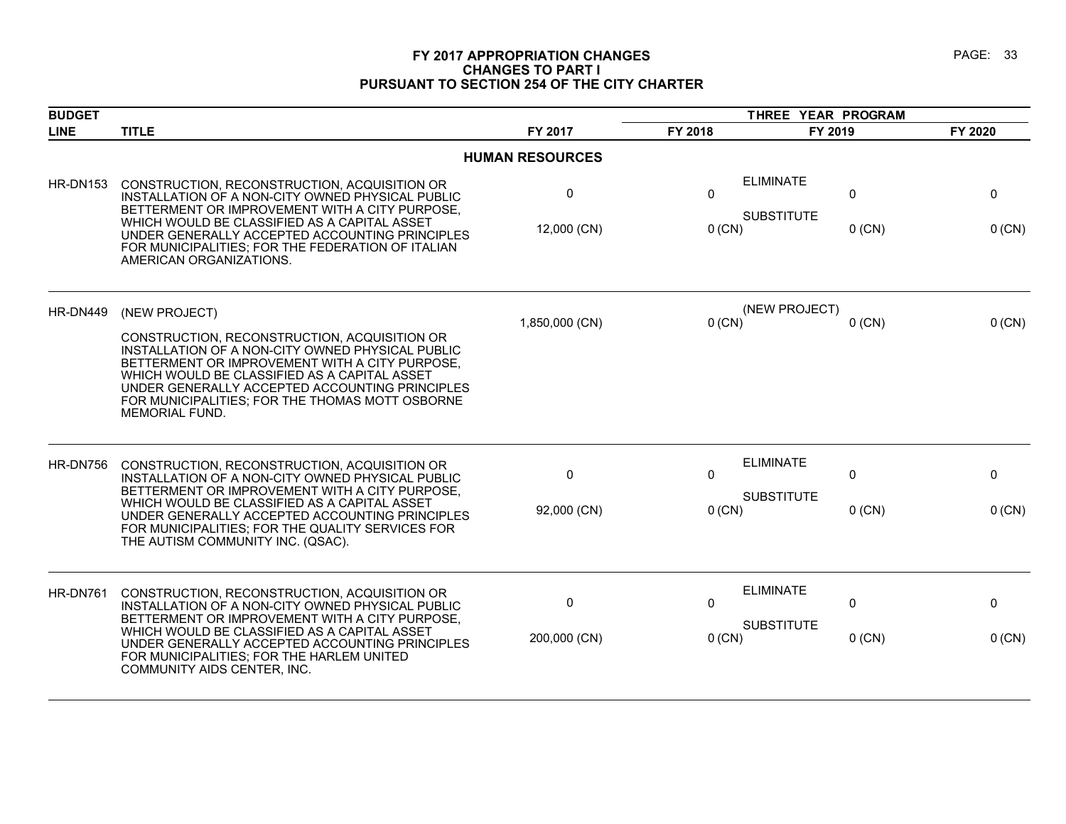# FY 2017 APPROPRIATION CHANGES
## CHANGES TO PART I
## PURSUANT TO SECTION 254 OF THE CITY CHARTER

| BUDGET LINE | TITLE | FY 2017 | THREE YEAR PROGRAM FY 2018 | FY 2019 | FY 2020 |
|---|---|---|---|---|---|
| | **HUMAN RESOURCES** | | | | |
| HR-DN153 | CONSTRUCTION, RECONSTRUCTION, ACQUISITION OR INSTALLATION OF A NON-CITY OWNED PHYSICAL PUBLIC BETTERMENT OR IMPROVEMENT WITH A CITY PURPOSE, WHICH WOULD BE CLASSIFIED AS A CAPITAL ASSET UNDER GENERALLY ACCEPTED ACCOUNTING PRINCIPLES FOR MUNICIPALITIES; FOR THE FEDERATION OF ITALIAN AMERICAN ORGANIZATIONS. | ELIMINATE<br>0<br>SUBSTITUTE<br>12,000 (CN) | 0<br><br>0 (CN) | 0<br><br>0 (CN) | 0<br><br>0 (CN) |
| HR-DN449 | (NEW PROJECT)<br><br>CONSTRUCTION, RECONSTRUCTION, ACQUISITION OR INSTALLATION OF A NON-CITY OWNED PHYSICAL PUBLIC BETTERMENT OR IMPROVEMENT WITH A CITY PURPOSE, WHICH WOULD BE CLASSIFIED AS A CAPITAL ASSET UNDER GENERALLY ACCEPTED ACCOUNTING PRINCIPLES FOR MUNICIPALITIES; FOR THE THOMAS MOTT OSBORNE MEMORIAL FUND. | (NEW PROJECT)<br>1,850,000 (CN) | 0 (CN) | 0 (CN) | 0 (CN) |
| HR-DN756 | CONSTRUCTION, RECONSTRUCTION, ACQUISITION OR INSTALLATION OF A NON-CITY OWNED PHYSICAL PUBLIC BETTERMENT OR IMPROVEMENT WITH A CITY PURPOSE, WHICH WOULD BE CLASSIFIED AS A CAPITAL ASSET UNDER GENERALLY ACCEPTED ACCOUNTING PRINCIPLES FOR MUNICIPALITIES; FOR THE QUALITY SERVICES FOR THE AUTISM COMMUNITY INC. (QSAC). | ELIMINATE<br>0<br>SUBSTITUTE<br>92,000 (CN) | 0<br><br>0 (CN) | 0<br><br>0 (CN) | 0<br><br>0 (CN) |
| HR-DN761 | CONSTRUCTION, RECONSTRUCTION, ACQUISITION OR INSTALLATION OF A NON-CITY OWNED PHYSICAL PUBLIC BETTERMENT OR IMPROVEMENT WITH A CITY PURPOSE, WHICH WOULD BE CLASSIFIED AS A CAPITAL ASSET UNDER GENERALLY ACCEPTED ACCOUNTING PRINCIPLES FOR MUNICIPALITIES; FOR THE HARLEM UNITED COMMUNITY AIDS CENTER, INC. | ELIMINATE<br>0<br>SUBSTITUTE<br>200,000 (CN) | 0<br><br>0 (CN) | 0<br><br>0 (CN) | 0<br><br>0 (CN) |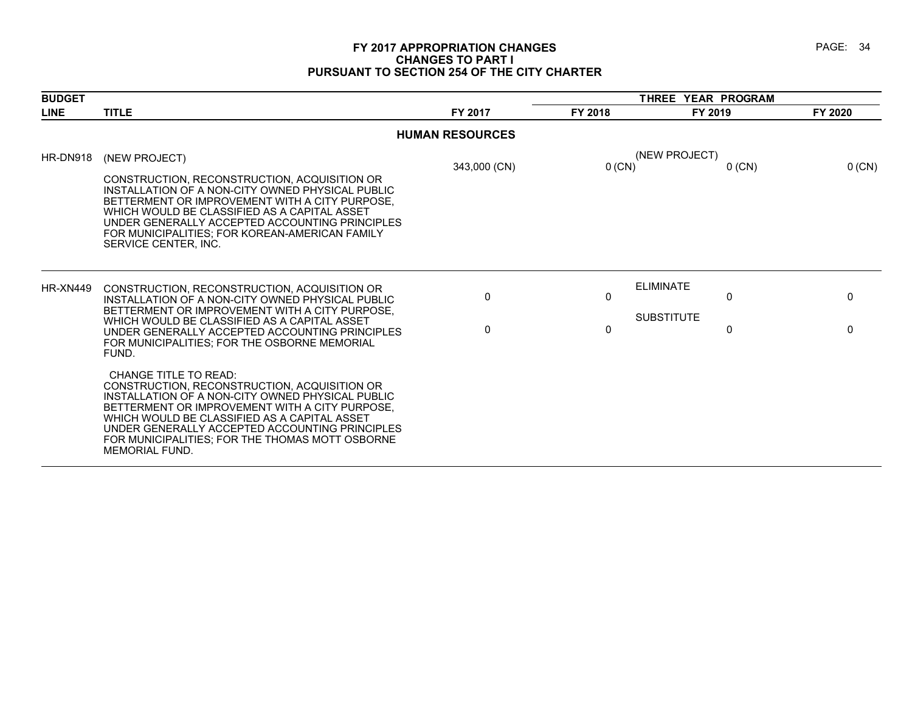# FY 2017 APPROPRIATION CHANGES
## CHANGES TO PART I
## PURSUANT TO SECTION 254 OF THE CITY CHARTER

| BUDGET LINE | TITLE | FY 2017 | THREE YEAR PROGRAM FY 2018 | FY 2019 | FY 2020 |
|---|---|---|---|---|---|
| | **HUMAN RESOURCES** | | | | |
| HR-DN918 | (NEW PROJECT)<br><br>CONSTRUCTION, RECONSTRUCTION, ACQUISITION OR INSTALLATION OF A NON-CITY OWNED PHYSICAL PUBLIC BETTERMENT OR IMPROVEMENT WITH A CITY PURPOSE, WHICH WOULD BE CLASSIFIED AS A CAPITAL ASSET UNDER GENERALLY ACCEPTED ACCOUNTING PRINCIPLES FOR MUNICIPALITIES; FOR KOREAN-AMERICAN FAMILY SERVICE CENTER, INC. | (NEW PROJECT)<br>343,000 (CN) | 0 (CN) | 0 (CN) | 0 (CN) |
| HR-XN449 | CONSTRUCTION, RECONSTRUCTION, ACQUISITION OR INSTALLATION OF A NON-CITY OWNED PHYSICAL PUBLIC BETTERMENT OR IMPROVEMENT WITH A CITY PURPOSE, WHICH WOULD BE CLASSIFIED AS A CAPITAL ASSET UNDER GENERALLY ACCEPTED ACCOUNTING PRINCIPLES FOR MUNICIPALITIES; FOR THE OSBORNE MEMORIAL FUND.<br><br>CHANGE TITLE TO READ:<br>CONSTRUCTION, RECONSTRUCTION, ACQUISITION OR INSTALLATION OF A NON-CITY OWNED PHYSICAL PUBLIC BETTERMENT OR IMPROVEMENT WITH A CITY PURPOSE, WHICH WOULD BE CLASSIFIED AS A CAPITAL ASSET UNDER GENERALLY ACCEPTED ACCOUNTING PRINCIPLES FOR MUNICIPALITIES; FOR THE THOMAS MOTT OSBORNE MEMORIAL FUND. | ELIMINATE<br>0<br>SUBSTITUTE<br>0 | 0<br><br>0 | 0<br><br>0 | 0<br><br>0 |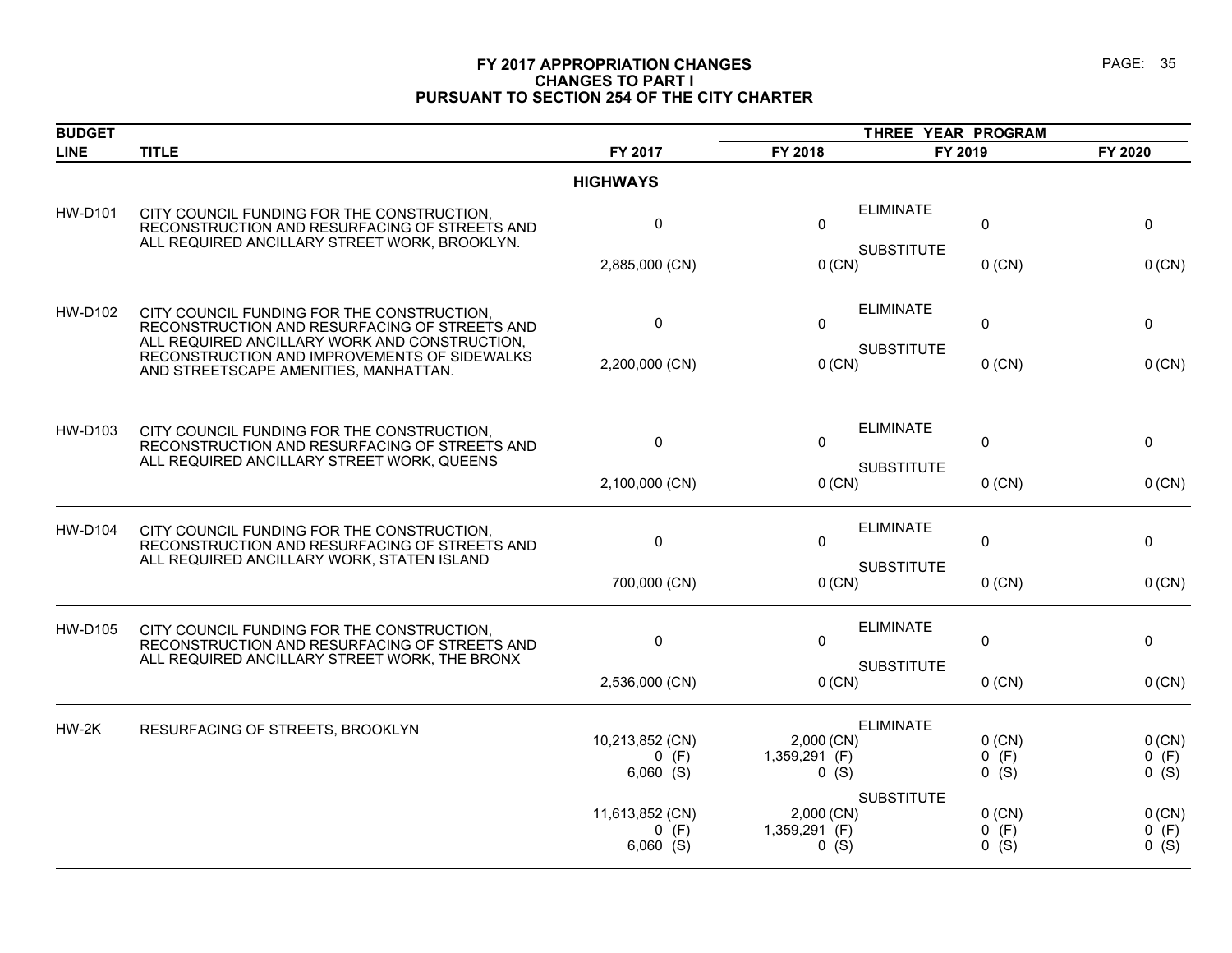# FY 2017 APPROPRIATION CHANGES
## CHANGES TO PART I
## PURSUANT TO SECTION 254 OF THE CITY CHARTER

| BUDGET LINE | TITLE | FY 2017 | THREE YEAR PROGRAM FY 2018 | FY 2019 | FY 2020 |
|---|---|---|---|---|---|
| | | **HIGHWAYS** | | | |
| HW-D101 | CITY COUNCIL FUNDING FOR THE CONSTRUCTION, RECONSTRUCTION AND RESURFACING OF STREETS AND ALL REQUIRED ANCILLARY STREET WORK, BROOKLYN. | | ELIMINATE | | |
| | | 0 | 0 | 0 | 0 |
| | | | SUBSTITUTE | | |
| | | 2,885,000 (CN) | 0 (CN) | 0 (CN) | 0 (CN) |
| HW-D102 | CITY COUNCIL FUNDING FOR THE CONSTRUCTION, RECONSTRUCTION AND RESURFACING OF STREETS AND ALL REQUIRED ANCILLARY WORK AND CONSTRUCTION, RECONSTRUCTION AND IMPROVEMENTS OF SIDEWALKS AND STREETSCAPE AMENITIES, MANHATTAN. | | ELIMINATE | | |
| | | 0 | 0 | 0 | 0 |
| | | | SUBSTITUTE | | |
| | | 2,200,000 (CN) | 0 (CN) | 0 (CN) | 0 (CN) |
| HW-D103 | CITY COUNCIL FUNDING FOR THE CONSTRUCTION, RECONSTRUCTION AND RESURFACING OF STREETS AND ALL REQUIRED ANCILLARY STREET WORK, QUEENS | | ELIMINATE | | |
| | | 0 | 0 | 0 | 0 |
| | | | SUBSTITUTE | | |
| | | 2,100,000 (CN) | 0 (CN) | 0 (CN) | 0 (CN) |
| HW-D104 | CITY COUNCIL FUNDING FOR THE CONSTRUCTION, RECONSTRUCTION AND RESURFACING OF STREETS AND ALL REQUIRED ANCILLARY WORK, STATEN ISLAND | | ELIMINATE | | |
| | | 0 | 0 | 0 | 0 |
| | | | SUBSTITUTE | | |
| | | 700,000 (CN) | 0 (CN) | 0 (CN) | 0 (CN) |
| HW-D105 | CITY COUNCIL FUNDING FOR THE CONSTRUCTION, RECONSTRUCTION AND RESURFACING OF STREETS AND ALL REQUIRED ANCILLARY STREET WORK, THE BRONX | | ELIMINATE | | |
| | | 0 | 0 | 0 | 0 |
| | | | SUBSTITUTE | | |
| | | 2,536,000 (CN) | 0 (CN) | 0 (CN) | 0 (CN) |
| HW-2K | RESURFACING OF STREETS, BROOKLYN | | ELIMINATE | | |
| | | 10,213,852 (CN) | 2,000 (CN) | 0 (CN) | 0 (CN) |
| | | 0 (F) | 1,359,291 (F) | 0 (F) | 0 (F) |
| | | 6,060 (S) | 0 (S) | 0 (S) | 0 (S) |
| | | | SUBSTITUTE | | |
| | | 11,613,852 (CN) | 2,000 (CN) | 0 (CN) | 0 (CN) |
| | | 0 (F) | 1,359,291 (F) | 0 (F) | 0 (F) |
| | | 6,060 (S) | 0 (S) | 0 (S) | 0 (S) |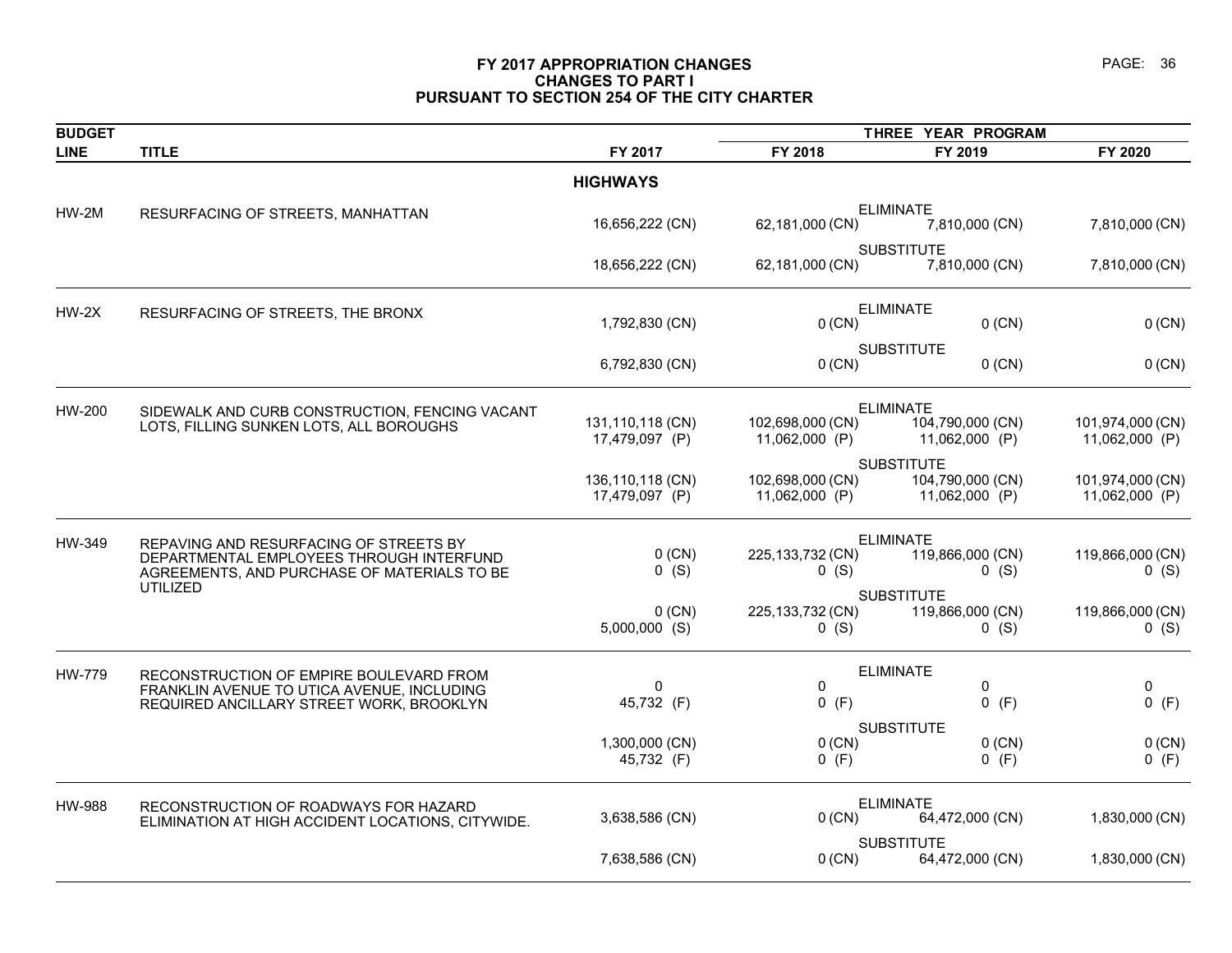# FY 2017 APPROPRIATION CHANGES
## CHANGES TO PART I
## PURSUANT TO SECTION 254 OF THE CITY CHARTER

| BUDGET LINE | TITLE | | FY 2017 | FY 2018 | FY 2019 | FY 2020 |
|---|---|---|---|---|---|---|
| | | | | THREE YEAR PROGRAM | | |
| | **HIGHWAYS** | | | | | |
| HW-2M | RESURFACING OF STREETS, MANHATTAN | ELIMINATE | 16,656,222 (CN) | 62,181,000 (CN) | 7,810,000 (CN) | 7,810,000 (CN) |
| | | SUBSTITUTE | 18,656,222 (CN) | 62,181,000 (CN) | 7,810,000 (CN) | 7,810,000 (CN) |
| HW-2X | RESURFACING OF STREETS, THE BRONX | ELIMINATE | 1,792,830 (CN) | 0 (CN) | 0 (CN) | 0 (CN) |
| | | SUBSTITUTE | 6,792,830 (CN) | 0 (CN) | 0 (CN) | 0 (CN) |
| HW-200 | SIDEWALK AND CURB CONSTRUCTION, FENCING VACANT LOTS, FILLING SUNKEN LOTS, ALL BOROUGHS | ELIMINATE | 131,110,118 (CN)<br>17,479,097 (P) | 102,698,000 (CN)<br>11,062,000 (P) | 104,790,000 (CN)<br>11,062,000 (P) | 101,974,000 (CN)<br>11,062,000 (P) |
| | | SUBSTITUTE | 136,110,118 (CN)<br>17,479,097 (P) | 102,698,000 (CN)<br>11,062,000 (P) | 104,790,000 (CN)<br>11,062,000 (P) | 101,974,000 (CN)<br>11,062,000 (P) |
| HW-349 | REPAVING AND RESURFACING OF STREETS BY DEPARTMENTAL EMPLOYEES THROUGH INTERFUND AGREEMENTS, AND PURCHASE OF MATERIALS TO BE UTILIZED | ELIMINATE | 0 (CN)<br>0 (S) | 225,133,732 (CN)<br>0 (S) | 119,866,000 (CN)<br>0 (S) | 119,866,000 (CN)<br>0 (S) |
| | | SUBSTITUTE | 0 (CN)<br>5,000,000 (S) | 225,133,732 (CN)<br>0 (S) | 119,866,000 (CN)<br>0 (S) | 119,866,000 (CN)<br>0 (S) |
| HW-779 | RECONSTRUCTION OF EMPIRE BOULEVARD FROM FRANKLIN AVENUE TO UTICA AVENUE, INCLUDING REQUIRED ANCILLARY STREET WORK, BROOKLYN | ELIMINATE | 0<br>45,732 (F) | 0<br>0 (F) | 0<br>0 (F) | 0<br>0 (F) |
| | | SUBSTITUTE | 1,300,000 (CN)<br>45,732 (F) | 0 (CN)<br>0 (F) | 0 (CN)<br>0 (F) | 0 (CN)<br>0 (F) |
| HW-988 | RECONSTRUCTION OF ROADWAYS FOR HAZARD ELIMINATION AT HIGH ACCIDENT LOCATIONS, CITYWIDE. | ELIMINATE | 3,638,586 (CN) | 0 (CN) | 64,472,000 (CN) | 1,830,000 (CN) |
| | | SUBSTITUTE | 7,638,586 (CN) | 0 (CN) | 64,472,000 (CN) | 1,830,000 (CN) |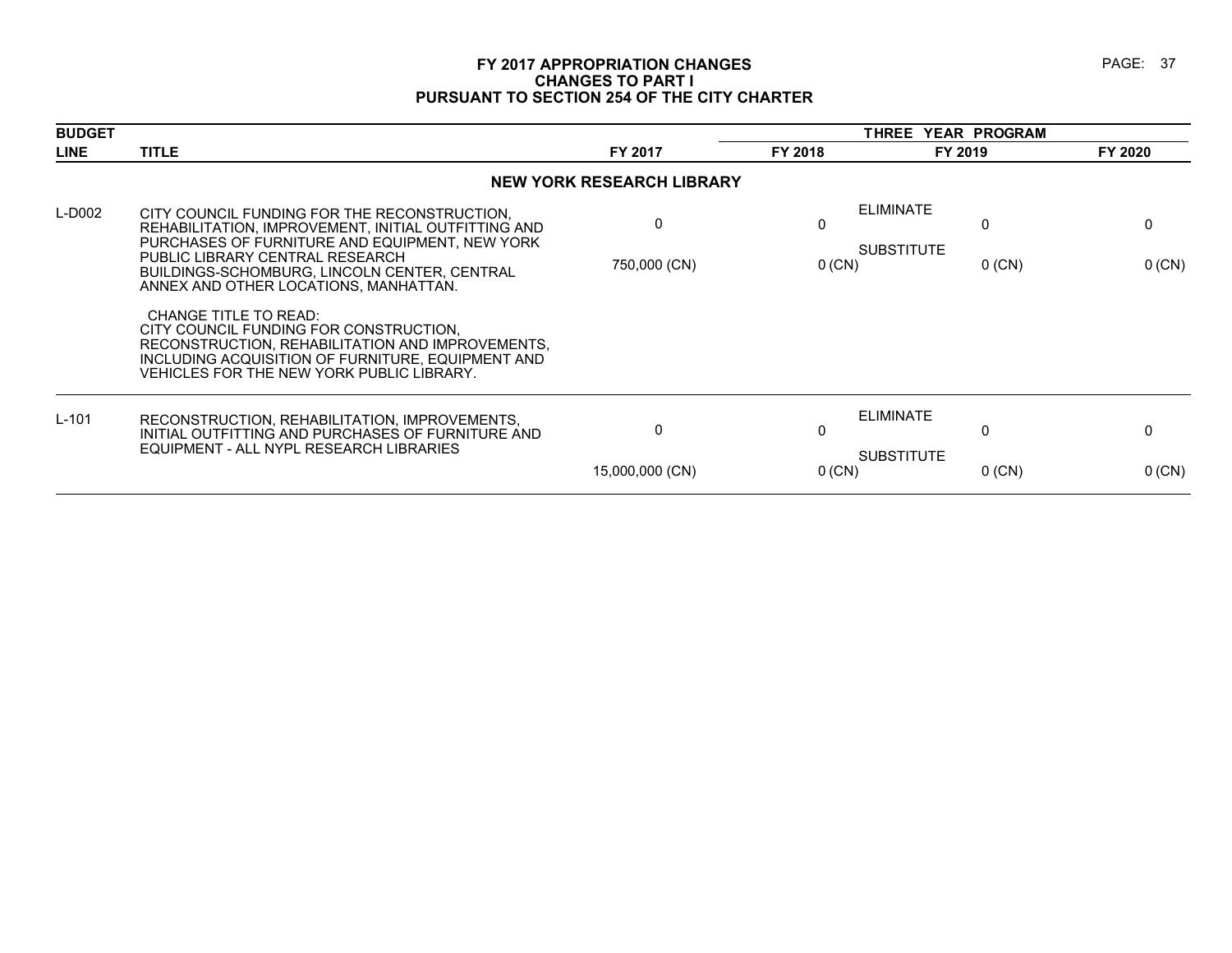# FY 2017 APPROPRIATION CHANGES
## CHANGES TO PART I
## PURSUANT TO SECTION 254 OF THE CITY CHARTER

| BUDGET LINE | TITLE | FY 2017 | THREE YEAR PROGRAM FY 2018 | FY 2019 | FY 2020 |
|---|---|---|---|---|---|
| | **NEW YORK RESEARCH LIBRARY** | | | | |
| L-D002 | CITY COUNCIL FUNDING FOR THE RECONSTRUCTION, REHABILITATION, IMPROVEMENT, INITIAL OUTFITTING AND PURCHASES OF FURNITURE AND EQUIPMENT, NEW YORK PUBLIC LIBRARY CENTRAL RESEARCH BUILDINGS-SCHOMBURG, LINCOLN CENTER, CENTRAL ANNEX AND OTHER LOCATIONS, MANHATTAN. | | ELIMINATE | | |
| | | 0 | 0 | 0 | 0 |
| | | | SUBSTITUTE | | |
| | | 750,000 (CN) | 0 (CN) | 0 (CN) | 0 (CN) |
| | CHANGE TITLE TO READ: CITY COUNCIL FUNDING FOR CONSTRUCTION, RECONSTRUCTION, REHABILITATION AND IMPROVEMENTS, INCLUDING ACQUISITION OF FURNITURE, EQUIPMENT AND VEHICLES FOR THE NEW YORK PUBLIC LIBRARY. | | | | |
| L-101 | RECONSTRUCTION, REHABILITATION, IMPROVEMENTS, INITIAL OUTFITTING AND PURCHASES OF FURNITURE AND EQUIPMENT - ALL NYPL RESEARCH LIBRARIES | | ELIMINATE | | |
| | | 0 | 0 | 0 | 0 |
| | | | SUBSTITUTE | | |
| | | 15,000,000 (CN) | 0 (CN) | 0 (CN) | 0 (CN) |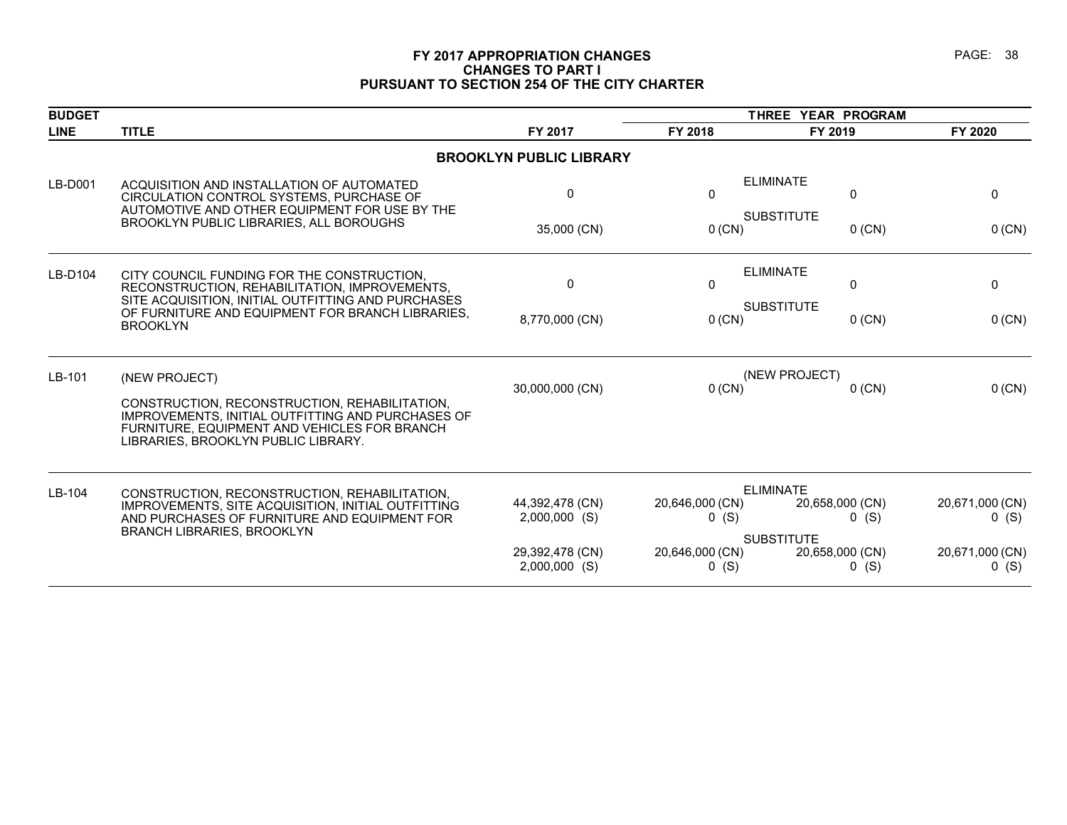# FY 2017 APPROPRIATION CHANGES
## CHANGES TO PART I
## PURSUANT TO SECTION 254 OF THE CITY CHARTER

| BUDGET LINE | TITLE | FY 2017 | THREE YEAR PROGRAM FY 2018 | FY 2019 | FY 2020 |
|---|---|---|---|---|---|
| | **BROOKLYN PUBLIC LIBRARY** | | | | |
| LB-D001 | ACQUISITION AND INSTALLATION OF AUTOMATED CIRCULATION CONTROL SYSTEMS, PURCHASE OF AUTOMOTIVE AND OTHER EQUIPMENT FOR USE BY THE BROOKLYN PUBLIC LIBRARIES, ALL BOROUGHS | | ELIMINATE | | |
| | | 0 | 0 | 0 | 0 |
| | | | SUBSTITUTE | | |
| | | 35,000 (CN) | 0 (CN) | 0 (CN) | 0 (CN) |
| LB-D104 | CITY COUNCIL FUNDING FOR THE CONSTRUCTION, RECONSTRUCTION, REHABILITATION, IMPROVEMENTS, SITE ACQUISITION, INITIAL OUTFITTING AND PURCHASES OF FURNITURE AND EQUIPMENT FOR BRANCH LIBRARIES, BROOKLYN | | ELIMINATE | | |
| | | 0 | 0 | 0 | 0 |
| | | | SUBSTITUTE | | |
| | | 8,770,000 (CN) | 0 (CN) | 0 (CN) | 0 (CN) |
| LB-101 | (NEW PROJECT)<br><br>CONSTRUCTION, RECONSTRUCTION, REHABILITATION, IMPROVEMENTS, INITIAL OUTFITTING AND PURCHASES OF FURNITURE, EQUIPMENT AND VEHICLES FOR BRANCH LIBRARIES, BROOKLYN PUBLIC LIBRARY. | | (NEW PROJECT) | | |
| | | 30,000,000 (CN) | 0 (CN) | 0 (CN) | 0 (CN) |
| LB-104 | CONSTRUCTION, RECONSTRUCTION, REHABILITATION, IMPROVEMENTS, SITE ACQUISITION, INITIAL OUTFITTING AND PURCHASES OF FURNITURE AND EQUIPMENT FOR BRANCH LIBRARIES, BROOKLYN | | ELIMINATE | | |
| | | 44,392,478 (CN) | 20,646,000 (CN) | 20,658,000 (CN) | 20,671,000 (CN) |
| | | 2,000,000 (S) | 0 (S) | 0 (S) | 0 (S) |
| | | | SUBSTITUTE | | |
| | | 29,392,478 (CN) | 20,646,000 (CN) | 20,658,000 (CN) | 20,671,000 (CN) |
| | | 2,000,000 (S) | 0 (S) | 0 (S) | 0 (S) |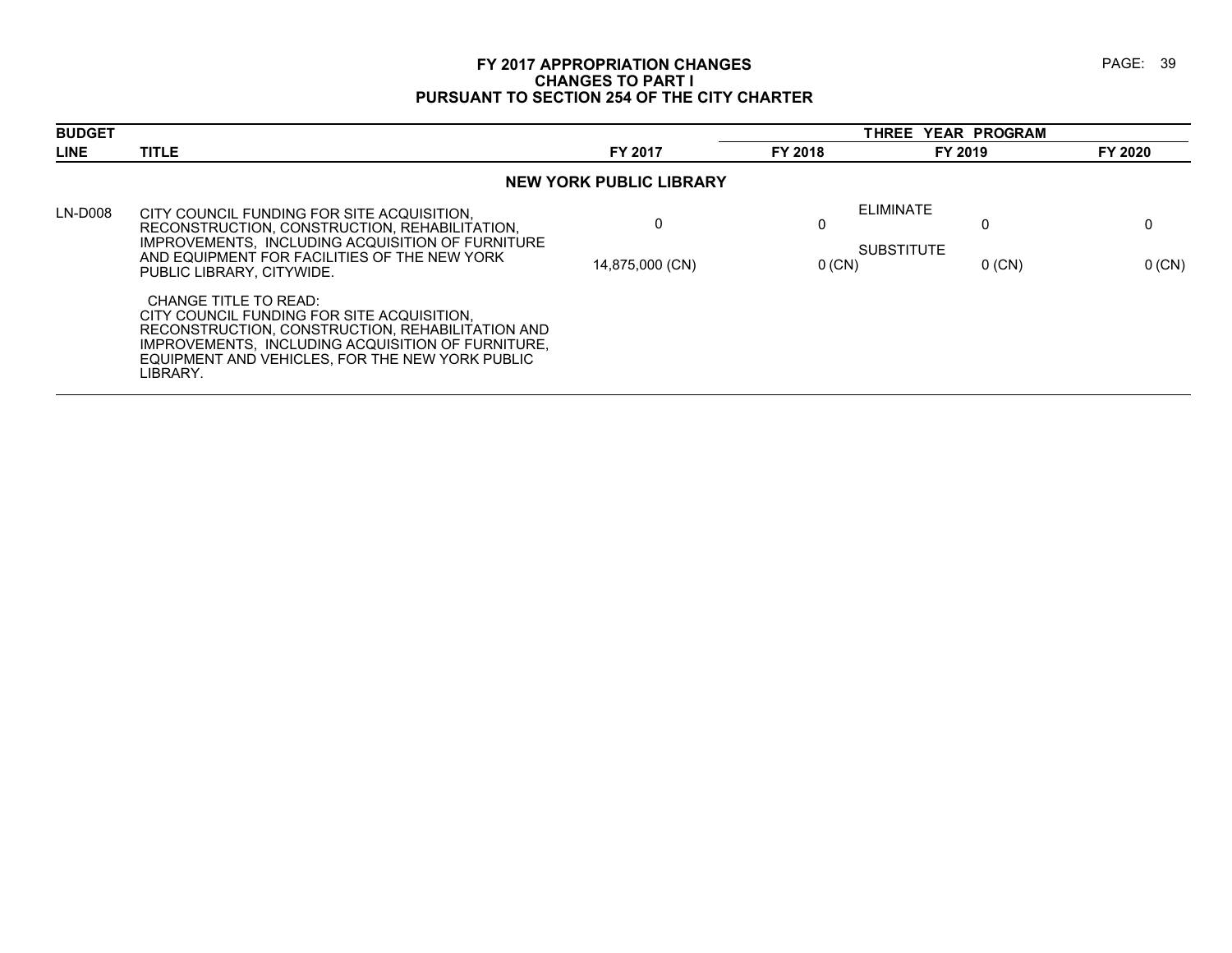# FY 2017 APPROPRIATION CHANGES
## CHANGES TO PART I
## PURSUANT TO SECTION 254 OF THE CITY CHARTER

| BUDGET LINE | TITLE | FY 2017 | THREE YEAR PROGRAM FY 2018 | FY 2019 | FY 2020 |
|---|---|---|---|---|---|
| | **NEW YORK PUBLIC LIBRARY** | | | | |
| LN-D008 | CITY COUNCIL FUNDING FOR SITE ACQUISITION, RECONSTRUCTION, CONSTRUCTION, REHABILITATION, IMPROVEMENTS, INCLUDING ACQUISITION OF FURNITURE AND EQUIPMENT FOR FACILITIES OF THE NEW YORK PUBLIC LIBRARY, CITYWIDE. | | ELIMINATE | | |
| | | 0 | 0 | 0 | 0 |
| | | | SUBSTITUTE | | |
| | | 14,875,000 (CN) | 0 (CN) | 0 (CN) | 0 (CN) |
| | CHANGE TITLE TO READ: CITY COUNCIL FUNDING FOR SITE ACQUISITION, RECONSTRUCTION, CONSTRUCTION, REHABILITATION AND IMPROVEMENTS, INCLUDING ACQUISITION OF FURNITURE, EQUIPMENT AND VEHICLES, FOR THE NEW YORK PUBLIC LIBRARY. | | | | |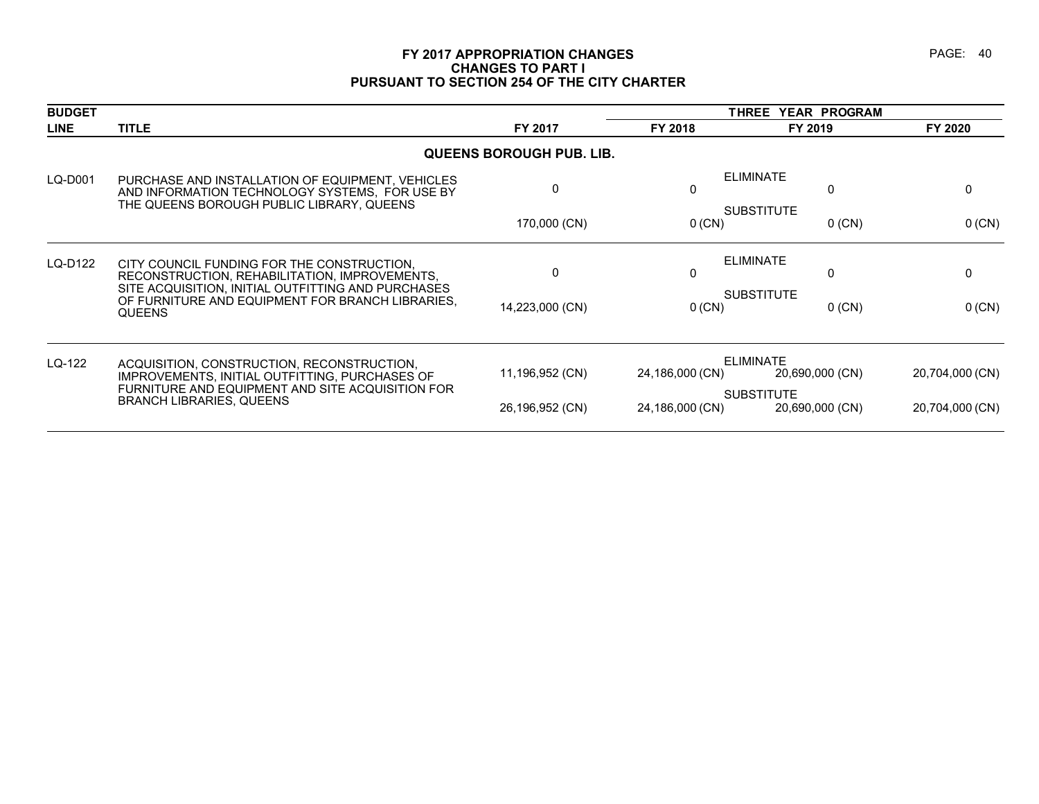# FY 2017 APPROPRIATION CHANGES
## CHANGES TO PART I
## PURSUANT TO SECTION 254 OF THE CITY CHARTER

| BUDGET LINE | TITLE | | FY 2017 | FY 2018 | FY 2019 | FY 2020 |
|---|---|---|---|---|---|---|
| | | | | THREE YEAR PROGRAM | | |
| | **QUEENS BOROUGH PUB. LIB.** | | | | | |
| LQ-D001 | PURCHASE AND INSTALLATION OF EQUIPMENT, VEHICLES AND INFORMATION TECHNOLOGY SYSTEMS, FOR USE BY THE QUEENS BOROUGH PUBLIC LIBRARY, QUEENS | ELIMINATE | 0 | 0 | 0 | 0 |
| | | SUBSTITUTE | 170,000 (CN) | 0 (CN) | 0 (CN) | 0 (CN) |
| LQ-D122 | CITY COUNCIL FUNDING FOR THE CONSTRUCTION, RECONSTRUCTION, REHABILITATION, IMPROVEMENTS, SITE ACQUISITION, INITIAL OUTFITTING AND PURCHASES OF FURNITURE AND EQUIPMENT FOR BRANCH LIBRARIES, QUEENS | ELIMINATE | 0 | 0 | 0 | 0 |
| | | SUBSTITUTE | 14,223,000 (CN) | 0 (CN) | 0 (CN) | 0 (CN) |
| LQ-122 | ACQUISITION, CONSTRUCTION, RECONSTRUCTION, IMPROVEMENTS, INITIAL OUTFITTING, PURCHASES OF FURNITURE AND EQUIPMENT AND SITE ACQUISITION FOR BRANCH LIBRARIES, QUEENS | ELIMINATE | 11,196,952 (CN) | 24,186,000 (CN) | 20,690,000 (CN) | 20,704,000 (CN) |
| | | SUBSTITUTE | 26,196,952 (CN) | 24,186,000 (CN) | 20,690,000 (CN) | 20,704,000 (CN) |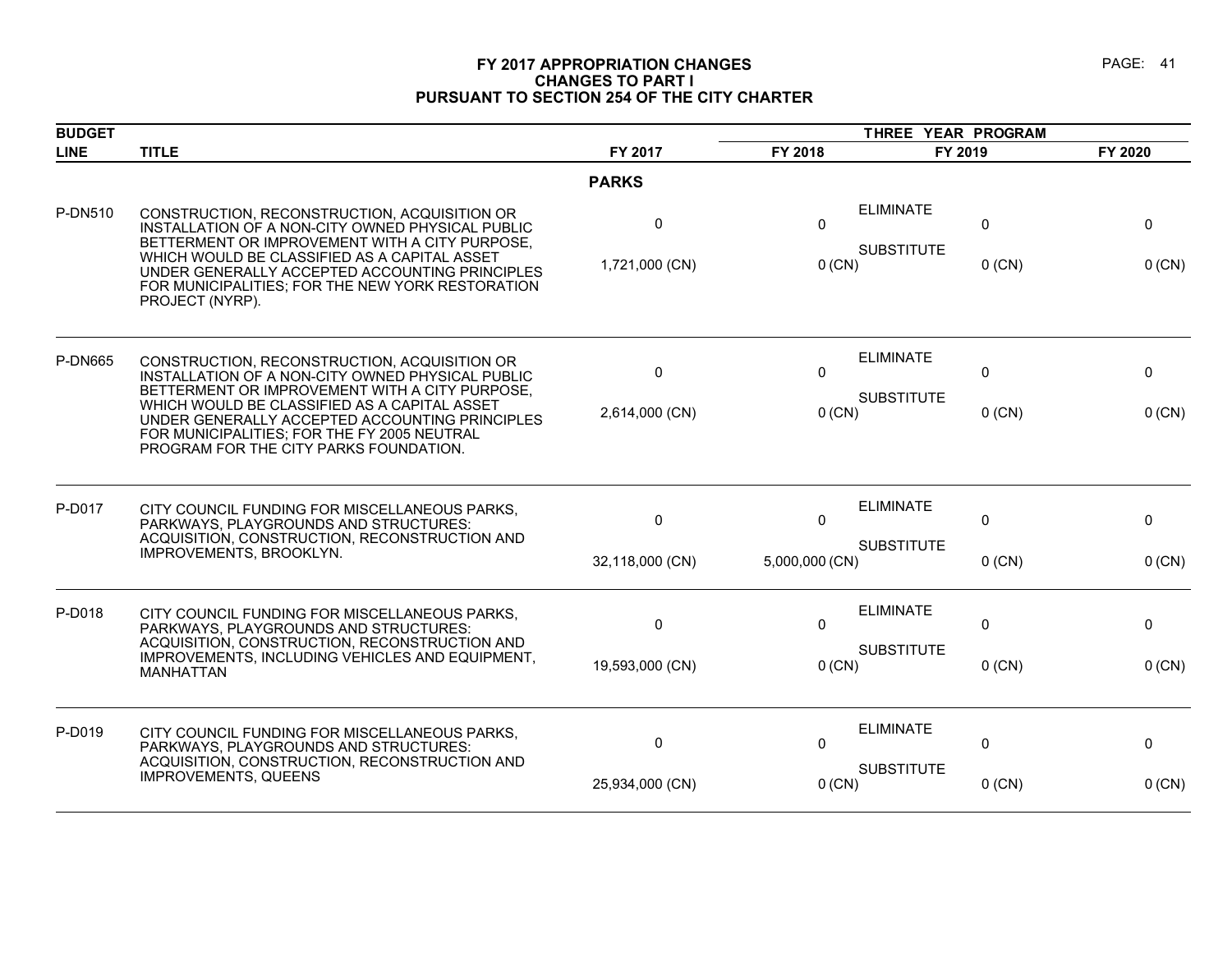# FY 2017 APPROPRIATION CHANGES
## CHANGES TO PART I
## PURSUANT TO SECTION 254 OF THE CITY CHARTER

| BUDGET LINE | TITLE | FY 2017 | THREE YEAR PROGRAM FY 2018 | | FY 2019 | FY 2020 |
|---|---|---|---|---|---|---|
| | | **PARKS** | | | | |
| P-DN510 | CONSTRUCTION, RECONSTRUCTION, ACQUISITION OR INSTALLATION OF A NON-CITY OWNED PHYSICAL PUBLIC BETTERMENT OR IMPROVEMENT WITH A CITY PURPOSE, WHICH WOULD BE CLASSIFIED AS A CAPITAL ASSET UNDER GENERALLY ACCEPTED ACCOUNTING PRINCIPLES FOR MUNICIPALITIES; FOR THE NEW YORK RESTORATION PROJECT (NYRP). | 0 | 0 | ELIMINATE | 0 | 0 |
| | | 1,721,000 (CN) | 0 (CN) | SUBSTITUTE | 0 (CN) | 0 (CN) |
| P-DN665 | CONSTRUCTION, RECONSTRUCTION, ACQUISITION OR INSTALLATION OF A NON-CITY OWNED PHYSICAL PUBLIC BETTERMENT OR IMPROVEMENT WITH A CITY PURPOSE, WHICH WOULD BE CLASSIFIED AS A CAPITAL ASSET UNDER GENERALLY ACCEPTED ACCOUNTING PRINCIPLES FOR MUNICIPALITIES; FOR THE FY 2005 NEUTRAL PROGRAM FOR THE CITY PARKS FOUNDATION. | 0 | 0 | ELIMINATE | 0 | 0 |
| | | 2,614,000 (CN) | 0 (CN) | SUBSTITUTE | 0 (CN) | 0 (CN) |
| P-D017 | CITY COUNCIL FUNDING FOR MISCELLANEOUS PARKS, PARKWAYS, PLAYGROUNDS AND STRUCTURES: ACQUISITION, CONSTRUCTION, RECONSTRUCTION AND IMPROVEMENTS, BROOKLYN. | 0 | 0 | ELIMINATE | 0 | 0 |
| | | 32,118,000 (CN) | 5,000,000 (CN) | SUBSTITUTE | 0 (CN) | 0 (CN) |
| P-D018 | CITY COUNCIL FUNDING FOR MISCELLANEOUS PARKS, PARKWAYS, PLAYGROUNDS AND STRUCTURES: ACQUISITION, CONSTRUCTION, RECONSTRUCTION AND IMPROVEMENTS, INCLUDING VEHICLES AND EQUIPMENT, MANHATTAN | 0 | 0 | ELIMINATE | 0 | 0 |
| | | 19,593,000 (CN) | 0 (CN) | SUBSTITUTE | 0 (CN) | 0 (CN) |
| P-D019 | CITY COUNCIL FUNDING FOR MISCELLANEOUS PARKS, PARKWAYS, PLAYGROUNDS AND STRUCTURES: ACQUISITION, CONSTRUCTION, RECONSTRUCTION AND IMPROVEMENTS, QUEENS | 0 | 0 | ELIMINATE | 0 | 0 |
| | | 25,934,000 (CN) | 0 (CN) | SUBSTITUTE | 0 (CN) | 0 (CN) |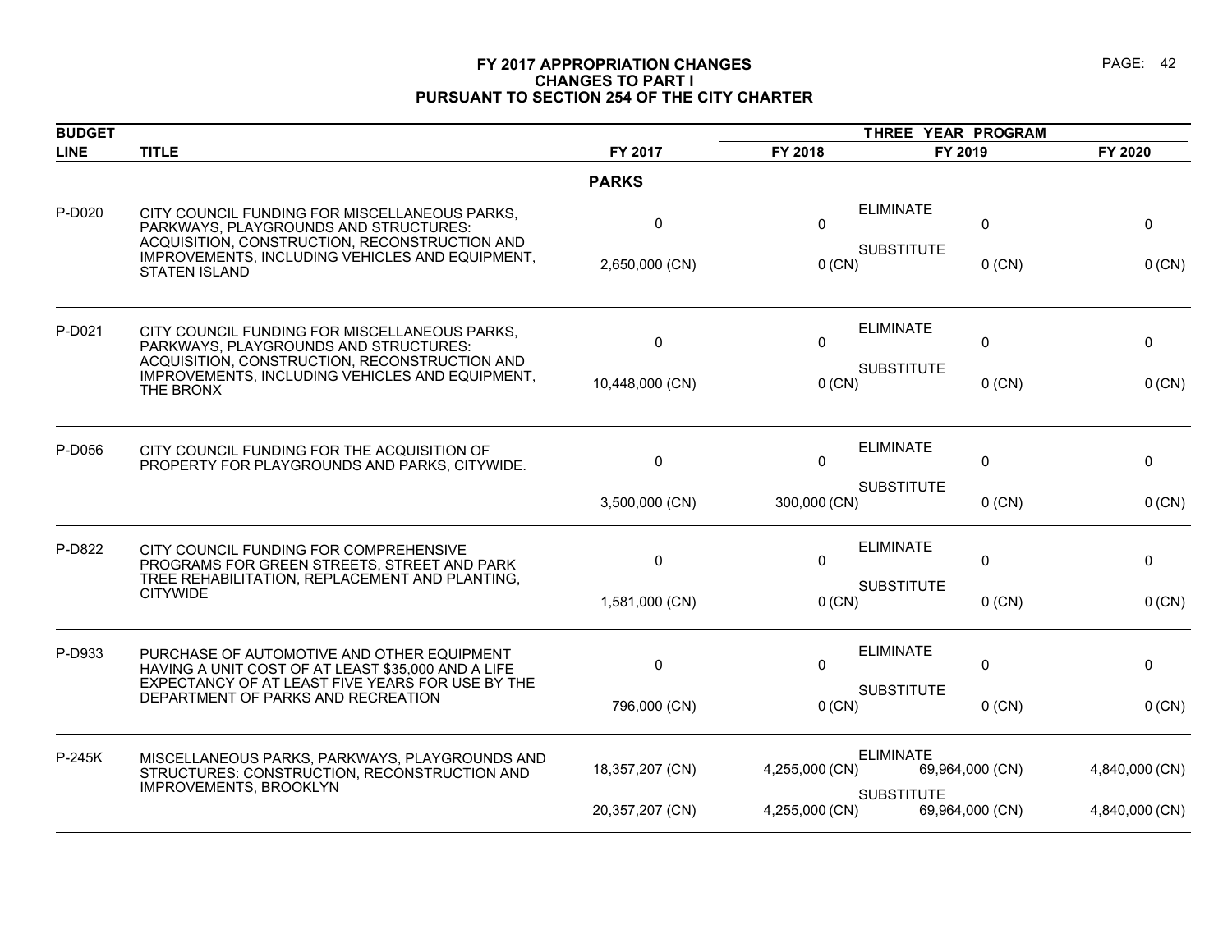# FY 2017 APPROPRIATION CHANGES
## CHANGES TO PART I
## PURSUANT TO SECTION 254 OF THE CITY CHARTER

| BUDGET LINE | TITLE | | FY 2017 | THREE YEAR PROGRAM FY 2018 | FY 2019 | FY 2020 |
|---|---|---|---|---|---|---|
| | **PARKS** | | | | | |
| P-D020 | CITY COUNCIL FUNDING FOR MISCELLANEOUS PARKS, PARKWAYS, PLAYGROUNDS AND STRUCTURES: ACQUISITION, CONSTRUCTION, RECONSTRUCTION AND IMPROVEMENTS, INCLUDING VEHICLES AND EQUIPMENT, STATEN ISLAND | ELIMINATE | 0 | 0 | 0 | 0 |
| | | SUBSTITUTE | 2,650,000 (CN) | 0 (CN) | 0 (CN) | 0 (CN) |
| P-D021 | CITY COUNCIL FUNDING FOR MISCELLANEOUS PARKS, PARKWAYS, PLAYGROUNDS AND STRUCTURES: ACQUISITION, CONSTRUCTION, RECONSTRUCTION AND IMPROVEMENTS, INCLUDING VEHICLES AND EQUIPMENT, THE BRONX | ELIMINATE | 0 | 0 | 0 | 0 |
| | | SUBSTITUTE | 10,448,000 (CN) | 0 (CN) | 0 (CN) | 0 (CN) |
| P-D056 | CITY COUNCIL FUNDING FOR THE ACQUISITION OF PROPERTY FOR PLAYGROUNDS AND PARKS, CITYWIDE. | ELIMINATE | 0 | 0 | 0 | 0 |
| | | SUBSTITUTE | 3,500,000 (CN) | 300,000 (CN) | 0 (CN) | 0 (CN) |
| P-D822 | CITY COUNCIL FUNDING FOR COMPREHENSIVE PROGRAMS FOR GREEN STREETS, STREET AND PARK TREE REHABILITATION, REPLACEMENT AND PLANTING, CITYWIDE | ELIMINATE | 0 | 0 | 0 | 0 |
| | | SUBSTITUTE | 1,581,000 (CN) | 0 (CN) | 0 (CN) | 0 (CN) |
| P-D933 | PURCHASE OF AUTOMOTIVE AND OTHER EQUIPMENT HAVING A UNIT COST OF AT LEAST $35,000 AND A LIFE EXPECTANCY OF AT LEAST FIVE YEARS FOR USE BY THE DEPARTMENT OF PARKS AND RECREATION | ELIMINATE | 0 | 0 | 0 | 0 |
| | | SUBSTITUTE | 796,000 (CN) | 0 (CN) | 0 (CN) | 0 (CN) |
| P-245K | MISCELLANEOUS PARKS, PARKWAYS, PLAYGROUNDS AND STRUCTURES: CONSTRUCTION, RECONSTRUCTION AND IMPROVEMENTS, BROOKLYN | ELIMINATE | 18,357,207 (CN) | 4,255,000 (CN) | 69,964,000 (CN) | 4,840,000 (CN) |
| | | SUBSTITUTE | 20,357,207 (CN) | 4,255,000 (CN) | 69,964,000 (CN) | 4,840,000 (CN) |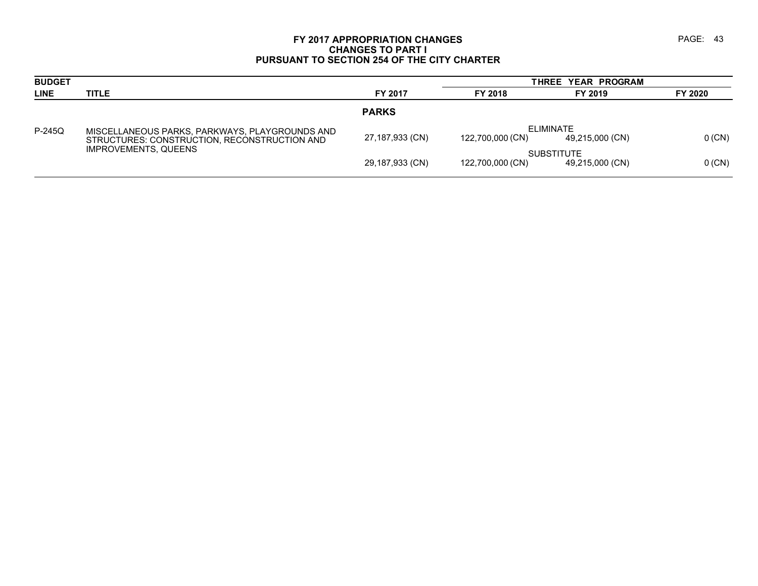# FY 2017 APPROPRIATION CHANGES
## CHANGES TO PART I
## PURSUANT TO SECTION 254 OF THE CITY CHARTER

| BUDGET LINE | TITLE | FY 2017 | THREE YEAR PROGRAM FY 2018 | FY 2019 | FY 2020 |
|---|---|---|---|---|---|
| | | **PARKS** | | | |
| P-245Q | MISCELLANEOUS PARKS, PARKWAYS, PLAYGROUNDS AND STRUCTURES: CONSTRUCTION, RECONSTRUCTION AND IMPROVEMENTS, QUEENS | | ELIMINATE | | |
| | | 27,187,933 (CN) | 122,700,000 (CN) | 49,215,000 (CN) | 0 (CN) |
| | | | SUBSTITUTE | | |
| | | 29,187,933 (CN) | 122,700,000 (CN) | 49,215,000 (CN) | 0 (CN) |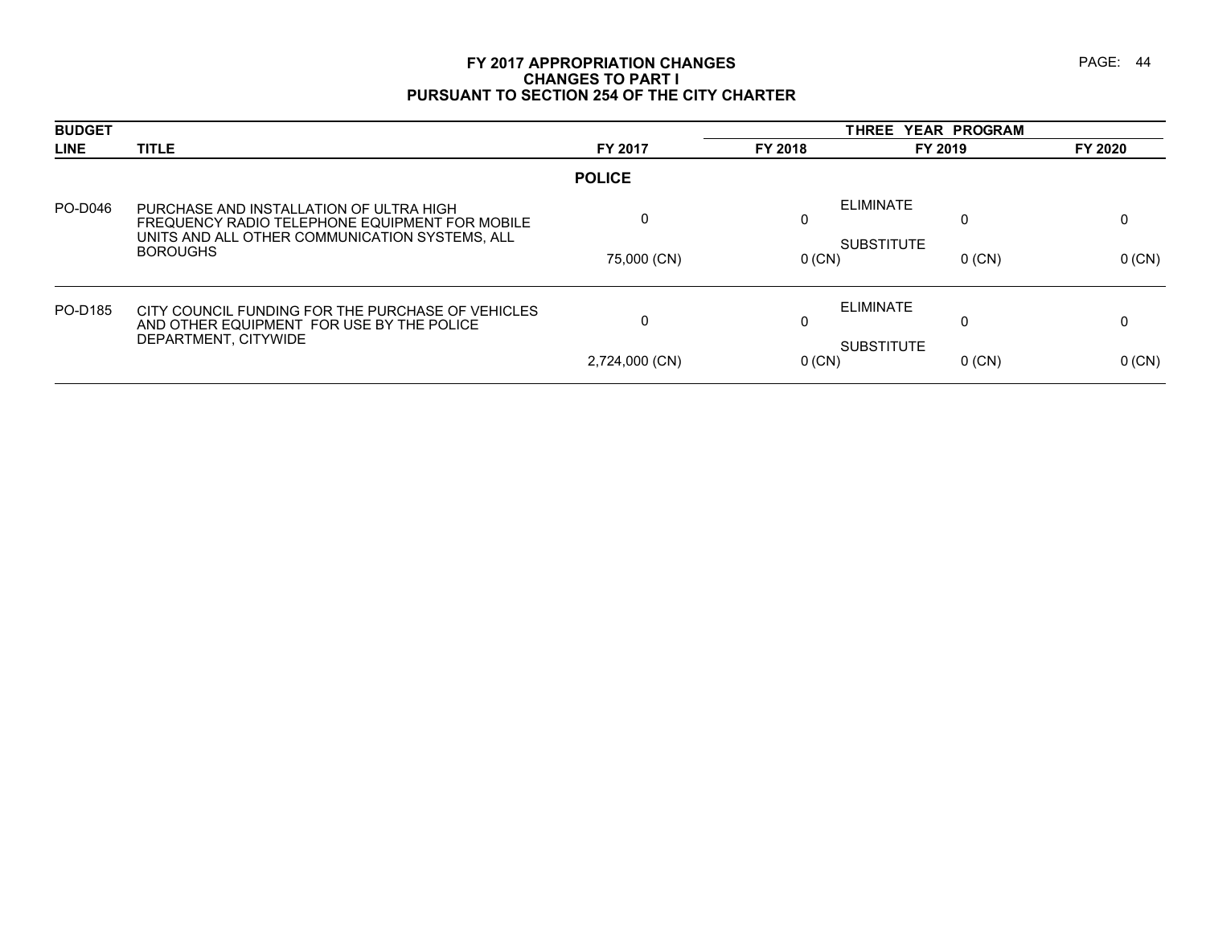# FY 2017 APPROPRIATION CHANGES
## CHANGES TO PART I
## PURSUANT TO SECTION 254 OF THE CITY CHARTER

| BUDGET LINE | TITLE | FY 2017 | THREE YEAR PROGRAM FY 2018 | FY 2019 | FY 2020 |
|---|---|---|---|---|---|
| | | **POLICE** | | | |
| PO-D046 | PURCHASE AND INSTALLATION OF ULTRA HIGH FREQUENCY RADIO TELEPHONE EQUIPMENT FOR MOBILE UNITS AND ALL OTHER COMMUNICATION SYSTEMS, ALL BOROUGHS | | ELIMINATE | | |
| | | 0 | 0 | 0 | 0 |
| | | | SUBSTITUTE | | |
| | | 75,000 (CN) | 0 (CN) | 0 (CN) | 0 (CN) |
| PO-D185 | CITY COUNCIL FUNDING FOR THE PURCHASE OF VEHICLES AND OTHER EQUIPMENT FOR USE BY THE POLICE DEPARTMENT, CITYWIDE | | ELIMINATE | | |
| | | 0 | 0 | 0 | 0 |
| | | | SUBSTITUTE | | |
| | | 2,724,000 (CN) | 0 (CN) | 0 (CN) | 0 (CN) |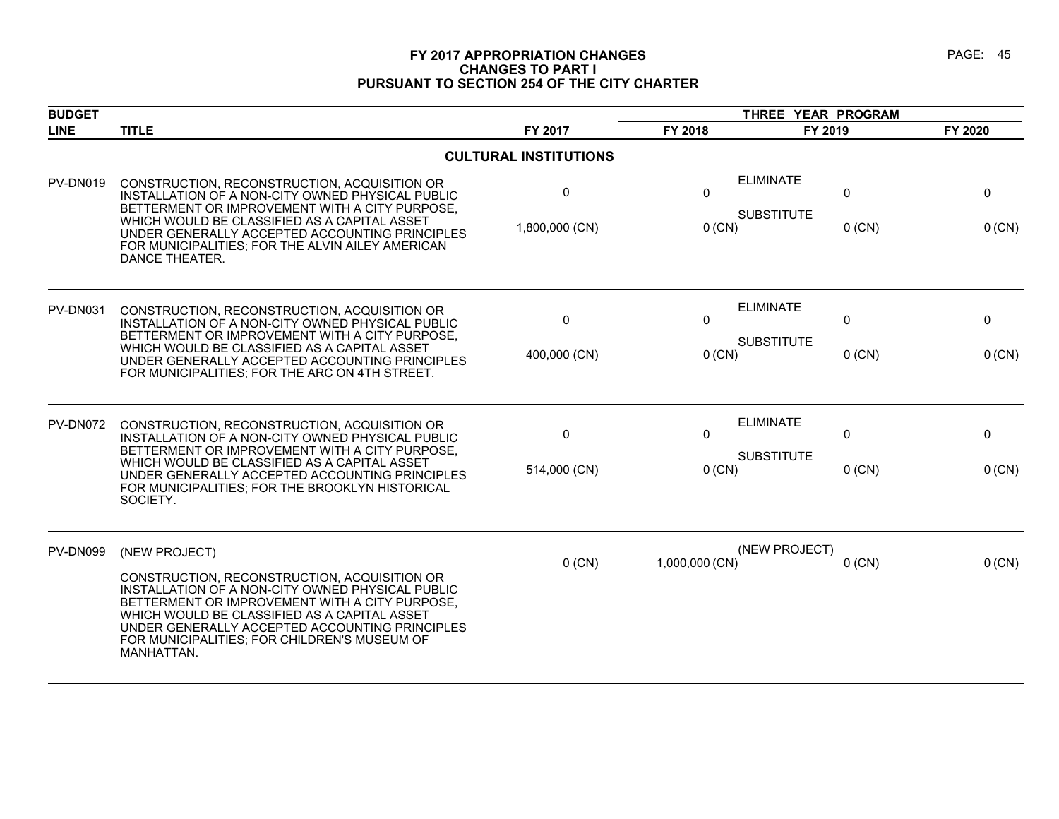# FY 2017 APPROPRIATION CHANGES
## CHANGES TO PART I
## PURSUANT TO SECTION 254 OF THE CITY CHARTER

| BUDGET LINE | TITLE | FY 2017 | THREE YEAR PROGRAM FY 2018 | FY 2019 | FY 2020 |
|---|---|---|---|---|---|
| | **CULTURAL INSTITUTIONS** | | | | |
| PV-DN019 | CONSTRUCTION, RECONSTRUCTION, ACQUISITION OR INSTALLATION OF A NON-CITY OWNED PHYSICAL PUBLIC BETTERMENT OR IMPROVEMENT WITH A CITY PURPOSE, WHICH WOULD BE CLASSIFIED AS A CAPITAL ASSET UNDER GENERALLY ACCEPTED ACCOUNTING PRINCIPLES FOR MUNICIPALITIES; FOR THE ALVIN AILEY AMERICAN DANCE THEATER. | ELIMINATE<br>0<br>SUBSTITUTE<br>1,800,000 (CN) | 0<br><br>0 (CN) | 0<br><br>0 (CN) | 0<br><br>0 (CN) |
| PV-DN031 | CONSTRUCTION, RECONSTRUCTION, ACQUISITION OR INSTALLATION OF A NON-CITY OWNED PHYSICAL PUBLIC BETTERMENT OR IMPROVEMENT WITH A CITY PURPOSE, WHICH WOULD BE CLASSIFIED AS A CAPITAL ASSET UNDER GENERALLY ACCEPTED ACCOUNTING PRINCIPLES FOR MUNICIPALITIES; FOR THE ARC ON 4TH STREET. | ELIMINATE<br>0<br>SUBSTITUTE<br>400,000 (CN) | 0<br><br>0 (CN) | 0<br><br>0 (CN) | 0<br><br>0 (CN) |
| PV-DN072 | CONSTRUCTION, RECONSTRUCTION, ACQUISITION OR INSTALLATION OF A NON-CITY OWNED PHYSICAL PUBLIC BETTERMENT OR IMPROVEMENT WITH A CITY PURPOSE, WHICH WOULD BE CLASSIFIED AS A CAPITAL ASSET UNDER GENERALLY ACCEPTED ACCOUNTING PRINCIPLES FOR MUNICIPALITIES; FOR THE BROOKLYN HISTORICAL SOCIETY. | ELIMINATE<br>0<br>SUBSTITUTE<br>514,000 (CN) | 0<br><br>0 (CN) | 0<br><br>0 (CN) | 0<br><br>0 (CN) |
| PV-DN099 | (NEW PROJECT)<br><br>CONSTRUCTION, RECONSTRUCTION, ACQUISITION OR INSTALLATION OF A NON-CITY OWNED PHYSICAL PUBLIC BETTERMENT OR IMPROVEMENT WITH A CITY PURPOSE, WHICH WOULD BE CLASSIFIED AS A CAPITAL ASSET UNDER GENERALLY ACCEPTED ACCOUNTING PRINCIPLES FOR MUNICIPALITIES; FOR CHILDREN'S MUSEUM OF MANHATTAN. | (NEW PROJECT)<br>0 (CN) | 1,000,000 (CN) | 0 (CN) | 0 (CN) |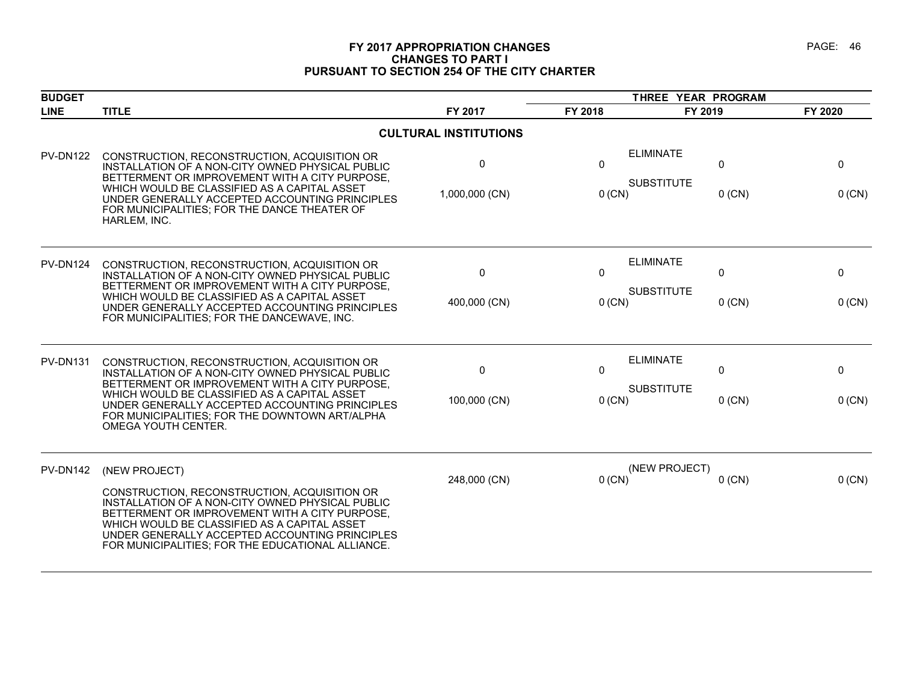# FY 2017 APPROPRIATION CHANGES
## CHANGES TO PART I
## PURSUANT TO SECTION 254 OF THE CITY CHARTER

| BUDGET LINE | TITLE | FY 2017 | THREE YEAR PROGRAM FY 2018 | FY 2019 | FY 2020 |
|---|---|---|---|---|---|
| | **CULTURAL INSTITUTIONS** | | | | |
| PV-DN122 | CONSTRUCTION, RECONSTRUCTION, ACQUISITION OR INSTALLATION OF A NON-CITY OWNED PHYSICAL PUBLIC BETTERMENT OR IMPROVEMENT WITH A CITY PURPOSE, WHICH WOULD BE CLASSIFIED AS A CAPITAL ASSET UNDER GENERALLY ACCEPTED ACCOUNTING PRINCIPLES FOR MUNICIPALITIES; FOR THE DANCE THEATER OF HARLEM, INC. | ELIMINATE<br>0<br>SUBSTITUTE<br>1,000,000 (CN) | 0<br><br>0 (CN) | 0<br><br>0 (CN) | 0<br><br>0 (CN) |
| PV-DN124 | CONSTRUCTION, RECONSTRUCTION, ACQUISITION OR INSTALLATION OF A NON-CITY OWNED PHYSICAL PUBLIC BETTERMENT OR IMPROVEMENT WITH A CITY PURPOSE, WHICH WOULD BE CLASSIFIED AS A CAPITAL ASSET UNDER GENERALLY ACCEPTED ACCOUNTING PRINCIPLES FOR MUNICIPALITIES; FOR THE DANCEWAVE, INC. | ELIMINATE<br>0<br>SUBSTITUTE<br>400,000 (CN) | 0<br><br>0 (CN) | 0<br><br>0 (CN) | 0<br><br>0 (CN) |
| PV-DN131 | CONSTRUCTION, RECONSTRUCTION, ACQUISITION OR INSTALLATION OF A NON-CITY OWNED PHYSICAL PUBLIC BETTERMENT OR IMPROVEMENT WITH A CITY PURPOSE, WHICH WOULD BE CLASSIFIED AS A CAPITAL ASSET UNDER GENERALLY ACCEPTED ACCOUNTING PRINCIPLES FOR MUNICIPALITIES; FOR THE DOWNTOWN ART/ALPHA OMEGA YOUTH CENTER. | ELIMINATE<br>0<br>SUBSTITUTE<br>100,000 (CN) | 0<br><br>0 (CN) | 0<br><br>0 (CN) | 0<br><br>0 (CN) |
| PV-DN142 | (NEW PROJECT)<br><br>CONSTRUCTION, RECONSTRUCTION, ACQUISITION OR INSTALLATION OF A NON-CITY OWNED PHYSICAL PUBLIC BETTERMENT OR IMPROVEMENT WITH A CITY PURPOSE, WHICH WOULD BE CLASSIFIED AS A CAPITAL ASSET UNDER GENERALLY ACCEPTED ACCOUNTING PRINCIPLES FOR MUNICIPALITIES; FOR THE EDUCATIONAL ALLIANCE. | (NEW PROJECT)<br>248,000 (CN) | 0 (CN) | 0 (CN) | 0 (CN) |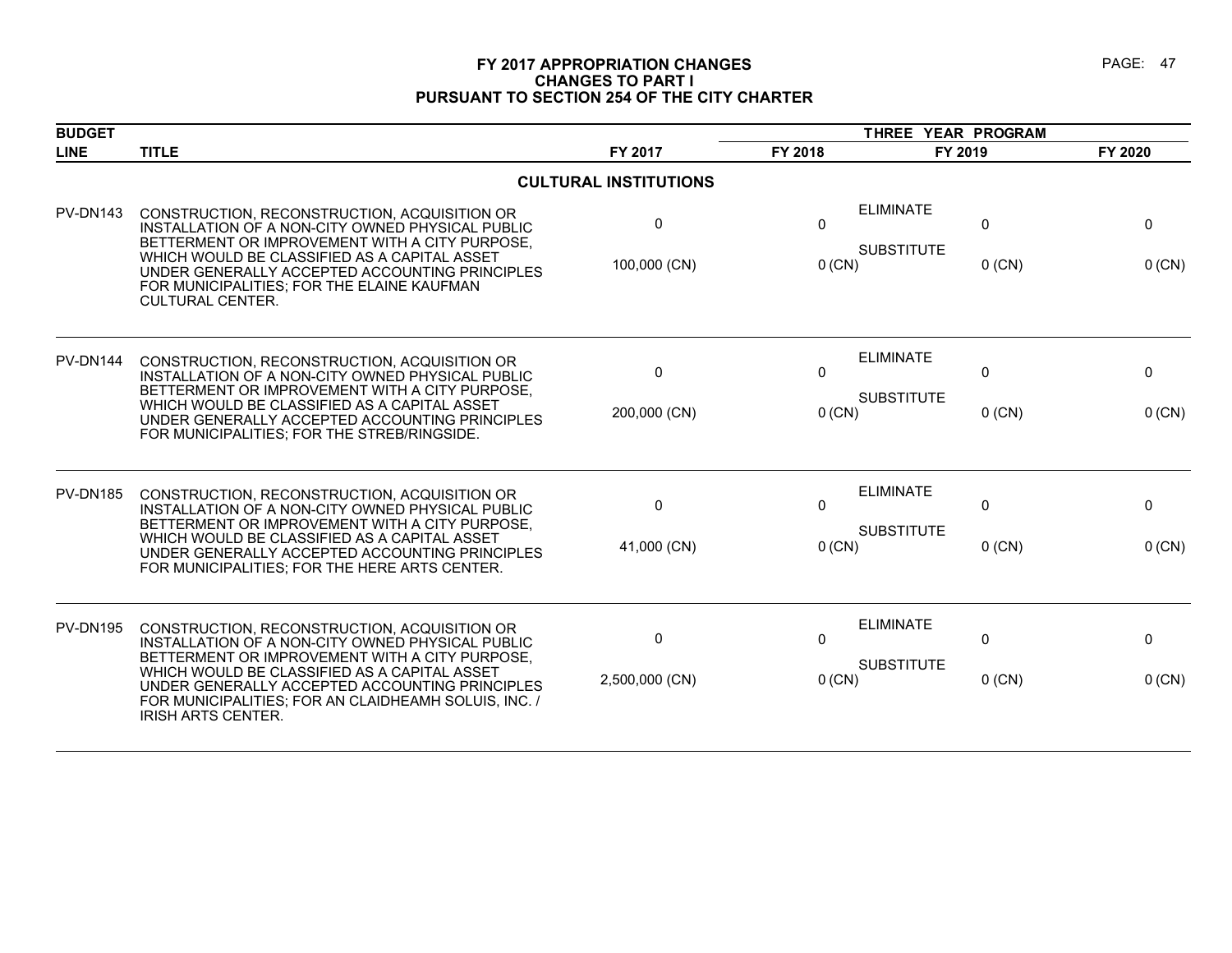# FY 2017 APPROPRIATION CHANGES
## CHANGES TO PART I
## PURSUANT TO SECTION 254 OF THE CITY CHARTER

| BUDGET LINE | TITLE | FY 2017 | THREE YEAR PROGRAM FY 2018 | FY 2019 | FY 2020 |
|---|---|---|---|---|---|
| | **CULTURAL INSTITUTIONS** | | | | |
| PV-DN143 | CONSTRUCTION, RECONSTRUCTION, ACQUISITION OR INSTALLATION OF A NON-CITY OWNED PHYSICAL PUBLIC BETTERMENT OR IMPROVEMENT WITH A CITY PURPOSE, WHICH WOULD BE CLASSIFIED AS A CAPITAL ASSET UNDER GENERALLY ACCEPTED ACCOUNTING PRINCIPLES FOR MUNICIPALITIES; FOR THE ELAINE KAUFMAN CULTURAL CENTER. | ELIMINATE<br>0<br>SUBSTITUTE<br>100,000 (CN) | 0<br><br>0 (CN) | 0<br><br>0 (CN) | 0<br><br>0 (CN) |
| PV-DN144 | CONSTRUCTION, RECONSTRUCTION, ACQUISITION OR INSTALLATION OF A NON-CITY OWNED PHYSICAL PUBLIC BETTERMENT OR IMPROVEMENT WITH A CITY PURPOSE, WHICH WOULD BE CLASSIFIED AS A CAPITAL ASSET UNDER GENERALLY ACCEPTED ACCOUNTING PRINCIPLES FOR MUNICIPALITIES; FOR THE STREB/RINGSIDE. | ELIMINATE<br>0<br>SUBSTITUTE<br>200,000 (CN) | 0<br><br>0 (CN) | 0<br><br>0 (CN) | 0<br><br>0 (CN) |
| PV-DN185 | CONSTRUCTION, RECONSTRUCTION, ACQUISITION OR INSTALLATION OF A NON-CITY OWNED PHYSICAL PUBLIC BETTERMENT OR IMPROVEMENT WITH A CITY PURPOSE, WHICH WOULD BE CLASSIFIED AS A CAPITAL ASSET UNDER GENERALLY ACCEPTED ACCOUNTING PRINCIPLES FOR MUNICIPALITIES; FOR THE HERE ARTS CENTER. | ELIMINATE<br>0<br>SUBSTITUTE<br>41,000 (CN) | 0<br><br>0 (CN) | 0<br><br>0 (CN) | 0<br><br>0 (CN) |
| PV-DN195 | CONSTRUCTION, RECONSTRUCTION, ACQUISITION OR INSTALLATION OF A NON-CITY OWNED PHYSICAL PUBLIC BETTERMENT OR IMPROVEMENT WITH A CITY PURPOSE, WHICH WOULD BE CLASSIFIED AS A CAPITAL ASSET UNDER GENERALLY ACCEPTED ACCOUNTING PRINCIPLES FOR MUNICIPALITIES; FOR AN CLAIDHEAMH SOLUIS, INC. / IRISH ARTS CENTER. | ELIMINATE<br>0<br>SUBSTITUTE<br>2,500,000 (CN) | 0<br><br>0 (CN) | 0<br><br>0 (CN) | 0<br><br>0 (CN) |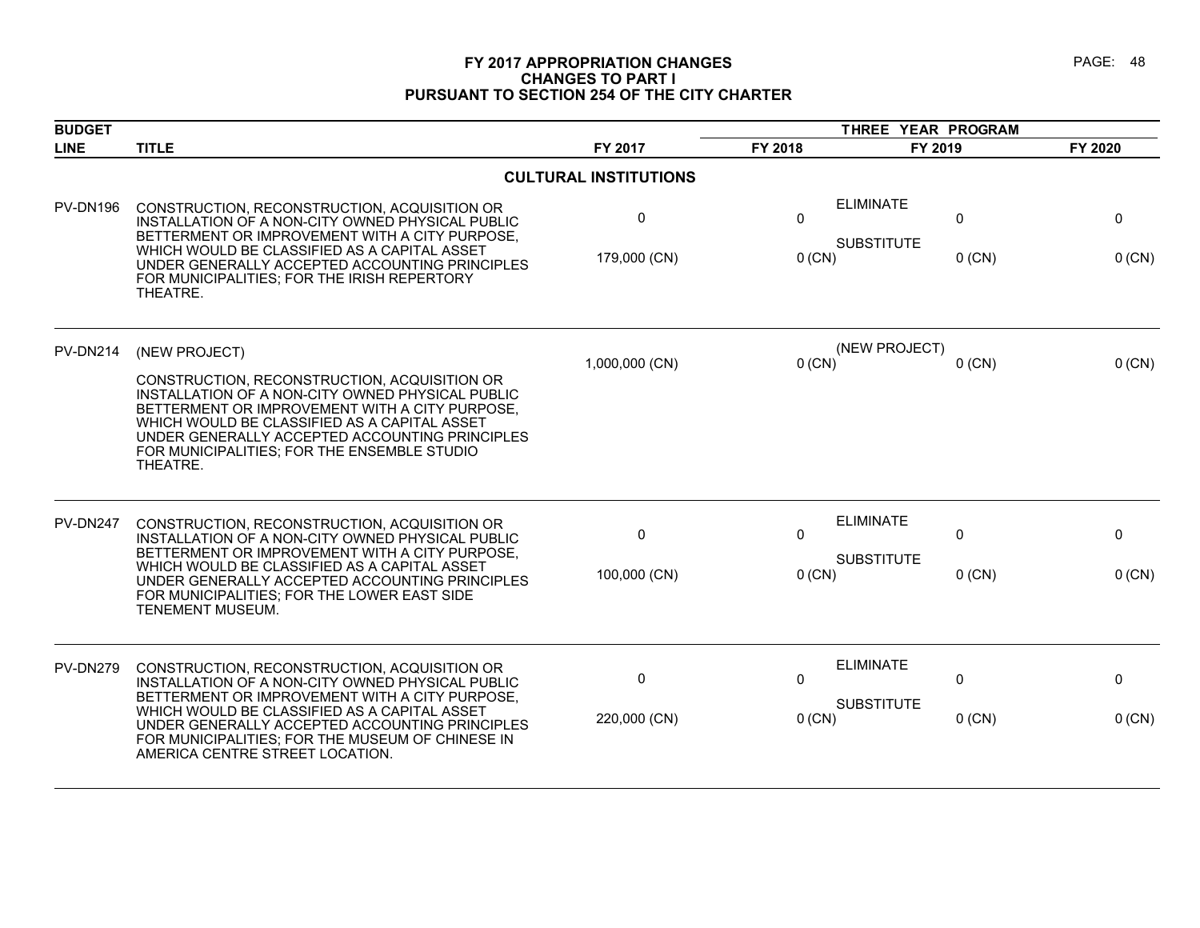# FY 2017 APPROPRIATION CHANGES
## CHANGES TO PART I
## PURSUANT TO SECTION 254 OF THE CITY CHARTER

| BUDGET LINE | TITLE | FY 2017 | THREE YEAR PROGRAM FY 2018 | FY 2019 | FY 2020 |
|---|---|---|---|---|---|
| | **CULTURAL INSTITUTIONS** | | | | |
| PV-DN196 | CONSTRUCTION, RECONSTRUCTION, ACQUISITION OR INSTALLATION OF A NON-CITY OWNED PHYSICAL PUBLIC BETTERMENT OR IMPROVEMENT WITH A CITY PURPOSE, WHICH WOULD BE CLASSIFIED AS A CAPITAL ASSET UNDER GENERALLY ACCEPTED ACCOUNTING PRINCIPLES FOR MUNICIPALITIES; FOR THE IRISH REPERTORY THEATRE. | ELIMINATE<br>0<br>SUBSTITUTE<br>179,000 (CN) | 0<br><br>0 (CN) | 0<br><br>0 (CN) | 0<br><br>0 (CN) |
| PV-DN214 | (NEW PROJECT)<br><br>CONSTRUCTION, RECONSTRUCTION, ACQUISITION OR INSTALLATION OF A NON-CITY OWNED PHYSICAL PUBLIC BETTERMENT OR IMPROVEMENT WITH A CITY PURPOSE, WHICH WOULD BE CLASSIFIED AS A CAPITAL ASSET UNDER GENERALLY ACCEPTED ACCOUNTING PRINCIPLES FOR MUNICIPALITIES; FOR THE ENSEMBLE STUDIO THEATRE. | (NEW PROJECT)<br>1,000,000 (CN) | 0 (CN) | 0 (CN) | 0 (CN) |
| PV-DN247 | CONSTRUCTION, RECONSTRUCTION, ACQUISITION OR INSTALLATION OF A NON-CITY OWNED PHYSICAL PUBLIC BETTERMENT OR IMPROVEMENT WITH A CITY PURPOSE, WHICH WOULD BE CLASSIFIED AS A CAPITAL ASSET UNDER GENERALLY ACCEPTED ACCOUNTING PRINCIPLES FOR MUNICIPALITIES; FOR THE LOWER EAST SIDE TENEMENT MUSEUM. | ELIMINATE<br>0<br>SUBSTITUTE<br>100,000 (CN) | 0<br><br>0 (CN) | 0<br><br>0 (CN) | 0<br><br>0 (CN) |
| PV-DN279 | CONSTRUCTION, RECONSTRUCTION, ACQUISITION OR INSTALLATION OF A NON-CITY OWNED PHYSICAL PUBLIC BETTERMENT OR IMPROVEMENT WITH A CITY PURPOSE, WHICH WOULD BE CLASSIFIED AS A CAPITAL ASSET UNDER GENERALLY ACCEPTED ACCOUNTING PRINCIPLES FOR MUNICIPALITIES; FOR THE MUSEUM OF CHINESE IN AMERICA CENTRE STREET LOCATION. | ELIMINATE<br>0<br>SUBSTITUTE<br>220,000 (CN) | 0<br><br>0 (CN) | 0<br><br>0 (CN) | 0<br><br>0 (CN) |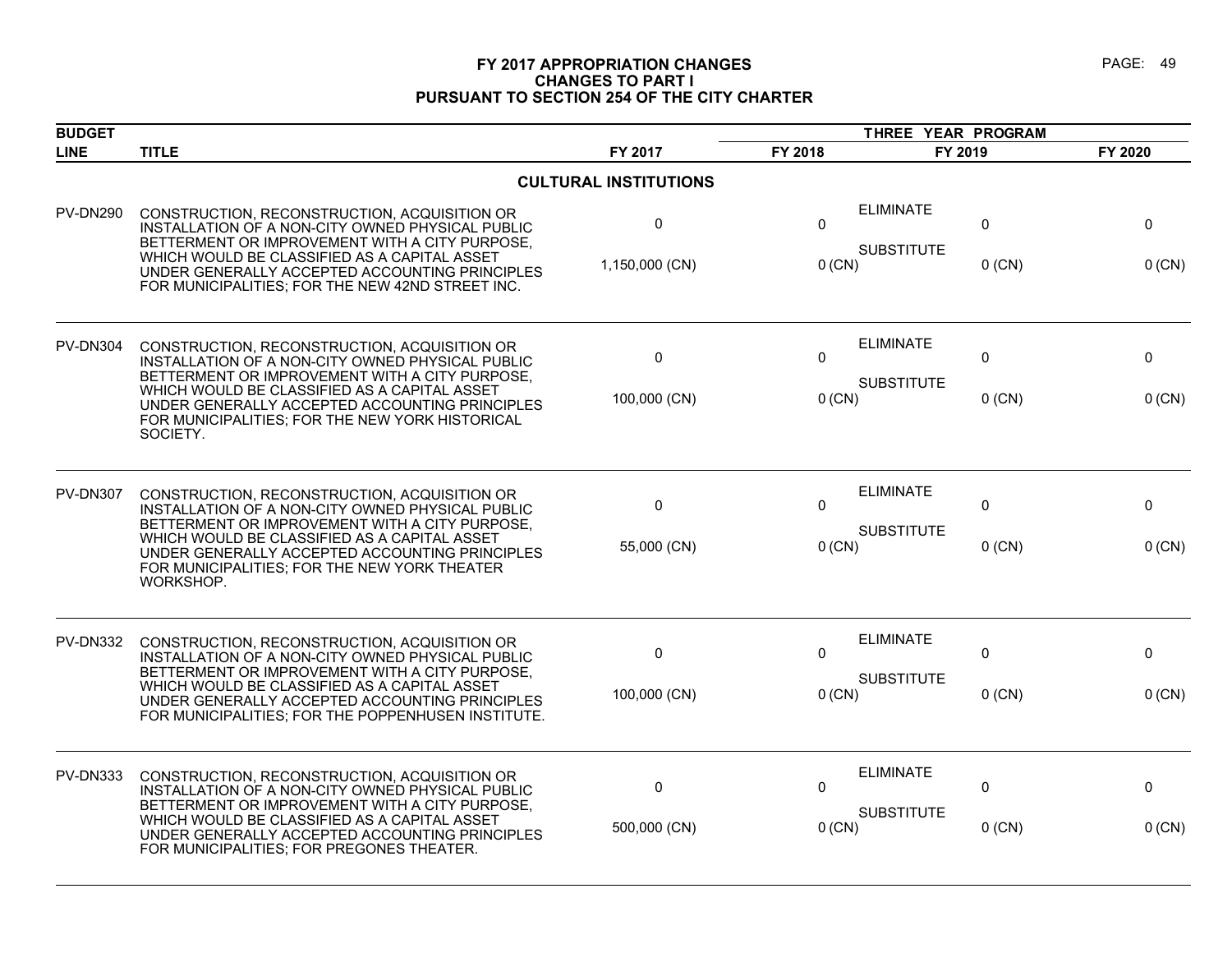# FY 2017 APPROPRIATION CHANGES
## CHANGES TO PART I
## PURSUANT TO SECTION 254 OF THE CITY CHARTER

| BUDGET LINE | TITLE | FY 2017 | THREE YEAR PROGRAM FY 2018 | | FY 2019 | FY 2020 |
|---|---|---|---|---|---|---|
| | **CULTURAL INSTITUTIONS** | | | | | |
| PV-DN290 | CONSTRUCTION, RECONSTRUCTION, ACQUISITION OR INSTALLATION OF A NON-CITY OWNED PHYSICAL PUBLIC BETTERMENT OR IMPROVEMENT WITH A CITY PURPOSE, WHICH WOULD BE CLASSIFIED AS A CAPITAL ASSET UNDER GENERALLY ACCEPTED ACCOUNTING PRINCIPLES FOR MUNICIPALITIES; FOR THE NEW 42ND STREET INC. | 0 | 0 | ELIMINATE | 0 | 0 |
| | | 1,150,000 (CN) | 0 (CN) | SUBSTITUTE | 0 (CN) | 0 (CN) |
| PV-DN304 | CONSTRUCTION, RECONSTRUCTION, ACQUISITION OR INSTALLATION OF A NON-CITY OWNED PHYSICAL PUBLIC BETTERMENT OR IMPROVEMENT WITH A CITY PURPOSE, WHICH WOULD BE CLASSIFIED AS A CAPITAL ASSET UNDER GENERALLY ACCEPTED ACCOUNTING PRINCIPLES FOR MUNICIPALITIES; FOR THE NEW YORK HISTORICAL SOCIETY. | 0 | 0 | ELIMINATE | 0 | 0 |
| | | 100,000 (CN) | 0 (CN) | SUBSTITUTE | 0 (CN) | 0 (CN) |
| PV-DN307 | CONSTRUCTION, RECONSTRUCTION, ACQUISITION OR INSTALLATION OF A NON-CITY OWNED PHYSICAL PUBLIC BETTERMENT OR IMPROVEMENT WITH A CITY PURPOSE, WHICH WOULD BE CLASSIFIED AS A CAPITAL ASSET UNDER GENERALLY ACCEPTED ACCOUNTING PRINCIPLES FOR MUNICIPALITIES; FOR THE NEW YORK THEATER WORKSHOP. | 0 | 0 | ELIMINATE | 0 | 0 |
| | | 55,000 (CN) | 0 (CN) | SUBSTITUTE | 0 (CN) | 0 (CN) |
| PV-DN332 | CONSTRUCTION, RECONSTRUCTION, ACQUISITION OR INSTALLATION OF A NON-CITY OWNED PHYSICAL PUBLIC BETTERMENT OR IMPROVEMENT WITH A CITY PURPOSE, WHICH WOULD BE CLASSIFIED AS A CAPITAL ASSET UNDER GENERALLY ACCEPTED ACCOUNTING PRINCIPLES FOR MUNICIPALITIES; FOR THE POPPENHUSEN INSTITUTE. | 0 | 0 | ELIMINATE | 0 | 0 |
| | | 100,000 (CN) | 0 (CN) | SUBSTITUTE | 0 (CN) | 0 (CN) |
| PV-DN333 | CONSTRUCTION, RECONSTRUCTION, ACQUISITION OR INSTALLATION OF A NON-CITY OWNED PHYSICAL PUBLIC BETTERMENT OR IMPROVEMENT WITH A CITY PURPOSE, WHICH WOULD BE CLASSIFIED AS A CAPITAL ASSET UNDER GENERALLY ACCEPTED ACCOUNTING PRINCIPLES FOR MUNICIPALITIES; FOR PREGONES THEATER. | 0 | 0 | ELIMINATE | 0 | 0 |
| | | 500,000 (CN) | 0 (CN) | SUBSTITUTE | 0 (CN) | 0 (CN) |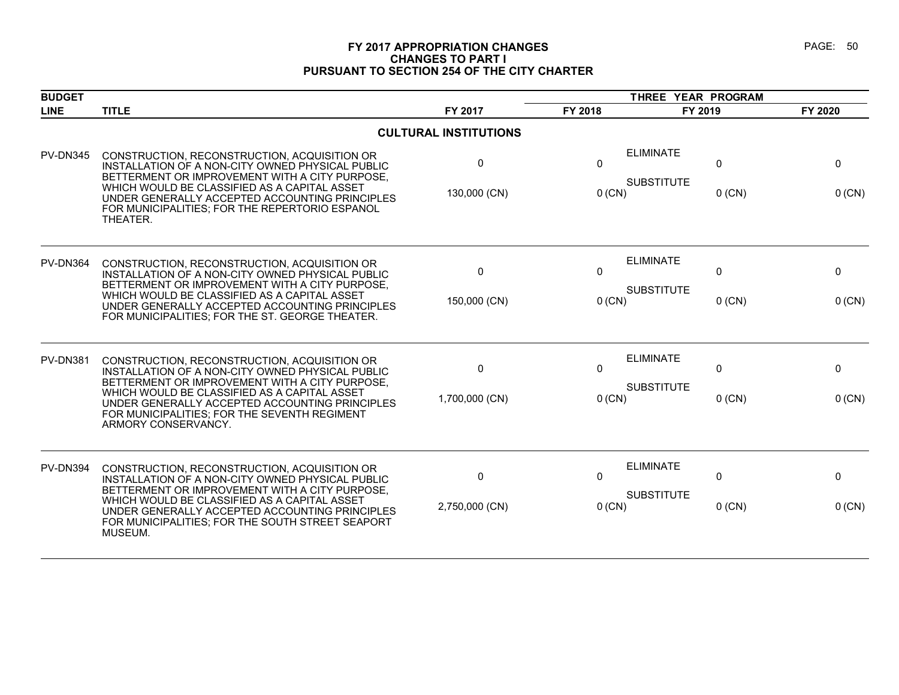# FY 2017 APPROPRIATION CHANGES
## CHANGES TO PART I
## PURSUANT TO SECTION 254 OF THE CITY CHARTER

| BUDGET LINE | TITLE | FY 2017 | THREE YEAR PROGRAM FY 2018 | | FY 2019 | FY 2020 |
|---|---|---|---|---|---|---|
| | **CULTURAL INSTITUTIONS** | | | | | |
| PV-DN345 | CONSTRUCTION, RECONSTRUCTION, ACQUISITION OR INSTALLATION OF A NON-CITY OWNED PHYSICAL PUBLIC BETTERMENT OR IMPROVEMENT WITH A CITY PURPOSE, WHICH WOULD BE CLASSIFIED AS A CAPITAL ASSET UNDER GENERALLY ACCEPTED ACCOUNTING PRINCIPLES FOR MUNICIPALITIES; FOR THE REPERTORIO ESPANOL THEATER. | 0 | 0 | ELIMINATE | 0 | 0 |
| | | 130,000 (CN) | 0 (CN) | SUBSTITUTE | 0 (CN) | 0 (CN) |
| PV-DN364 | CONSTRUCTION, RECONSTRUCTION, ACQUISITION OR INSTALLATION OF A NON-CITY OWNED PHYSICAL PUBLIC BETTERMENT OR IMPROVEMENT WITH A CITY PURPOSE, WHICH WOULD BE CLASSIFIED AS A CAPITAL ASSET UNDER GENERALLY ACCEPTED ACCOUNTING PRINCIPLES FOR MUNICIPALITIES; FOR THE ST. GEORGE THEATER. | 0 | 0 | ELIMINATE | 0 | 0 |
| | | 150,000 (CN) | 0 (CN) | SUBSTITUTE | 0 (CN) | 0 (CN) |
| PV-DN381 | CONSTRUCTION, RECONSTRUCTION, ACQUISITION OR INSTALLATION OF A NON-CITY OWNED PHYSICAL PUBLIC BETTERMENT OR IMPROVEMENT WITH A CITY PURPOSE, WHICH WOULD BE CLASSIFIED AS A CAPITAL ASSET UNDER GENERALLY ACCEPTED ACCOUNTING PRINCIPLES FOR MUNICIPALITIES; FOR THE SEVENTH REGIMENT ARMORY CONSERVANCY. | 0 | 0 | ELIMINATE | 0 | 0 |
| | | 1,700,000 (CN) | 0 (CN) | SUBSTITUTE | 0 (CN) | 0 (CN) |
| PV-DN394 | CONSTRUCTION, RECONSTRUCTION, ACQUISITION OR INSTALLATION OF A NON-CITY OWNED PHYSICAL PUBLIC BETTERMENT OR IMPROVEMENT WITH A CITY PURPOSE, WHICH WOULD BE CLASSIFIED AS A CAPITAL ASSET UNDER GENERALLY ACCEPTED ACCOUNTING PRINCIPLES FOR MUNICIPALITIES; FOR THE SOUTH STREET SEAPORT MUSEUM. | 0 | 0 | ELIMINATE | 0 | 0 |
| | | 2,750,000 (CN) | 0 (CN) | SUBSTITUTE | 0 (CN) | 0 (CN) |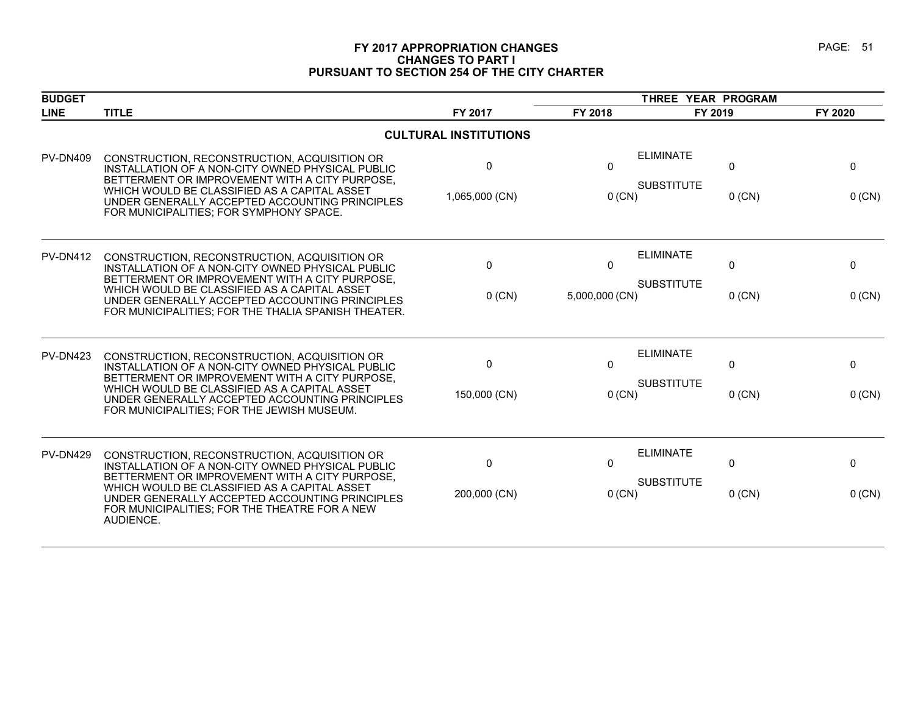# FY 2017 APPROPRIATION CHANGES
## CHANGES TO PART I
## PURSUANT TO SECTION 254 OF THE CITY CHARTER

| BUDGET LINE | TITLE | FY 2017 | FY 2018 | FY 2019 | FY 2020 |
|---|---|---|---|---|---|
| | | | THREE YEAR PROGRAM | | |
| | **CULTURAL INSTITUTIONS** | | | | |
| PV-DN409 | CONSTRUCTION, RECONSTRUCTION, ACQUISITION OR INSTALLATION OF A NON-CITY OWNED PHYSICAL PUBLIC BETTERMENT OR IMPROVEMENT WITH A CITY PURPOSE, WHICH WOULD BE CLASSIFIED AS A CAPITAL ASSET UNDER GENERALLY ACCEPTED ACCOUNTING PRINCIPLES FOR MUNICIPALITIES; FOR SYMPHONY SPACE. | ELIMINATE 0 | 0 | 0 | 0 |
| | | SUBSTITUTE 1,065,000 (CN) | 0 (CN) | 0 (CN) | 0 (CN) |
| PV-DN412 | CONSTRUCTION, RECONSTRUCTION, ACQUISITION OR INSTALLATION OF A NON-CITY OWNED PHYSICAL PUBLIC BETTERMENT OR IMPROVEMENT WITH A CITY PURPOSE, WHICH WOULD BE CLASSIFIED AS A CAPITAL ASSET UNDER GENERALLY ACCEPTED ACCOUNTING PRINCIPLES FOR MUNICIPALITIES; FOR THE THALIA SPANISH THEATER. | ELIMINATE 0 | 0 | 0 | 0 |
| | | SUBSTITUTE 0 (CN) | 5,000,000 (CN) | 0 (CN) | 0 (CN) |
| PV-DN423 | CONSTRUCTION, RECONSTRUCTION, ACQUISITION OR INSTALLATION OF A NON-CITY OWNED PHYSICAL PUBLIC BETTERMENT OR IMPROVEMENT WITH A CITY PURPOSE, WHICH WOULD BE CLASSIFIED AS A CAPITAL ASSET UNDER GENERALLY ACCEPTED ACCOUNTING PRINCIPLES FOR MUNICIPALITIES; FOR THE JEWISH MUSEUM. | ELIMINATE 0 | 0 | 0 | 0 |
| | | SUBSTITUTE 150,000 (CN) | 0 (CN) | 0 (CN) | 0 (CN) |
| PV-DN429 | CONSTRUCTION, RECONSTRUCTION, ACQUISITION OR INSTALLATION OF A NON-CITY OWNED PHYSICAL PUBLIC BETTERMENT OR IMPROVEMENT WITH A CITY PURPOSE, WHICH WOULD BE CLASSIFIED AS A CAPITAL ASSET UNDER GENERALLY ACCEPTED ACCOUNTING PRINCIPLES FOR MUNICIPALITIES; FOR THE THEATRE FOR A NEW AUDIENCE. | ELIMINATE 0 | 0 | 0 | 0 |
| | | SUBSTITUTE 200,000 (CN) | 0 (CN) | 0 (CN) | 0 (CN) |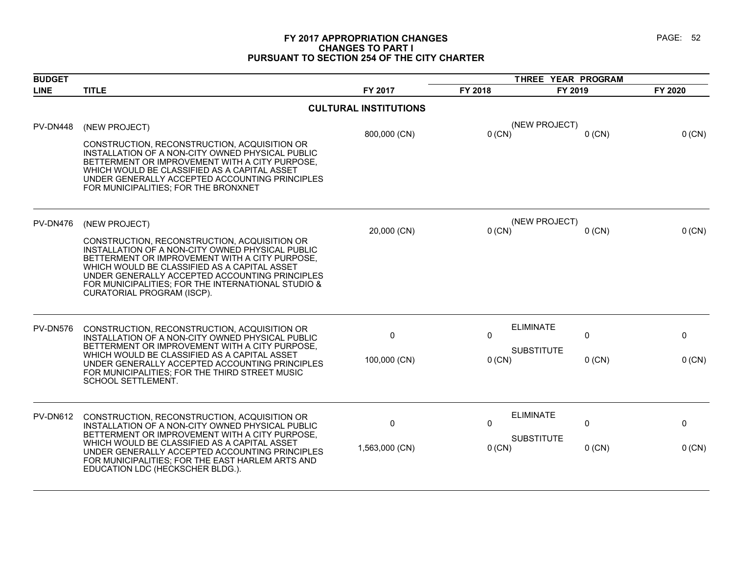# FY 2017 APPROPRIATION CHANGES
## CHANGES TO PART I
## PURSUANT TO SECTION 254 OF THE CITY CHARTER

| BUDGET LINE | TITLE | FY 2017 | THREE YEAR PROGRAM FY 2018 | FY 2019 | FY 2020 |
|---|---|---|---|---|---|
| | **CULTURAL INSTITUTIONS** | | | | |
| PV-DN448 | (NEW PROJECT)<br>CONSTRUCTION, RECONSTRUCTION, ACQUISITION OR INSTALLATION OF A NON-CITY OWNED PHYSICAL PUBLIC BETTERMENT OR IMPROVEMENT WITH A CITY PURPOSE, WHICH WOULD BE CLASSIFIED AS A CAPITAL ASSET UNDER GENERALLY ACCEPTED ACCOUNTING PRINCIPLES FOR MUNICIPALITIES; FOR THE BRONXNET | (NEW PROJECT)<br>800,000 (CN) | 0 (CN) | 0 (CN) | 0 (CN) |
| PV-DN476 | (NEW PROJECT)<br>CONSTRUCTION, RECONSTRUCTION, ACQUISITION OR INSTALLATION OF A NON-CITY OWNED PHYSICAL PUBLIC BETTERMENT OR IMPROVEMENT WITH A CITY PURPOSE, WHICH WOULD BE CLASSIFIED AS A CAPITAL ASSET UNDER GENERALLY ACCEPTED ACCOUNTING PRINCIPLES FOR MUNICIPALITIES; FOR THE INTERNATIONAL STUDIO & CURATORIAL PROGRAM (ISCP). | (NEW PROJECT)<br>20,000 (CN) | 0 (CN) | 0 (CN) | 0 (CN) |
| PV-DN576 | CONSTRUCTION, RECONSTRUCTION, ACQUISITION OR INSTALLATION OF A NON-CITY OWNED PHYSICAL PUBLIC BETTERMENT OR IMPROVEMENT WITH A CITY PURPOSE, WHICH WOULD BE CLASSIFIED AS A CAPITAL ASSET UNDER GENERALLY ACCEPTED ACCOUNTING PRINCIPLES FOR MUNICIPALITIES; FOR THE THIRD STREET MUSIC SCHOOL SETTLEMENT. | ELIMINATE<br>0<br>SUBSTITUTE<br>100,000 (CN) | 0<br><br>0 (CN) | 0<br><br>0 (CN) | 0<br><br>0 (CN) |
| PV-DN612 | CONSTRUCTION, RECONSTRUCTION, ACQUISITION OR INSTALLATION OF A NON-CITY OWNED PHYSICAL PUBLIC BETTERMENT OR IMPROVEMENT WITH A CITY PURPOSE, WHICH WOULD BE CLASSIFIED AS A CAPITAL ASSET UNDER GENERALLY ACCEPTED ACCOUNTING PRINCIPLES FOR MUNICIPALITIES; FOR THE EAST HARLEM ARTS AND EDUCATION LDC (HECKSCHER BLDG.). | ELIMINATE<br>0<br>SUBSTITUTE<br>1,563,000 (CN) | 0<br><br>0 (CN) | 0<br><br>0 (CN) | 0<br><br>0 (CN) |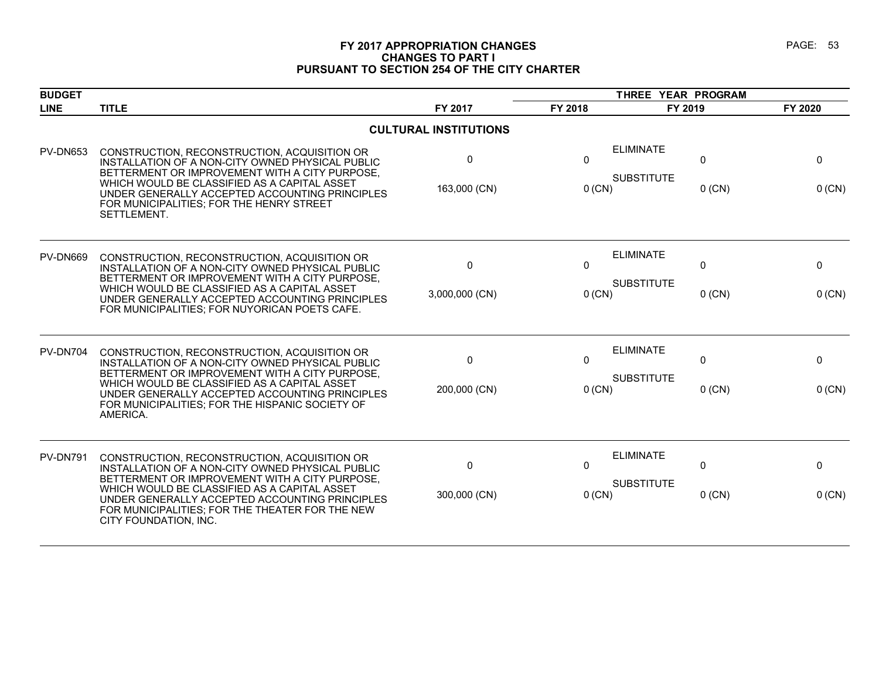# FY 2017 APPROPRIATION CHANGES
## CHANGES TO PART I
## PURSUANT TO SECTION 254 OF THE CITY CHARTER

| BUDGET LINE | TITLE | FY 2017 | THREE YEAR PROGRAM FY 2018 | FY 2019 | FY 2020 |
|---|---|---|---|---|---|
| | **CULTURAL INSTITUTIONS** | | | | |
| PV-DN653 | CONSTRUCTION, RECONSTRUCTION, ACQUISITION OR INSTALLATION OF A NON-CITY OWNED PHYSICAL PUBLIC BETTERMENT OR IMPROVEMENT WITH A CITY PURPOSE, WHICH WOULD BE CLASSIFIED AS A CAPITAL ASSET UNDER GENERALLY ACCEPTED ACCOUNTING PRINCIPLES FOR MUNICIPALITIES; FOR THE HENRY STREET SETTLEMENT. | ELIMINATE 0 | 0 | 0 | 0 |
| | | SUBSTITUTE 163,000 (CN) | 0 (CN) | 0 (CN) | 0 (CN) |
| PV-DN669 | CONSTRUCTION, RECONSTRUCTION, ACQUISITION OR INSTALLATION OF A NON-CITY OWNED PHYSICAL PUBLIC BETTERMENT OR IMPROVEMENT WITH A CITY PURPOSE, WHICH WOULD BE CLASSIFIED AS A CAPITAL ASSET UNDER GENERALLY ACCEPTED ACCOUNTING PRINCIPLES FOR MUNICIPALITIES; FOR NUYORICAN POETS CAFE. | ELIMINATE 0 | 0 | 0 | 0 |
| | | SUBSTITUTE 3,000,000 (CN) | 0 (CN) | 0 (CN) | 0 (CN) |
| PV-DN704 | CONSTRUCTION, RECONSTRUCTION, ACQUISITION OR INSTALLATION OF A NON-CITY OWNED PHYSICAL PUBLIC BETTERMENT OR IMPROVEMENT WITH A CITY PURPOSE, WHICH WOULD BE CLASSIFIED AS A CAPITAL ASSET UNDER GENERALLY ACCEPTED ACCOUNTING PRINCIPLES FOR MUNICIPALITIES; FOR THE HISPANIC SOCIETY OF AMERICA. | ELIMINATE 0 | 0 | 0 | 0 |
| | | SUBSTITUTE 200,000 (CN) | 0 (CN) | 0 (CN) | 0 (CN) |
| PV-DN791 | CONSTRUCTION, RECONSTRUCTION, ACQUISITION OR INSTALLATION OF A NON-CITY OWNED PHYSICAL PUBLIC BETTERMENT OR IMPROVEMENT WITH A CITY PURPOSE, WHICH WOULD BE CLASSIFIED AS A CAPITAL ASSET UNDER GENERALLY ACCEPTED ACCOUNTING PRINCIPLES FOR MUNICIPALITIES; FOR THE THEATER FOR THE NEW CITY FOUNDATION, INC. | ELIMINATE 0 | 0 | 0 | 0 |
| | | SUBSTITUTE 300,000 (CN) | 0 (CN) | 0 (CN) | 0 (CN) |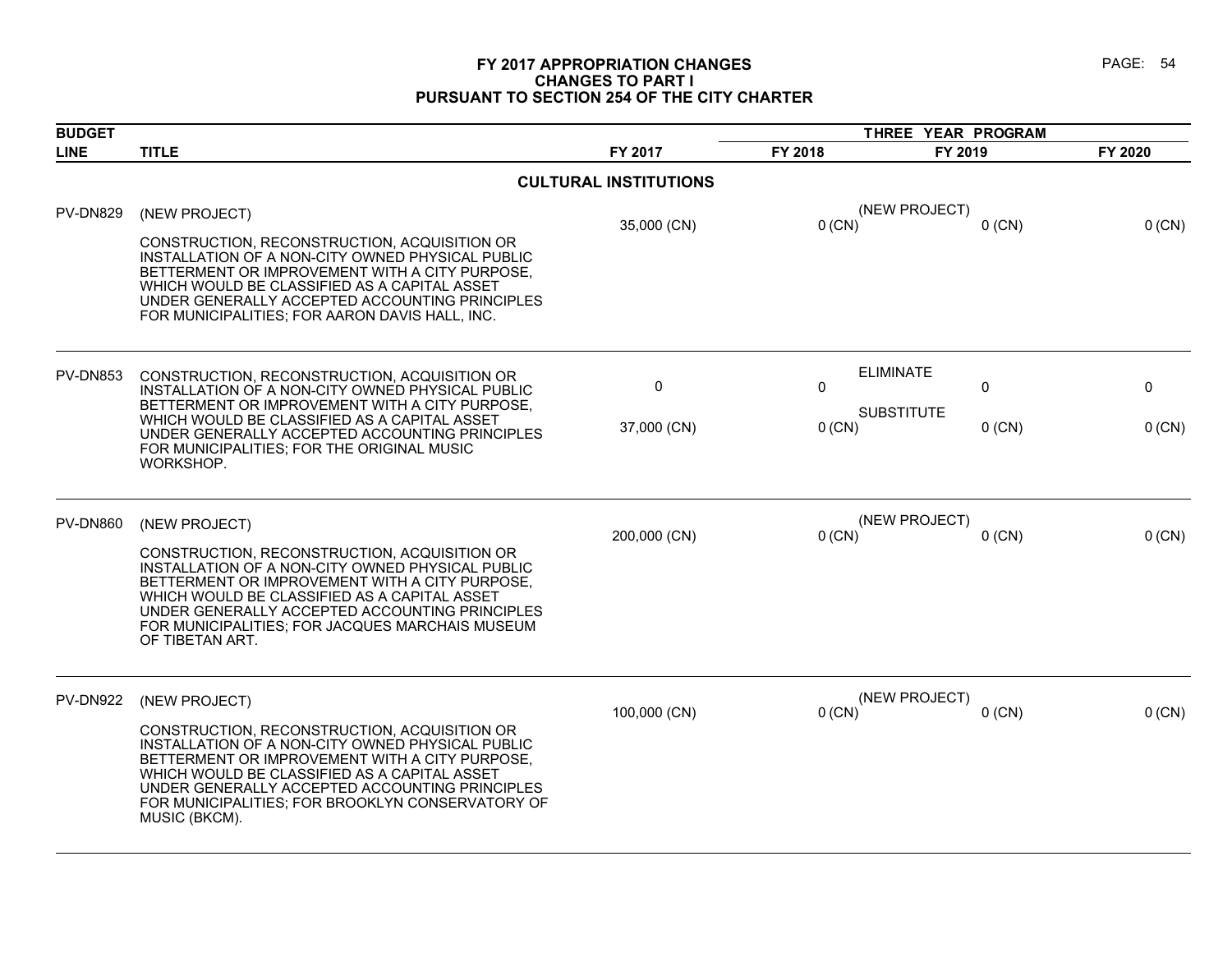# FY 2017 APPROPRIATION CHANGES
## CHANGES TO PART I
## PURSUANT TO SECTION 254 OF THE CITY CHARTER

| BUDGET LINE | TITLE | FY 2017 | | THREE YEAR PROGRAM FY 2018 | FY 2019 | FY 2020 |
|---|---|---|---|---|---|---|
| | **CULTURAL INSTITUTIONS** | | | | | |
| PV-DN829 | (NEW PROJECT)<br><br>CONSTRUCTION, RECONSTRUCTION, ACQUISITION OR INSTALLATION OF A NON-CITY OWNED PHYSICAL PUBLIC BETTERMENT OR IMPROVEMENT WITH A CITY PURPOSE, WHICH WOULD BE CLASSIFIED AS A CAPITAL ASSET UNDER GENERALLY ACCEPTED ACCOUNTING PRINCIPLES FOR MUNICIPALITIES; FOR AARON DAVIS HALL, INC. | 35,000 (CN) | (NEW PROJECT) | 0 (CN) | 0 (CN) | 0 (CN) |
| PV-DN853 | CONSTRUCTION, RECONSTRUCTION, ACQUISITION OR INSTALLATION OF A NON-CITY OWNED PHYSICAL PUBLIC BETTERMENT OR IMPROVEMENT WITH A CITY PURPOSE, WHICH WOULD BE CLASSIFIED AS A CAPITAL ASSET UNDER GENERALLY ACCEPTED ACCOUNTING PRINCIPLES FOR MUNICIPALITIES; FOR THE ORIGINAL MUSIC WORKSHOP. | 0 | ELIMINATE | 0 | 0 | 0 |
| | | 37,000 (CN) | SUBSTITUTE | 0 (CN) | 0 (CN) | 0 (CN) |
| PV-DN860 | (NEW PROJECT)<br><br>CONSTRUCTION, RECONSTRUCTION, ACQUISITION OR INSTALLATION OF A NON-CITY OWNED PHYSICAL PUBLIC BETTERMENT OR IMPROVEMENT WITH A CITY PURPOSE, WHICH WOULD BE CLASSIFIED AS A CAPITAL ASSET UNDER GENERALLY ACCEPTED ACCOUNTING PRINCIPLES FOR MUNICIPALITIES; FOR JACQUES MARCHAIS MUSEUM OF TIBETAN ART. | 200,000 (CN) | (NEW PROJECT) | 0 (CN) | 0 (CN) | 0 (CN) |
| PV-DN922 | (NEW PROJECT)<br><br>CONSTRUCTION, RECONSTRUCTION, ACQUISITION OR INSTALLATION OF A NON-CITY OWNED PHYSICAL PUBLIC BETTERMENT OR IMPROVEMENT WITH A CITY PURPOSE, WHICH WOULD BE CLASSIFIED AS A CAPITAL ASSET UNDER GENERALLY ACCEPTED ACCOUNTING PRINCIPLES FOR MUNICIPALITIES; FOR BROOKLYN CONSERVATORY OF MUSIC (BKCM). | 100,000 (CN) | (NEW PROJECT) | 0 (CN) | 0 (CN) | 0 (CN) |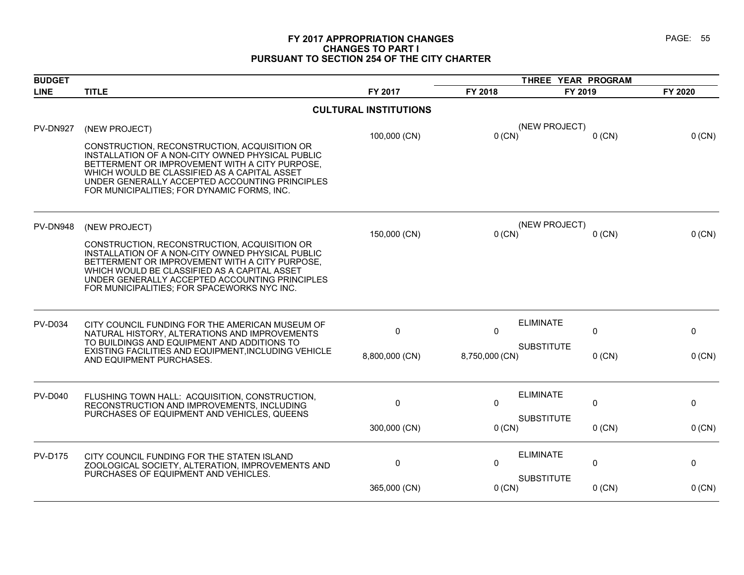# FY 2017 APPROPRIATION CHANGES
## CHANGES TO PART I
## PURSUANT TO SECTION 254 OF THE CITY CHARTER

| BUDGET LINE | TITLE | FY 2017 | THREE YEAR PROGRAM FY 2018 | FY 2019 | FY 2020 |
|---|---|---|---|---|---|
| | **CULTURAL INSTITUTIONS** | | | | |
| PV-DN927 | (NEW PROJECT)<br><br>CONSTRUCTION, RECONSTRUCTION, ACQUISITION OR INSTALLATION OF A NON-CITY OWNED PHYSICAL PUBLIC BETTERMENT OR IMPROVEMENT WITH A CITY PURPOSE, WHICH WOULD BE CLASSIFIED AS A CAPITAL ASSET UNDER GENERALLY ACCEPTED ACCOUNTING PRINCIPLES FOR MUNICIPALITIES; FOR DYNAMIC FORMS, INC. | 100,000 (CN) | (NEW PROJECT)<br>0 (CN) | 0 (CN) | 0 (CN) |
| PV-DN948 | (NEW PROJECT)<br><br>CONSTRUCTION, RECONSTRUCTION, ACQUISITION OR INSTALLATION OF A NON-CITY OWNED PHYSICAL PUBLIC BETTERMENT OR IMPROVEMENT WITH A CITY PURPOSE, WHICH WOULD BE CLASSIFIED AS A CAPITAL ASSET UNDER GENERALLY ACCEPTED ACCOUNTING PRINCIPLES FOR MUNICIPALITIES; FOR SPACEWORKS NYC INC. | 150,000 (CN) | (NEW PROJECT)<br>0 (CN) | 0 (CN) | 0 (CN) |
| PV-D034 | CITY COUNCIL FUNDING FOR THE AMERICAN MUSEUM OF NATURAL HISTORY, ALTERATIONS AND IMPROVEMENTS TO BUILDINGS AND EQUIPMENT AND ADDITIONS TO EXISTING FACILITIES AND EQUIPMENT,INCLUDING VEHICLE AND EQUIPMENT PURCHASES. | 0<br><br>8,800,000 (CN) | ELIMINATE<br>0<br>SUBSTITUTE<br>8,750,000 (CN) | 0<br><br>0 (CN) | 0<br><br>0 (CN) |
| PV-D040 | FLUSHING TOWN HALL: ACQUISITION, CONSTRUCTION, RECONSTRUCTION AND IMPROVEMENTS, INCLUDING PURCHASES OF EQUIPMENT AND VEHICLES, QUEENS | 0<br><br>300,000 (CN) | ELIMINATE<br>0<br>SUBSTITUTE<br>0 (CN) | 0<br><br>0 (CN) | 0<br><br>0 (CN) |
| PV-D175 | CITY COUNCIL FUNDING FOR THE STATEN ISLAND ZOOLOGICAL SOCIETY, ALTERATION, IMPROVEMENTS AND PURCHASES OF EQUIPMENT AND VEHICLES. | 0<br><br>365,000 (CN) | ELIMINATE<br>0<br>SUBSTITUTE<br>0 (CN) | 0<br><br>0 (CN) | 0<br><br>0 (CN) |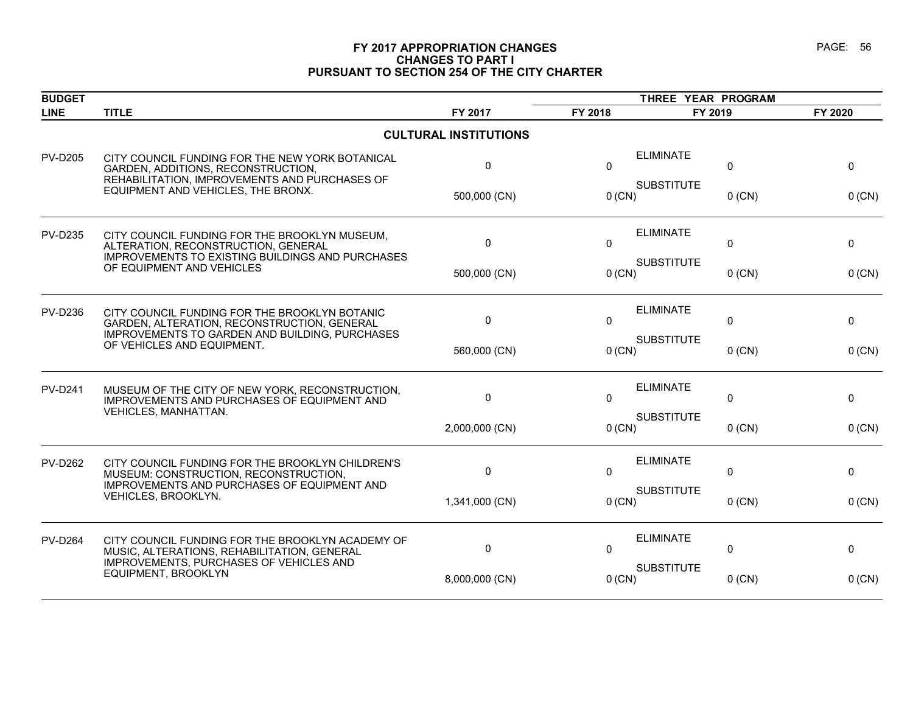# FY 2017 APPROPRIATION CHANGES
## CHANGES TO PART I
## PURSUANT TO SECTION 254 OF THE CITY CHARTER

| BUDGET LINE | TITLE | FY 2017 | THREE YEAR PROGRAM FY 2018 | | FY 2019 | FY 2020 |
|---|---|---|---|---|---|---|
| | **CULTURAL INSTITUTIONS** | | | | | |
| PV-D205 | CITY COUNCIL FUNDING FOR THE NEW YORK BOTANICAL GARDEN, ADDITIONS, RECONSTRUCTION, REHABILITATION, IMPROVEMENTS AND PURCHASES OF EQUIPMENT AND VEHICLES, THE BRONX. | 0 | 0 | ELIMINATE | 0 | 0 |
| | | 500,000 (CN) | 0 (CN) | SUBSTITUTE | 0 (CN) | 0 (CN) |
| PV-D235 | CITY COUNCIL FUNDING FOR THE BROOKLYN MUSEUM, ALTERATION, RECONSTRUCTION, GENERAL IMPROVEMENTS TO EXISTING BUILDINGS AND PURCHASES OF EQUIPMENT AND VEHICLES | 0 | 0 | ELIMINATE | 0 | 0 |
| | | 500,000 (CN) | 0 (CN) | SUBSTITUTE | 0 (CN) | 0 (CN) |
| PV-D236 | CITY COUNCIL FUNDING FOR THE BROOKLYN BOTANIC GARDEN, ALTERATION, RECONSTRUCTION, GENERAL IMPROVEMENTS TO GARDEN AND BUILDING, PURCHASES OF VEHICLES AND EQUIPMENT. | 0 | 0 | ELIMINATE | 0 | 0 |
| | | 560,000 (CN) | 0 (CN) | SUBSTITUTE | 0 (CN) | 0 (CN) |
| PV-D241 | MUSEUM OF THE CITY OF NEW YORK, RECONSTRUCTION, IMPROVEMENTS AND PURCHASES OF EQUIPMENT AND VEHICLES, MANHATTAN. | 0 | 0 | ELIMINATE | 0 | 0 |
| | | 2,000,000 (CN) | 0 (CN) | SUBSTITUTE | 0 (CN) | 0 (CN) |
| PV-D262 | CITY COUNCIL FUNDING FOR THE BROOKLYN CHILDREN'S MUSEUM: CONSTRUCTION, RECONSTRUCTION, IMPROVEMENTS AND PURCHASES OF EQUIPMENT AND VEHICLES, BROOKLYN. | 0 | 0 | ELIMINATE | 0 | 0 |
| | | 1,341,000 (CN) | 0 (CN) | SUBSTITUTE | 0 (CN) | 0 (CN) |
| PV-D264 | CITY COUNCIL FUNDING FOR THE BROOKLYN ACADEMY OF MUSIC, ALTERATIONS, REHABILITATION, GENERAL IMPROVEMENTS, PURCHASES OF VEHICLES AND EQUIPMENT, BROOKLYN | 0 | 0 | ELIMINATE | 0 | 0 |
| | | 8,000,000 (CN) | 0 (CN) | SUBSTITUTE | 0 (CN) | 0 (CN) |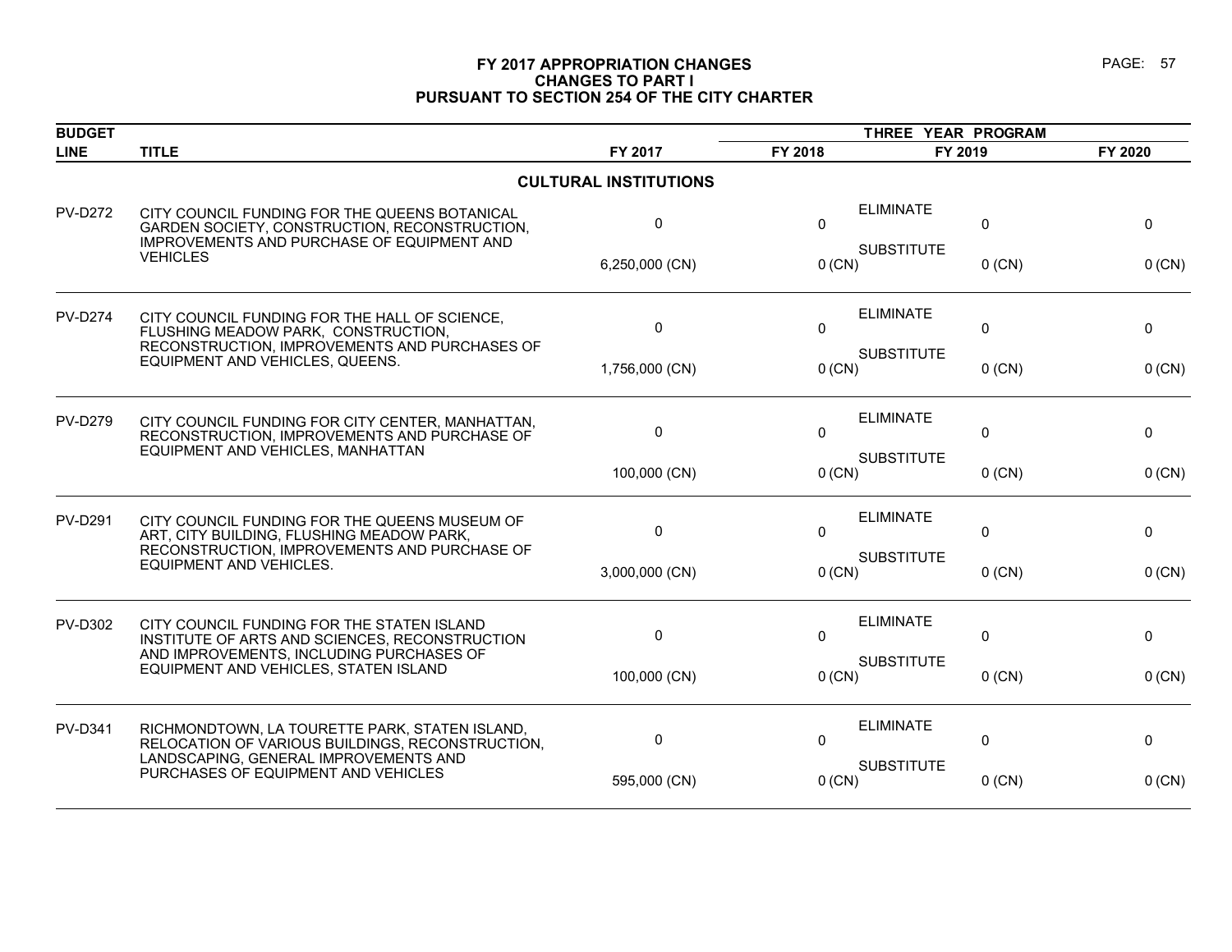# FY 2017 APPROPRIATION CHANGES
## CHANGES TO PART I
## PURSUANT TO SECTION 254 OF THE CITY CHARTER

| BUDGET LINE | TITLE | | FY 2017 | THREE YEAR PROGRAM FY 2018 | FY 2019 | FY 2020 |
|---|---|---|---|---|---|---|
| | **CULTURAL INSTITUTIONS** | | | | | |
| PV-D272 | CITY COUNCIL FUNDING FOR THE QUEENS BOTANICAL GARDEN SOCIETY, CONSTRUCTION, RECONSTRUCTION, IMPROVEMENTS AND PURCHASE OF EQUIPMENT AND VEHICLES | ELIMINATE | 0 | 0 | 0 | 0 |
| | | SUBSTITUTE | 6,250,000 (CN) | 0 (CN) | 0 (CN) | 0 (CN) |
| PV-D274 | CITY COUNCIL FUNDING FOR THE HALL OF SCIENCE, FLUSHING MEADOW PARK, CONSTRUCTION, RECONSTRUCTION, IMPROVEMENTS AND PURCHASES OF EQUIPMENT AND VEHICLES, QUEENS. | ELIMINATE | 0 | 0 | 0 | 0 |
| | | SUBSTITUTE | 1,756,000 (CN) | 0 (CN) | 0 (CN) | 0 (CN) |
| PV-D279 | CITY COUNCIL FUNDING FOR CITY CENTER, MANHATTAN, RECONSTRUCTION, IMPROVEMENTS AND PURCHASE OF EQUIPMENT AND VEHICLES, MANHATTAN | ELIMINATE | 0 | 0 | 0 | 0 |
| | | SUBSTITUTE | 100,000 (CN) | 0 (CN) | 0 (CN) | 0 (CN) |
| PV-D291 | CITY COUNCIL FUNDING FOR THE QUEENS MUSEUM OF ART, CITY BUILDING, FLUSHING MEADOW PARK, RECONSTRUCTION, IMPROVEMENTS AND PURCHASE OF EQUIPMENT AND VEHICLES. | ELIMINATE | 0 | 0 | 0 | 0 |
| | | SUBSTITUTE | 3,000,000 (CN) | 0 (CN) | 0 (CN) | 0 (CN) |
| PV-D302 | CITY COUNCIL FUNDING FOR THE STATEN ISLAND INSTITUTE OF ARTS AND SCIENCES, RECONSTRUCTION AND IMPROVEMENTS, INCLUDING PURCHASES OF EQUIPMENT AND VEHICLES, STATEN ISLAND | ELIMINATE | 0 | 0 | 0 | 0 |
| | | SUBSTITUTE | 100,000 (CN) | 0 (CN) | 0 (CN) | 0 (CN) |
| PV-D341 | RICHMONDTOWN, LA TOURETTE PARK, STATEN ISLAND, RELOCATION OF VARIOUS BUILDINGS, RECONSTRUCTION, LANDSCAPING, GENERAL IMPROVEMENTS AND PURCHASES OF EQUIPMENT AND VEHICLES | ELIMINATE | 0 | 0 | 0 | 0 |
| | | SUBSTITUTE | 595,000 (CN) | 0 (CN) | 0 (CN) | 0 (CN) |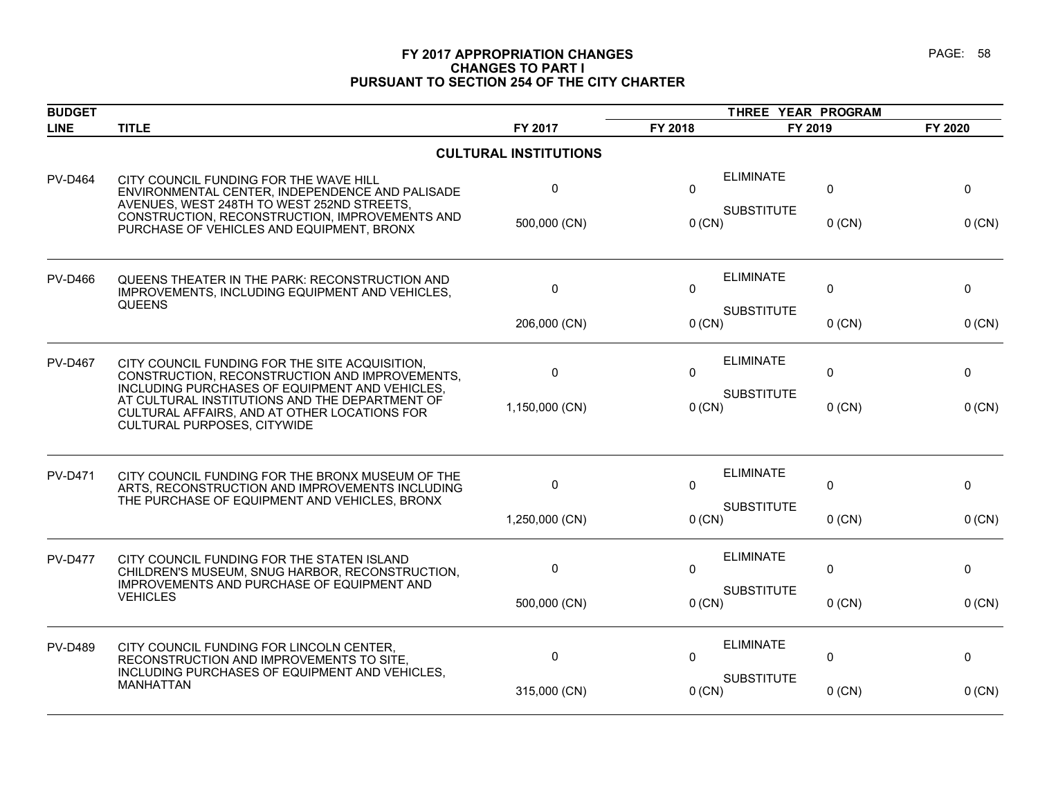# FY 2017 APPROPRIATION CHANGES
## CHANGES TO PART I
## PURSUANT TO SECTION 254 OF THE CITY CHARTER

| BUDGET LINE | TITLE | FY 2017 | THREE YEAR PROGRAM FY 2018 | | FY 2019 | FY 2020 |
|---|---|---|---|---|---|---|
| | **CULTURAL INSTITUTIONS** | | | | | |
| PV-D464 | CITY COUNCIL FUNDING FOR THE WAVE HILL ENVIRONMENTAL CENTER, INDEPENDENCE AND PALISADE AVENUES, WEST 248TH TO WEST 252ND STREETS, CONSTRUCTION, RECONSTRUCTION, IMPROVEMENTS AND PURCHASE OF VEHICLES AND EQUIPMENT, BRONX | 0 | 0 | ELIMINATE | 0 | 0 |
| | | 500,000 (CN) | 0 (CN) | SUBSTITUTE | 0 (CN) | 0 (CN) |
| PV-D466 | QUEENS THEATER IN THE PARK: RECONSTRUCTION AND IMPROVEMENTS, INCLUDING EQUIPMENT AND VEHICLES, QUEENS | 0 | 0 | ELIMINATE | 0 | 0 |
| | | 206,000 (CN) | 0 (CN) | SUBSTITUTE | 0 (CN) | 0 (CN) |
| PV-D467 | CITY COUNCIL FUNDING FOR THE SITE ACQUISITION, CONSTRUCTION, RECONSTRUCTION AND IMPROVEMENTS, INCLUDING PURCHASES OF EQUIPMENT AND VEHICLES, AT CULTURAL INSTITUTIONS AND THE DEPARTMENT OF CULTURAL AFFAIRS, AND AT OTHER LOCATIONS FOR CULTURAL PURPOSES, CITYWIDE | 0 | 0 | ELIMINATE | 0 | 0 |
| | | 1,150,000 (CN) | 0 (CN) | SUBSTITUTE | 0 (CN) | 0 (CN) |
| PV-D471 | CITY COUNCIL FUNDING FOR THE BRONX MUSEUM OF THE ARTS, RECONSTRUCTION AND IMPROVEMENTS INCLUDING THE PURCHASE OF EQUIPMENT AND VEHICLES, BRONX | 0 | 0 | ELIMINATE | 0 | 0 |
| | | 1,250,000 (CN) | 0 (CN) | SUBSTITUTE | 0 (CN) | 0 (CN) |
| PV-D477 | CITY COUNCIL FUNDING FOR THE STATEN ISLAND CHILDREN'S MUSEUM, SNUG HARBOR, RECONSTRUCTION, IMPROVEMENTS AND PURCHASE OF EQUIPMENT AND VEHICLES | 0 | 0 | ELIMINATE | 0 | 0 |
| | | 500,000 (CN) | 0 (CN) | SUBSTITUTE | 0 (CN) | 0 (CN) |
| PV-D489 | CITY COUNCIL FUNDING FOR LINCOLN CENTER, RECONSTRUCTION AND IMPROVEMENTS TO SITE, INCLUDING PURCHASES OF EQUIPMENT AND VEHICLES, MANHATTAN | 0 | 0 | ELIMINATE | 0 | 0 |
| | | 315,000 (CN) | 0 (CN) | SUBSTITUTE | 0 (CN) | 0 (CN) |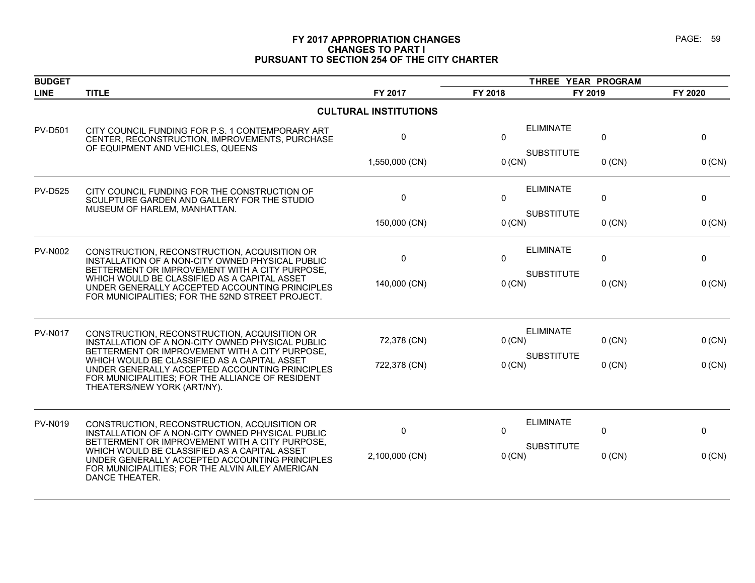# FY 2017 APPROPRIATION CHANGES
## CHANGES TO PART I
## PURSUANT TO SECTION 254 OF THE CITY CHARTER

| BUDGET LINE | TITLE | FY 2017 | THREE YEAR PROGRAM FY 2018 | FY 2019 | FY 2020 |
|---|---|---|---|---|---|
| | **CULTURAL INSTITUTIONS** | | | | |
| PV-D501 | CITY COUNCIL FUNDING FOR P.S. 1 CONTEMPORARY ART CENTER, RECONSTRUCTION, IMPROVEMENTS, PURCHASE OF EQUIPMENT AND VEHICLES, QUEENS | ELIMINATE 0 | 0 | 0 | 0 |
| | | SUBSTITUTE 1,550,000 (CN) | 0 (CN) | 0 (CN) | 0 (CN) |
| PV-D525 | CITY COUNCIL FUNDING FOR THE CONSTRUCTION OF SCULPTURE GARDEN AND GALLERY FOR THE STUDIO MUSEUM OF HARLEM, MANHATTAN. | ELIMINATE 0 | 0 | 0 | 0 |
| | | SUBSTITUTE 150,000 (CN) | 0 (CN) | 0 (CN) | 0 (CN) |
| PV-N002 | CONSTRUCTION, RECONSTRUCTION, ACQUISITION OR INSTALLATION OF A NON-CITY OWNED PHYSICAL PUBLIC BETTERMENT OR IMPROVEMENT WITH A CITY PURPOSE, WHICH WOULD BE CLASSIFIED AS A CAPITAL ASSET UNDER GENERALLY ACCEPTED ACCOUNTING PRINCIPLES FOR MUNICIPALITIES; FOR THE 52ND STREET PROJECT. | ELIMINATE 0 | 0 | 0 | 0 |
| | | SUBSTITUTE 140,000 (CN) | 0 (CN) | 0 (CN) | 0 (CN) |
| PV-N017 | CONSTRUCTION, RECONSTRUCTION, ACQUISITION OR INSTALLATION OF A NON-CITY OWNED PHYSICAL PUBLIC BETTERMENT OR IMPROVEMENT WITH A CITY PURPOSE, WHICH WOULD BE CLASSIFIED AS A CAPITAL ASSET UNDER GENERALLY ACCEPTED ACCOUNTING PRINCIPLES FOR MUNICIPALITIES; FOR THE ALLIANCE OF RESIDENT THEATERS/NEW YORK (ART/NY). | ELIMINATE 72,378 (CN) | 0 (CN) | 0 (CN) | 0 (CN) |
| | | SUBSTITUTE 722,378 (CN) | 0 (CN) | 0 (CN) | 0 (CN) |
| PV-N019 | CONSTRUCTION, RECONSTRUCTION, ACQUISITION OR INSTALLATION OF A NON-CITY OWNED PHYSICAL PUBLIC BETTERMENT OR IMPROVEMENT WITH A CITY PURPOSE, WHICH WOULD BE CLASSIFIED AS A CAPITAL ASSET UNDER GENERALLY ACCEPTED ACCOUNTING PRINCIPLES FOR MUNICIPALITIES; FOR THE ALVIN AILEY AMERICAN DANCE THEATER. | ELIMINATE 0 | 0 | 0 | 0 |
| | | SUBSTITUTE 2,100,000 (CN) | 0 (CN) | 0 (CN) | 0 (CN) |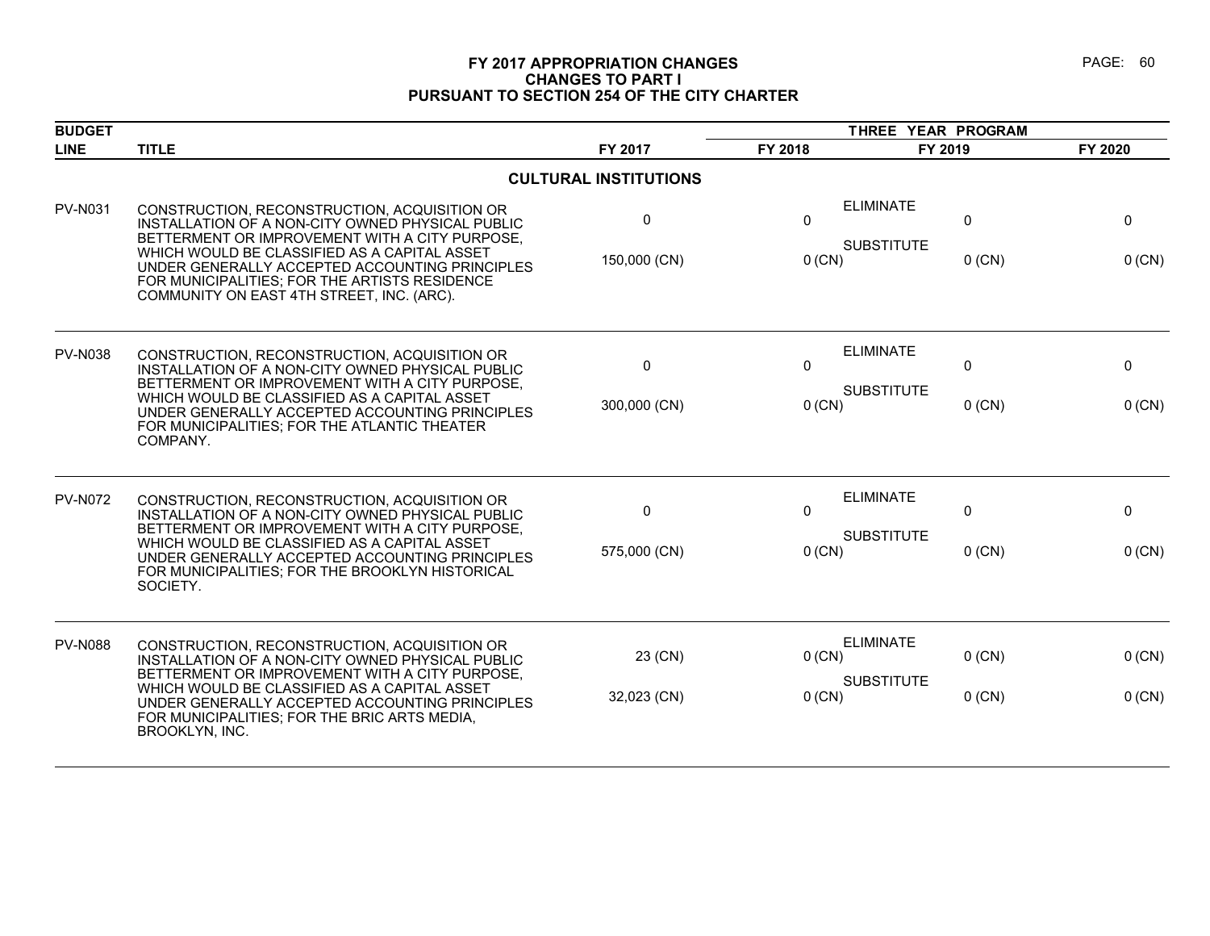# FY 2017 APPROPRIATION CHANGES
## CHANGES TO PART I
## PURSUANT TO SECTION 254 OF THE CITY CHARTER

| BUDGET LINE | TITLE | | FY 2017 | THREE YEAR PROGRAM FY 2018 | FY 2019 | FY 2020 |
|---|---|---|---|---|---|---|
| | **CULTURAL INSTITUTIONS** | | | | | |
| PV-N031 | CONSTRUCTION, RECONSTRUCTION, ACQUISITION OR INSTALLATION OF A NON-CITY OWNED PHYSICAL PUBLIC BETTERMENT OR IMPROVEMENT WITH A CITY PURPOSE, WHICH WOULD BE CLASSIFIED AS A CAPITAL ASSET UNDER GENERALLY ACCEPTED ACCOUNTING PRINCIPLES FOR MUNICIPALITIES; FOR THE ARTISTS RESIDENCE COMMUNITY ON EAST 4TH STREET, INC. (ARC). | ELIMINATE | 0 | 0 | 0 | 0 |
| | | SUBSTITUTE | 150,000 (CN) | 0 (CN) | 0 (CN) | 0 (CN) |
| PV-N038 | CONSTRUCTION, RECONSTRUCTION, ACQUISITION OR INSTALLATION OF A NON-CITY OWNED PHYSICAL PUBLIC BETTERMENT OR IMPROVEMENT WITH A CITY PURPOSE, WHICH WOULD BE CLASSIFIED AS A CAPITAL ASSET UNDER GENERALLY ACCEPTED ACCOUNTING PRINCIPLES FOR MUNICIPALITIES; FOR THE ATLANTIC THEATER COMPANY. | ELIMINATE | 0 | 0 | 0 | 0 |
| | | SUBSTITUTE | 300,000 (CN) | 0 (CN) | 0 (CN) | 0 (CN) |
| PV-N072 | CONSTRUCTION, RECONSTRUCTION, ACQUISITION OR INSTALLATION OF A NON-CITY OWNED PHYSICAL PUBLIC BETTERMENT OR IMPROVEMENT WITH A CITY PURPOSE, WHICH WOULD BE CLASSIFIED AS A CAPITAL ASSET UNDER GENERALLY ACCEPTED ACCOUNTING PRINCIPLES FOR MUNICIPALITIES; FOR THE BROOKLYN HISTORICAL SOCIETY. | ELIMINATE | 0 | 0 | 0 | 0 |
| | | SUBSTITUTE | 575,000 (CN) | 0 (CN) | 0 (CN) | 0 (CN) |
| PV-N088 | CONSTRUCTION, RECONSTRUCTION, ACQUISITION OR INSTALLATION OF A NON-CITY OWNED PHYSICAL PUBLIC BETTERMENT OR IMPROVEMENT WITH A CITY PURPOSE, WHICH WOULD BE CLASSIFIED AS A CAPITAL ASSET UNDER GENERALLY ACCEPTED ACCOUNTING PRINCIPLES FOR MUNICIPALITIES; FOR THE BRIC ARTS MEDIA, BROOKLYN, INC. | ELIMINATE | 23 (CN) | 0 (CN) | 0 (CN) | 0 (CN) |
| | | SUBSTITUTE | 32,023 (CN) | 0 (CN) | 0 (CN) | 0 (CN) |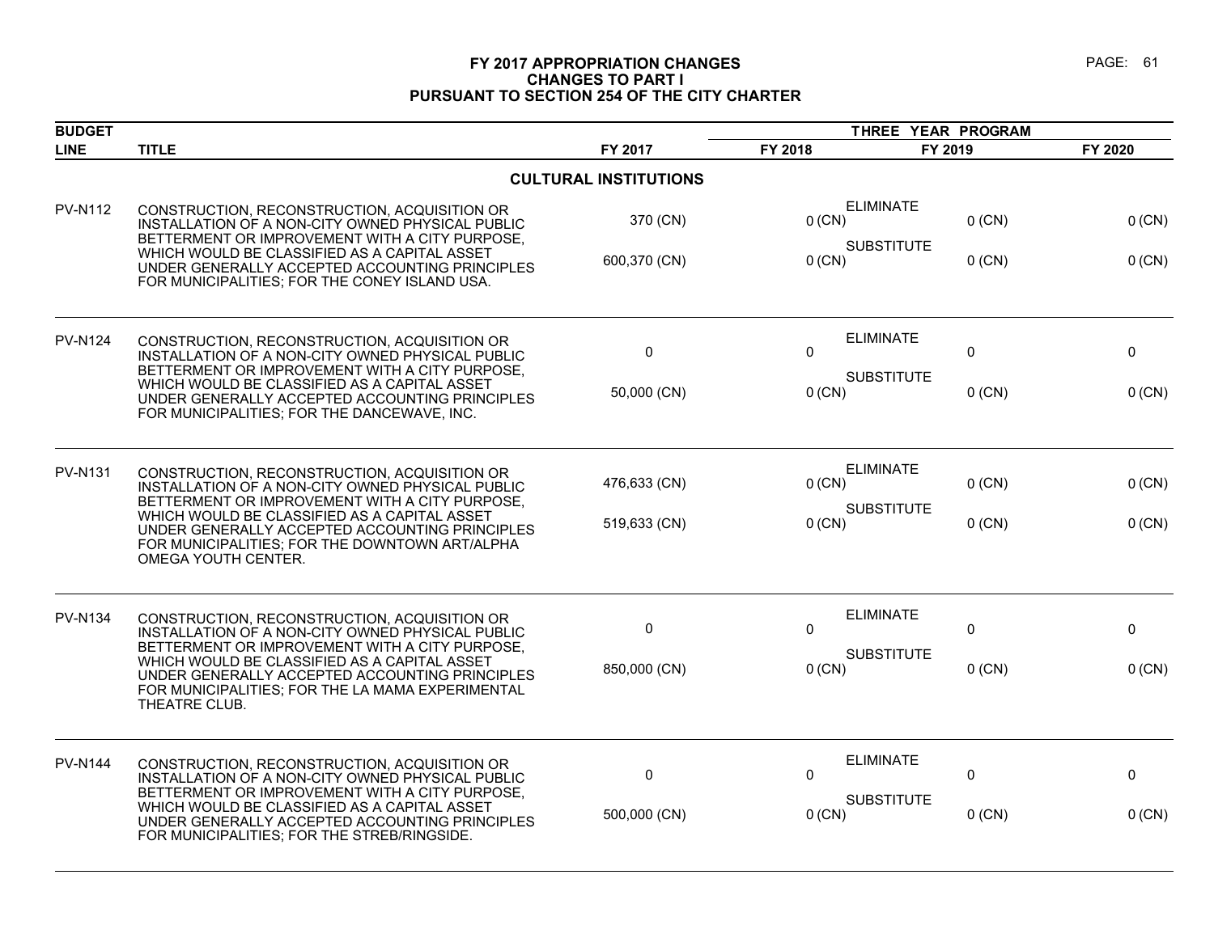# FY 2017 APPROPRIATION CHANGES
## CHANGES TO PART I
## PURSUANT TO SECTION 254 OF THE CITY CHARTER

| BUDGET LINE | TITLE | FY 2017 | FY 2018 | FY 2019 | FY 2020 |
|---|---|---|---|---|---|
| | | | THREE YEAR PROGRAM | | |
| | **CULTURAL INSTITUTIONS** | | | | |
| PV-N112 | CONSTRUCTION, RECONSTRUCTION, ACQUISITION OR INSTALLATION OF A NON-CITY OWNED PHYSICAL PUBLIC BETTERMENT OR IMPROVEMENT WITH A CITY PURPOSE, WHICH WOULD BE CLASSIFIED AS A CAPITAL ASSET UNDER GENERALLY ACCEPTED ACCOUNTING PRINCIPLES FOR MUNICIPALITIES; FOR THE CONEY ISLAND USA. | ELIMINATE 370 (CN) | 0 (CN) | 0 (CN) | 0 (CN) |
| | | SUBSTITUTE 600,370 (CN) | 0 (CN) | 0 (CN) | 0 (CN) |
| PV-N124 | CONSTRUCTION, RECONSTRUCTION, ACQUISITION OR INSTALLATION OF A NON-CITY OWNED PHYSICAL PUBLIC BETTERMENT OR IMPROVEMENT WITH A CITY PURPOSE, WHICH WOULD BE CLASSIFIED AS A CAPITAL ASSET UNDER GENERALLY ACCEPTED ACCOUNTING PRINCIPLES FOR MUNICIPALITIES; FOR THE DANCEWAVE, INC. | ELIMINATE 0 | 0 | 0 | 0 |
| | | SUBSTITUTE 50,000 (CN) | 0 (CN) | 0 (CN) | 0 (CN) |
| PV-N131 | CONSTRUCTION, RECONSTRUCTION, ACQUISITION OR INSTALLATION OF A NON-CITY OWNED PHYSICAL PUBLIC BETTERMENT OR IMPROVEMENT WITH A CITY PURPOSE, WHICH WOULD BE CLASSIFIED AS A CAPITAL ASSET UNDER GENERALLY ACCEPTED ACCOUNTING PRINCIPLES FOR MUNICIPALITIES; FOR THE DOWNTOWN ART/ALPHA OMEGA YOUTH CENTER. | ELIMINATE 476,633 (CN) | 0 (CN) | 0 (CN) | 0 (CN) |
| | | SUBSTITUTE 519,633 (CN) | 0 (CN) | 0 (CN) | 0 (CN) |
| PV-N134 | CONSTRUCTION, RECONSTRUCTION, ACQUISITION OR INSTALLATION OF A NON-CITY OWNED PHYSICAL PUBLIC BETTERMENT OR IMPROVEMENT WITH A CITY PURPOSE, WHICH WOULD BE CLASSIFIED AS A CAPITAL ASSET UNDER GENERALLY ACCEPTED ACCOUNTING PRINCIPLES FOR MUNICIPALITIES; FOR THE LA MAMA EXPERIMENTAL THEATRE CLUB. | ELIMINATE 0 | 0 | 0 | 0 |
| | | SUBSTITUTE 850,000 (CN) | 0 (CN) | 0 (CN) | 0 (CN) |
| PV-N144 | CONSTRUCTION, RECONSTRUCTION, ACQUISITION OR INSTALLATION OF A NON-CITY OWNED PHYSICAL PUBLIC BETTERMENT OR IMPROVEMENT WITH A CITY PURPOSE, WHICH WOULD BE CLASSIFIED AS A CAPITAL ASSET UNDER GENERALLY ACCEPTED ACCOUNTING PRINCIPLES FOR MUNICIPALITIES; FOR THE STREB/RINGSIDE. | ELIMINATE 0 | 0 | 0 | 0 |
| | | SUBSTITUTE 500,000 (CN) | 0 (CN) | 0 (CN) | 0 (CN) |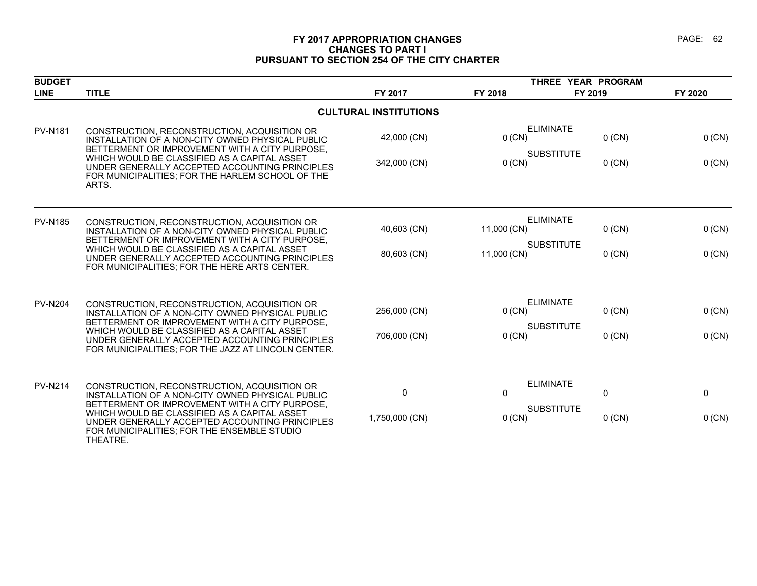# FY 2017 APPROPRIATION CHANGES
## CHANGES TO PART I
## PURSUANT TO SECTION 254 OF THE CITY CHARTER

| BUDGET LINE | TITLE | FY 2017 | THREE YEAR PROGRAM FY 2018 | FY 2019 | FY 2020 |
|---|---|---|---|---|---|
| | **CULTURAL INSTITUTIONS** | | | | |
| PV-N181 | CONSTRUCTION, RECONSTRUCTION, ACQUISITION OR INSTALLATION OF A NON-CITY OWNED PHYSICAL PUBLIC BETTERMENT OR IMPROVEMENT WITH A CITY PURPOSE, WHICH WOULD BE CLASSIFIED AS A CAPITAL ASSET UNDER GENERALLY ACCEPTED ACCOUNTING PRINCIPLES FOR MUNICIPALITIES; FOR THE HARLEM SCHOOL OF THE ARTS. | ELIMINATE | | | |
| | | 42,000 (CN) | 0 (CN) | 0 (CN) | 0 (CN) |
| | | SUBSTITUTE | | | |
| | | 342,000 (CN) | 0 (CN) | 0 (CN) | 0 (CN) |
| PV-N185 | CONSTRUCTION, RECONSTRUCTION, ACQUISITION OR INSTALLATION OF A NON-CITY OWNED PHYSICAL PUBLIC BETTERMENT OR IMPROVEMENT WITH A CITY PURPOSE, WHICH WOULD BE CLASSIFIED AS A CAPITAL ASSET UNDER GENERALLY ACCEPTED ACCOUNTING PRINCIPLES FOR MUNICIPALITIES; FOR THE HERE ARTS CENTER. | ELIMINATE | | | |
| | | 40,603 (CN) | 11,000 (CN) | 0 (CN) | 0 (CN) |
| | | SUBSTITUTE | | | |
| | | 80,603 (CN) | 11,000 (CN) | 0 (CN) | 0 (CN) |
| PV-N204 | CONSTRUCTION, RECONSTRUCTION, ACQUISITION OR INSTALLATION OF A NON-CITY OWNED PHYSICAL PUBLIC BETTERMENT OR IMPROVEMENT WITH A CITY PURPOSE, WHICH WOULD BE CLASSIFIED AS A CAPITAL ASSET UNDER GENERALLY ACCEPTED ACCOUNTING PRINCIPLES FOR MUNICIPALITIES; FOR THE JAZZ AT LINCOLN CENTER. | ELIMINATE | | | |
| | | 256,000 (CN) | 0 (CN) | 0 (CN) | 0 (CN) |
| | | SUBSTITUTE | | | |
| | | 706,000 (CN) | 0 (CN) | 0 (CN) | 0 (CN) |
| PV-N214 | CONSTRUCTION, RECONSTRUCTION, ACQUISITION OR INSTALLATION OF A NON-CITY OWNED PHYSICAL PUBLIC BETTERMENT OR IMPROVEMENT WITH A CITY PURPOSE, WHICH WOULD BE CLASSIFIED AS A CAPITAL ASSET UNDER GENERALLY ACCEPTED ACCOUNTING PRINCIPLES FOR MUNICIPALITIES; FOR THE ENSEMBLE STUDIO THEATRE. | ELIMINATE | | | |
| | | 0 | 0 | 0 | 0 |
| | | SUBSTITUTE | | | |
| | | 1,750,000 (CN) | 0 (CN) | 0 (CN) | 0 (CN) |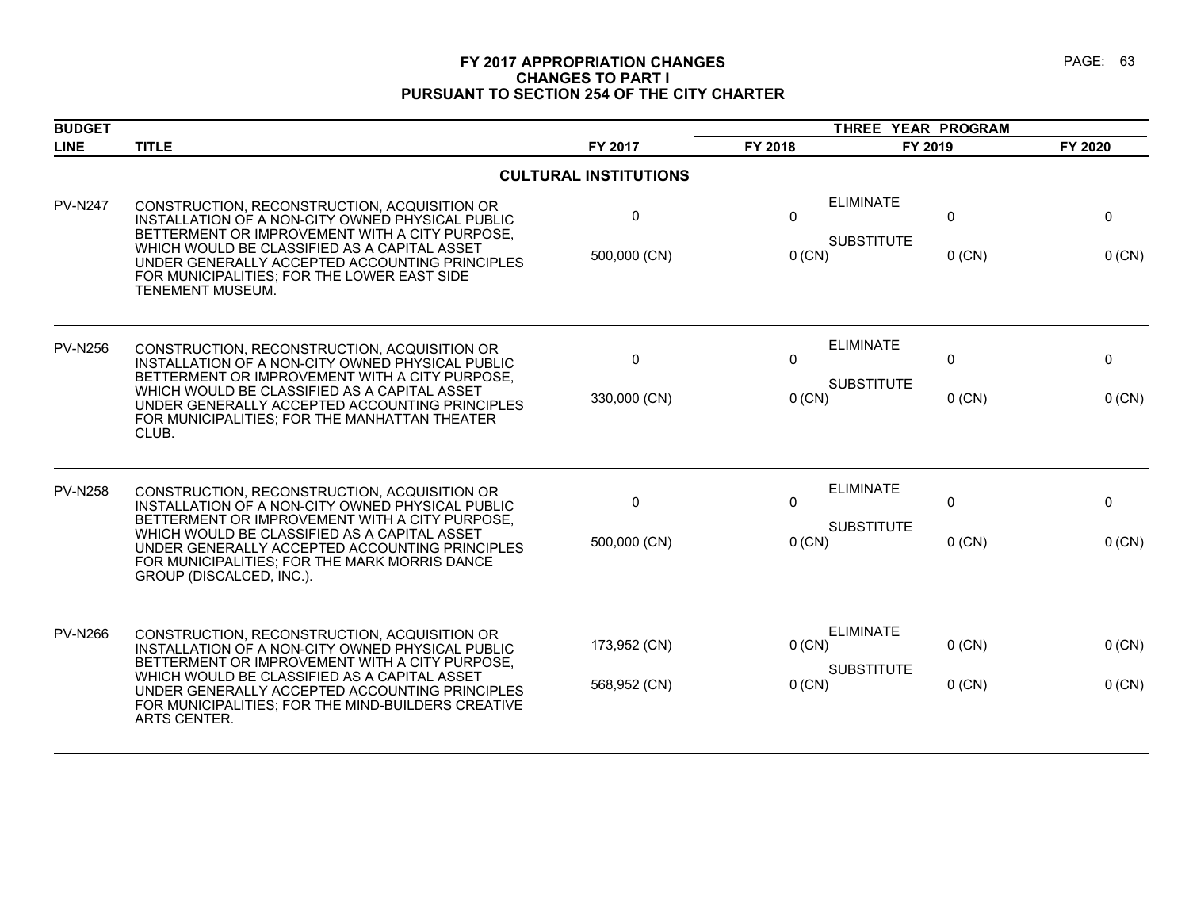## FY 2017 APPROPRIATION CHANGES
## CHANGES TO PART I
## PURSUANT TO SECTION 254 OF THE CITY CHARTER

| BUDGET LINE | TITLE | | FY 2017 | FY 2018 | FY 2019 | FY 2020 |
|---|---|---|---|---|---|---|
| | | | | THREE YEAR PROGRAM | | |
| | **CULTURAL INSTITUTIONS** | | | | | |
| PV-N247 | CONSTRUCTION, RECONSTRUCTION, ACQUISITION OR INSTALLATION OF A NON-CITY OWNED PHYSICAL PUBLIC BETTERMENT OR IMPROVEMENT WITH A CITY PURPOSE, WHICH WOULD BE CLASSIFIED AS A CAPITAL ASSET UNDER GENERALLY ACCEPTED ACCOUNTING PRINCIPLES FOR MUNICIPALITIES; FOR THE LOWER EAST SIDE TENEMENT MUSEUM. | ELIMINATE | 0 | 0 | 0 | 0 |
| | | SUBSTITUTE | 500,000 (CN) | 0 (CN) | 0 (CN) | 0 (CN) |
| PV-N256 | CONSTRUCTION, RECONSTRUCTION, ACQUISITION OR INSTALLATION OF A NON-CITY OWNED PHYSICAL PUBLIC BETTERMENT OR IMPROVEMENT WITH A CITY PURPOSE, WHICH WOULD BE CLASSIFIED AS A CAPITAL ASSET UNDER GENERALLY ACCEPTED ACCOUNTING PRINCIPLES FOR MUNICIPALITIES; FOR THE MANHATTAN THEATER CLUB. | ELIMINATE | 0 | 0 | 0 | 0 |
| | | SUBSTITUTE | 330,000 (CN) | 0 (CN) | 0 (CN) | 0 (CN) |
| PV-N258 | CONSTRUCTION, RECONSTRUCTION, ACQUISITION OR INSTALLATION OF A NON-CITY OWNED PHYSICAL PUBLIC BETTERMENT OR IMPROVEMENT WITH A CITY PURPOSE, WHICH WOULD BE CLASSIFIED AS A CAPITAL ASSET UNDER GENERALLY ACCEPTED ACCOUNTING PRINCIPLES FOR MUNICIPALITIES; FOR THE MARK MORRIS DANCE GROUP (DISCALCED, INC.). | ELIMINATE | 0 | 0 | 0 | 0 |
| | | SUBSTITUTE | 500,000 (CN) | 0 (CN) | 0 (CN) | 0 (CN) |
| PV-N266 | CONSTRUCTION, RECONSTRUCTION, ACQUISITION OR INSTALLATION OF A NON-CITY OWNED PHYSICAL PUBLIC BETTERMENT OR IMPROVEMENT WITH A CITY PURPOSE, WHICH WOULD BE CLASSIFIED AS A CAPITAL ASSET UNDER GENERALLY ACCEPTED ACCOUNTING PRINCIPLES FOR MUNICIPALITIES; FOR THE MIND-BUILDERS CREATIVE ARTS CENTER. | ELIMINATE | 173,952 (CN) | 0 (CN) | 0 (CN) | 0 (CN) |
| | | SUBSTITUTE | 568,952 (CN) | 0 (CN) | 0 (CN) | 0 (CN) |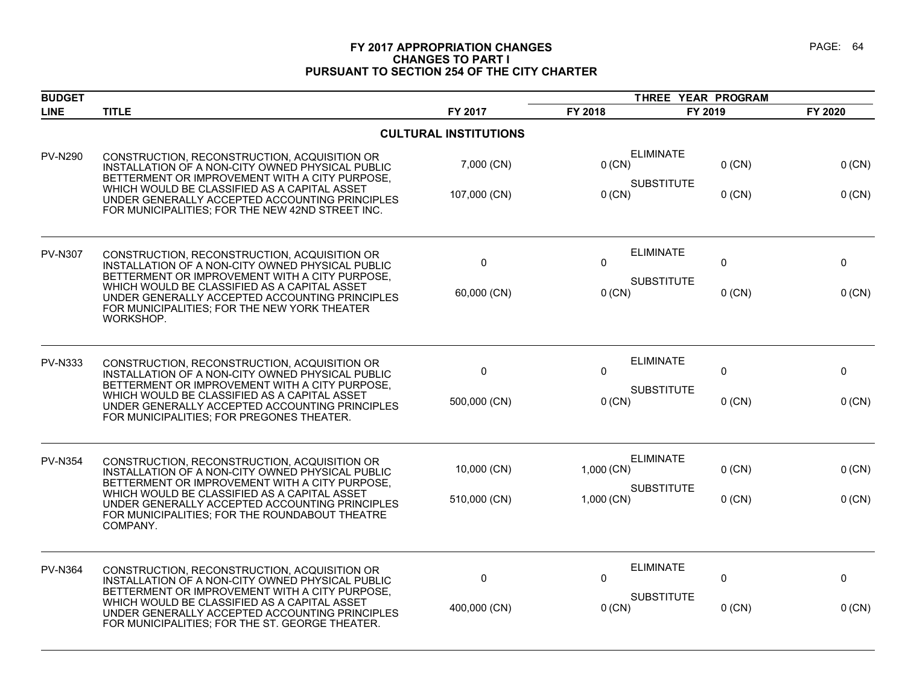# FY 2017 APPROPRIATION CHANGES
## CHANGES TO PART I
## PURSUANT TO SECTION 254 OF THE CITY CHARTER

| BUDGET LINE | TITLE | | FY 2017 | FY 2018 | FY 2019 | FY 2020 |
|---|---|---|---|---|---|---|
| | | | | THREE YEAR PROGRAM | | |
| | **CULTURAL INSTITUTIONS** | | | | | |
| PV-N290 | CONSTRUCTION, RECONSTRUCTION, ACQUISITION OR INSTALLATION OF A NON-CITY OWNED PHYSICAL PUBLIC BETTERMENT OR IMPROVEMENT WITH A CITY PURPOSE, WHICH WOULD BE CLASSIFIED AS A CAPITAL ASSET UNDER GENERALLY ACCEPTED ACCOUNTING PRINCIPLES FOR MUNICIPALITIES; FOR THE NEW 42ND STREET INC. | ELIMINATE | 7,000 (CN) | 0 (CN) | 0 (CN) | 0 (CN) |
| | | SUBSTITUTE | 107,000 (CN) | 0 (CN) | 0 (CN) | 0 (CN) |
| PV-N307 | CONSTRUCTION, RECONSTRUCTION, ACQUISITION OR INSTALLATION OF A NON-CITY OWNED PHYSICAL PUBLIC BETTERMENT OR IMPROVEMENT WITH A CITY PURPOSE, WHICH WOULD BE CLASSIFIED AS A CAPITAL ASSET UNDER GENERALLY ACCEPTED ACCOUNTING PRINCIPLES FOR MUNICIPALITIES; FOR THE NEW YORK THEATER WORKSHOP. | ELIMINATE | 0 | 0 | 0 | 0 |
| | | SUBSTITUTE | 60,000 (CN) | 0 (CN) | 0 (CN) | 0 (CN) |
| PV-N333 | CONSTRUCTION, RECONSTRUCTION, ACQUISITION OR INSTALLATION OF A NON-CITY OWNED PHYSICAL PUBLIC BETTERMENT OR IMPROVEMENT WITH A CITY PURPOSE, WHICH WOULD BE CLASSIFIED AS A CAPITAL ASSET UNDER GENERALLY ACCEPTED ACCOUNTING PRINCIPLES FOR MUNICIPALITIES; FOR PREGONES THEATER. | ELIMINATE | 0 | 0 | 0 | 0 |
| | | SUBSTITUTE | 500,000 (CN) | 0 (CN) | 0 (CN) | 0 (CN) |
| PV-N354 | CONSTRUCTION, RECONSTRUCTION, ACQUISITION OR INSTALLATION OF A NON-CITY OWNED PHYSICAL PUBLIC BETTERMENT OR IMPROVEMENT WITH A CITY PURPOSE, WHICH WOULD BE CLASSIFIED AS A CAPITAL ASSET UNDER GENERALLY ACCEPTED ACCOUNTING PRINCIPLES FOR MUNICIPALITIES; FOR THE ROUNDABOUT THEATRE COMPANY. | ELIMINATE | 10,000 (CN) | 1,000 (CN) | 0 (CN) | 0 (CN) |
| | | SUBSTITUTE | 510,000 (CN) | 1,000 (CN) | 0 (CN) | 0 (CN) |
| PV-N364 | CONSTRUCTION, RECONSTRUCTION, ACQUISITION OR INSTALLATION OF A NON-CITY OWNED PHYSICAL PUBLIC BETTERMENT OR IMPROVEMENT WITH A CITY PURPOSE, WHICH WOULD BE CLASSIFIED AS A CAPITAL ASSET UNDER GENERALLY ACCEPTED ACCOUNTING PRINCIPLES FOR MUNICIPALITIES; FOR THE ST. GEORGE THEATER. | ELIMINATE | 0 | 0 | 0 | 0 |
| | | SUBSTITUTE | 400,000 (CN) | 0 (CN) | 0 (CN) | 0 (CN) |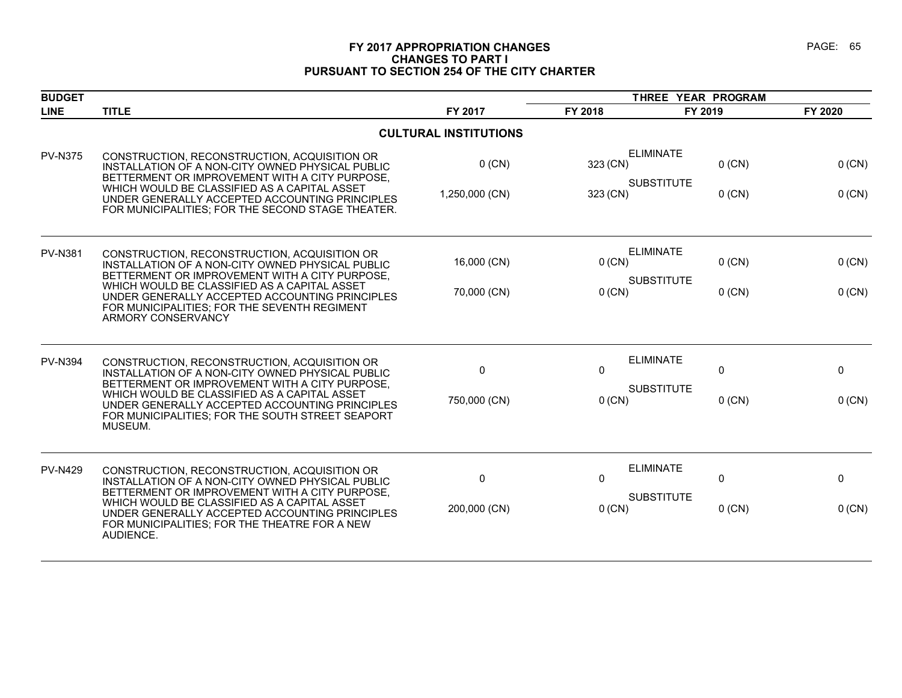# FY 2017 APPROPRIATION CHANGES
## CHANGES TO PART I
## PURSUANT TO SECTION 254 OF THE CITY CHARTER

| BUDGET LINE | TITLE | | FY 2017 | FY 2018 | FY 2019 | FY 2020 |
|---|---|---|---|---|---|---|
| | | | | THREE YEAR PROGRAM | | |
| | **CULTURAL INSTITUTIONS** | | | | | |
| PV-N375 | CONSTRUCTION, RECONSTRUCTION, ACQUISITION OR INSTALLATION OF A NON-CITY OWNED PHYSICAL PUBLIC BETTERMENT OR IMPROVEMENT WITH A CITY PURPOSE, WHICH WOULD BE CLASSIFIED AS A CAPITAL ASSET UNDER GENERALLY ACCEPTED ACCOUNTING PRINCIPLES FOR MUNICIPALITIES; FOR THE SECOND STAGE THEATER. | ELIMINATE | 0 (CN) | 323 (CN) | 0 (CN) | 0 (CN) |
| | | SUBSTITUTE | 1,250,000 (CN) | 323 (CN) | 0 (CN) | 0 (CN) |
| PV-N381 | CONSTRUCTION, RECONSTRUCTION, ACQUISITION OR INSTALLATION OF A NON-CITY OWNED PHYSICAL PUBLIC BETTERMENT OR IMPROVEMENT WITH A CITY PURPOSE, WHICH WOULD BE CLASSIFIED AS A CAPITAL ASSET UNDER GENERALLY ACCEPTED ACCOUNTING PRINCIPLES FOR MUNICIPALITIES; FOR THE SEVENTH REGIMENT ARMORY CONSERVANCY | ELIMINATE | 16,000 (CN) | 0 (CN) | 0 (CN) | 0 (CN) |
| | | SUBSTITUTE | 70,000 (CN) | 0 (CN) | 0 (CN) | 0 (CN) |
| PV-N394 | CONSTRUCTION, RECONSTRUCTION, ACQUISITION OR INSTALLATION OF A NON-CITY OWNED PHYSICAL PUBLIC BETTERMENT OR IMPROVEMENT WITH A CITY PURPOSE, WHICH WOULD BE CLASSIFIED AS A CAPITAL ASSET UNDER GENERALLY ACCEPTED ACCOUNTING PRINCIPLES FOR MUNICIPALITIES; FOR THE SOUTH STREET SEAPORT MUSEUM. | ELIMINATE | 0 | 0 | 0 | 0 |
| | | SUBSTITUTE | 750,000 (CN) | 0 (CN) | 0 (CN) | 0 (CN) |
| PV-N429 | CONSTRUCTION, RECONSTRUCTION, ACQUISITION OR INSTALLATION OF A NON-CITY OWNED PHYSICAL PUBLIC BETTERMENT OR IMPROVEMENT WITH A CITY PURPOSE, WHICH WOULD BE CLASSIFIED AS A CAPITAL ASSET UNDER GENERALLY ACCEPTED ACCOUNTING PRINCIPLES FOR MUNICIPALITIES; FOR THE THEATRE FOR A NEW AUDIENCE. | ELIMINATE | 0 | 0 | 0 | 0 |
| | | SUBSTITUTE | 200,000 (CN) | 0 (CN) | 0 (CN) | 0 (CN) |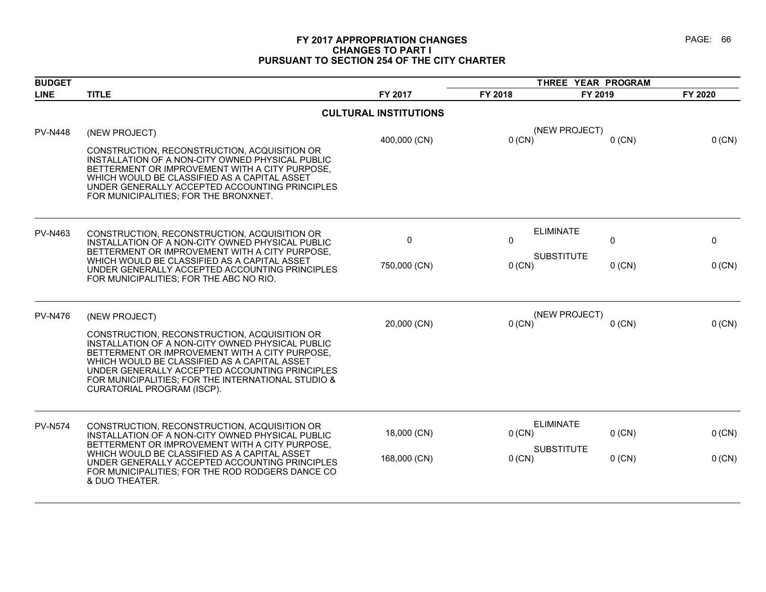# FY 2017 APPROPRIATION CHANGES
## CHANGES TO PART I
## PURSUANT TO SECTION 254 OF THE CITY CHARTER

| BUDGET LINE | TITLE | FY 2017 | THREE YEAR PROGRAM FY 2018 | FY 2019 | FY 2020 |
|---|---|---|---|---|---|
| | **CULTURAL INSTITUTIONS** | | | | |
| PV-N448 | (NEW PROJECT) CONSTRUCTION, RECONSTRUCTION, ACQUISITION OR INSTALLATION OF A NON-CITY OWNED PHYSICAL PUBLIC BETTERMENT OR IMPROVEMENT WITH A CITY PURPOSE, WHICH WOULD BE CLASSIFIED AS A CAPITAL ASSET UNDER GENERALLY ACCEPTED ACCOUNTING PRINCIPLES FOR MUNICIPALITIES; FOR THE BRONXNET. | (NEW PROJECT) 400,000 (CN) | 0 (CN) | 0 (CN) | 0 (CN) |
| PV-N463 | CONSTRUCTION, RECONSTRUCTION, ACQUISITION OR INSTALLATION OF A NON-CITY OWNED PHYSICAL PUBLIC BETTERMENT OR IMPROVEMENT WITH A CITY PURPOSE, WHICH WOULD BE CLASSIFIED AS A CAPITAL ASSET UNDER GENERALLY ACCEPTED ACCOUNTING PRINCIPLES FOR MUNICIPALITIES; FOR THE ABC NO RIO. | ELIMINATE 0 | 0 | 0 | 0 |
| | | SUBSTITUTE 750,000 (CN) | 0 (CN) | 0 (CN) | 0 (CN) |
| PV-N476 | (NEW PROJECT) CONSTRUCTION, RECONSTRUCTION, ACQUISITION OR INSTALLATION OF A NON-CITY OWNED PHYSICAL PUBLIC BETTERMENT OR IMPROVEMENT WITH A CITY PURPOSE, WHICH WOULD BE CLASSIFIED AS A CAPITAL ASSET UNDER GENERALLY ACCEPTED ACCOUNTING PRINCIPLES FOR MUNICIPALITIES; FOR THE INTERNATIONAL STUDIO & CURATORIAL PROGRAM (ISCP). | (NEW PROJECT) 20,000 (CN) | 0 (CN) | 0 (CN) | 0 (CN) |
| PV-N574 | CONSTRUCTION, RECONSTRUCTION, ACQUISITION OR INSTALLATION OF A NON-CITY OWNED PHYSICAL PUBLIC BETTERMENT OR IMPROVEMENT WITH A CITY PURPOSE, WHICH WOULD BE CLASSIFIED AS A CAPITAL ASSET UNDER GENERALLY ACCEPTED ACCOUNTING PRINCIPLES FOR MUNICIPALITIES; FOR THE ROD RODGERS DANCE CO & DUO THEATER. | ELIMINATE 18,000 (CN) | 0 (CN) | 0 (CN) | 0 (CN) |
| | | SUBSTITUTE 168,000 (CN) | 0 (CN) | 0 (CN) | 0 (CN) |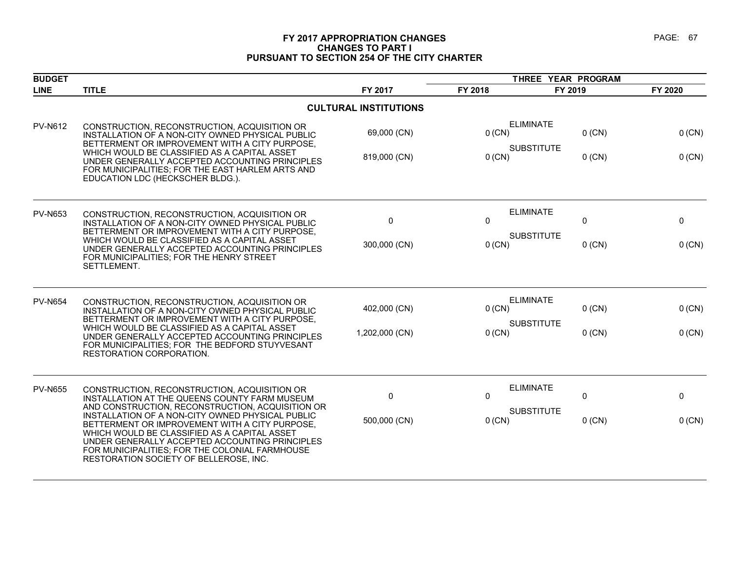# FY 2017 APPROPRIATION CHANGES
## CHANGES TO PART I
## PURSUANT TO SECTION 254 OF THE CITY CHARTER

| BUDGET LINE | TITLE | | FY 2017 | FY 2018 | FY 2019 | FY 2020 |
|---|---|---|---|---|---|---|
| | | | | THREE YEAR PROGRAM | | |
| | **CULTURAL INSTITUTIONS** | | | | | |
| PV-N612 | CONSTRUCTION, RECONSTRUCTION, ACQUISITION OR INSTALLATION OF A NON-CITY OWNED PHYSICAL PUBLIC BETTERMENT OR IMPROVEMENT WITH A CITY PURPOSE, WHICH WOULD BE CLASSIFIED AS A CAPITAL ASSET UNDER GENERALLY ACCEPTED ACCOUNTING PRINCIPLES FOR MUNICIPALITIES; FOR THE EAST HARLEM ARTS AND EDUCATION LDC (HECKSCHER BLDG.). | ELIMINATE | 69,000 (CN) | 0 (CN) | 0 (CN) | 0 (CN) |
| | | SUBSTITUTE | 819,000 (CN) | 0 (CN) | 0 (CN) | 0 (CN) |
| PV-N653 | CONSTRUCTION, RECONSTRUCTION, ACQUISITION OR INSTALLATION OF A NON-CITY OWNED PHYSICAL PUBLIC BETTERMENT OR IMPROVEMENT WITH A CITY PURPOSE, WHICH WOULD BE CLASSIFIED AS A CAPITAL ASSET UNDER GENERALLY ACCEPTED ACCOUNTING PRINCIPLES FOR MUNICIPALITIES; FOR THE HENRY STREET SETTLEMENT. | ELIMINATE | 0 | 0 | 0 | 0 |
| | | SUBSTITUTE | 300,000 (CN) | 0 (CN) | 0 (CN) | 0 (CN) |
| PV-N654 | CONSTRUCTION, RECONSTRUCTION, ACQUISITION OR INSTALLATION OF A NON-CITY OWNED PHYSICAL PUBLIC BETTERMENT OR IMPROVEMENT WITH A CITY PURPOSE, WHICH WOULD BE CLASSIFIED AS A CAPITAL ASSET UNDER GENERALLY ACCEPTED ACCOUNTING PRINCIPLES FOR MUNICIPALITIES; FOR THE BEDFORD STUYVESANT RESTORATION CORPORATION. | ELIMINATE | 402,000 (CN) | 0 (CN) | 0 (CN) | 0 (CN) |
| | | SUBSTITUTE | 1,202,000 (CN) | 0 (CN) | 0 (CN) | 0 (CN) |
| PV-N655 | CONSTRUCTION, RECONSTRUCTION, ACQUISITION OR INSTALLATION AT THE QUEENS COUNTY FARM MUSEUM AND CONSTRUCTION, RECONSTRUCTION, ACQUISITION OR INSTALLATION OF A NON-CITY OWNED PHYSICAL PUBLIC BETTERMENT OR IMPROVEMENT WITH A CITY PURPOSE, WHICH WOULD BE CLASSIFIED AS A CAPITAL ASSET UNDER GENERALLY ACCEPTED ACCOUNTING PRINCIPLES FOR MUNICIPALITIES; FOR THE COLONIAL FARMHOUSE RESTORATION SOCIETY OF BELLEROSE, INC. | ELIMINATE | 0 | 0 | 0 | 0 |
| | | SUBSTITUTE | 500,000 (CN) | 0 (CN) | 0 (CN) | 0 (CN) |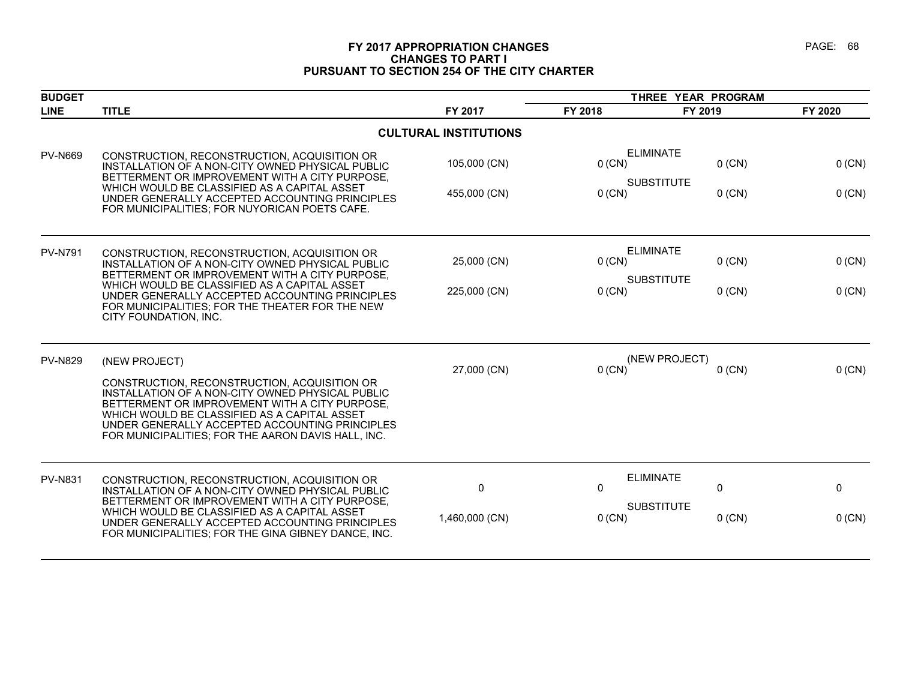# FY 2017 APPROPRIATION CHANGES
## CHANGES TO PART I
## PURSUANT TO SECTION 254 OF THE CITY CHARTER

| BUDGET LINE | TITLE | FY 2017 | THREE YEAR PROGRAM FY 2018 | FY 2019 | FY 2020 |
|---|---|---|---|---|---|
| | **CULTURAL INSTITUTIONS** | | | | |
| PV-N669 | CONSTRUCTION, RECONSTRUCTION, ACQUISITION OR INSTALLATION OF A NON-CITY OWNED PHYSICAL PUBLIC BETTERMENT OR IMPROVEMENT WITH A CITY PURPOSE, WHICH WOULD BE CLASSIFIED AS A CAPITAL ASSET UNDER GENERALLY ACCEPTED ACCOUNTING PRINCIPLES FOR MUNICIPALITIES; FOR NUYORICAN POETS CAFE. | | ELIMINATE | | |
| | | 105,000 (CN) | 0 (CN) | 0 (CN) | 0 (CN) |
| | | | SUBSTITUTE | | |
| | | 455,000 (CN) | 0 (CN) | 0 (CN) | 0 (CN) |
| PV-N791 | CONSTRUCTION, RECONSTRUCTION, ACQUISITION OR INSTALLATION OF A NON-CITY OWNED PHYSICAL PUBLIC BETTERMENT OR IMPROVEMENT WITH A CITY PURPOSE, WHICH WOULD BE CLASSIFIED AS A CAPITAL ASSET UNDER GENERALLY ACCEPTED ACCOUNTING PRINCIPLES FOR MUNICIPALITIES; FOR THE THEATER FOR THE NEW CITY FOUNDATION, INC. | | ELIMINATE | | |
| | | 25,000 (CN) | 0 (CN) | 0 (CN) | 0 (CN) |
| | | | SUBSTITUTE | | |
| | | 225,000 (CN) | 0 (CN) | 0 (CN) | 0 (CN) |
| PV-N829 | (NEW PROJECT) CONSTRUCTION, RECONSTRUCTION, ACQUISITION OR INSTALLATION OF A NON-CITY OWNED PHYSICAL PUBLIC BETTERMENT OR IMPROVEMENT WITH A CITY PURPOSE, WHICH WOULD BE CLASSIFIED AS A CAPITAL ASSET UNDER GENERALLY ACCEPTED ACCOUNTING PRINCIPLES FOR MUNICIPALITIES; FOR THE AARON DAVIS HALL, INC. | | (NEW PROJECT) | | |
| | | 27,000 (CN) | 0 (CN) | 0 (CN) | 0 (CN) |
| PV-N831 | CONSTRUCTION, RECONSTRUCTION, ACQUISITION OR INSTALLATION OF A NON-CITY OWNED PHYSICAL PUBLIC BETTERMENT OR IMPROVEMENT WITH A CITY PURPOSE, WHICH WOULD BE CLASSIFIED AS A CAPITAL ASSET UNDER GENERALLY ACCEPTED ACCOUNTING PRINCIPLES FOR MUNICIPALITIES; FOR THE GINA GIBNEY DANCE, INC. | | ELIMINATE | | |
| | | 0 | 0 | 0 | 0 |
| | | | SUBSTITUTE | | |
| | | 1,460,000 (CN) | 0 (CN) | 0 (CN) | 0 (CN) |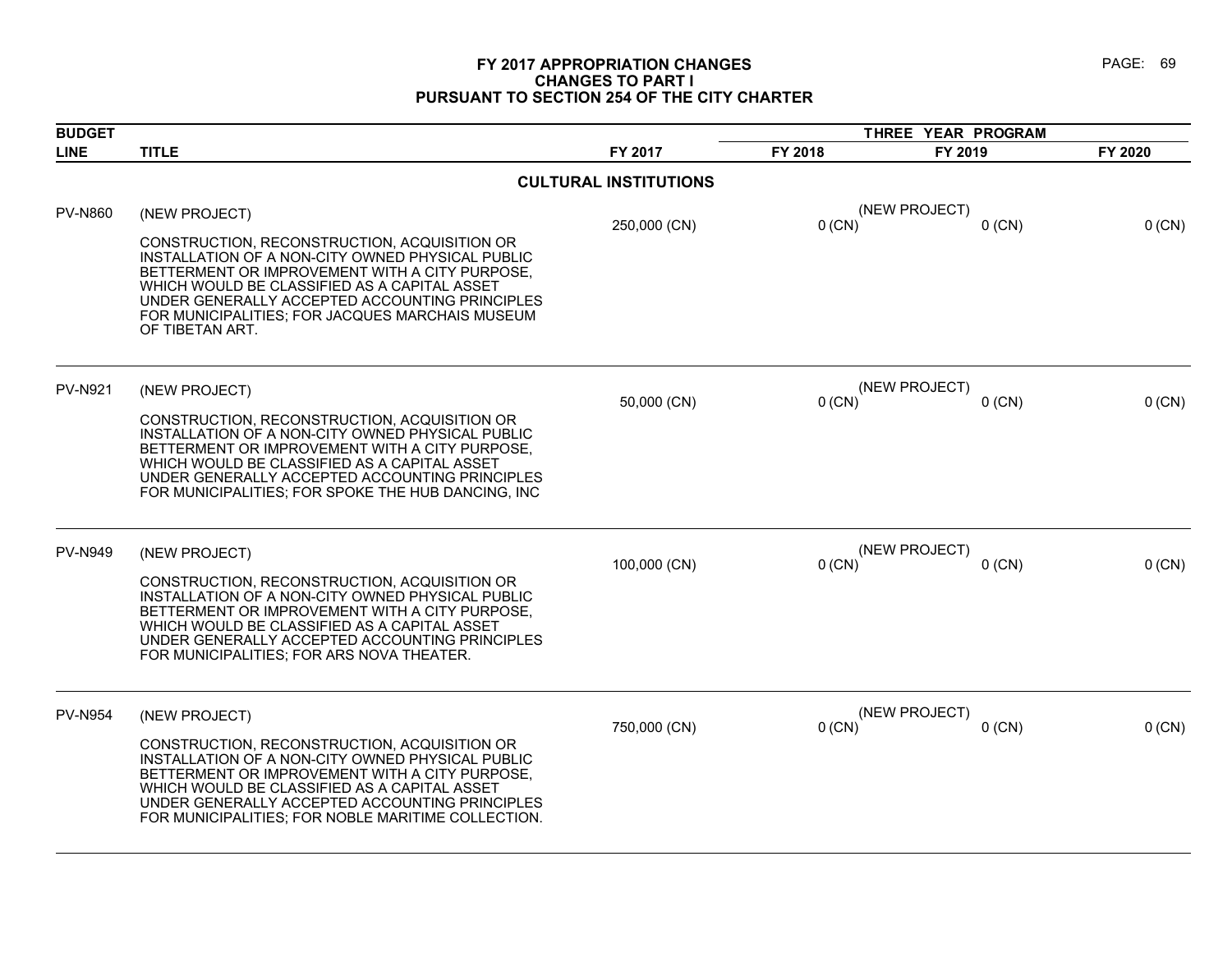# FY 2017 APPROPRIATION CHANGES
## CHANGES TO PART I
## PURSUANT TO SECTION 254 OF THE CITY CHARTER

| BUDGET LINE | TITLE | FY 2017 | THREE YEAR PROGRAM FY 2018 | FY 2019 | FY 2020 |
|---|---|---|---|---|---|
| | **CULTURAL INSTITUTIONS** | | | | |
| PV-N860 | (NEW PROJECT)<br><br>CONSTRUCTION, RECONSTRUCTION, ACQUISITION OR INSTALLATION OF A NON-CITY OWNED PHYSICAL PUBLIC BETTERMENT OR IMPROVEMENT WITH A CITY PURPOSE, WHICH WOULD BE CLASSIFIED AS A CAPITAL ASSET UNDER GENERALLY ACCEPTED ACCOUNTING PRINCIPLES FOR MUNICIPALITIES; FOR JACQUES MARCHAIS MUSEUM OF TIBETAN ART. | 250,000 (CN) | (NEW PROJECT)<br>0 (CN) | 0 (CN) | 0 (CN) |
| PV-N921 | (NEW PROJECT)<br><br>CONSTRUCTION, RECONSTRUCTION, ACQUISITION OR INSTALLATION OF A NON-CITY OWNED PHYSICAL PUBLIC BETTERMENT OR IMPROVEMENT WITH A CITY PURPOSE, WHICH WOULD BE CLASSIFIED AS A CAPITAL ASSET UNDER GENERALLY ACCEPTED ACCOUNTING PRINCIPLES FOR MUNICIPALITIES; FOR SPOKE THE HUB DANCING, INC | 50,000 (CN) | (NEW PROJECT)<br>0 (CN) | 0 (CN) | 0 (CN) |
| PV-N949 | (NEW PROJECT)<br><br>CONSTRUCTION, RECONSTRUCTION, ACQUISITION OR INSTALLATION OF A NON-CITY OWNED PHYSICAL PUBLIC BETTERMENT OR IMPROVEMENT WITH A CITY PURPOSE, WHICH WOULD BE CLASSIFIED AS A CAPITAL ASSET UNDER GENERALLY ACCEPTED ACCOUNTING PRINCIPLES FOR MUNICIPALITIES; FOR ARS NOVA THEATER. | 100,000 (CN) | (NEW PROJECT)<br>0 (CN) | 0 (CN) | 0 (CN) |
| PV-N954 | (NEW PROJECT)<br><br>CONSTRUCTION, RECONSTRUCTION, ACQUISITION OR INSTALLATION OF A NON-CITY OWNED PHYSICAL PUBLIC BETTERMENT OR IMPROVEMENT WITH A CITY PURPOSE, WHICH WOULD BE CLASSIFIED AS A CAPITAL ASSET UNDER GENERALLY ACCEPTED ACCOUNTING PRINCIPLES FOR MUNICIPALITIES; FOR NOBLE MARITIME COLLECTION. | 750,000 (CN) | (NEW PROJECT)<br>0 (CN) | 0 (CN) | 0 (CN) |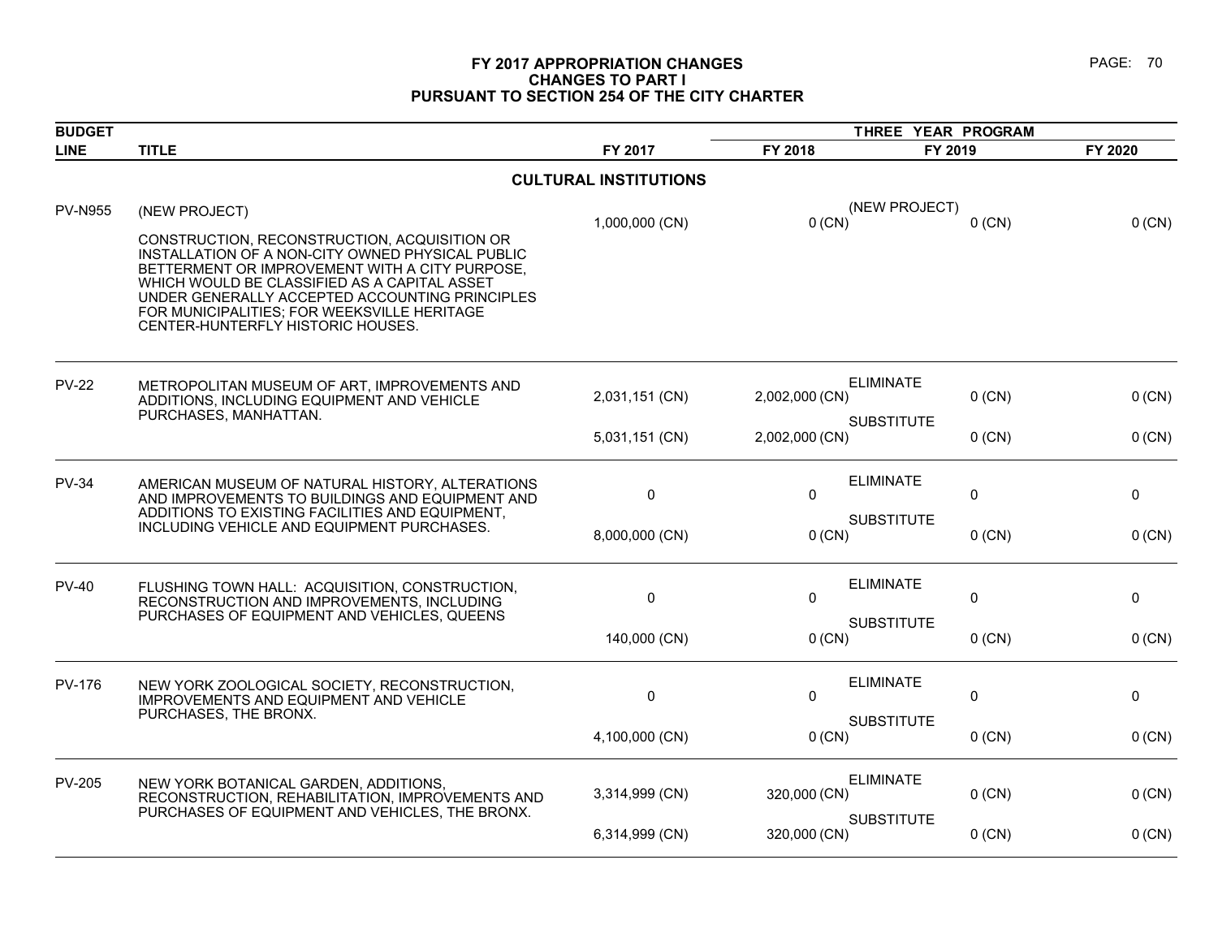# FY 2017 APPROPRIATION CHANGES
## CHANGES TO PART I
## PURSUANT TO SECTION 254 OF THE CITY CHARTER

| BUDGET LINE | TITLE | FY 2017 | THREE YEAR PROGRAM FY 2018 | FY 2019 | FY 2020 |
|---|---|---|---|---|---|
| | **CULTURAL INSTITUTIONS** | | | | |
| PV-N955 | (NEW PROJECT)<br><br>CONSTRUCTION, RECONSTRUCTION, ACQUISITION OR INSTALLATION OF A NON-CITY OWNED PHYSICAL PUBLIC BETTERMENT OR IMPROVEMENT WITH A CITY PURPOSE, WHICH WOULD BE CLASSIFIED AS A CAPITAL ASSET UNDER GENERALLY ACCEPTED ACCOUNTING PRINCIPLES FOR MUNICIPALITIES; FOR WEEKSVILLE HERITAGE CENTER-HUNTERFLY HISTORIC HOUSES. | (NEW PROJECT)<br>1,000,000 (CN) | 0 (CN) | 0 (CN) | 0 (CN) |
| PV-22 | METROPOLITAN MUSEUM OF ART, IMPROVEMENTS AND ADDITIONS, INCLUDING EQUIPMENT AND VEHICLE PURCHASES, MANHATTAN. | ELIMINATE<br>2,031,151 (CN) | 2,002,000 (CN) | 0 (CN) | 0 (CN) |
| | | SUBSTITUTE<br>5,031,151 (CN) | 2,002,000 (CN) | 0 (CN) | 0 (CN) |
| PV-34 | AMERICAN MUSEUM OF NATURAL HISTORY, ALTERATIONS AND IMPROVEMENTS TO BUILDINGS AND EQUIPMENT AND ADDITIONS TO EXISTING FACILITIES AND EQUIPMENT, INCLUDING VEHICLE AND EQUIPMENT PURCHASES. | ELIMINATE<br>0 | 0 | 0 | 0 |
| | | SUBSTITUTE<br>8,000,000 (CN) | 0 (CN) | 0 (CN) | 0 (CN) |
| PV-40 | FLUSHING TOWN HALL: ACQUISITION, CONSTRUCTION, RECONSTRUCTION AND IMPROVEMENTS, INCLUDING PURCHASES OF EQUIPMENT AND VEHICLES, QUEENS | ELIMINATE<br>0 | 0 | 0 | 0 |
| | | SUBSTITUTE<br>140,000 (CN) | 0 (CN) | 0 (CN) | 0 (CN) |
| PV-176 | NEW YORK ZOOLOGICAL SOCIETY, RECONSTRUCTION, IMPROVEMENTS AND EQUIPMENT AND VEHICLE PURCHASES, THE BRONX. | ELIMINATE<br>0 | 0 | 0 | 0 |
| | | SUBSTITUTE<br>4,100,000 (CN) | 0 (CN) | 0 (CN) | 0 (CN) |
| PV-205 | NEW YORK BOTANICAL GARDEN, ADDITIONS, RECONSTRUCTION, REHABILITATION, IMPROVEMENTS AND PURCHASES OF EQUIPMENT AND VEHICLES, THE BRONX. | ELIMINATE<br>3,314,999 (CN) | 320,000 (CN) | 0 (CN) | 0 (CN) |
| | | SUBSTITUTE<br>6,314,999 (CN) | 320,000 (CN) | 0 (CN) | 0 (CN) |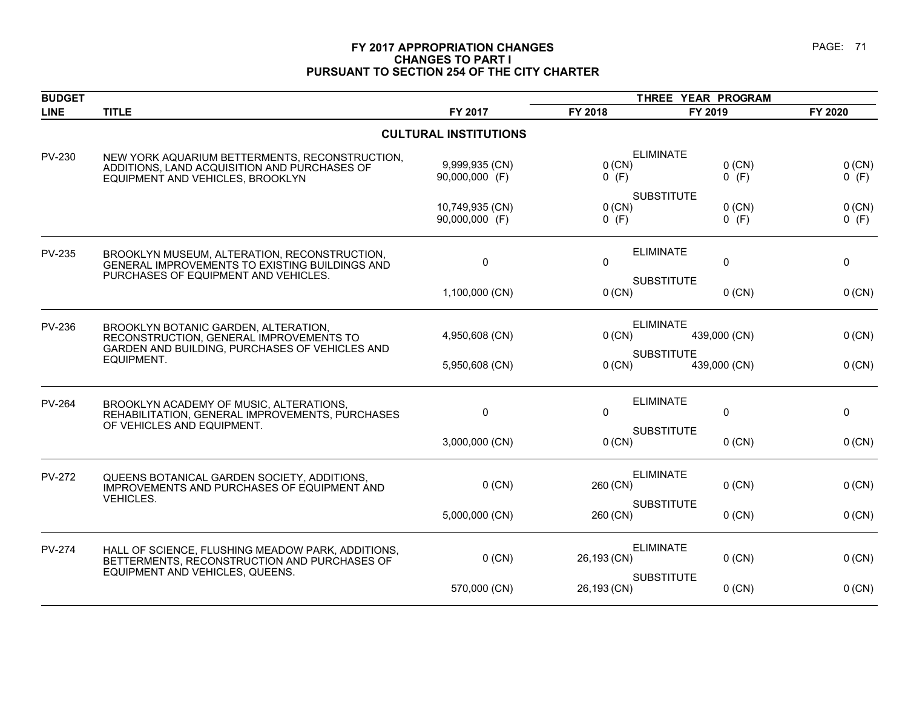# FY 2017 APPROPRIATION CHANGES
## CHANGES TO PART I
## PURSUANT TO SECTION 254 OF THE CITY CHARTER

| BUDGET LINE | TITLE | | FY 2017 | FY 2018 | FY 2019 | FY 2020 |
|---|---|---|---|---|---|---|
| | | | | THREE YEAR PROGRAM | | |
| | **CULTURAL INSTITUTIONS** | | | | | |
| PV-230 | NEW YORK AQUARIUM BETTERMENTS, RECONSTRUCTION, ADDITIONS, LAND ACQUISITION AND PURCHASES OF EQUIPMENT AND VEHICLES, BROOKLYN | ELIMINATE | 9,999,935 (CN)<br>90,000,000 (F) | 0 (CN)<br>0 (F) | 0 (CN)<br>0 (F) | 0 (CN)<br>0 (F) |
| | | SUBSTITUTE | 10,749,935 (CN)<br>90,000,000 (F) | 0 (CN)<br>0 (F) | 0 (CN)<br>0 (F) | 0 (CN)<br>0 (F) |
| PV-235 | BROOKLYN MUSEUM, ALTERATION, RECONSTRUCTION, GENERAL IMPROVEMENTS TO EXISTING BUILDINGS AND PURCHASES OF EQUIPMENT AND VEHICLES. | ELIMINATE | 0 | 0 | 0 | 0 |
| | | SUBSTITUTE | 1,100,000 (CN) | 0 (CN) | 0 (CN) | 0 (CN) |
| PV-236 | BROOKLYN BOTANIC GARDEN, ALTERATION, RECONSTRUCTION, GENERAL IMPROVEMENTS TO GARDEN AND BUILDING, PURCHASES OF VEHICLES AND EQUIPMENT. | ELIMINATE | 4,950,608 (CN) | 0 (CN) | 439,000 (CN) | 0 (CN) |
| | | SUBSTITUTE | 5,950,608 (CN) | 0 (CN) | 439,000 (CN) | 0 (CN) |
| PV-264 | BROOKLYN ACADEMY OF MUSIC, ALTERATIONS, REHABILITATION, GENERAL IMPROVEMENTS, PURCHASES OF VEHICLES AND EQUIPMENT. | ELIMINATE | 0 | 0 | 0 | 0 |
| | | SUBSTITUTE | 3,000,000 (CN) | 0 (CN) | 0 (CN) | 0 (CN) |
| PV-272 | QUEENS BOTANICAL GARDEN SOCIETY, ADDITIONS, IMPROVEMENTS AND PURCHASES OF EQUIPMENT AND VEHICLES. | ELIMINATE | 0 (CN) | 260 (CN) | 0 (CN) | 0 (CN) |
| | | SUBSTITUTE | 5,000,000 (CN) | 260 (CN) | 0 (CN) | 0 (CN) |
| PV-274 | HALL OF SCIENCE, FLUSHING MEADOW PARK, ADDITIONS, BETTERMENTS, RECONSTRUCTION AND PURCHASES OF EQUIPMENT AND VEHICLES, QUEENS. | ELIMINATE | 0 (CN) | 26,193 (CN) | 0 (CN) | 0 (CN) |
| | | SUBSTITUTE | 570,000 (CN) | 26,193 (CN) | 0 (CN) | 0 (CN) |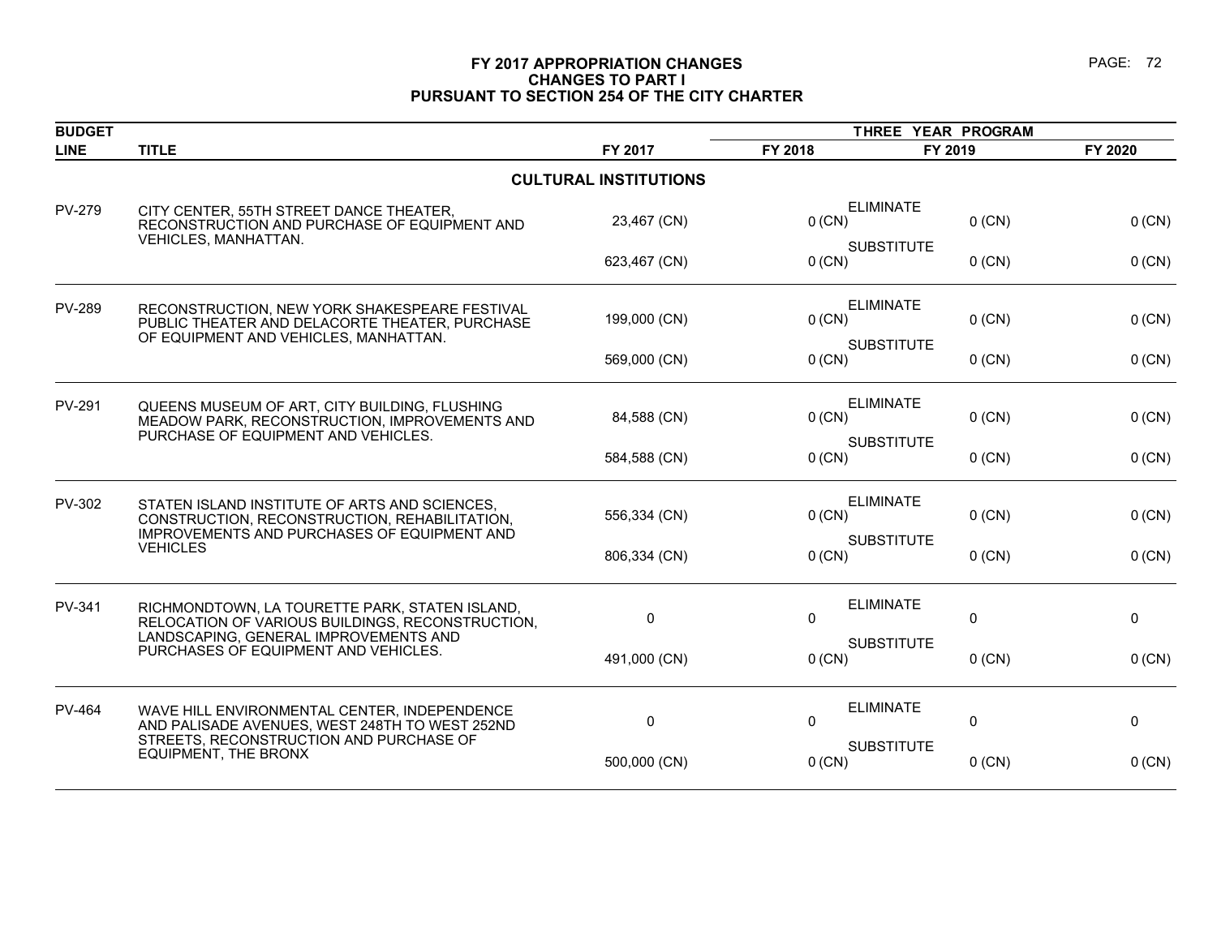# FY 2017 APPROPRIATION CHANGES
## CHANGES TO PART I
## PURSUANT TO SECTION 254 OF THE CITY CHARTER

| BUDGET LINE | TITLE | | FY 2017 | THREE YEAR PROGRAM FY 2018 | FY 2019 | FY 2020 |
|---|---|---|---|---|---|---|
| | **CULTURAL INSTITUTIONS** | | | | | |
| PV-279 | CITY CENTER, 55TH STREET DANCE THEATER, RECONSTRUCTION AND PURCHASE OF EQUIPMENT AND VEHICLES, MANHATTAN. | ELIMINATE | 23,467 (CN) | 0 (CN) | 0 (CN) | 0 (CN) |
| | | SUBSTITUTE | 623,467 (CN) | 0 (CN) | 0 (CN) | 0 (CN) |
| PV-289 | RECONSTRUCTION, NEW YORK SHAKESPEARE FESTIVAL PUBLIC THEATER AND DELACORTE THEATER, PURCHASE OF EQUIPMENT AND VEHICLES, MANHATTAN. | ELIMINATE | 199,000 (CN) | 0 (CN) | 0 (CN) | 0 (CN) |
| | | SUBSTITUTE | 569,000 (CN) | 0 (CN) | 0 (CN) | 0 (CN) |
| PV-291 | QUEENS MUSEUM OF ART, CITY BUILDING, FLUSHING MEADOW PARK, RECONSTRUCTION, IMPROVEMENTS AND PURCHASE OF EQUIPMENT AND VEHICLES. | ELIMINATE | 84,588 (CN) | 0 (CN) | 0 (CN) | 0 (CN) |
| | | SUBSTITUTE | 584,588 (CN) | 0 (CN) | 0 (CN) | 0 (CN) |
| PV-302 | STATEN ISLAND INSTITUTE OF ARTS AND SCIENCES, CONSTRUCTION, RECONSTRUCTION, REHABILITATION, IMPROVEMENTS AND PURCHASES OF EQUIPMENT AND VEHICLES | ELIMINATE | 556,334 (CN) | 0 (CN) | 0 (CN) | 0 (CN) |
| | | SUBSTITUTE | 806,334 (CN) | 0 (CN) | 0 (CN) | 0 (CN) |
| PV-341 | RICHMONDTOWN, LA TOURETTE PARK, STATEN ISLAND, RELOCATION OF VARIOUS BUILDINGS, RECONSTRUCTION, LANDSCAPING, GENERAL IMPROVEMENTS AND PURCHASES OF EQUIPMENT AND VEHICLES. | ELIMINATE | 0 | 0 | 0 | 0 |
| | | SUBSTITUTE | 491,000 (CN) | 0 (CN) | 0 (CN) | 0 (CN) |
| PV-464 | WAVE HILL ENVIRONMENTAL CENTER, INDEPENDENCE AND PALISADE AVENUES, WEST 248TH TO WEST 252ND STREETS, RECONSTRUCTION AND PURCHASE OF EQUIPMENT, THE BRONX | ELIMINATE | 0 | 0 | 0 | 0 |
| | | SUBSTITUTE | 500,000 (CN) | 0 (CN) | 0 (CN) | 0 (CN) |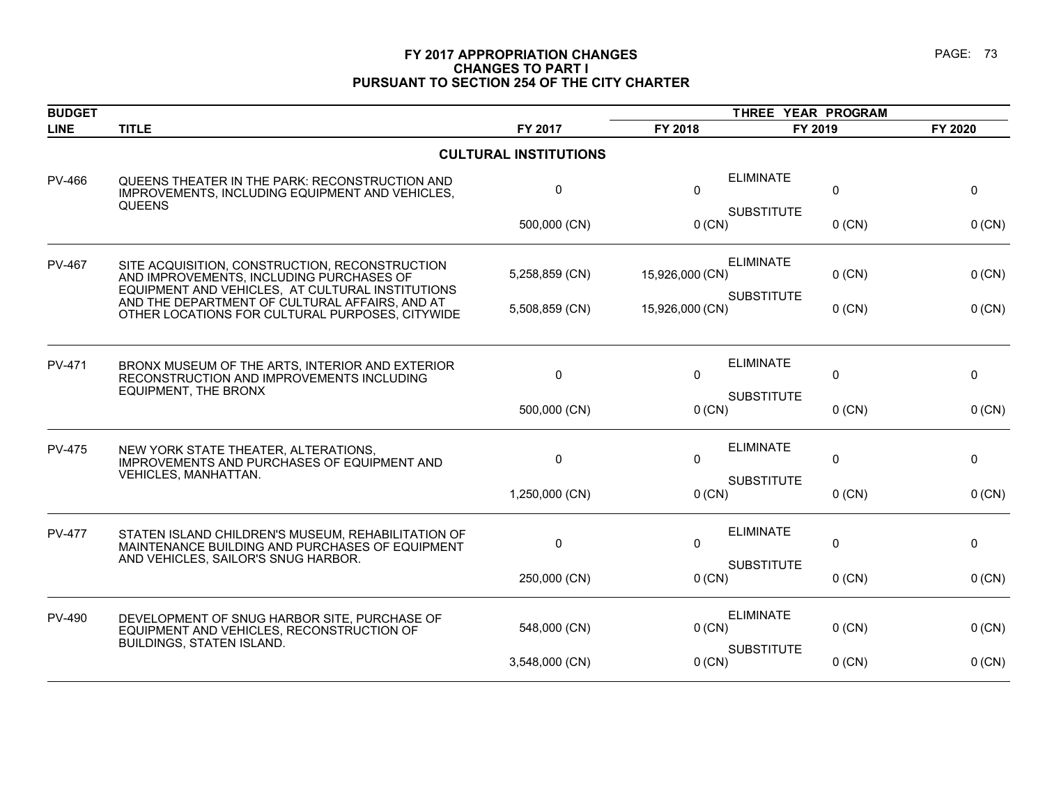# FY 2017 APPROPRIATION CHANGES
## CHANGES TO PART I
## PURSUANT TO SECTION 254 OF THE CITY CHARTER

| BUDGET LINE | TITLE | | FY 2017 | THREE YEAR PROGRAM FY 2018 | FY 2019 | FY 2020 |
|---|---|---|---|---|---|---|
| | **CULTURAL INSTITUTIONS** | | | | | |
| PV-466 | QUEENS THEATER IN THE PARK: RECONSTRUCTION AND IMPROVEMENTS, INCLUDING EQUIPMENT AND VEHICLES, QUEENS | ELIMINATE | 0 | 0 | 0 | 0 |
| | | SUBSTITUTE | 500,000 (CN) | 0 (CN) | 0 (CN) | 0 (CN) |
| PV-467 | SITE ACQUISITION, CONSTRUCTION, RECONSTRUCTION AND IMPROVEMENTS, INCLUDING PURCHASES OF EQUIPMENT AND VEHICLES, AT CULTURAL INSTITUTIONS AND THE DEPARTMENT OF CULTURAL AFFAIRS, AND AT OTHER LOCATIONS FOR CULTURAL PURPOSES, CITYWIDE | ELIMINATE | 5,258,859 (CN) | 15,926,000 (CN) | 0 (CN) | 0 (CN) |
| | | SUBSTITUTE | 5,508,859 (CN) | 15,926,000 (CN) | 0 (CN) | 0 (CN) |
| PV-471 | BRONX MUSEUM OF THE ARTS, INTERIOR AND EXTERIOR RECONSTRUCTION AND IMPROVEMENTS INCLUDING EQUIPMENT, THE BRONX | ELIMINATE | 0 | 0 | 0 | 0 |
| | | SUBSTITUTE | 500,000 (CN) | 0 (CN) | 0 (CN) | 0 (CN) |
| PV-475 | NEW YORK STATE THEATER, ALTERATIONS, IMPROVEMENTS AND PURCHASES OF EQUIPMENT AND VEHICLES, MANHATTAN. | ELIMINATE | 0 | 0 | 0 | 0 |
| | | SUBSTITUTE | 1,250,000 (CN) | 0 (CN) | 0 (CN) | 0 (CN) |
| PV-477 | STATEN ISLAND CHILDREN'S MUSEUM, REHABILITATION OF MAINTENANCE BUILDING AND PURCHASES OF EQUIPMENT AND VEHICLES, SAILOR'S SNUG HARBOR. | ELIMINATE | 0 | 0 | 0 | 0 |
| | | SUBSTITUTE | 250,000 (CN) | 0 (CN) | 0 (CN) | 0 (CN) |
| PV-490 | DEVELOPMENT OF SNUG HARBOR SITE, PURCHASE OF EQUIPMENT AND VEHICLES, RECONSTRUCTION OF BUILDINGS, STATEN ISLAND. | ELIMINATE | 548,000 (CN) | 0 (CN) | 0 (CN) | 0 (CN) |
| | | SUBSTITUTE | 3,548,000 (CN) | 0 (CN) | 0 (CN) | 0 (CN) |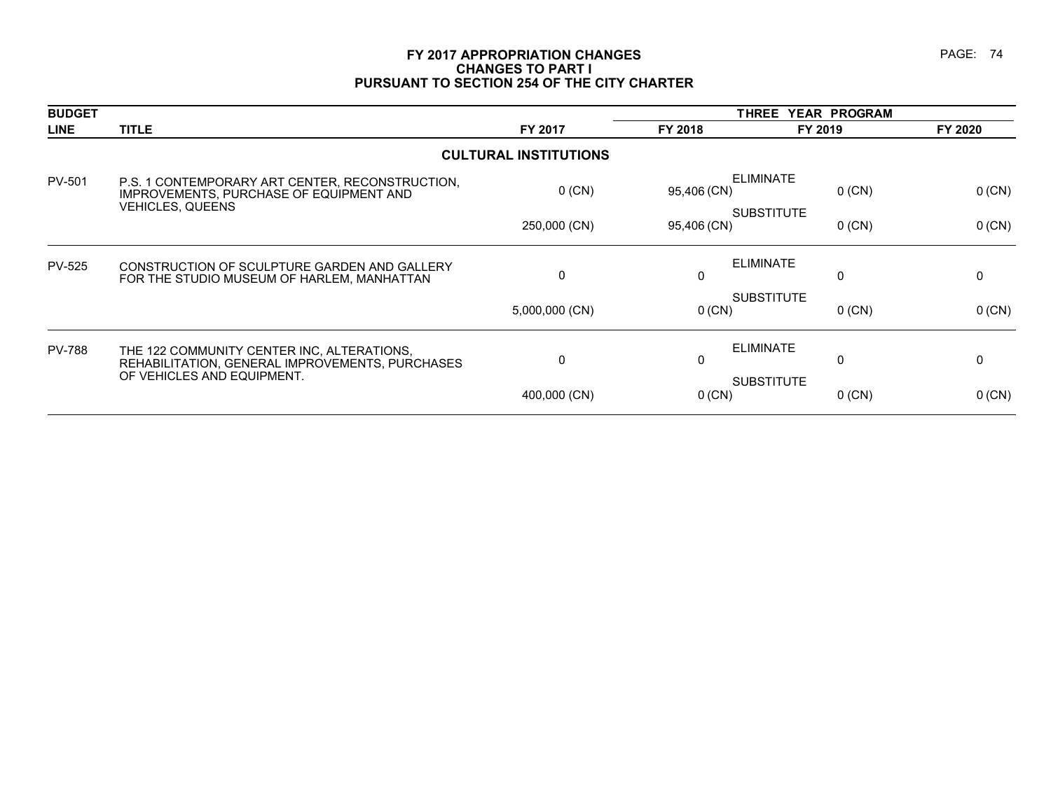# FY 2017 APPROPRIATION CHANGES
## CHANGES TO PART I
## PURSUANT TO SECTION 254 OF THE CITY CHARTER

| BUDGET LINE | TITLE | | FY 2017 | FY 2018 | FY 2019 | FY 2020 |
|---|---|---|---|---|---|---|
| | | | | THREE YEAR PROGRAM | | |
| | **CULTURAL INSTITUTIONS** | | | | | |
| PV-501 | P.S. 1 CONTEMPORARY ART CENTER, RECONSTRUCTION, IMPROVEMENTS, PURCHASE OF EQUIPMENT AND VEHICLES, QUEENS | ELIMINATE | 0 (CN) | 95,406 (CN) | 0 (CN) | 0 (CN) |
| | | SUBSTITUTE | 250,000 (CN) | 95,406 (CN) | 0 (CN) | 0 (CN) |
| PV-525 | CONSTRUCTION OF SCULPTURE GARDEN AND GALLERY FOR THE STUDIO MUSEUM OF HARLEM, MANHATTAN | ELIMINATE | 0 | 0 | 0 | 0 |
| | | SUBSTITUTE | 5,000,000 (CN) | 0 (CN) | 0 (CN) | 0 (CN) |
| PV-788 | THE 122 COMMUNITY CENTER INC, ALTERATIONS, REHABILITATION, GENERAL IMPROVEMENTS, PURCHASES OF VEHICLES AND EQUIPMENT. | ELIMINATE | 0 | 0 | 0 | 0 |
| | | SUBSTITUTE | 400,000 (CN) | 0 (CN) | 0 (CN) | 0 (CN) |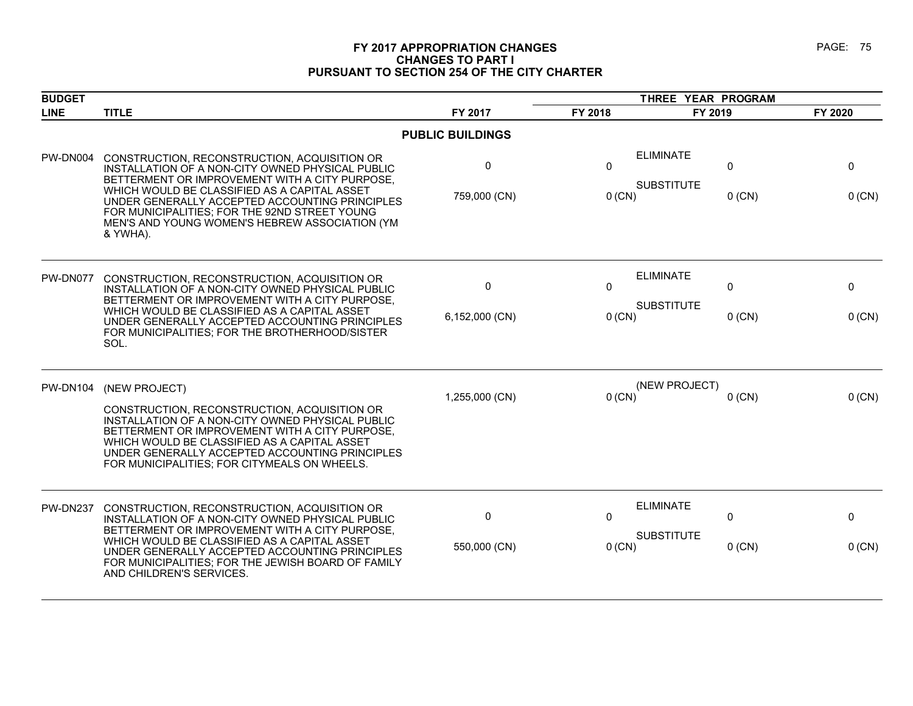# FY 2017 APPROPRIATION CHANGES
## CHANGES TO PART I
## PURSUANT TO SECTION 254 OF THE CITY CHARTER

| BUDGET LINE | TITLE | FY 2017 | FY 2018 | FY 2019 | FY 2020 |
|---|---|---|---|---|---|
| | | | THREE YEAR PROGRAM | | |
| | **PUBLIC BUILDINGS** | | | | |
| PW-DN004 | CONSTRUCTION, RECONSTRUCTION, ACQUISITION OR INSTALLATION OF A NON-CITY OWNED PHYSICAL PUBLIC BETTERMENT OR IMPROVEMENT WITH A CITY PURPOSE, WHICH WOULD BE CLASSIFIED AS A CAPITAL ASSET UNDER GENERALLY ACCEPTED ACCOUNTING PRINCIPLES FOR MUNICIPALITIES; FOR THE 92ND STREET YOUNG MEN'S AND YOUNG WOMEN'S HEBREW ASSOCIATION (YM & YWHA). | ELIMINATE<br>0<br>SUBSTITUTE<br>759,000 (CN) | 0<br><br>0 (CN) | 0<br><br>0 (CN) | 0<br><br>0 (CN) |
| PW-DN077 | CONSTRUCTION, RECONSTRUCTION, ACQUISITION OR INSTALLATION OF A NON-CITY OWNED PHYSICAL PUBLIC BETTERMENT OR IMPROVEMENT WITH A CITY PURPOSE, WHICH WOULD BE CLASSIFIED AS A CAPITAL ASSET UNDER GENERALLY ACCEPTED ACCOUNTING PRINCIPLES FOR MUNICIPALITIES; FOR THE BROTHERHOOD/SISTER SOL. | ELIMINATE<br>0<br>SUBSTITUTE<br>6,152,000 (CN) | 0<br><br>0 (CN) | 0<br><br>0 (CN) | 0<br><br>0 (CN) |
| PW-DN104 | (NEW PROJECT)<br><br>CONSTRUCTION, RECONSTRUCTION, ACQUISITION OR INSTALLATION OF A NON-CITY OWNED PHYSICAL PUBLIC BETTERMENT OR IMPROVEMENT WITH A CITY PURPOSE, WHICH WOULD BE CLASSIFIED AS A CAPITAL ASSET UNDER GENERALLY ACCEPTED ACCOUNTING PRINCIPLES FOR MUNICIPALITIES; FOR CITYMEALS ON WHEELS. | (NEW PROJECT)<br>1,255,000 (CN) | 0 (CN) | 0 (CN) | 0 (CN) |
| PW-DN237 | CONSTRUCTION, RECONSTRUCTION, ACQUISITION OR INSTALLATION OF A NON-CITY OWNED PHYSICAL PUBLIC BETTERMENT OR IMPROVEMENT WITH A CITY PURPOSE, WHICH WOULD BE CLASSIFIED AS A CAPITAL ASSET UNDER GENERALLY ACCEPTED ACCOUNTING PRINCIPLES FOR MUNICIPALITIES; FOR THE JEWISH BOARD OF FAMILY AND CHILDREN'S SERVICES. | ELIMINATE<br>0<br>SUBSTITUTE<br>550,000 (CN) | 0<br><br>0 (CN) | 0<br><br>0 (CN) | 0<br><br>0 (CN) |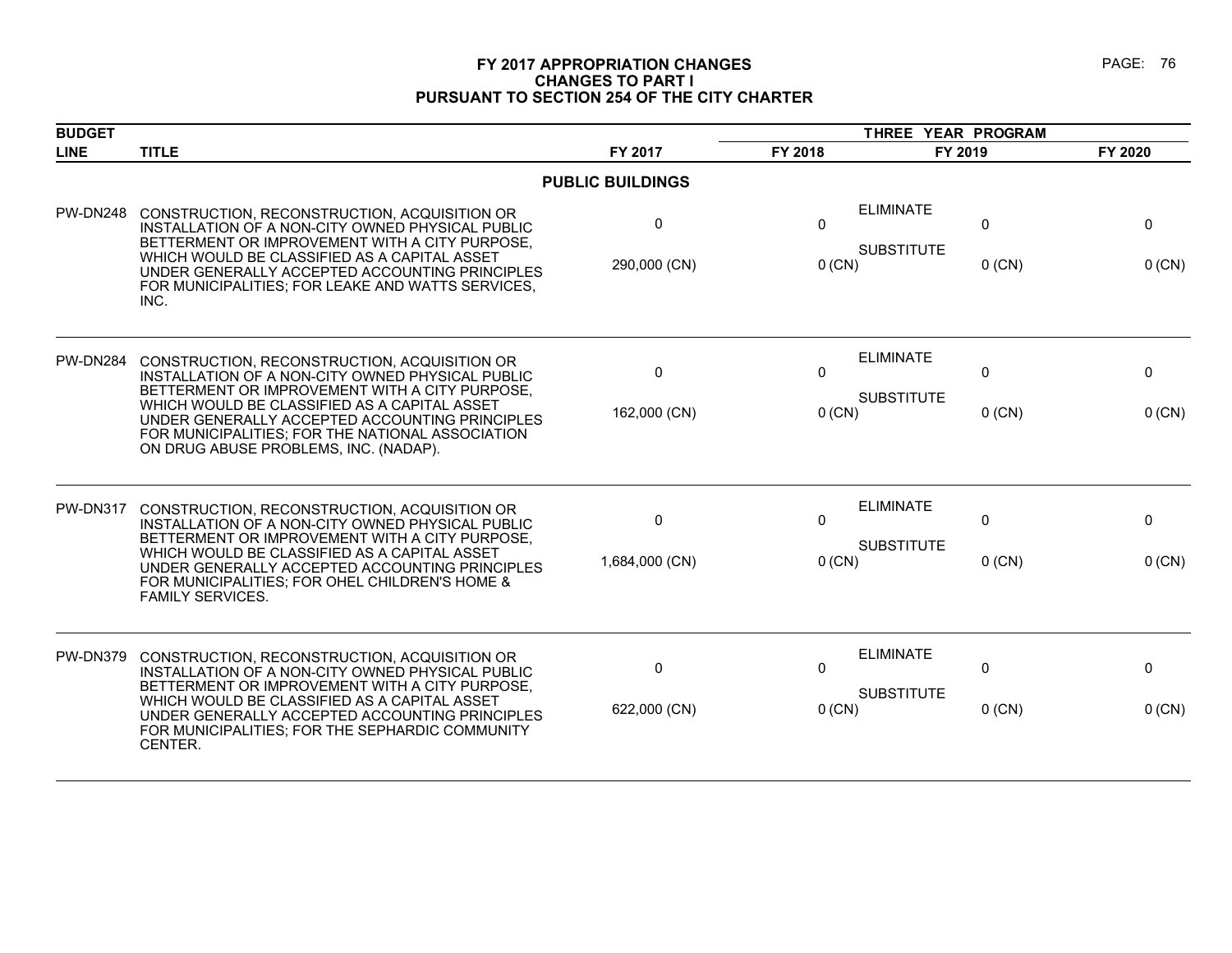# FY 2017 APPROPRIATION CHANGES
## CHANGES TO PART I
## PURSUANT TO SECTION 254 OF THE CITY CHARTER

| BUDGET LINE | TITLE | FY 2017 | THREE YEAR PROGRAM FY 2018 | FY 2019 | FY 2020 |
|---|---|---|---|---|---|
| | **PUBLIC BUILDINGS** | | | | |
| PW-DN248 | CONSTRUCTION, RECONSTRUCTION, ACQUISITION OR INSTALLATION OF A NON-CITY OWNED PHYSICAL PUBLIC BETTERMENT OR IMPROVEMENT WITH A CITY PURPOSE, WHICH WOULD BE CLASSIFIED AS A CAPITAL ASSET UNDER GENERALLY ACCEPTED ACCOUNTING PRINCIPLES FOR MUNICIPALITIES; FOR LEAKE AND WATTS SERVICES, INC. | ELIMINATE 0 | 0 | 0 | 0 |
| | | SUBSTITUTE 290,000 (CN) | 0 (CN) | 0 (CN) | 0 (CN) |
| PW-DN284 | CONSTRUCTION, RECONSTRUCTION, ACQUISITION OR INSTALLATION OF A NON-CITY OWNED PHYSICAL PUBLIC BETTERMENT OR IMPROVEMENT WITH A CITY PURPOSE, WHICH WOULD BE CLASSIFIED AS A CAPITAL ASSET UNDER GENERALLY ACCEPTED ACCOUNTING PRINCIPLES FOR MUNICIPALITIES; FOR THE NATIONAL ASSOCIATION ON DRUG ABUSE PROBLEMS, INC. (NADAP). | ELIMINATE 0 | 0 | 0 | 0 |
| | | SUBSTITUTE 162,000 (CN) | 0 (CN) | 0 (CN) | 0 (CN) |
| PW-DN317 | CONSTRUCTION, RECONSTRUCTION, ACQUISITION OR INSTALLATION OF A NON-CITY OWNED PHYSICAL PUBLIC BETTERMENT OR IMPROVEMENT WITH A CITY PURPOSE, WHICH WOULD BE CLASSIFIED AS A CAPITAL ASSET UNDER GENERALLY ACCEPTED ACCOUNTING PRINCIPLES FOR MUNICIPALITIES; FOR OHEL CHILDREN'S HOME & FAMILY SERVICES. | ELIMINATE 0 | 0 | 0 | 0 |
| | | SUBSTITUTE 1,684,000 (CN) | 0 (CN) | 0 (CN) | 0 (CN) |
| PW-DN379 | CONSTRUCTION, RECONSTRUCTION, ACQUISITION OR INSTALLATION OF A NON-CITY OWNED PHYSICAL PUBLIC BETTERMENT OR IMPROVEMENT WITH A CITY PURPOSE, WHICH WOULD BE CLASSIFIED AS A CAPITAL ASSET UNDER GENERALLY ACCEPTED ACCOUNTING PRINCIPLES FOR MUNICIPALITIES; FOR THE SEPHARDIC COMMUNITY CENTER. | ELIMINATE 0 | 0 | 0 | 0 |
| | | SUBSTITUTE 622,000 (CN) | 0 (CN) | 0 (CN) | 0 (CN) |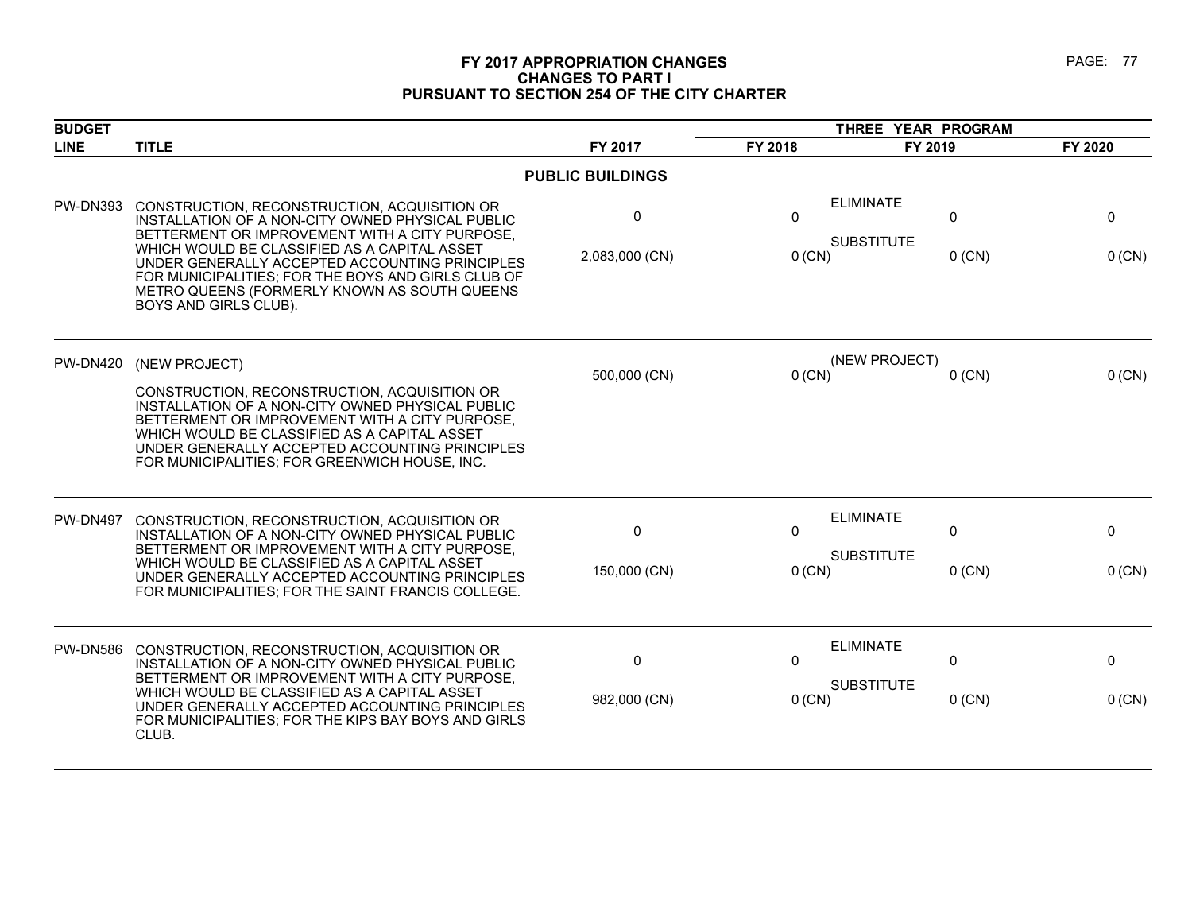# FY 2017 APPROPRIATION CHANGES
## CHANGES TO PART I
## PURSUANT TO SECTION 254 OF THE CITY CHARTER

| BUDGET LINE | TITLE | FY 2017 | THREE YEAR PROGRAM FY 2018 | FY 2019 | FY 2020 |
|---|---|---|---|---|---|
| | **PUBLIC BUILDINGS** | | | | |
| PW-DN393 | CONSTRUCTION, RECONSTRUCTION, ACQUISITION OR INSTALLATION OF A NON-CITY OWNED PHYSICAL PUBLIC BETTERMENT OR IMPROVEMENT WITH A CITY PURPOSE, WHICH WOULD BE CLASSIFIED AS A CAPITAL ASSET UNDER GENERALLY ACCEPTED ACCOUNTING PRINCIPLES FOR MUNICIPALITIES; FOR THE BOYS AND GIRLS CLUB OF METRO QUEENS (FORMERLY KNOWN AS SOUTH QUEENS BOYS AND GIRLS CLUB). | ELIMINATE<br>0<br>SUBSTITUTE<br>2,083,000 (CN) | 0<br><br>0 (CN) | 0<br><br>0 (CN) | 0<br><br>0 (CN) |
| PW-DN420 | (NEW PROJECT)<br>CONSTRUCTION, RECONSTRUCTION, ACQUISITION OR INSTALLATION OF A NON-CITY OWNED PHYSICAL PUBLIC BETTERMENT OR IMPROVEMENT WITH A CITY PURPOSE, WHICH WOULD BE CLASSIFIED AS A CAPITAL ASSET UNDER GENERALLY ACCEPTED ACCOUNTING PRINCIPLES FOR MUNICIPALITIES; FOR GREENWICH HOUSE, INC. | (NEW PROJECT)<br>500,000 (CN) | 0 (CN) | 0 (CN) | 0 (CN) |
| PW-DN497 | CONSTRUCTION, RECONSTRUCTION, ACQUISITION OR INSTALLATION OF A NON-CITY OWNED PHYSICAL PUBLIC BETTERMENT OR IMPROVEMENT WITH A CITY PURPOSE, WHICH WOULD BE CLASSIFIED AS A CAPITAL ASSET UNDER GENERALLY ACCEPTED ACCOUNTING PRINCIPLES FOR MUNICIPALITIES; FOR THE SAINT FRANCIS COLLEGE. | ELIMINATE<br>0<br>SUBSTITUTE<br>150,000 (CN) | 0<br><br>0 (CN) | 0<br><br>0 (CN) | 0<br><br>0 (CN) |
| PW-DN586 | CONSTRUCTION, RECONSTRUCTION, ACQUISITION OR INSTALLATION OF A NON-CITY OWNED PHYSICAL PUBLIC BETTERMENT OR IMPROVEMENT WITH A CITY PURPOSE, WHICH WOULD BE CLASSIFIED AS A CAPITAL ASSET UNDER GENERALLY ACCEPTED ACCOUNTING PRINCIPLES FOR MUNICIPALITIES; FOR THE KIPS BAY BOYS AND GIRLS CLUB. | ELIMINATE<br>0<br>SUBSTITUTE<br>982,000 (CN) | 0<br><br>0 (CN) | 0<br><br>0 (CN) | 0<br><br>0 (CN) |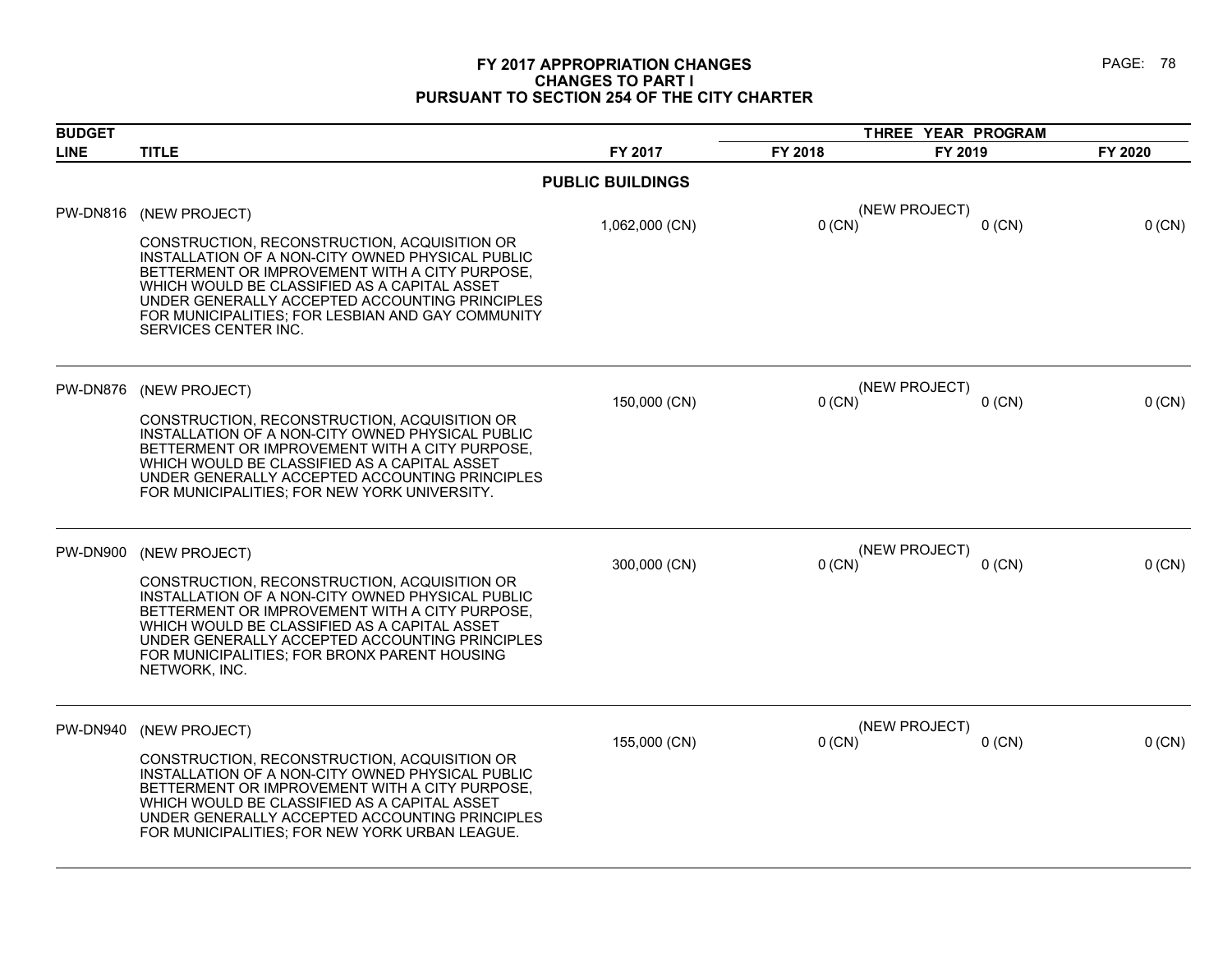# FY 2017 APPROPRIATION CHANGES
## CHANGES TO PART I
## PURSUANT TO SECTION 254 OF THE CITY CHARTER

| BUDGET LINE | TITLE | FY 2017 | THREE YEAR PROGRAM FY 2018 | FY 2019 | FY 2020 |
|---|---|---|---|---|---|
| | **PUBLIC BUILDINGS** | | | | |
| PW-DN816 | (NEW PROJECT)<br><br>CONSTRUCTION, RECONSTRUCTION, ACQUISITION OR INSTALLATION OF A NON-CITY OWNED PHYSICAL PUBLIC BETTERMENT OR IMPROVEMENT WITH A CITY PURPOSE, WHICH WOULD BE CLASSIFIED AS A CAPITAL ASSET UNDER GENERALLY ACCEPTED ACCOUNTING PRINCIPLES FOR MUNICIPALITIES; FOR LESBIAN AND GAY COMMUNITY SERVICES CENTER INC. | 1,062,000 (CN) | (NEW PROJECT)<br>0 (CN) | 0 (CN) | 0 (CN) |
| PW-DN876 | (NEW PROJECT)<br><br>CONSTRUCTION, RECONSTRUCTION, ACQUISITION OR INSTALLATION OF A NON-CITY OWNED PHYSICAL PUBLIC BETTERMENT OR IMPROVEMENT WITH A CITY PURPOSE, WHICH WOULD BE CLASSIFIED AS A CAPITAL ASSET UNDER GENERALLY ACCEPTED ACCOUNTING PRINCIPLES FOR MUNICIPALITIES; FOR NEW YORK UNIVERSITY. | 150,000 (CN) | (NEW PROJECT)<br>0 (CN) | 0 (CN) | 0 (CN) |
| PW-DN900 | (NEW PROJECT)<br><br>CONSTRUCTION, RECONSTRUCTION, ACQUISITION OR INSTALLATION OF A NON-CITY OWNED PHYSICAL PUBLIC BETTERMENT OR IMPROVEMENT WITH A CITY PURPOSE, WHICH WOULD BE CLASSIFIED AS A CAPITAL ASSET UNDER GENERALLY ACCEPTED ACCOUNTING PRINCIPLES FOR MUNICIPALITIES; FOR BRONX PARENT HOUSING NETWORK, INC. | 300,000 (CN) | (NEW PROJECT)<br>0 (CN) | 0 (CN) | 0 (CN) |
| PW-DN940 | (NEW PROJECT)<br><br>CONSTRUCTION, RECONSTRUCTION, ACQUISITION OR INSTALLATION OF A NON-CITY OWNED PHYSICAL PUBLIC BETTERMENT OR IMPROVEMENT WITH A CITY PURPOSE, WHICH WOULD BE CLASSIFIED AS A CAPITAL ASSET UNDER GENERALLY ACCEPTED ACCOUNTING PRINCIPLES FOR MUNICIPALITIES; FOR NEW YORK URBAN LEAGUE. | 155,000 (CN) | (NEW PROJECT)<br>0 (CN) | 0 (CN) | 0 (CN) |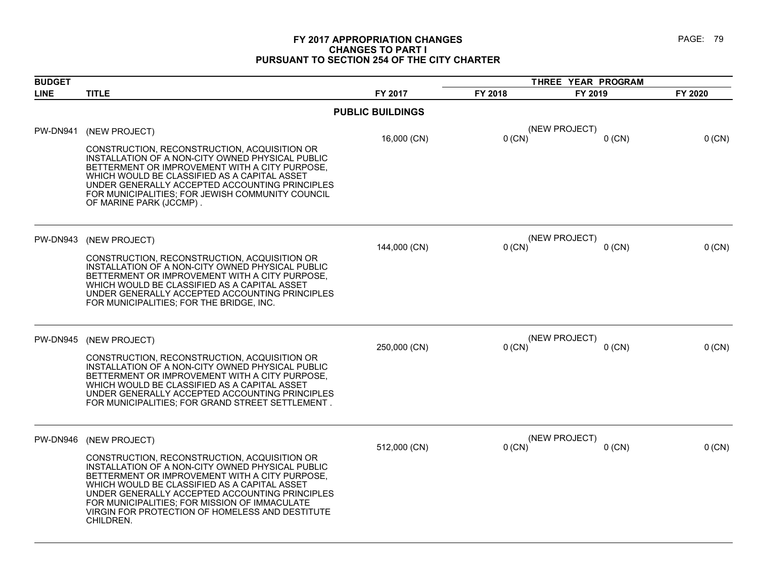# FY 2017 APPROPRIATION CHANGES
## CHANGES TO PART I
## PURSUANT TO SECTION 254 OF THE CITY CHARTER

| BUDGET LINE | TITLE | FY 2017 | FY 2018 | FY 2019 | FY 2020 |
|---|---|---|---|---|---|
| | | | THREE YEAR PROGRAM | | |
| | **PUBLIC BUILDINGS** | | | | |
| PW-DN941 | (NEW PROJECT)<br><br>CONSTRUCTION, RECONSTRUCTION, ACQUISITION OR INSTALLATION OF A NON-CITY OWNED PHYSICAL PUBLIC BETTERMENT OR IMPROVEMENT WITH A CITY PURPOSE, WHICH WOULD BE CLASSIFIED AS A CAPITAL ASSET UNDER GENERALLY ACCEPTED ACCOUNTING PRINCIPLES FOR MUNICIPALITIES; FOR JEWISH COMMUNITY COUNCIL OF MARINE PARK (JCCMP) . | 16,000 (CN) | 0 (CN) | (NEW PROJECT)<br>0 (CN) | 0 (CN) |
| PW-DN943 | (NEW PROJECT)<br><br>CONSTRUCTION, RECONSTRUCTION, ACQUISITION OR INSTALLATION OF A NON-CITY OWNED PHYSICAL PUBLIC BETTERMENT OR IMPROVEMENT WITH A CITY PURPOSE, WHICH WOULD BE CLASSIFIED AS A CAPITAL ASSET UNDER GENERALLY ACCEPTED ACCOUNTING PRINCIPLES FOR MUNICIPALITIES; FOR THE BRIDGE, INC. | 144,000 (CN) | 0 (CN) | (NEW PROJECT)<br>0 (CN) | 0 (CN) |
| PW-DN945 | (NEW PROJECT)<br><br>CONSTRUCTION, RECONSTRUCTION, ACQUISITION OR INSTALLATION OF A NON-CITY OWNED PHYSICAL PUBLIC BETTERMENT OR IMPROVEMENT WITH A CITY PURPOSE, WHICH WOULD BE CLASSIFIED AS A CAPITAL ASSET UNDER GENERALLY ACCEPTED ACCOUNTING PRINCIPLES FOR MUNICIPALITIES; FOR GRAND STREET SETTLEMENT . | 250,000 (CN) | 0 (CN) | (NEW PROJECT)<br>0 (CN) | 0 (CN) |
| PW-DN946 | (NEW PROJECT)<br><br>CONSTRUCTION, RECONSTRUCTION, ACQUISITION OR INSTALLATION OF A NON-CITY OWNED PHYSICAL PUBLIC BETTERMENT OR IMPROVEMENT WITH A CITY PURPOSE, WHICH WOULD BE CLASSIFIED AS A CAPITAL ASSET UNDER GENERALLY ACCEPTED ACCOUNTING PRINCIPLES FOR MUNICIPALITIES; FOR MISSION OF IMMACULATE VIRGIN FOR PROTECTION OF HOMELESS AND DESTITUTE CHILDREN. | 512,000 (CN) | 0 (CN) | (NEW PROJECT)<br>0 (CN) | 0 (CN) |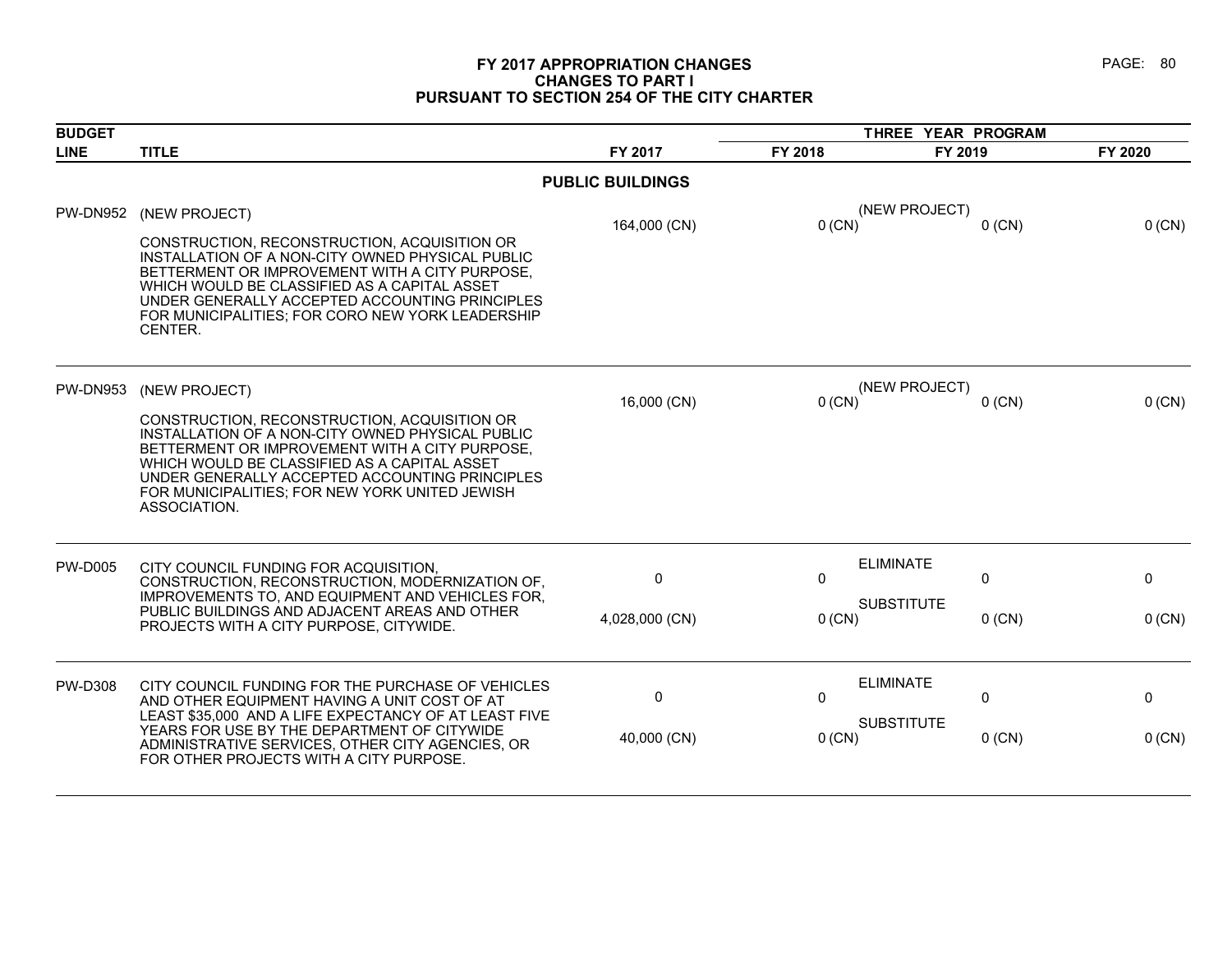# FY 2017 APPROPRIATION CHANGES
## CHANGES TO PART I
## PURSUANT TO SECTION 254 OF THE CITY CHARTER

| BUDGET LINE | TITLE | FY 2017 | FY 2018 | FY 2019 | FY 2020 |
|---|---|---|---|---|---|
| | | | THREE YEAR PROGRAM | | |
| | **PUBLIC BUILDINGS** | | | | |
| PW-DN952 | (NEW PROJECT)<br><br>CONSTRUCTION, RECONSTRUCTION, ACQUISITION OR INSTALLATION OF A NON-CITY OWNED PHYSICAL PUBLIC BETTERMENT OR IMPROVEMENT WITH A CITY PURPOSE, WHICH WOULD BE CLASSIFIED AS A CAPITAL ASSET UNDER GENERALLY ACCEPTED ACCOUNTING PRINCIPLES FOR MUNICIPALITIES; FOR CORO NEW YORK LEADERSHIP CENTER. | 164,000 (CN) | (NEW PROJECT)<br>0 (CN) | 0 (CN) | 0 (CN) |
| PW-DN953 | (NEW PROJECT)<br><br>CONSTRUCTION, RECONSTRUCTION, ACQUISITION OR INSTALLATION OF A NON-CITY OWNED PHYSICAL PUBLIC BETTERMENT OR IMPROVEMENT WITH A CITY PURPOSE, WHICH WOULD BE CLASSIFIED AS A CAPITAL ASSET UNDER GENERALLY ACCEPTED ACCOUNTING PRINCIPLES FOR MUNICIPALITIES; FOR NEW YORK UNITED JEWISH ASSOCIATION. | 16,000 (CN) | (NEW PROJECT)<br>0 (CN) | 0 (CN) | 0 (CN) |
| PW-D005 | CITY COUNCIL FUNDING FOR ACQUISITION, CONSTRUCTION, RECONSTRUCTION, MODERNIZATION OF, IMPROVEMENTS TO, AND EQUIPMENT AND VEHICLES FOR, PUBLIC BUILDINGS AND ADJACENT AREAS AND OTHER PROJECTS WITH A CITY PURPOSE, CITYWIDE. | 0<br><br>4,028,000 (CN) | ELIMINATE<br>0<br>SUBSTITUTE<br>0 (CN) | 0<br><br>0 (CN) | 0<br><br>0 (CN) |
| PW-D308 | CITY COUNCIL FUNDING FOR THE PURCHASE OF VEHICLES AND OTHER EQUIPMENT HAVING A UNIT COST OF AT LEAST $35,000 AND A LIFE EXPECTANCY OF AT LEAST FIVE YEARS FOR USE BY THE DEPARTMENT OF CITYWIDE ADMINISTRATIVE SERVICES, OTHER CITY AGENCIES, OR FOR OTHER PROJECTS WITH A CITY PURPOSE. | 0<br><br>40,000 (CN) | ELIMINATE<br>0<br>SUBSTITUTE<br>0 (CN) | 0<br><br>0 (CN) | 0<br><br>0 (CN) |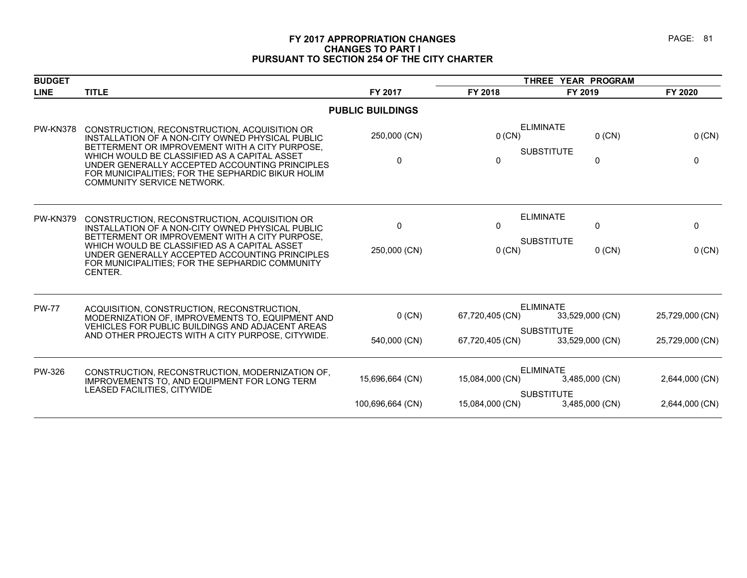# FY 2017 APPROPRIATION CHANGES
## CHANGES TO PART I
## PURSUANT TO SECTION 254 OF THE CITY CHARTER

| BUDGET LINE | TITLE | | FY 2017 | THREE YEAR PROGRAM FY 2018 | FY 2019 | FY 2020 |
|---|---|---|---|---|---|---|
| | **PUBLIC BUILDINGS** | | | | | |
| PW-KN378 | CONSTRUCTION, RECONSTRUCTION, ACQUISITION OR INSTALLATION OF A NON-CITY OWNED PHYSICAL PUBLIC BETTERMENT OR IMPROVEMENT WITH A CITY PURPOSE, WHICH WOULD BE CLASSIFIED AS A CAPITAL ASSET UNDER GENERALLY ACCEPTED ACCOUNTING PRINCIPLES FOR MUNICIPALITIES; FOR THE SEPHARDIC BIKUR HOLIM COMMUNITY SERVICE NETWORK. | ELIMINATE | 250,000 (CN) | 0 (CN) | 0 (CN) | 0 (CN) |
| | | SUBSTITUTE | 0 | 0 | 0 | 0 |
| PW-KN379 | CONSTRUCTION, RECONSTRUCTION, ACQUISITION OR INSTALLATION OF A NON-CITY OWNED PHYSICAL PUBLIC BETTERMENT OR IMPROVEMENT WITH A CITY PURPOSE, WHICH WOULD BE CLASSIFIED AS A CAPITAL ASSET UNDER GENERALLY ACCEPTED ACCOUNTING PRINCIPLES FOR MUNICIPALITIES; FOR THE SEPHARDIC COMMUNITY CENTER. | ELIMINATE | 0 | 0 | 0 | 0 |
| | | SUBSTITUTE | 250,000 (CN) | 0 (CN) | 0 (CN) | 0 (CN) |
| PW-77 | ACQUISITION, CONSTRUCTION, RECONSTRUCTION, MODERNIZATION OF, IMPROVEMENTS TO, EQUIPMENT AND VEHICLES FOR PUBLIC BUILDINGS AND ADJACENT AREAS AND OTHER PROJECTS WITH A CITY PURPOSE, CITYWIDE. | ELIMINATE | 0 (CN) | 67,720,405 (CN) | 33,529,000 (CN) | 25,729,000 (CN) |
| | | SUBSTITUTE | 540,000 (CN) | 67,720,405 (CN) | 33,529,000 (CN) | 25,729,000 (CN) |
| PW-326 | CONSTRUCTION, RECONSTRUCTION, MODERNIZATION OF, IMPROVEMENTS TO, AND EQUIPMENT FOR LONG TERM LEASED FACILITIES, CITYWIDE | ELIMINATE | 15,696,664 (CN) | 15,084,000 (CN) | 3,485,000 (CN) | 2,644,000 (CN) |
| | | SUBSTITUTE | 100,696,664 (CN) | 15,084,000 (CN) | 3,485,000 (CN) | 2,644,000 (CN) |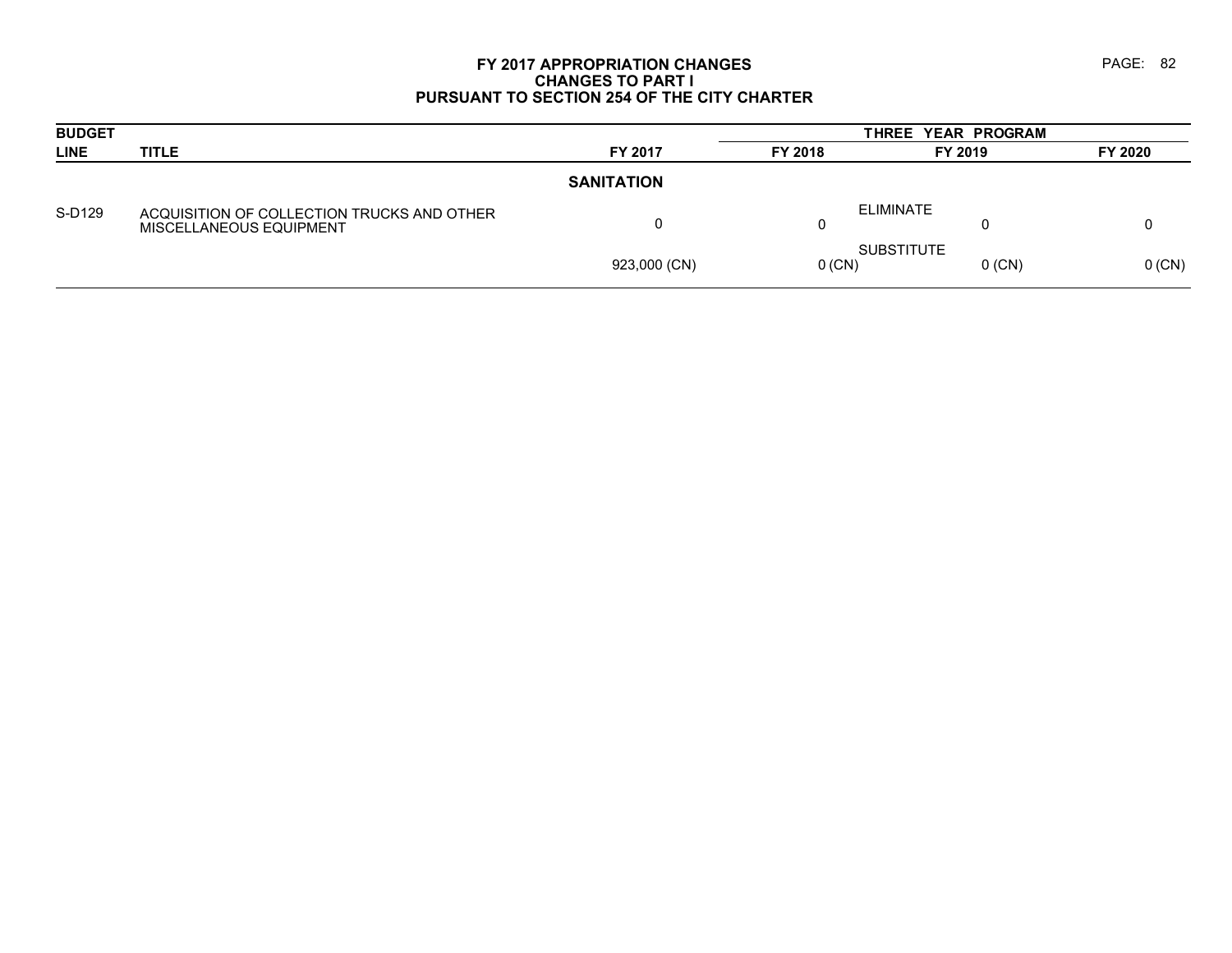# FY 2017 APPROPRIATION CHANGES
## CHANGES TO PART I
## PURSUANT TO SECTION 254 OF THE CITY CHARTER

| BUDGET LINE | TITLE | FY 2017 | THREE YEAR PROGRAM FY 2018 | FY 2019 | FY 2020 |
|---|---|---|---|---|---|
| | | **SANITATION** | | | |
| S-D129 | ACQUISITION OF COLLECTION TRUCKS AND OTHER MISCELLANEOUS EQUIPMENT | | ELIMINATE | | |
| | | 0 | 0 | 0 | 0 |
| | | | SUBSTITUTE | | |
| | | 923,000 (CN) | 0 (CN) | 0 (CN) | 0 (CN) |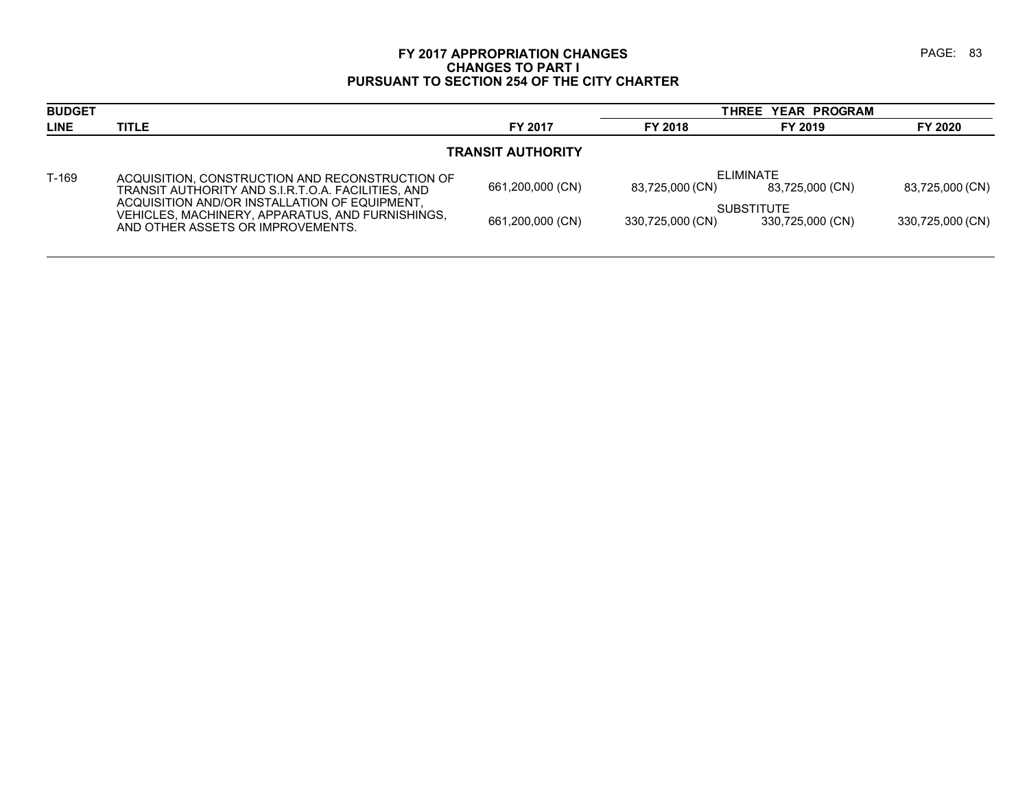# FY 2017 APPROPRIATION CHANGES
## CHANGES TO PART I
## PURSUANT TO SECTION 254 OF THE CITY CHARTER

| BUDGET LINE | TITLE | FY 2017 | THREE YEAR PROGRAM FY 2018 | FY 2019 | FY 2020 |
|---|---|---|---|---|---|
| | | **TRANSIT AUTHORITY** | | | |
| T-169 | ACQUISITION, CONSTRUCTION AND RECONSTRUCTION OF TRANSIT AUTHORITY AND S.I.R.T.O.A. FACILITIES, AND ACQUISITION AND/OR INSTALLATION OF EQUIPMENT, VEHICLES, MACHINERY, APPARATUS, AND FURNISHINGS, AND OTHER ASSETS OR IMPROVEMENTS. | | ELIMINATE | | |
| | | 661,200,000 (CN) | 83,725,000 (CN) | 83,725,000 (CN) | 83,725,000 (CN) |
| | | | SUBSTITUTE | | |
| | | 661,200,000 (CN) | 330,725,000 (CN) | 330,725,000 (CN) | 330,725,000 (CN) |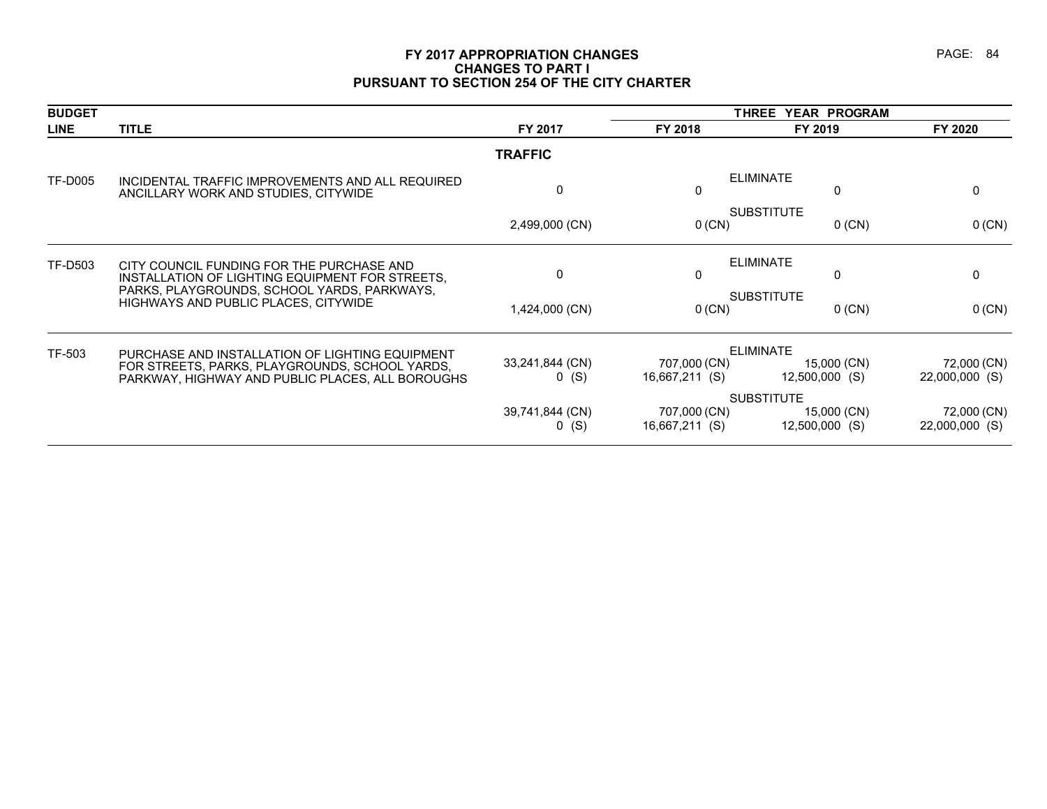# FY 2017 APPROPRIATION CHANGES
## CHANGES TO PART I
## PURSUANT TO SECTION 254 OF THE CITY CHARTER

| BUDGET LINE | TITLE | | FY 2017 | FY 2018 (THREE YEAR PROGRAM) | FY 2019 (THREE YEAR PROGRAM) | FY 2020 (THREE YEAR PROGRAM) |
|---|---|---|---|---|---|---|
| | **TRAFFIC** | | | | | |
| TF-D005 | INCIDENTAL TRAFFIC IMPROVEMENTS AND ALL REQUIRED ANCILLARY WORK AND STUDIES, CITYWIDE | ELIMINATE | 0 | 0 | 0 | 0 |
| | | SUBSTITUTE | 2,499,000 (CN) | 0 (CN) | 0 (CN) | 0 (CN) |
| TF-D503 | CITY COUNCIL FUNDING FOR THE PURCHASE AND INSTALLATION OF LIGHTING EQUIPMENT FOR STREETS, PARKS, PLAYGROUNDS, SCHOOL YARDS, PARKWAYS, HIGHWAYS AND PUBLIC PLACES, CITYWIDE | ELIMINATE | 0 | 0 | 0 | 0 |
| | | SUBSTITUTE | 1,424,000 (CN) | 0 (CN) | 0 (CN) | 0 (CN) |
| TF-503 | PURCHASE AND INSTALLATION OF LIGHTING EQUIPMENT FOR STREETS, PARKS, PLAYGROUNDS, SCHOOL YARDS, PARKWAY, HIGHWAY AND PUBLIC PLACES, ALL BOROUGHS | ELIMINATE | 33,241,844 (CN)<br>0 (S) | 707,000 (CN)<br>16,667,211 (S) | 15,000 (CN)<br>12,500,000 (S) | 72,000 (CN)<br>22,000,000 (S) |
| | | SUBSTITUTE | 39,741,844 (CN)<br>0 (S) | 707,000 (CN)<br>16,667,211 (S) | 15,000 (CN)<br>12,500,000 (S) | 72,000 (CN)<br>22,000,000 (S) |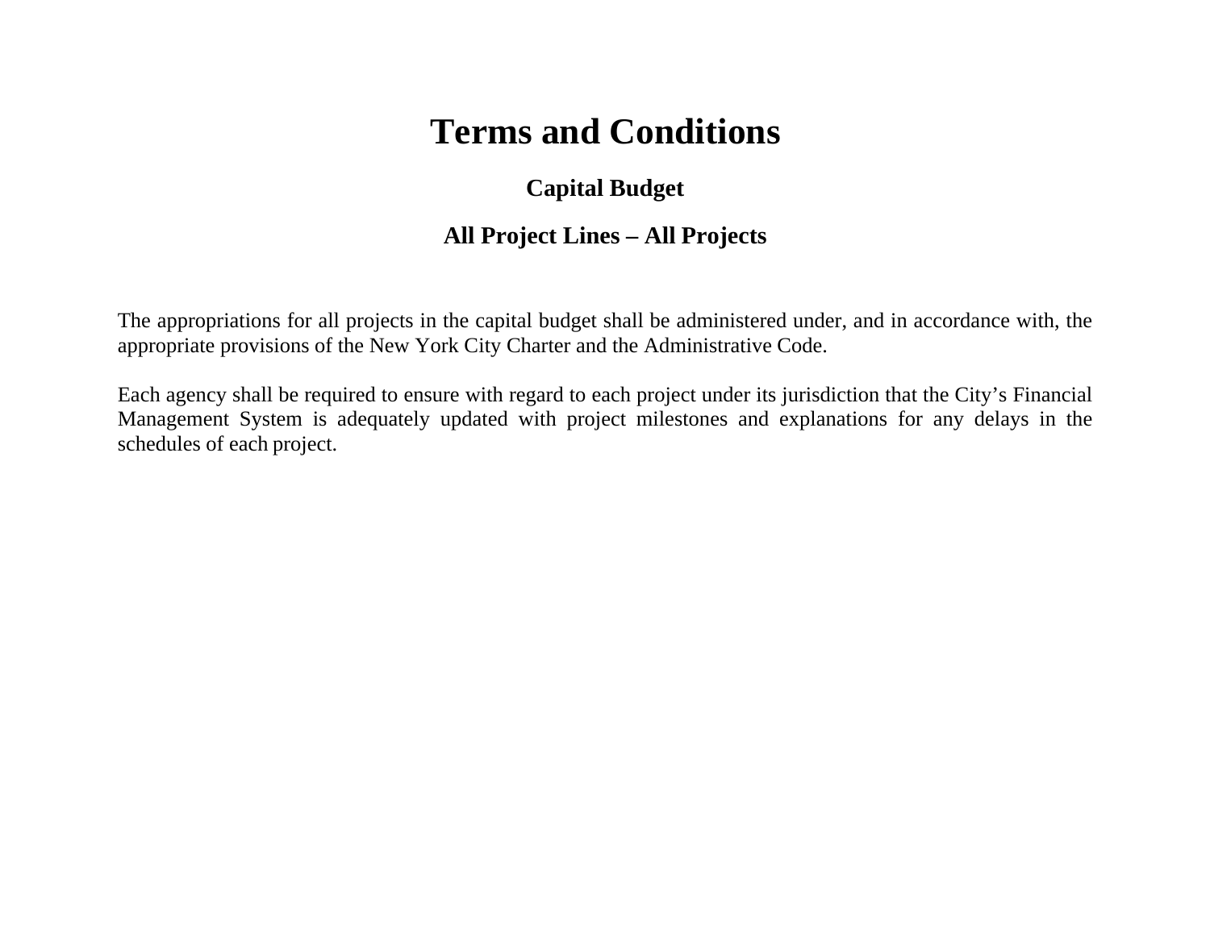# Terms and Conditions

## Capital Budget

## All Project Lines – All Projects

The appropriations for all projects in the capital budget shall be administered under, and in accordance with, the appropriate provisions of the New York City Charter and the Administrative Code.

Each agency shall be required to ensure with regard to each project under its jurisdiction that the City's Financial Management System is adequately updated with project milestones and explanations for any delays in the schedules of each project.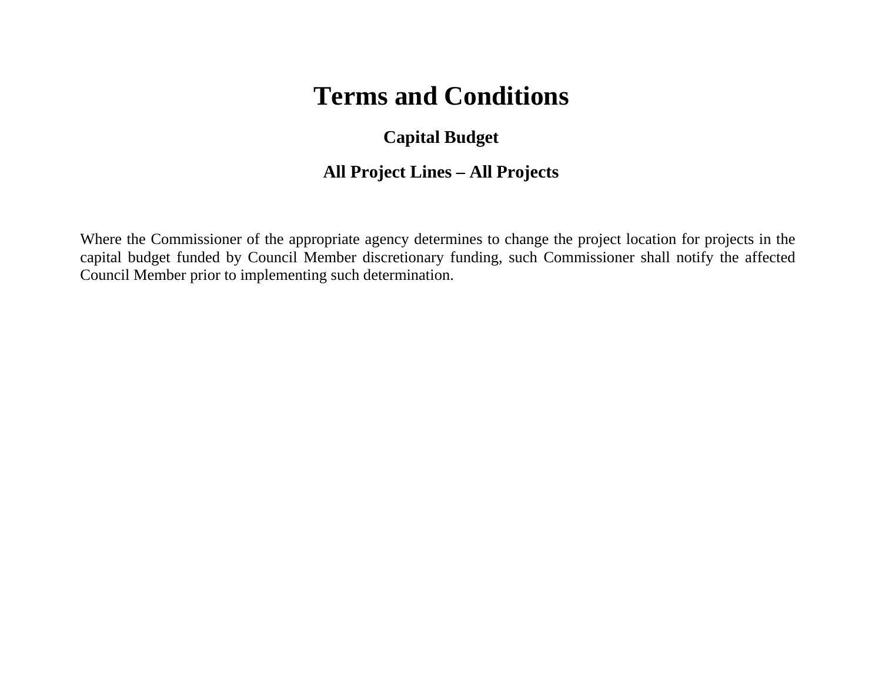# Terms and Conditions

## Capital Budget

## All Project Lines – All Projects

Where the Commissioner of the appropriate agency determines to change the project location for projects in the capital budget funded by Council Member discretionary funding, such Commissioner shall notify the affected Council Member prior to implementing such determination.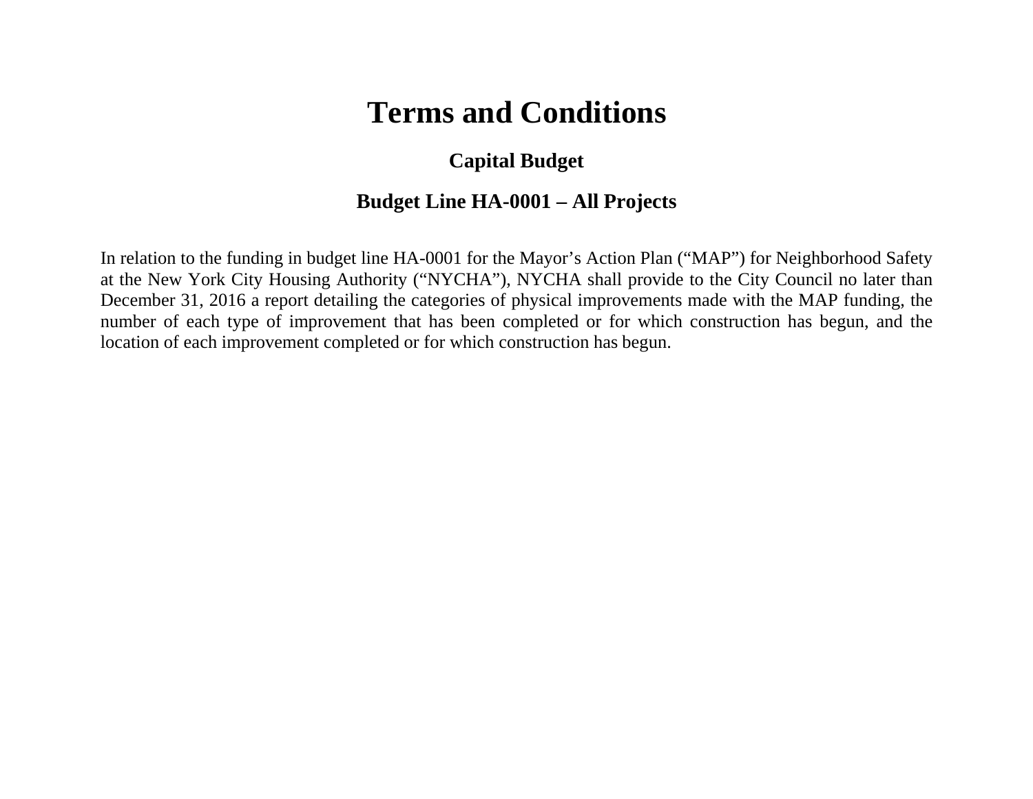# Terms and Conditions

## Capital Budget

## Budget Line HA-0001 – All Projects

In relation to the funding in budget line HA-0001 for the Mayor's Action Plan ("MAP") for Neighborhood Safety at the New York City Housing Authority ("NYCHA"), NYCHA shall provide to the City Council no later than December 31, 2016 a report detailing the categories of physical improvements made with the MAP funding, the number of each type of improvement that has been completed or for which construction has begun, and the location of each improvement completed or for which construction has begun.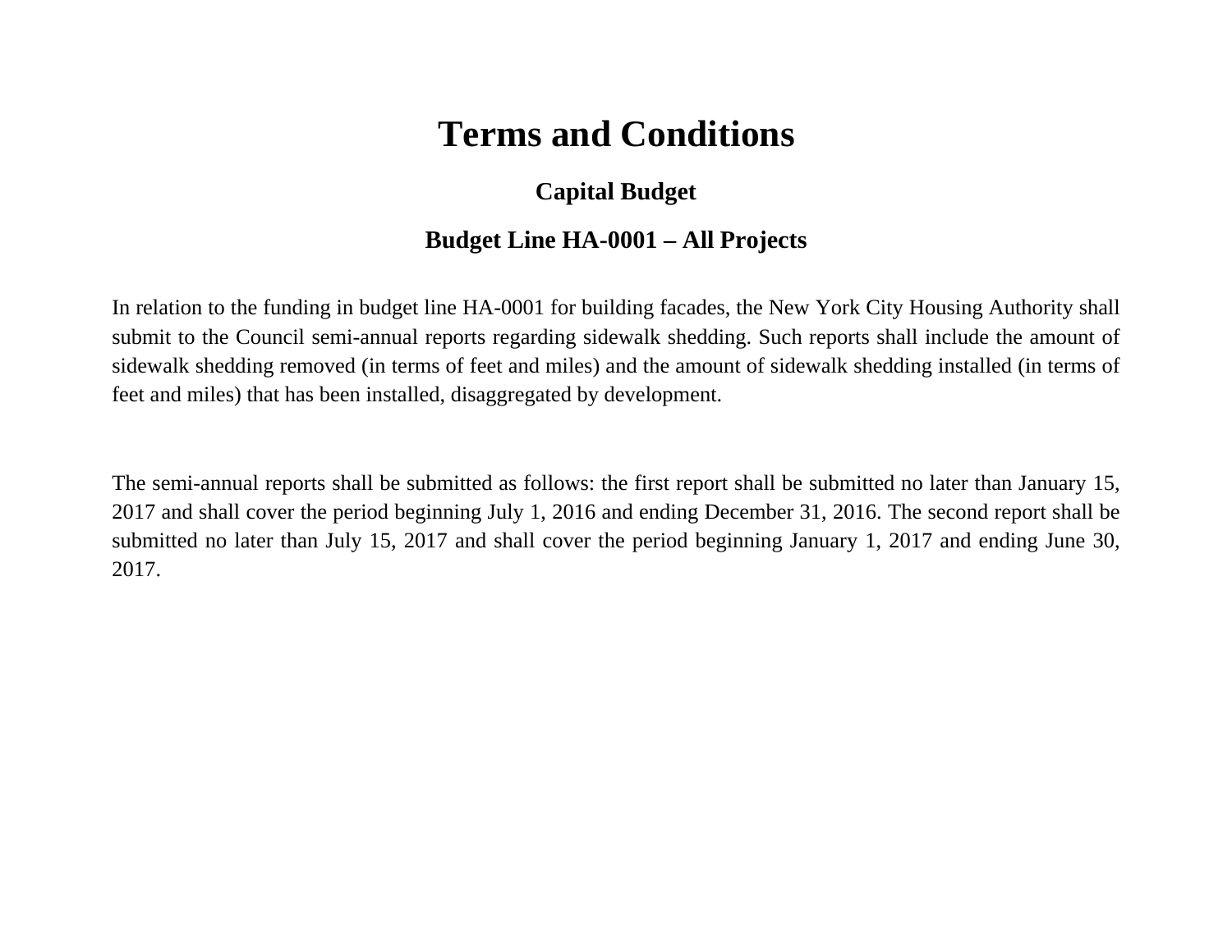# Terms and Conditions

## Capital Budget

## Budget Line HA-0001 – All Projects

In relation to the funding in budget line HA-0001 for building facades, the New York City Housing Authority shall submit to the Council semi-annual reports regarding sidewalk shedding. Such reports shall include the amount of sidewalk shedding removed (in terms of feet and miles) and the amount of sidewalk shedding installed (in terms of feet and miles) that has been installed, disaggregated by development.

The semi-annual reports shall be submitted as follows: the first report shall be submitted no later than January 15, 2017 and shall cover the period beginning July 1, 2016 and ending December 31, 2016. The second report shall be submitted no later than July 15, 2017 and shall cover the period beginning January 1, 2017 and ending June 30, 2017.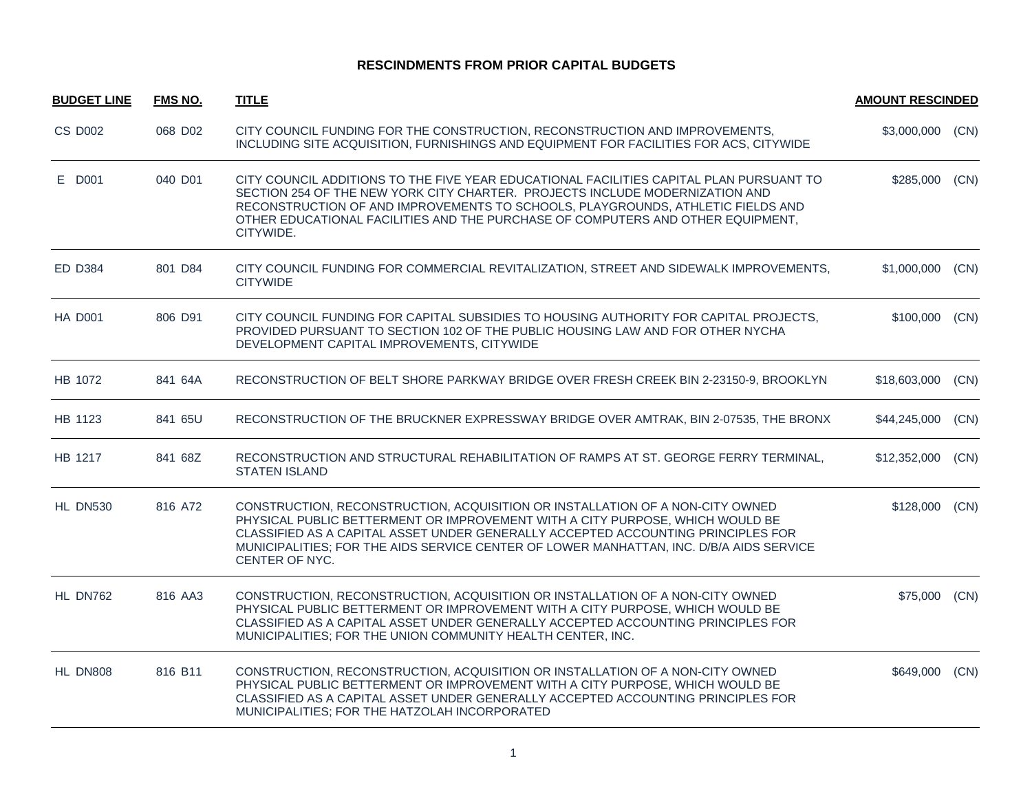## RESCINDMENTS FROM PRIOR CAPITAL BUDGETS

| BUDGET LINE | FMS NO. | TITLE | AMOUNT RESCINDED | |
|---|---|---|---|---|
| CS D002 | 068 D02 | CITY COUNCIL FUNDING FOR THE CONSTRUCTION, RECONSTRUCTION AND IMPROVEMENTS, INCLUDING SITE ACQUISITION, FURNISHINGS AND EQUIPMENT FOR FACILITIES FOR ACS, CITYWIDE | $3,000,000 | (CN) |
| E D001 | 040 D01 | CITY COUNCIL ADDITIONS TO THE FIVE YEAR EDUCATIONAL FACILITIES CAPITAL PLAN PURSUANT TO SECTION 254 OF THE NEW YORK CITY CHARTER. PROJECTS INCLUDE MODERNIZATION AND RECONSTRUCTION OF AND IMPROVEMENTS TO SCHOOLS, PLAYGROUNDS, ATHLETIC FIELDS AND OTHER EDUCATIONAL FACILITIES AND THE PURCHASE OF COMPUTERS AND OTHER EQUIPMENT, CITYWIDE. | $285,000 | (CN) |
| ED D384 | 801 D84 | CITY COUNCIL FUNDING FOR COMMERCIAL REVITALIZATION, STREET AND SIDEWALK IMPROVEMENTS, CITYWIDE | $1,000,000 | (CN) |
| HA D001 | 806 D91 | CITY COUNCIL FUNDING FOR CAPITAL SUBSIDIES TO HOUSING AUTHORITY FOR CAPITAL PROJECTS, PROVIDED PURSUANT TO SECTION 102 OF THE PUBLIC HOUSING LAW AND FOR OTHER NYCHA DEVELOPMENT CAPITAL IMPROVEMENTS, CITYWIDE | $100,000 | (CN) |
| HB 1072 | 841 64A | RECONSTRUCTION OF BELT SHORE PARKWAY BRIDGE OVER FRESH CREEK BIN 2-23150-9, BROOKLYN | $18,603,000 | (CN) |
| HB 1123 | 841 65U | RECONSTRUCTION OF THE BRUCKNER EXPRESSWAY BRIDGE OVER AMTRAK, BIN 2-07535, THE BRONX | $44,245,000 | (CN) |
| HB 1217 | 841 68Z | RECONSTRUCTION AND STRUCTURAL REHABILITATION OF RAMPS AT ST. GEORGE FERRY TERMINAL, STATEN ISLAND | $12,352,000 | (CN) |
| HL DN530 | 816 A72 | CONSTRUCTION, RECONSTRUCTION, ACQUISITION OR INSTALLATION OF A NON-CITY OWNED PHYSICAL PUBLIC BETTERMENT OR IMPROVEMENT WITH A CITY PURPOSE, WHICH WOULD BE CLASSIFIED AS A CAPITAL ASSET UNDER GENERALLY ACCEPTED ACCOUNTING PRINCIPLES FOR MUNICIPALITIES; FOR THE AIDS SERVICE CENTER OF LOWER MANHATTAN, INC. D/B/A AIDS SERVICE CENTER OF NYC. | $128,000 | (CN) |
| HL DN762 | 816 AA3 | CONSTRUCTION, RECONSTRUCTION, ACQUISITION OR INSTALLATION OF A NON-CITY OWNED PHYSICAL PUBLIC BETTERMENT OR IMPROVEMENT WITH A CITY PURPOSE, WHICH WOULD BE CLASSIFIED AS A CAPITAL ASSET UNDER GENERALLY ACCEPTED ACCOUNTING PRINCIPLES FOR MUNICIPALITIES; FOR THE UNION COMMUNITY HEALTH CENTER, INC. | $75,000 | (CN) |
| HL DN808 | 816 B11 | CONSTRUCTION, RECONSTRUCTION, ACQUISITION OR INSTALLATION OF A NON-CITY OWNED PHYSICAL PUBLIC BETTERMENT OR IMPROVEMENT WITH A CITY PURPOSE, WHICH WOULD BE CLASSIFIED AS A CAPITAL ASSET UNDER GENERALLY ACCEPTED ACCOUNTING PRINCIPLES FOR MUNICIPALITIES; FOR THE HATZOLAH INCORPORATED | $649,000 | (CN) |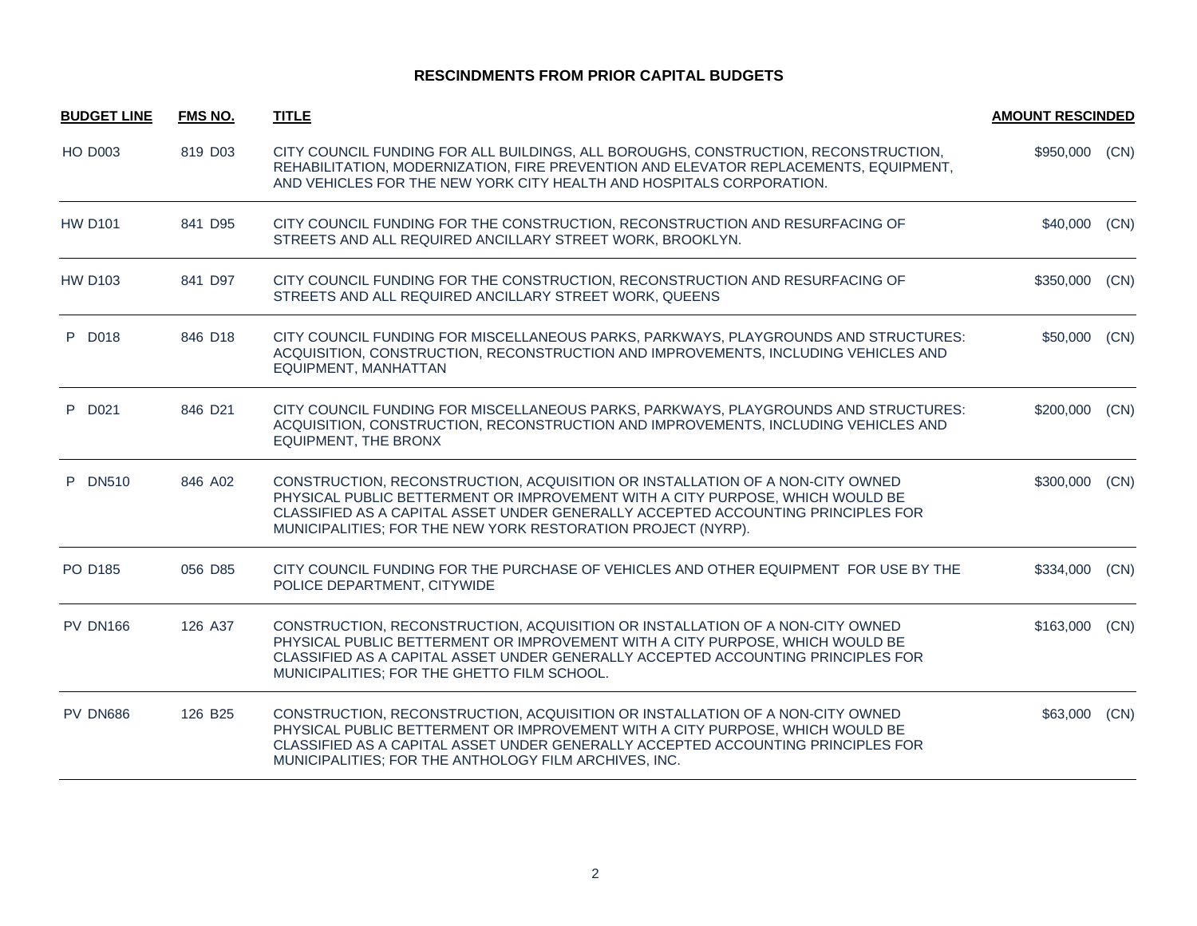# RESCINDMENTS FROM PRIOR CAPITAL BUDGETS

| BUDGET LINE | FMS NO. | TITLE | AMOUNT RESCINDED | |
|---|---|---|---|---|
| HO D003 | 819 D03 | CITY COUNCIL FUNDING FOR ALL BUILDINGS, ALL BOROUGHS, CONSTRUCTION, RECONSTRUCTION, REHABILITATION, MODERNIZATION, FIRE PREVENTION AND ELEVATOR REPLACEMENTS, EQUIPMENT, AND VEHICLES FOR THE NEW YORK CITY HEALTH AND HOSPITALS CORPORATION. | $950,000 | (CN) |
| HW D101 | 841 D95 | CITY COUNCIL FUNDING FOR THE CONSTRUCTION, RECONSTRUCTION AND RESURFACING OF STREETS AND ALL REQUIRED ANCILLARY STREET WORK, BROOKLYN. | $40,000 | (CN) |
| HW D103 | 841 D97 | CITY COUNCIL FUNDING FOR THE CONSTRUCTION, RECONSTRUCTION AND RESURFACING OF STREETS AND ALL REQUIRED ANCILLARY STREET WORK, QUEENS | $350,000 | (CN) |
| P D018 | 846 D18 | CITY COUNCIL FUNDING FOR MISCELLANEOUS PARKS, PARKWAYS, PLAYGROUNDS AND STRUCTURES: ACQUISITION, CONSTRUCTION, RECONSTRUCTION AND IMPROVEMENTS, INCLUDING VEHICLES AND EQUIPMENT, MANHATTAN | $50,000 | (CN) |
| P D021 | 846 D21 | CITY COUNCIL FUNDING FOR MISCELLANEOUS PARKS, PARKWAYS, PLAYGROUNDS AND STRUCTURES: ACQUISITION, CONSTRUCTION, RECONSTRUCTION AND IMPROVEMENTS, INCLUDING VEHICLES AND EQUIPMENT, THE BRONX | $200,000 | (CN) |
| P DN510 | 846 A02 | CONSTRUCTION, RECONSTRUCTION, ACQUISITION OR INSTALLATION OF A NON-CITY OWNED PHYSICAL PUBLIC BETTERMENT OR IMPROVEMENT WITH A CITY PURPOSE, WHICH WOULD BE CLASSIFIED AS A CAPITAL ASSET UNDER GENERALLY ACCEPTED ACCOUNTING PRINCIPLES FOR MUNICIPALITIES; FOR THE NEW YORK RESTORATION PROJECT (NYRP). | $300,000 | (CN) |
| PO D185 | 056 D85 | CITY COUNCIL FUNDING FOR THE PURCHASE OF VEHICLES AND OTHER EQUIPMENT FOR USE BY THE POLICE DEPARTMENT, CITYWIDE | $334,000 | (CN) |
| PV DN166 | 126 A37 | CONSTRUCTION, RECONSTRUCTION, ACQUISITION OR INSTALLATION OF A NON-CITY OWNED PHYSICAL PUBLIC BETTERMENT OR IMPROVEMENT WITH A CITY PURPOSE, WHICH WOULD BE CLASSIFIED AS A CAPITAL ASSET UNDER GENERALLY ACCEPTED ACCOUNTING PRINCIPLES FOR MUNICIPALITIES; FOR THE GHETTO FILM SCHOOL. | $163,000 | (CN) |
| PV DN686 | 126 B25 | CONSTRUCTION, RECONSTRUCTION, ACQUISITION OR INSTALLATION OF A NON-CITY OWNED PHYSICAL PUBLIC BETTERMENT OR IMPROVEMENT WITH A CITY PURPOSE, WHICH WOULD BE CLASSIFIED AS A CAPITAL ASSET UNDER GENERALLY ACCEPTED ACCOUNTING PRINCIPLES FOR MUNICIPALITIES; FOR THE ANTHOLOGY FILM ARCHIVES, INC. | $63,000 | (CN) |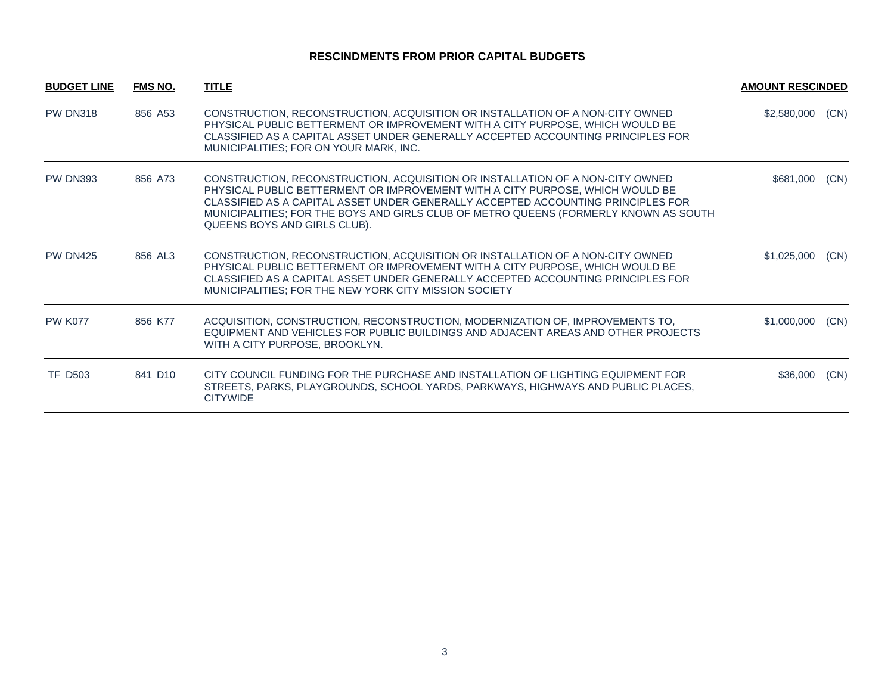## RESCINDMENTS FROM PRIOR CAPITAL BUDGETS

| BUDGET LINE | FMS NO. | TITLE | AMOUNT RESCINDED | |
|---|---|---|---|---|
| PW DN318 | 856 A53 | CONSTRUCTION, RECONSTRUCTION, ACQUISITION OR INSTALLATION OF A NON-CITY OWNED PHYSICAL PUBLIC BETTERMENT OR IMPROVEMENT WITH A CITY PURPOSE, WHICH WOULD BE CLASSIFIED AS A CAPITAL ASSET UNDER GENERALLY ACCEPTED ACCOUNTING PRINCIPLES FOR MUNICIPALITIES; FOR ON YOUR MARK, INC. | $2,580,000 | (CN) |
| PW DN393 | 856 A73 | CONSTRUCTION, RECONSTRUCTION, ACQUISITION OR INSTALLATION OF A NON-CITY OWNED PHYSICAL PUBLIC BETTERMENT OR IMPROVEMENT WITH A CITY PURPOSE, WHICH WOULD BE CLASSIFIED AS A CAPITAL ASSET UNDER GENERALLY ACCEPTED ACCOUNTING PRINCIPLES FOR MUNICIPALITIES; FOR THE BOYS AND GIRLS CLUB OF METRO QUEENS (FORMERLY KNOWN AS SOUTH QUEENS BOYS AND GIRLS CLUB). | $681,000 | (CN) |
| PW DN425 | 856 AL3 | CONSTRUCTION, RECONSTRUCTION, ACQUISITION OR INSTALLATION OF A NON-CITY OWNED PHYSICAL PUBLIC BETTERMENT OR IMPROVEMENT WITH A CITY PURPOSE, WHICH WOULD BE CLASSIFIED AS A CAPITAL ASSET UNDER GENERALLY ACCEPTED ACCOUNTING PRINCIPLES FOR MUNICIPALITIES; FOR THE NEW YORK CITY MISSION SOCIETY | $1,025,000 | (CN) |
| PW K077 | 856 K77 | ACQUISITION, CONSTRUCTION, RECONSTRUCTION, MODERNIZATION OF, IMPROVEMENTS TO, EQUIPMENT AND VEHICLES FOR PUBLIC BUILDINGS AND ADJACENT AREAS AND OTHER PROJECTS WITH A CITY PURPOSE, BROOKLYN. | $1,000,000 | (CN) |
| TF D503 | 841 D10 | CITY COUNCIL FUNDING FOR THE PURCHASE AND INSTALLATION OF LIGHTING EQUIPMENT FOR STREETS, PARKS, PLAYGROUNDS, SCHOOL YARDS, PARKWAYS, HIGHWAYS AND PUBLIC PLACES, CITYWIDE | $36,000 | (CN) |